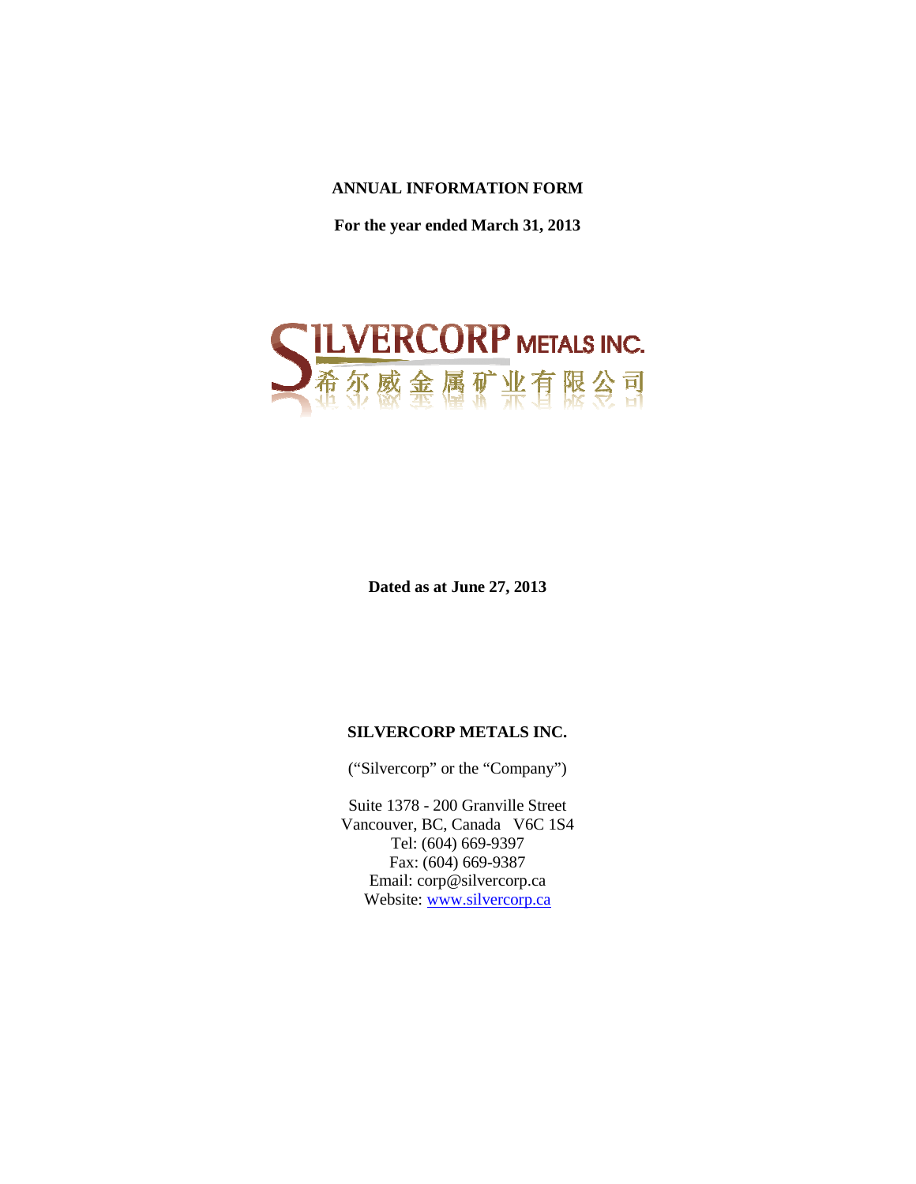**ANNUAL INFORMATION FORM**

**For the year ended March 31, 2013**

SILVERCORP METALS INC.
希尔威金属矿业有限公司

**Dated as at June 27, 2013**

**SILVERCORP METALS INC.**

(“Silvercorp” or the “Company”)

Suite 1378 - 200 Granville Street
Vancouver, BC, Canada V6C 1S4
Tel: (604) 669-9397
Fax: (604) 669-9387
Email: corp@silvercorp.ca
Website: www.silvercorp.ca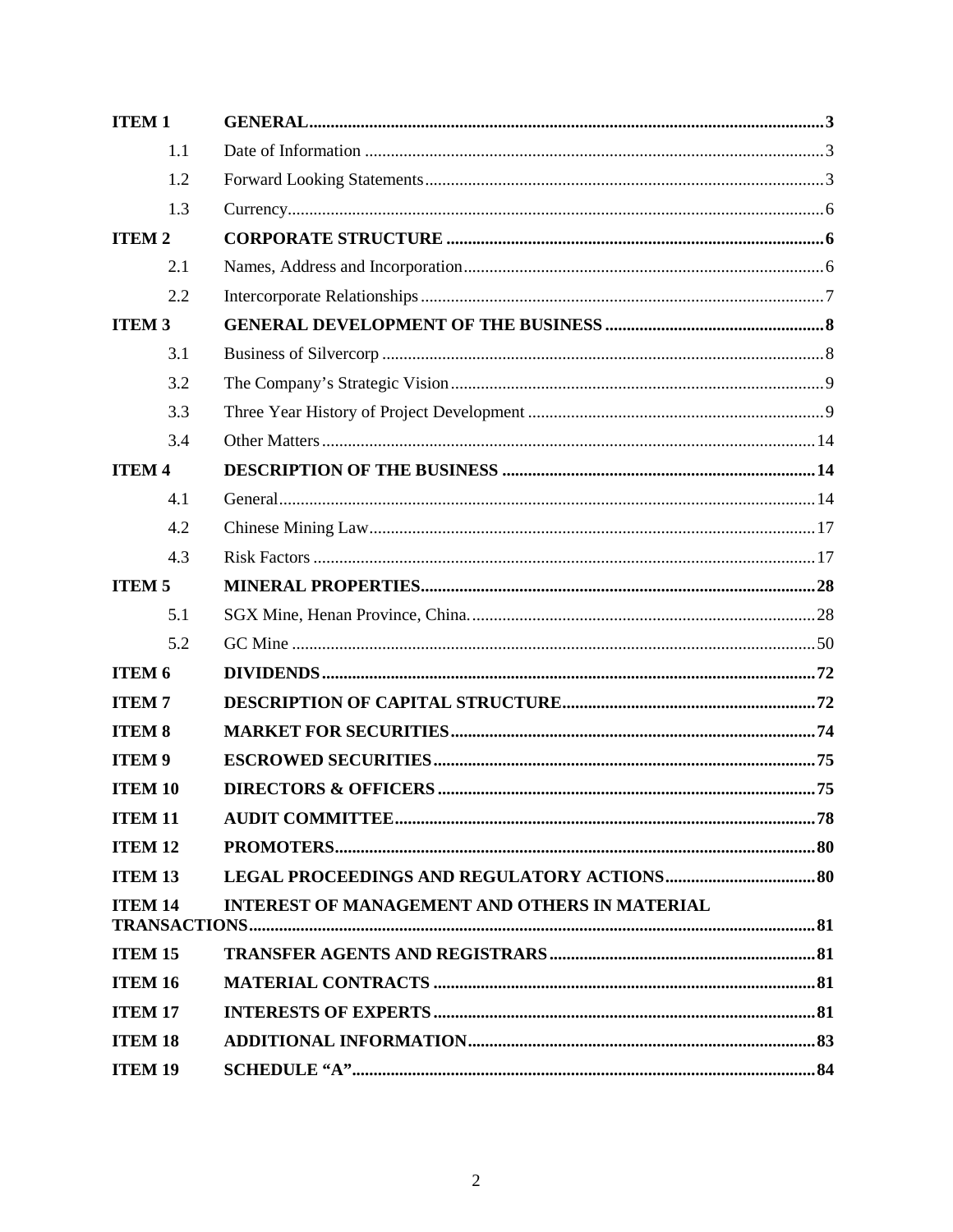| | | |
|---|---|---|
| **ITEM 1** | **GENERAL** | **3** |
| 1.1 | Date of Information | 3 |
| 1.2 | Forward Looking Statements | 3 |
| 1.3 | Currency | 6 |
| **ITEM 2** | **CORPORATE STRUCTURE** | **6** |
| 2.1 | Names, Address and Incorporation | 6 |
| 2.2 | Intercorporate Relationships | 7 |
| **ITEM 3** | **GENERAL DEVELOPMENT OF THE BUSINESS** | **8** |
| 3.1 | Business of Silvercorp | 8 |
| 3.2 | The Company's Strategic Vision | 9 |
| 3.3 | Three Year History of Project Development | 9 |
| 3.4 | Other Matters | 14 |
| **ITEM 4** | **DESCRIPTION OF THE BUSINESS** | **14** |
| 4.1 | General | 14 |
| 4.2 | Chinese Mining Law | 17 |
| 4.3 | Risk Factors | 17 |
| **ITEM 5** | **MINERAL PROPERTIES** | **28** |
| 5.1 | SGX Mine, Henan Province, China. | 28 |
| 5.2 | GC Mine | 50 |
| **ITEM 6** | **DIVIDENDS** | **72** |
| **ITEM 7** | **DESCRIPTION OF CAPITAL STRUCTURE** | **72** |
| **ITEM 8** | **MARKET FOR SECURITIES** | **74** |
| **ITEM 9** | **ESCROWED SECURITIES** | **75** |
| **ITEM 10** | **DIRECTORS & OFFICERS** | **75** |
| **ITEM 11** | **AUDIT COMMITTEE** | **78** |
| **ITEM 12** | **PROMOTERS** | **80** |
| **ITEM 13** | **LEGAL PROCEEDINGS AND REGULATORY ACTIONS** | **80** |
| **ITEM 14** | **INTEREST OF MANAGEMENT AND OTHERS IN MATERIAL TRANSACTIONS** | **81** |
| **ITEM 15** | **TRANSFER AGENTS AND REGISTRARS** | **81** |
| **ITEM 16** | **MATERIAL CONTRACTS** | **81** |
| **ITEM 17** | **INTERESTS OF EXPERTS** | **81** |
| **ITEM 18** | **ADDITIONAL INFORMATION** | **83** |
| **ITEM 19** | **SCHEDULE "A"** | **84** |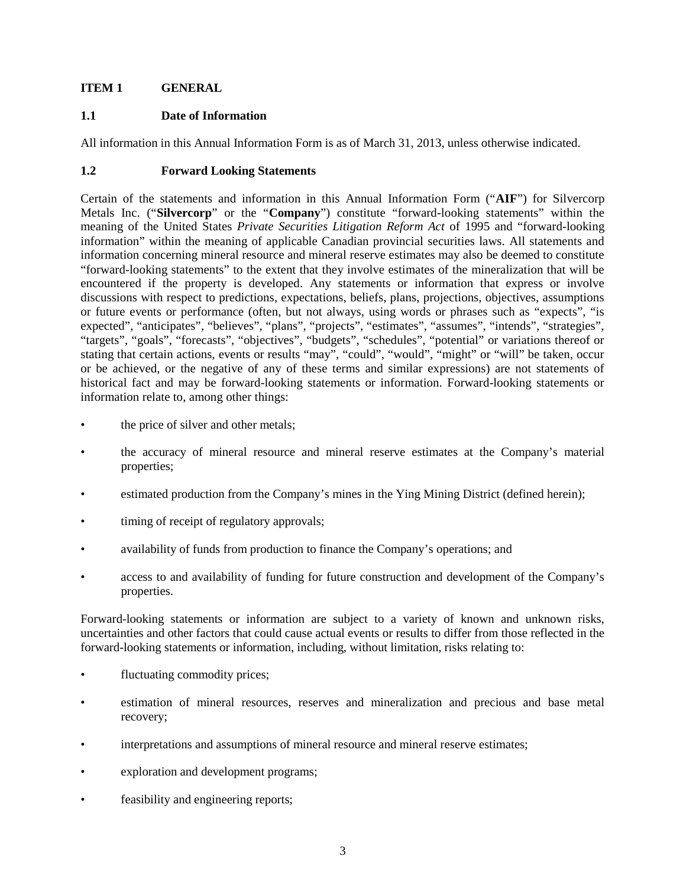## ITEM 1 GENERAL

### 1.1 Date of Information

All information in this Annual Information Form is as of March 31, 2013, unless otherwise indicated.

### 1.2 Forward Looking Statements

Certain of the statements and information in this Annual Information Form ("**AIF**") for Silvercorp Metals Inc. ("**Silvercorp**" or the "**Company**") constitute "forward-looking statements" within the meaning of the United States *Private Securities Litigation Reform Act* of 1995 and "forward-looking information" within the meaning of applicable Canadian provincial securities laws. All statements and information concerning mineral resource and mineral reserve estimates may also be deemed to constitute "forward-looking statements" to the extent that they involve estimates of the mineralization that will be encountered if the property is developed. Any statements or information that express or involve discussions with respect to predictions, expectations, beliefs, plans, projections, objectives, assumptions or future events or performance (often, but not always, using words or phrases such as "expects", "is expected", "anticipates", "believes", "plans", "projects", "estimates", "assumes", "intends", "strategies", "targets", "goals", "forecasts", "objectives", "budgets", "schedules", "potential" or variations thereof or stating that certain actions, events or results "may", "could", "would", "might" or "will" be taken, occur or be achieved, or the negative of any of these terms and similar expressions) are not statements of historical fact and may be forward-looking statements or information. Forward-looking statements or information relate to, among other things:

- the price of silver and other metals;
- the accuracy of mineral resource and mineral reserve estimates at the Company's material properties;
- estimated production from the Company's mines in the Ying Mining District (defined herein);
- timing of receipt of regulatory approvals;
- availability of funds from production to finance the Company's operations; and
- access to and availability of funding for future construction and development of the Company's properties.

Forward-looking statements or information are subject to a variety of known and unknown risks, uncertainties and other factors that could cause actual events or results to differ from those reflected in the forward-looking statements or information, including, without limitation, risks relating to:

- fluctuating commodity prices;
- estimation of mineral resources, reserves and mineralization and precious and base metal recovery;
- interpretations and assumptions of mineral resource and mineral reserve estimates;
- exploration and development programs;
- feasibility and engineering reports;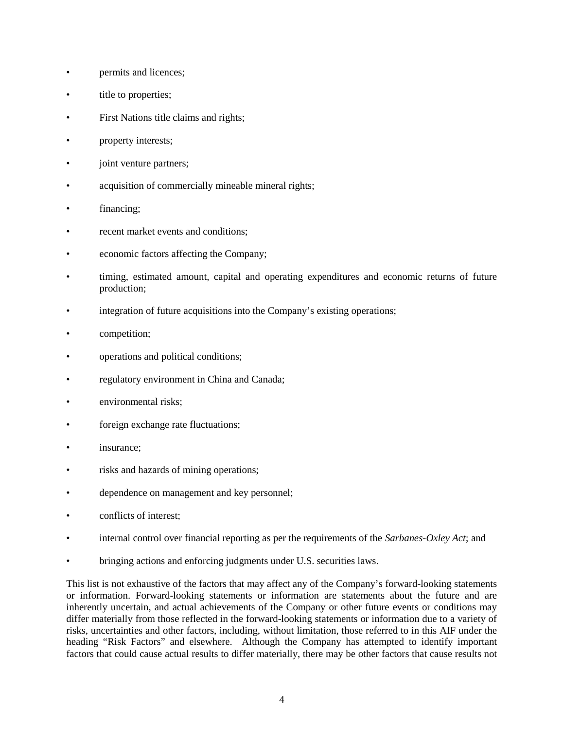- permits and licences;
- title to properties;
- First Nations title claims and rights;
- property interests;
- joint venture partners;
- acquisition of commercially mineable mineral rights;
- financing;
- recent market events and conditions;
- economic factors affecting the Company;
- timing, estimated amount, capital and operating expenditures and economic returns of future production;
- integration of future acquisitions into the Company's existing operations;
- competition;
- operations and political conditions;
- regulatory environment in China and Canada;
- environmental risks;
- foreign exchange rate fluctuations;
- insurance;
- risks and hazards of mining operations;
- dependence on management and key personnel;
- conflicts of interest;
- internal control over financial reporting as per the requirements of the *Sarbanes-Oxley Act*; and
- bringing actions and enforcing judgments under U.S. securities laws.

This list is not exhaustive of the factors that may affect any of the Company's forward-looking statements or information. Forward-looking statements or information are statements about the future and are inherently uncertain, and actual achievements of the Company or other future events or conditions may differ materially from those reflected in the forward-looking statements or information due to a variety of risks, uncertainties and other factors, including, without limitation, those referred to in this AIF under the heading "Risk Factors" and elsewhere. Although the Company has attempted to identify important factors that could cause actual results to differ materially, there may be other factors that cause results not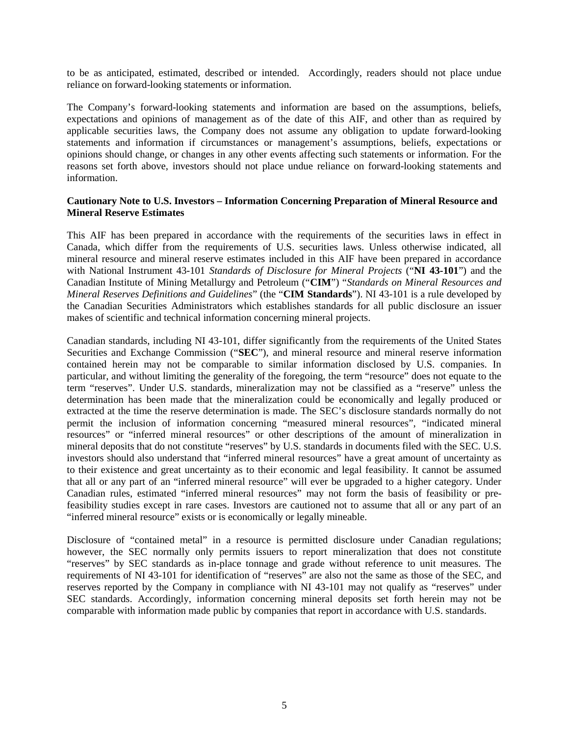to be as anticipated, estimated, described or intended. Accordingly, readers should not place undue reliance on forward-looking statements or information.

The Company's forward-looking statements and information are based on the assumptions, beliefs, expectations and opinions of management as of the date of this AIF, and other than as required by applicable securities laws, the Company does not assume any obligation to update forward-looking statements and information if circumstances or management's assumptions, beliefs, expectations or opinions should change, or changes in any other events affecting such statements or information. For the reasons set forth above, investors should not place undue reliance on forward-looking statements and information.

**Cautionary Note to U.S. Investors – Information Concerning Preparation of Mineral Resource and Mineral Reserve Estimates**

This AIF has been prepared in accordance with the requirements of the securities laws in effect in Canada, which differ from the requirements of U.S. securities laws. Unless otherwise indicated, all mineral resource and mineral reserve estimates included in this AIF have been prepared in accordance with National Instrument 43-101 *Standards of Disclosure for Mineral Projects* ("**NI 43-101**") and the Canadian Institute of Mining Metallurgy and Petroleum ("**CIM**") "*Standards on Mineral Resources and Mineral Reserves Definitions and Guidelines*" (the "**CIM Standards**"). NI 43-101 is a rule developed by the Canadian Securities Administrators which establishes standards for all public disclosure an issuer makes of scientific and technical information concerning mineral projects.

Canadian standards, including NI 43-101, differ significantly from the requirements of the United States Securities and Exchange Commission ("**SEC**"), and mineral resource and mineral reserve information contained herein may not be comparable to similar information disclosed by U.S. companies. In particular, and without limiting the generality of the foregoing, the term "resource" does not equate to the term "reserves". Under U.S. standards, mineralization may not be classified as a "reserve" unless the determination has been made that the mineralization could be economically and legally produced or extracted at the time the reserve determination is made. The SEC's disclosure standards normally do not permit the inclusion of information concerning "measured mineral resources", "indicated mineral resources" or "inferred mineral resources" or other descriptions of the amount of mineralization in mineral deposits that do not constitute "reserves" by U.S. standards in documents filed with the SEC. U.S. investors should also understand that "inferred mineral resources" have a great amount of uncertainty as to their existence and great uncertainty as to their economic and legal feasibility. It cannot be assumed that all or any part of an "inferred mineral resource" will ever be upgraded to a higher category. Under Canadian rules, estimated "inferred mineral resources" may not form the basis of feasibility or pre-feasibility studies except in rare cases. Investors are cautioned not to assume that all or any part of an "inferred mineral resource" exists or is economically or legally mineable.

Disclosure of "contained metal" in a resource is permitted disclosure under Canadian regulations; however, the SEC normally only permits issuers to report mineralization that does not constitute "reserves" by SEC standards as in-place tonnage and grade without reference to unit measures. The requirements of NI 43-101 for identification of "reserves" are also not the same as those of the SEC, and reserves reported by the Company in compliance with NI 43-101 may not qualify as "reserves" under SEC standards. Accordingly, information concerning mineral deposits set forth herein may not be comparable with information made public by companies that report in accordance with U.S. standards.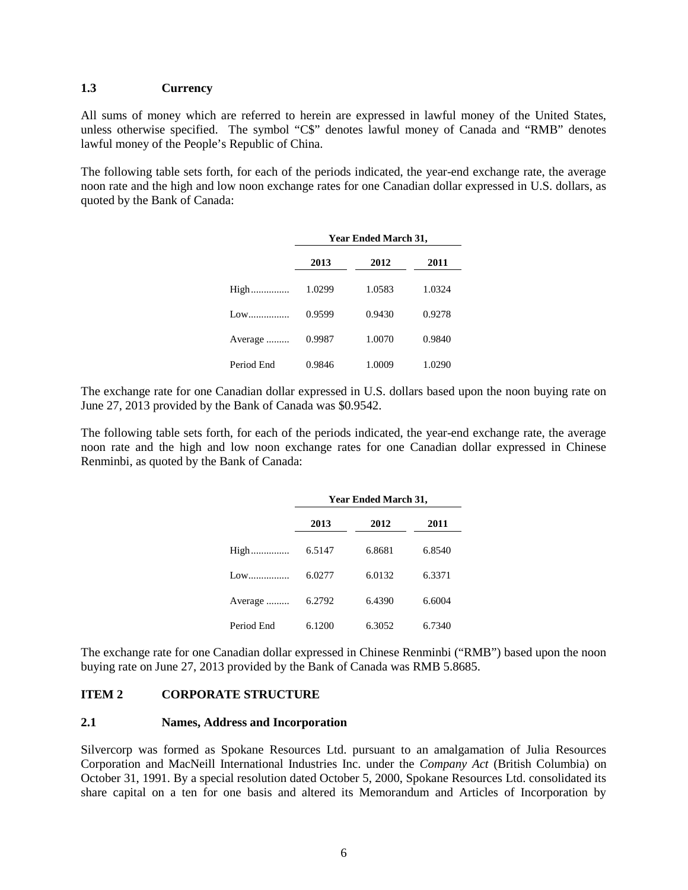### 1.3 Currency

All sums of money which are referred to herein are expressed in lawful money of the United States, unless otherwise specified. The symbol "C$" denotes lawful money of Canada and "RMB" denotes lawful money of the People's Republic of China.

The following table sets forth, for each of the periods indicated, the year-end exchange rate, the average noon rate and the high and low noon exchange rates for one Canadian dollar expressed in U.S. dollars, as quoted by the Bank of Canada:

| | Year Ended March 31, | | |
|---|---|---|---|
| | **2013** | **2012** | **2011** |
| High............... | 1.0299 | 1.0583 | 1.0324 |
| Low................ | 0.9599 | 0.9430 | 0.9278 |
| Average ......... | 0.9987 | 1.0070 | 0.9840 |
| Period End | 0.9846 | 1.0009 | 1.0290 |

The exchange rate for one Canadian dollar expressed in U.S. dollars based upon the noon buying rate on June 27, 2013 provided by the Bank of Canada was $0.9542.

The following table sets forth, for each of the periods indicated, the year-end exchange rate, the average noon rate and the high and low noon exchange rates for one Canadian dollar expressed in Chinese Renminbi, as quoted by the Bank of Canada:

| | Year Ended March 31, | | |
|---|---|---|---|
| | **2013** | **2012** | **2011** |
| High............... | 6.5147 | 6.8681 | 6.8540 |
| Low................ | 6.0277 | 6.0132 | 6.3371 |
| Average ......... | 6.2792 | 6.4390 | 6.6004 |
| Period End | 6.1200 | 6.3052 | 6.7340 |

The exchange rate for one Canadian dollar expressed in Chinese Renminbi ("RMB") based upon the noon buying rate on June 27, 2013 provided by the Bank of Canada was RMB 5.8685.

## ITEM 2 CORPORATE STRUCTURE

### 2.1 Names, Address and Incorporation

Silvercorp was formed as Spokane Resources Ltd. pursuant to an amalgamation of Julia Resources Corporation and MacNeill International Industries Inc. under the *Company Act* (British Columbia) on October 31, 1991. By a special resolution dated October 5, 2000, Spokane Resources Ltd. consolidated its share capital on a ten for one basis and altered its Memorandum and Articles of Incorporation by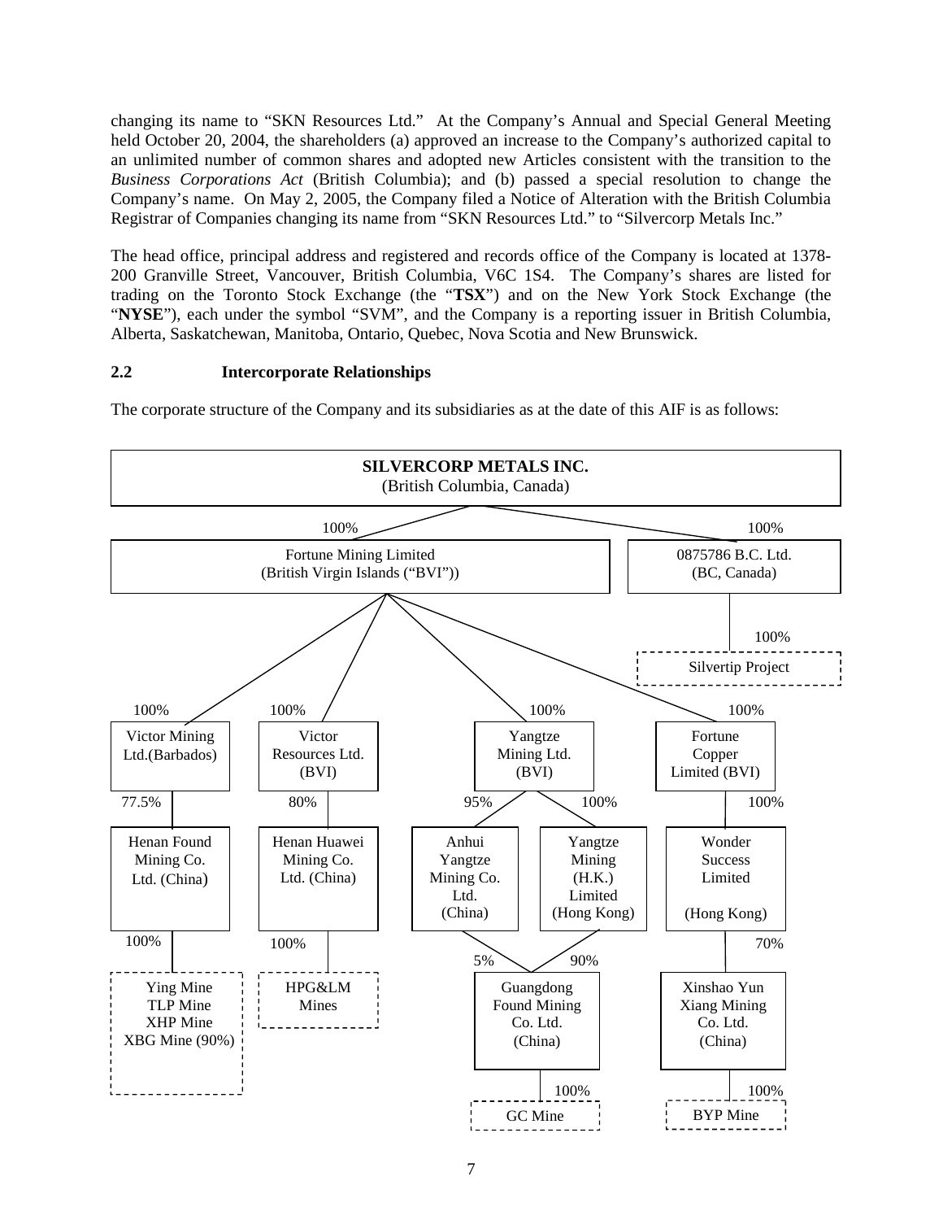changing its name to "SKN Resources Ltd." At the Company's Annual and Special General Meeting held October 20, 2004, the shareholders (a) approved an increase to the Company's authorized capital to an unlimited number of common shares and adopted new Articles consistent with the transition to the *Business Corporations Act* (British Columbia); and (b) passed a special resolution to change the Company's name. On May 2, 2005, the Company filed a Notice of Alteration with the British Columbia Registrar of Companies changing its name from "SKN Resources Ltd." to "Silvercorp Metals Inc."

The head office, principal address and registered and records office of the Company is located at 1378-200 Granville Street, Vancouver, British Columbia, V6C 1S4. The Company's shares are listed for trading on the Toronto Stock Exchange (the "**TSX**") and on the New York Stock Exchange (the "**NYSE**"), each under the symbol "SVM", and the Company is a reporting issuer in British Columbia, Alberta, Saskatchewan, Manitoba, Ontario, Quebec, Nova Scotia and New Brunswick.

## 2.2 Intercorporate Relationships

The corporate structure of the Company and its subsidiaries as at the date of this AIF is as follows:

- **SILVERCORP METALS INC.** (British Columbia, Canada)
  - 100% — Fortune Mining Limited (British Virgin Islands ("BVI"))
    - 100% — Victor Mining Ltd. (Barbados)
      - 77.5% — Henan Found Mining Co. Ltd. (China)
        - 100% — Ying Mine, TLP Mine, XHP Mine, XBG Mine (90%)
    - 100% — Victor Resources Ltd. (BVI)
      - 80% — Henan Huawei Mining Co. Ltd. (China)
        - 100% — HPG&LM Mines
    - 100% — Yangtze Mining Ltd. (BVI)
      - 95% — Anhui Yangtze Mining Co. Ltd. (China)
        - 5% — Guangdong Found Mining Co. Ltd. (China)
      - 100% — Yangtze Mining (H.K.) Limited (Hong Kong)
        - 90% — Guangdong Found Mining Co. Ltd. (China)
          - 100% — GC Mine
    - 100% — Fortune Copper Limited (BVI)
      - 100% — Wonder Success Limited (Hong Kong)
        - 70% — Xinshao Yun Xiang Mining Co. Ltd. (China)
          - 100% — BYP Mine
  - 100% — 0875786 B.C. Ltd. (BC, Canada)
    - 100% — Silvertip Project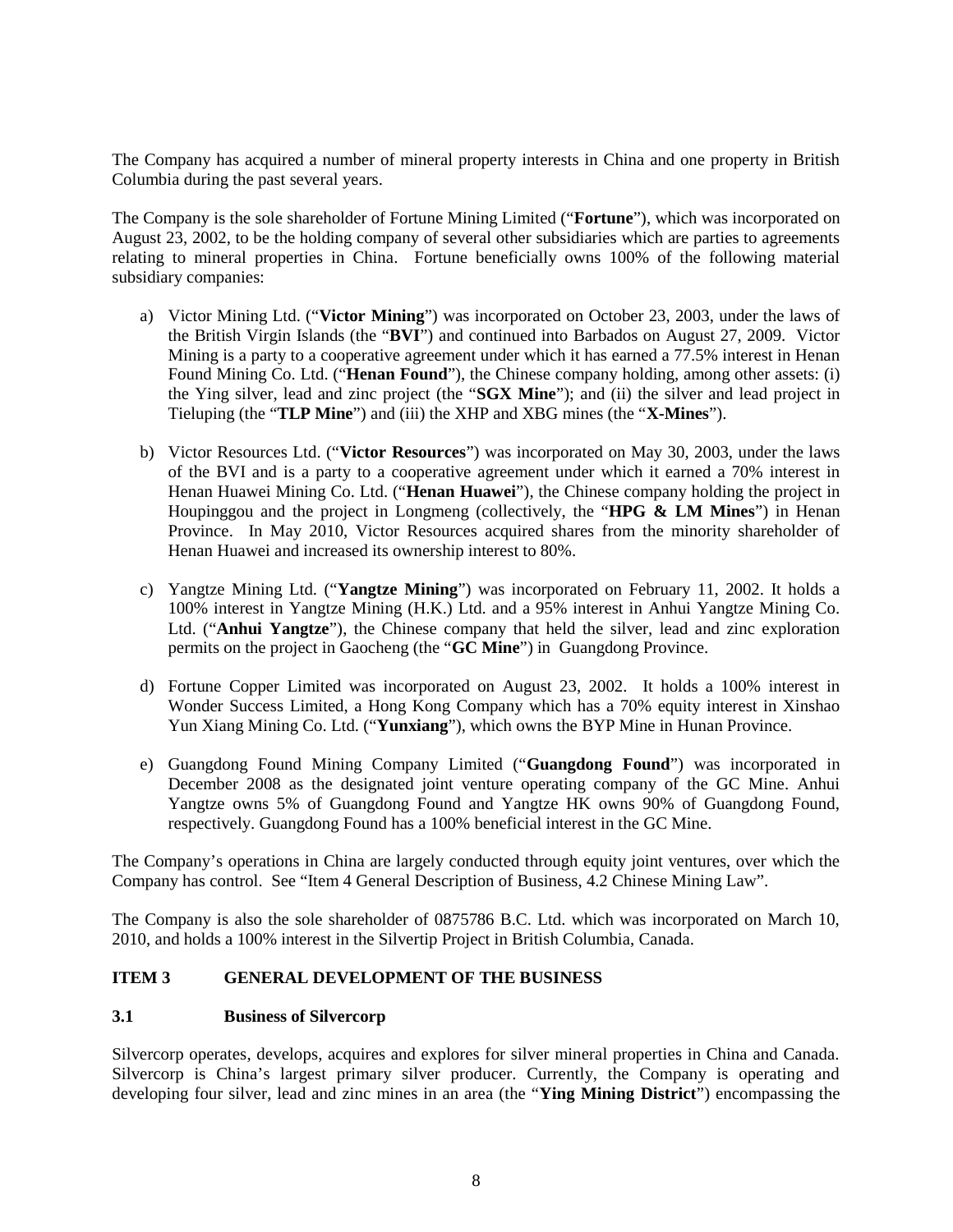The Company has acquired a number of mineral property interests in China and one property in British Columbia during the past several years.

The Company is the sole shareholder of Fortune Mining Limited ("**Fortune**"), which was incorporated on August 23, 2002, to be the holding company of several other subsidiaries which are parties to agreements relating to mineral properties in China. Fortune beneficially owns 100% of the following material subsidiary companies:

a) Victor Mining Ltd. ("**Victor Mining**") was incorporated on October 23, 2003, under the laws of the British Virgin Islands (the "**BVI**") and continued into Barbados on August 27, 2009. Victor Mining is a party to a cooperative agreement under which it has earned a 77.5% interest in Henan Found Mining Co. Ltd. ("**Henan Found**"), the Chinese company holding, among other assets: (i) the Ying silver, lead and zinc project (the "**SGX Mine**"); and (ii) the silver and lead project in Tieluping (the "**TLP Mine**") and (iii) the XHP and XBG mines (the "**X-Mines**").

b) Victor Resources Ltd. ("**Victor Resources**") was incorporated on May 30, 2003, under the laws of the BVI and is a party to a cooperative agreement under which it earned a 70% interest in Henan Huawei Mining Co. Ltd. ("**Henan Huawei**"), the Chinese company holding the project in Houpinggou and the project in Longmeng (collectively, the "**HPG & LM Mines**") in Henan Province. In May 2010, Victor Resources acquired shares from the minority shareholder of Henan Huawei and increased its ownership interest to 80%.

c) Yangtze Mining Ltd. ("**Yangtze Mining**") was incorporated on February 11, 2002. It holds a 100% interest in Yangtze Mining (H.K.) Ltd. and a 95% interest in Anhui Yangtze Mining Co. Ltd. ("**Anhui Yangtze**"), the Chinese company that held the silver, lead and zinc exploration permits on the project in Gaocheng (the "**GC Mine**") in Guangdong Province.

d) Fortune Copper Limited was incorporated on August 23, 2002. It holds a 100% interest in Wonder Success Limited, a Hong Kong Company which has a 70% equity interest in Xinshao Yun Xiang Mining Co. Ltd. ("**Yunxiang**"), which owns the BYP Mine in Hunan Province.

e) Guangdong Found Mining Company Limited ("**Guangdong Found**") was incorporated in December 2008 as the designated joint venture operating company of the GC Mine. Anhui Yangtze owns 5% of Guangdong Found and Yangtze HK owns 90% of Guangdong Found, respectively. Guangdong Found has a 100% beneficial interest in the GC Mine.

The Company's operations in China are largely conducted through equity joint ventures, over which the Company has control. See "Item 4 General Description of Business, 4.2 Chinese Mining Law".

The Company is also the sole shareholder of 0875786 B.C. Ltd. which was incorporated on March 10, 2010, and holds a 100% interest in the Silvertip Project in British Columbia, Canada.

## ITEM 3 GENERAL DEVELOPMENT OF THE BUSINESS

### 3.1 Business of Silvercorp

Silvercorp operates, develops, acquires and explores for silver mineral properties in China and Canada. Silvercorp is China's largest primary silver producer. Currently, the Company is operating and developing four silver, lead and zinc mines in an area (the "**Ying Mining District**") encompassing the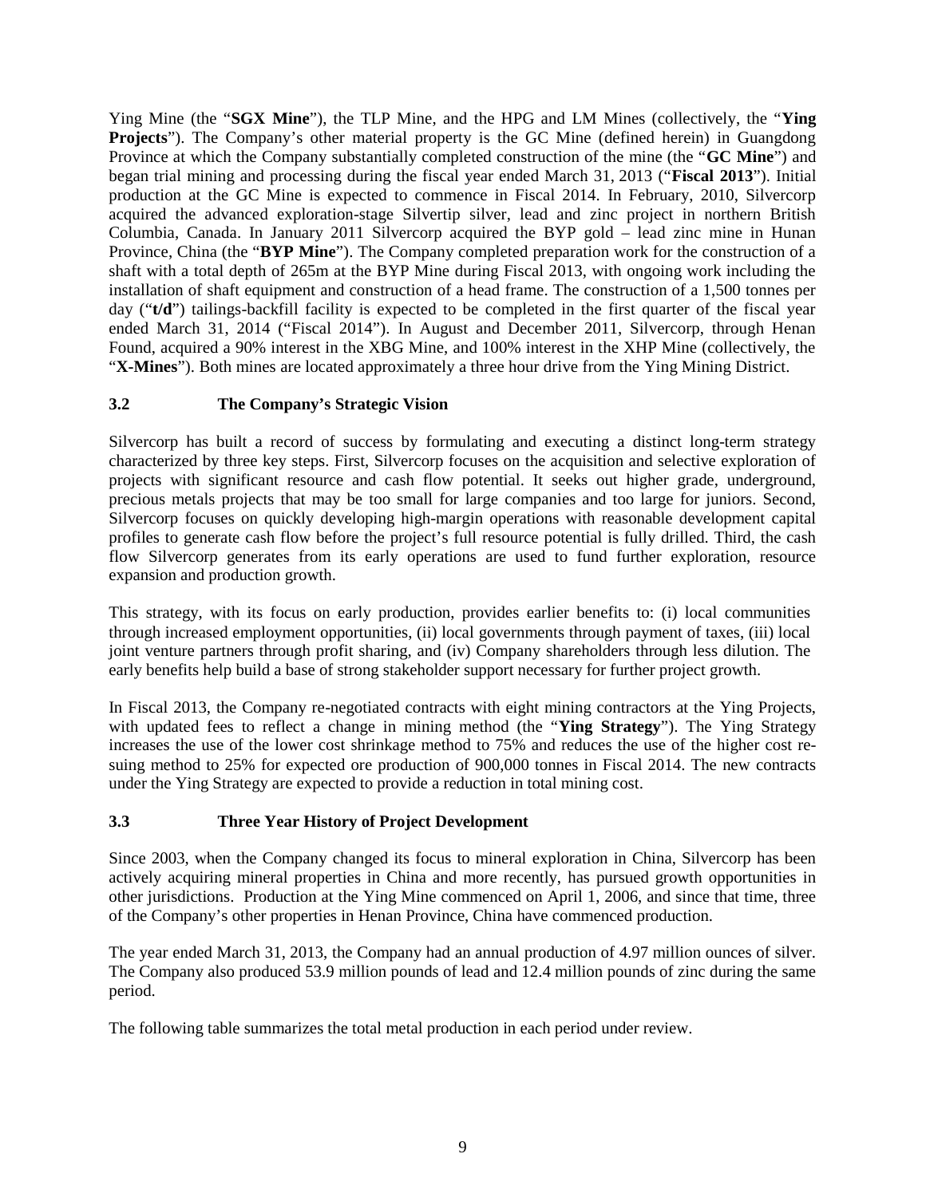Ying Mine (the "**SGX Mine**"), the TLP Mine, and the HPG and LM Mines (collectively, the "**Ying Projects**"). The Company's other material property is the GC Mine (defined herein) in Guangdong Province at which the Company substantially completed construction of the mine (the "**GC Mine**") and began trial mining and processing during the fiscal year ended March 31, 2013 ("**Fiscal 2013**"). Initial production at the GC Mine is expected to commence in Fiscal 2014. In February, 2010, Silvercorp acquired the advanced exploration-stage Silvertip silver, lead and zinc project in northern British Columbia, Canada. In January 2011 Silvercorp acquired the BYP gold – lead zinc mine in Hunan Province, China (the "**BYP Mine**"). The Company completed preparation work for the construction of a shaft with a total depth of 265m at the BYP Mine during Fiscal 2013, with ongoing work including the installation of shaft equipment and construction of a head frame. The construction of a 1,500 tonnes per day ("**t/d**") tailings-backfill facility is expected to be completed in the first quarter of the fiscal year ended March 31, 2014 ("Fiscal 2014"). In August and December 2011, Silvercorp, through Henan Found, acquired a 90% interest in the XBG Mine, and 100% interest in the XHP Mine (collectively, the "**X-Mines**"). Both mines are located approximately a three hour drive from the Ying Mining District.

### 3.2 The Company's Strategic Vision

Silvercorp has built a record of success by formulating and executing a distinct long-term strategy characterized by three key steps. First, Silvercorp focuses on the acquisition and selective exploration of projects with significant resource and cash flow potential. It seeks out higher grade, underground, precious metals projects that may be too small for large companies and too large for juniors. Second, Silvercorp focuses on quickly developing high-margin operations with reasonable development capital profiles to generate cash flow before the project's full resource potential is fully drilled. Third, the cash flow Silvercorp generates from its early operations are used to fund further exploration, resource expansion and production growth.

This strategy, with its focus on early production, provides earlier benefits to: (i) local communities through increased employment opportunities, (ii) local governments through payment of taxes, (iii) local joint venture partners through profit sharing, and (iv) Company shareholders through less dilution. The early benefits help build a base of strong stakeholder support necessary for further project growth.

In Fiscal 2013, the Company re-negotiated contracts with eight mining contractors at the Ying Projects, with updated fees to reflect a change in mining method (the "**Ying Strategy**"). The Ying Strategy increases the use of the lower cost shrinkage method to 75% and reduces the use of the higher cost re-suing method to 25% for expected ore production of 900,000 tonnes in Fiscal 2014. The new contracts under the Ying Strategy are expected to provide a reduction in total mining cost.

### 3.3 Three Year History of Project Development

Since 2003, when the Company changed its focus to mineral exploration in China, Silvercorp has been actively acquiring mineral properties in China and more recently, has pursued growth opportunities in other jurisdictions. Production at the Ying Mine commenced on April 1, 2006, and since that time, three of the Company's other properties in Henan Province, China have commenced production.

The year ended March 31, 2013, the Company had an annual production of 4.97 million ounces of silver. The Company also produced 53.9 million pounds of lead and 12.4 million pounds of zinc during the same period.

The following table summarizes the total metal production in each period under review.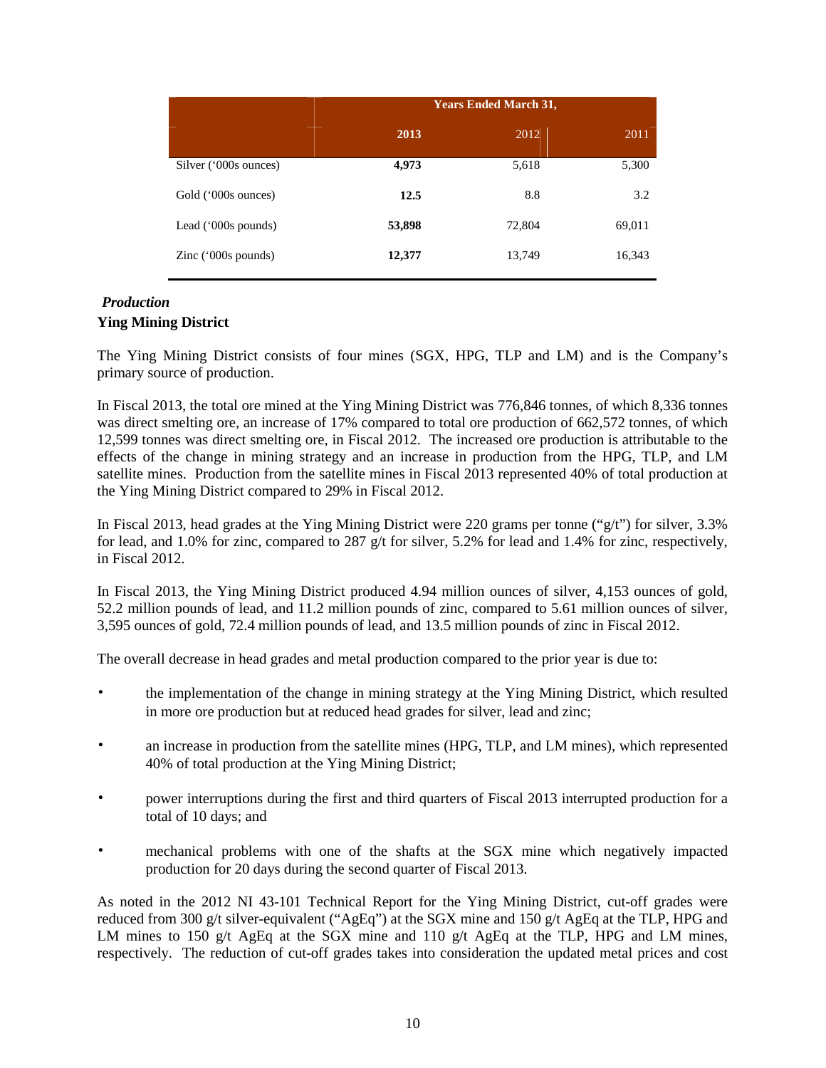| | Years Ended March 31, | | |
|---|---|---|---|
| | **2013** | 2012 | 2011 |
| Silver ('000s ounces) | **4,973** | 5,618 | 5,300 |
| Gold ('000s ounces) | **12.5** | 8.8 | 3.2 |
| Lead ('000s pounds) | **53,898** | 72,804 | 69,011 |
| Zinc ('000s pounds) | **12,377** | 13,749 | 16,343 |

***Production***

**Ying Mining District**

The Ying Mining District consists of four mines (SGX, HPG, TLP and LM) and is the Company's primary source of production.

In Fiscal 2013, the total ore mined at the Ying Mining District was 776,846 tonnes, of which 8,336 tonnes was direct smelting ore, an increase of 17% compared to total ore production of 662,572 tonnes, of which 12,599 tonnes was direct smelting ore, in Fiscal 2012. The increased ore production is attributable to the effects of the change in mining strategy and an increase in production from the HPG, TLP, and LM satellite mines. Production from the satellite mines in Fiscal 2013 represented 40% of total production at the Ying Mining District compared to 29% in Fiscal 2012.

In Fiscal 2013, head grades at the Ying Mining District were 220 grams per tonne ("g/t") for silver, 3.3% for lead, and 1.0% for zinc, compared to 287 g/t for silver, 5.2% for lead and 1.4% for zinc, respectively, in Fiscal 2012.

In Fiscal 2013, the Ying Mining District produced 4.94 million ounces of silver, 4,153 ounces of gold, 52.2 million pounds of lead, and 11.2 million pounds of zinc, compared to 5.61 million ounces of silver, 3,595 ounces of gold, 72.4 million pounds of lead, and 13.5 million pounds of zinc in Fiscal 2012.

The overall decrease in head grades and metal production compared to the prior year is due to:

- the implementation of the change in mining strategy at the Ying Mining District, which resulted in more ore production but at reduced head grades for silver, lead and zinc;
- an increase in production from the satellite mines (HPG, TLP, and LM mines), which represented 40% of total production at the Ying Mining District;
- power interruptions during the first and third quarters of Fiscal 2013 interrupted production for a total of 10 days; and
- mechanical problems with one of the shafts at the SGX mine which negatively impacted production for 20 days during the second quarter of Fiscal 2013.

As noted in the 2012 NI 43-101 Technical Report for the Ying Mining District, cut-off grades were reduced from 300 g/t silver-equivalent ("AgEq") at the SGX mine and 150 g/t AgEq at the TLP, HPG and LM mines to 150 g/t AgEq at the SGX mine and 110 g/t AgEq at the TLP, HPG and LM mines, respectively. The reduction of cut-off grades takes into consideration the updated metal prices and cost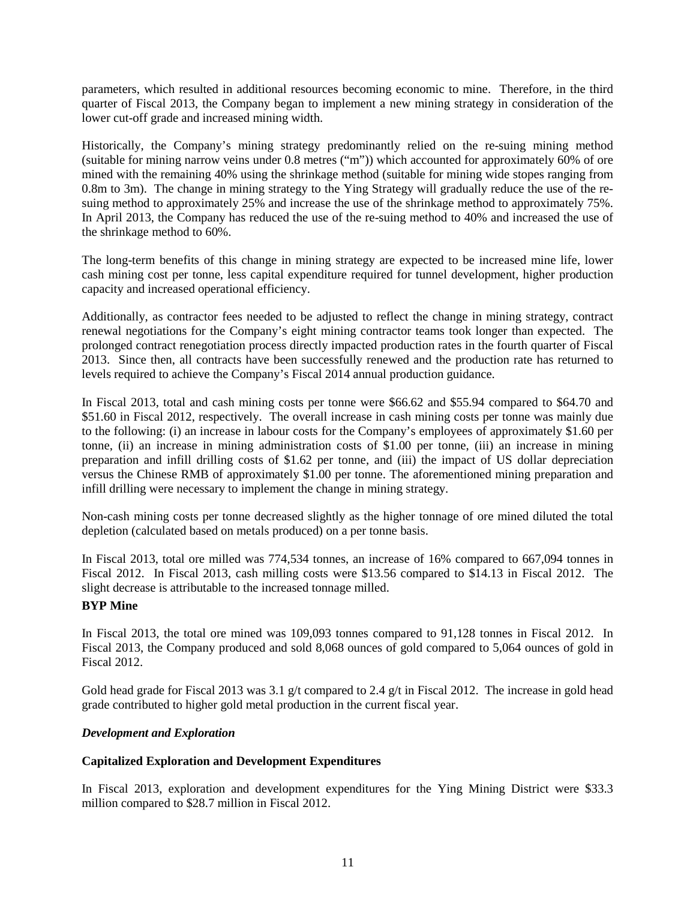parameters, which resulted in additional resources becoming economic to mine. Therefore, in the third quarter of Fiscal 2013, the Company began to implement a new mining strategy in consideration of the lower cut-off grade and increased mining width.

Historically, the Company's mining strategy predominantly relied on the re-suing mining method (suitable for mining narrow veins under 0.8 metres ("m")) which accounted for approximately 60% of ore mined with the remaining 40% using the shrinkage method (suitable for mining wide stopes ranging from 0.8m to 3m). The change in mining strategy to the Ying Strategy will gradually reduce the use of the re-suing method to approximately 25% and increase the use of the shrinkage method to approximately 75%. In April 2013, the Company has reduced the use of the re-suing method to 40% and increased the use of the shrinkage method to 60%.

The long-term benefits of this change in mining strategy are expected to be increased mine life, lower cash mining cost per tonne, less capital expenditure required for tunnel development, higher production capacity and increased operational efficiency.

Additionally, as contractor fees needed to be adjusted to reflect the change in mining strategy, contract renewal negotiations for the Company's eight mining contractor teams took longer than expected. The prolonged contract renegotiation process directly impacted production rates in the fourth quarter of Fiscal 2013. Since then, all contracts have been successfully renewed and the production rate has returned to levels required to achieve the Company's Fiscal 2014 annual production guidance.

In Fiscal 2013, total and cash mining costs per tonne were $66.62 and $55.94 compared to $64.70 and $51.60 in Fiscal 2012, respectively. The overall increase in cash mining costs per tonne was mainly due to the following: (i) an increase in labour costs for the Company's employees of approximately $1.60 per tonne, (ii) an increase in mining administration costs of $1.00 per tonne, (iii) an increase in mining preparation and infill drilling costs of $1.62 per tonne, and (iii) the impact of US dollar depreciation versus the Chinese RMB of approximately $1.00 per tonne. The aforementioned mining preparation and infill drilling were necessary to implement the change in mining strategy.

Non-cash mining costs per tonne decreased slightly as the higher tonnage of ore mined diluted the total depletion (calculated based on metals produced) on a per tonne basis.

In Fiscal 2013, total ore milled was 774,534 tonnes, an increase of 16% compared to 667,094 tonnes in Fiscal 2012. In Fiscal 2013, cash milling costs were $13.56 compared to $14.13 in Fiscal 2012. The slight decrease is attributable to the increased tonnage milled.

**BYP Mine**

In Fiscal 2013, the total ore mined was 109,093 tonnes compared to 91,128 tonnes in Fiscal 2012. In Fiscal 2013, the Company produced and sold 8,068 ounces of gold compared to 5,064 ounces of gold in Fiscal 2012.

Gold head grade for Fiscal 2013 was 3.1 g/t compared to 2.4 g/t in Fiscal 2012. The increase in gold head grade contributed to higher gold metal production in the current fiscal year.

***Development and Exploration***

**Capitalized Exploration and Development Expenditures**

In Fiscal 2013, exploration and development expenditures for the Ying Mining District were $33.3 million compared to $28.7 million in Fiscal 2012.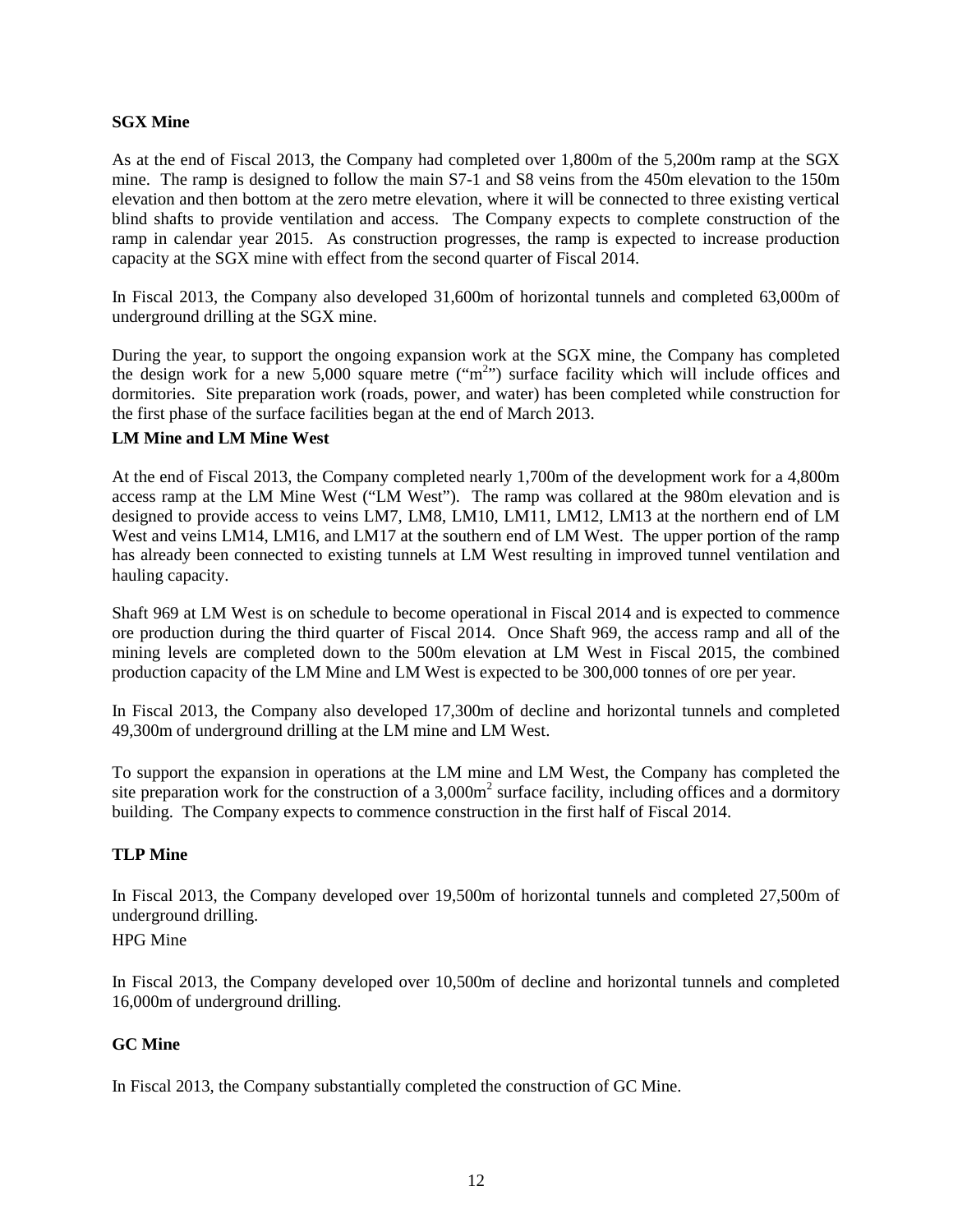**SGX Mine**

As at the end of Fiscal 2013, the Company had completed over 1,800m of the 5,200m ramp at the SGX mine. The ramp is designed to follow the main S7-1 and S8 veins from the 450m elevation to the 150m elevation and then bottom at the zero metre elevation, where it will be connected to three existing vertical blind shafts to provide ventilation and access. The Company expects to complete construction of the ramp in calendar year 2015. As construction progresses, the ramp is expected to increase production capacity at the SGX mine with effect from the second quarter of Fiscal 2014.

In Fiscal 2013, the Company also developed 31,600m of horizontal tunnels and completed 63,000m of underground drilling at the SGX mine.

During the year, to support the ongoing expansion work at the SGX mine, the Company has completed the design work for a new 5,000 square metre ("$m^2$") surface facility which will include offices and dormitories. Site preparation work (roads, power, and water) has been completed while construction for the first phase of the surface facilities began at the end of March 2013.

**LM Mine and LM Mine West**

At the end of Fiscal 2013, the Company completed nearly 1,700m of the development work for a 4,800m access ramp at the LM Mine West ("LM West"). The ramp was collared at the 980m elevation and is designed to provide access to veins LM7, LM8, LM10, LM11, LM12, LM13 at the northern end of LM West and veins LM14, LM16, and LM17 at the southern end of LM West. The upper portion of the ramp has already been connected to existing tunnels at LM West resulting in improved tunnel ventilation and hauling capacity.

Shaft 969 at LM West is on schedule to become operational in Fiscal 2014 and is expected to commence ore production during the third quarter of Fiscal 2014. Once Shaft 969, the access ramp and all of the mining levels are completed down to the 500m elevation at LM West in Fiscal 2015, the combined production capacity of the LM Mine and LM West is expected to be 300,000 tonnes of ore per year.

In Fiscal 2013, the Company also developed 17,300m of decline and horizontal tunnels and completed 49,300m of underground drilling at the LM mine and LM West.

To support the expansion in operations at the LM mine and LM West, the Company has completed the site preparation work for the construction of a 3,000$m^2$ surface facility, including offices and a dormitory building. The Company expects to commence construction in the first half of Fiscal 2014.

**TLP Mine**

In Fiscal 2013, the Company developed over 19,500m of horizontal tunnels and completed 27,500m of underground drilling.

HPG Mine

In Fiscal 2013, the Company developed over 10,500m of decline and horizontal tunnels and completed 16,000m of underground drilling.

**GC Mine**

In Fiscal 2013, the Company substantially completed the construction of GC Mine.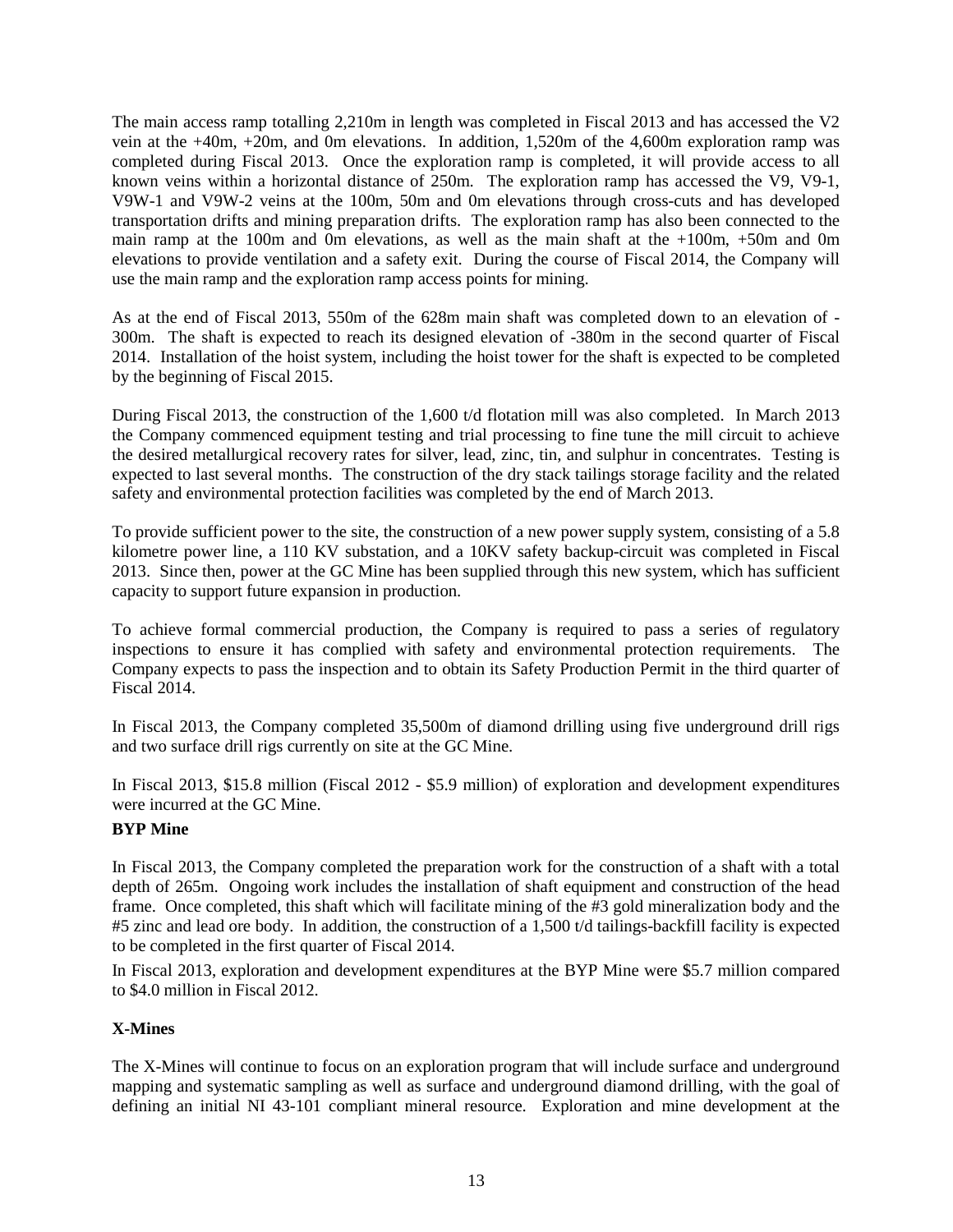The main access ramp totalling 2,210m in length was completed in Fiscal 2013 and has accessed the V2 vein at the +40m, +20m, and 0m elevations. In addition, 1,520m of the 4,600m exploration ramp was completed during Fiscal 2013. Once the exploration ramp is completed, it will provide access to all known veins within a horizontal distance of 250m. The exploration ramp has accessed the V9, V9-1, V9W-1 and V9W-2 veins at the 100m, 50m and 0m elevations through cross-cuts and has developed transportation drifts and mining preparation drifts. The exploration ramp has also been connected to the main ramp at the 100m and 0m elevations, as well as the main shaft at the +100m, +50m and 0m elevations to provide ventilation and a safety exit. During the course of Fiscal 2014, the Company will use the main ramp and the exploration ramp access points for mining.

As at the end of Fiscal 2013, 550m of the 628m main shaft was completed down to an elevation of -300m. The shaft is expected to reach its designed elevation of -380m in the second quarter of Fiscal 2014. Installation of the hoist system, including the hoist tower for the shaft is expected to be completed by the beginning of Fiscal 2015.

During Fiscal 2013, the construction of the 1,600 t/d flotation mill was also completed. In March 2013 the Company commenced equipment testing and trial processing to fine tune the mill circuit to achieve the desired metallurgical recovery rates for silver, lead, zinc, tin, and sulphur in concentrates. Testing is expected to last several months. The construction of the dry stack tailings storage facility and the related safety and environmental protection facilities was completed by the end of March 2013.

To provide sufficient power to the site, the construction of a new power supply system, consisting of a 5.8 kilometre power line, a 110 KV substation, and a 10KV safety backup-circuit was completed in Fiscal 2013. Since then, power at the GC Mine has been supplied through this new system, which has sufficient capacity to support future expansion in production.

To achieve formal commercial production, the Company is required to pass a series of regulatory inspections to ensure it has complied with safety and environmental protection requirements. The Company expects to pass the inspection and to obtain its Safety Production Permit in the third quarter of Fiscal 2014.

In Fiscal 2013, the Company completed 35,500m of diamond drilling using five underground drill rigs and two surface drill rigs currently on site at the GC Mine.

In Fiscal 2013, $15.8 million (Fiscal 2012 - $5.9 million) of exploration and development expenditures were incurred at the GC Mine.

**BYP Mine**

In Fiscal 2013, the Company completed the preparation work for the construction of a shaft with a total depth of 265m. Ongoing work includes the installation of shaft equipment and construction of the head frame. Once completed, this shaft which will facilitate mining of the #3 gold mineralization body and the #5 zinc and lead ore body. In addition, the construction of a 1,500 t/d tailings-backfill facility is expected to be completed in the first quarter of Fiscal 2014.

In Fiscal 2013, exploration and development expenditures at the BYP Mine were $5.7 million compared to $4.0 million in Fiscal 2012.

**X-Mines**

The X-Mines will continue to focus on an exploration program that will include surface and underground mapping and systematic sampling as well as surface and underground diamond drilling, with the goal of defining an initial NI 43-101 compliant mineral resource. Exploration and mine development at the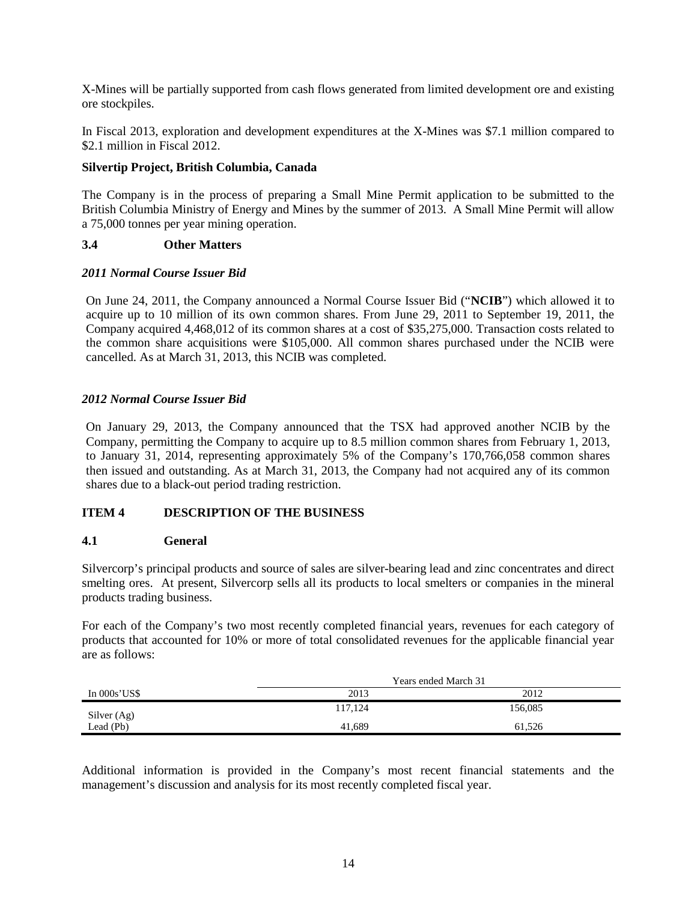X-Mines will be partially supported from cash flows generated from limited development ore and existing ore stockpiles.

In Fiscal 2013, exploration and development expenditures at the X-Mines was $7.1 million compared to $2.1 million in Fiscal 2012.

**Silvertip Project, British Columbia, Canada**

The Company is in the process of preparing a Small Mine Permit application to be submitted to the British Columbia Ministry of Energy and Mines by the summer of 2013. A Small Mine Permit will allow a 75,000 tonnes per year mining operation.

### 3.4 Other Matters

***2011 Normal Course Issuer Bid***

On June 24, 2011, the Company announced a Normal Course Issuer Bid ("**NCIB**") which allowed it to acquire up to 10 million of its own common shares. From June 29, 2011 to September 19, 2011, the Company acquired 4,468,012 of its common shares at a cost of $35,275,000. Transaction costs related to the common share acquisitions were $105,000. All common shares purchased under the NCIB were cancelled. As at March 31, 2013, this NCIB was completed.

***2012 Normal Course Issuer Bid***

On January 29, 2013, the Company announced that the TSX had approved another NCIB by the Company, permitting the Company to acquire up to 8.5 million common shares from February 1, 2013, to January 31, 2014, representing approximately 5% of the Company's 170,766,058 common shares then issued and outstanding. As at March 31, 2013, the Company had not acquired any of its common shares due to a black-out period trading restriction.

## ITEM 4 DESCRIPTION OF THE BUSINESS

### 4.1 General

Silvercorp's principal products and source of sales are silver-bearing lead and zinc concentrates and direct smelting ores. At present, Silvercorp sells all its products to local smelters or companies in the mineral products trading business.

For each of the Company's two most recently completed financial years, revenues for each category of products that accounted for 10% or more of total consolidated revenues for the applicable financial year are as follows:

| | Years ended March 31 | |
|---|---|---|
| In 000s'US$ | 2013 | 2012 |
| Silver (Ag) | 117,124 | 156,085 |
| Lead (Pb) | 41,689 | 61,526 |

Additional information is provided in the Company's most recent financial statements and the management's discussion and analysis for its most recently completed fiscal year.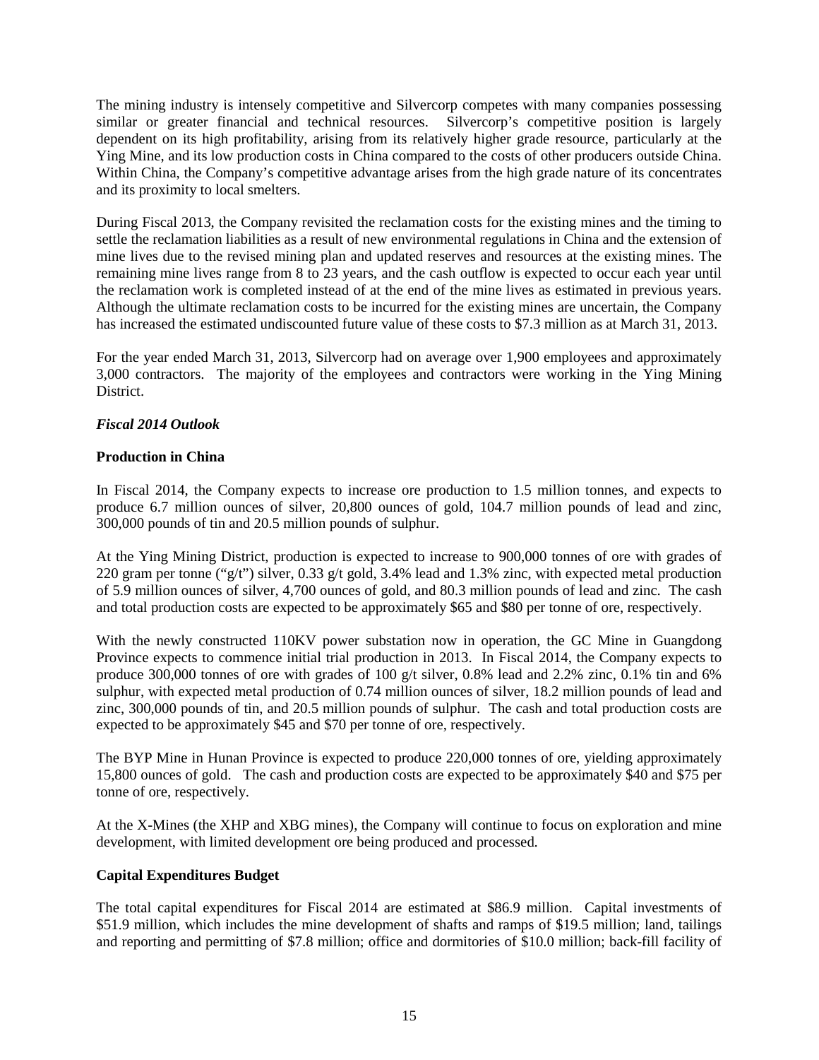The mining industry is intensely competitive and Silvercorp competes with many companies possessing similar or greater financial and technical resources. Silvercorp's competitive position is largely dependent on its high profitability, arising from its relatively higher grade resource, particularly at the Ying Mine, and its low production costs in China compared to the costs of other producers outside China. Within China, the Company's competitive advantage arises from the high grade nature of its concentrates and its proximity to local smelters.

During Fiscal 2013, the Company revisited the reclamation costs for the existing mines and the timing to settle the reclamation liabilities as a result of new environmental regulations in China and the extension of mine lives due to the revised mining plan and updated reserves and resources at the existing mines. The remaining mine lives range from 8 to 23 years, and the cash outflow is expected to occur each year until the reclamation work is completed instead of at the end of the mine lives as estimated in previous years. Although the ultimate reclamation costs to be incurred for the existing mines are uncertain, the Company has increased the estimated undiscounted future value of these costs to $7.3 million as at March 31, 2013.

For the year ended March 31, 2013, Silvercorp had on average over 1,900 employees and approximately 3,000 contractors. The majority of the employees and contractors were working in the Ying Mining District.

### *Fiscal 2014 Outlook*

**Production in China**

In Fiscal 2014, the Company expects to increase ore production to 1.5 million tonnes, and expects to produce 6.7 million ounces of silver, 20,800 ounces of gold, 104.7 million pounds of lead and zinc, 300,000 pounds of tin and 20.5 million pounds of sulphur.

At the Ying Mining District, production is expected to increase to 900,000 tonnes of ore with grades of 220 gram per tonne ("g/t") silver, 0.33 g/t gold, 3.4% lead and 1.3% zinc, with expected metal production of 5.9 million ounces of silver, 4,700 ounces of gold, and 80.3 million pounds of lead and zinc. The cash and total production costs are expected to be approximately $65 and $80 per tonne of ore, respectively.

With the newly constructed 110KV power substation now in operation, the GC Mine in Guangdong Province expects to commence initial trial production in 2013. In Fiscal 2014, the Company expects to produce 300,000 tonnes of ore with grades of 100 g/t silver, 0.8% lead and 2.2% zinc, 0.1% tin and 6% sulphur, with expected metal production of 0.74 million ounces of silver, 18.2 million pounds of lead and zinc, 300,000 pounds of tin, and 20.5 million pounds of sulphur. The cash and total production costs are expected to be approximately $45 and $70 per tonne of ore, respectively.

The BYP Mine in Hunan Province is expected to produce 220,000 tonnes of ore, yielding approximately 15,800 ounces of gold. The cash and production costs are expected to be approximately $40 and $75 per tonne of ore, respectively.

At the X-Mines (the XHP and XBG mines), the Company will continue to focus on exploration and mine development, with limited development ore being produced and processed.

**Capital Expenditures Budget**

The total capital expenditures for Fiscal 2014 are estimated at $86.9 million. Capital investments of $51.9 million, which includes the mine development of shafts and ramps of $19.5 million; land, tailings and reporting and permitting of $7.8 million; office and dormitories of $10.0 million; back-fill facility of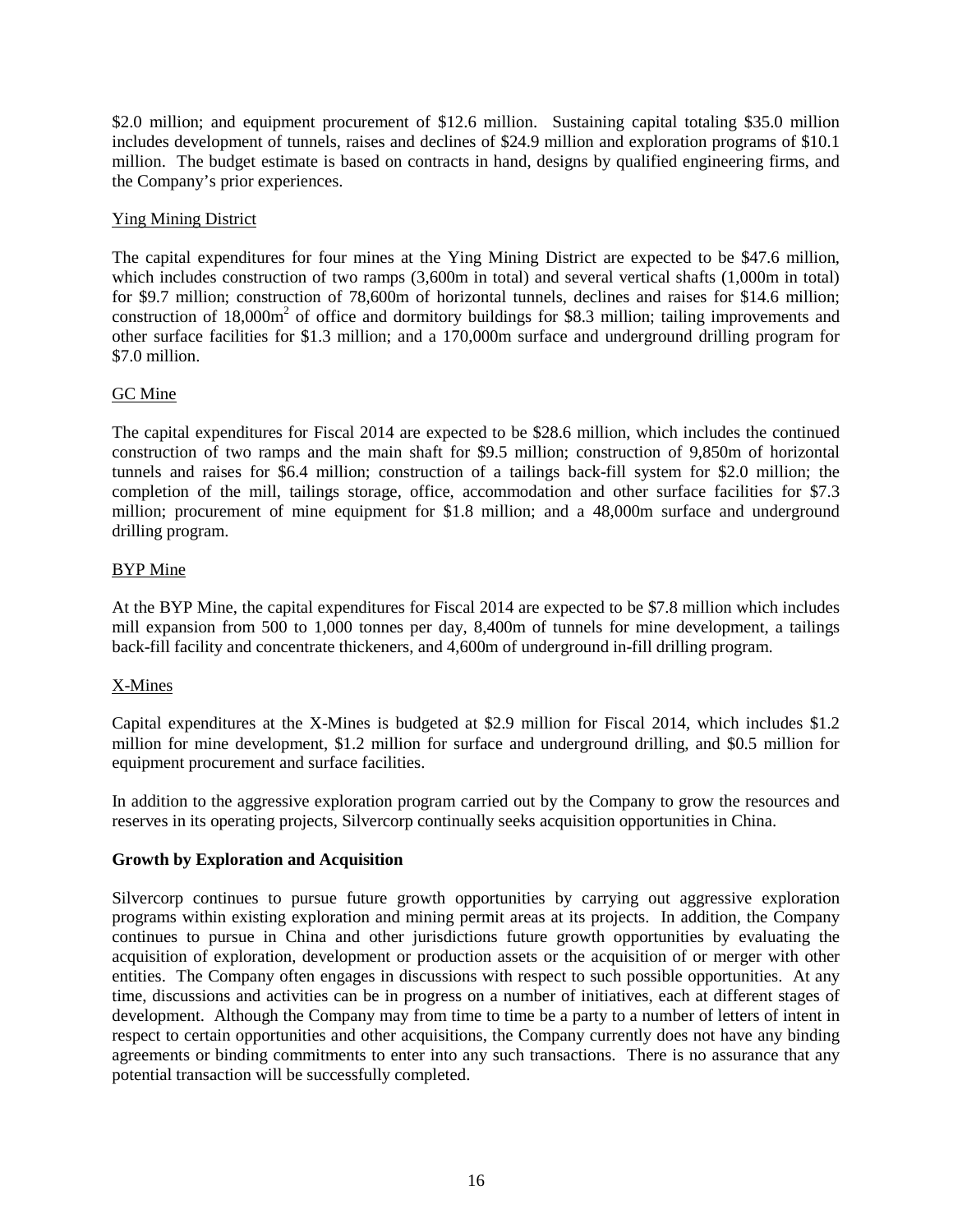$2.0 million; and equipment procurement of $12.6 million. Sustaining capital totaling $35.0 million includes development of tunnels, raises and declines of $24.9 million and exploration programs of $10.1 million. The budget estimate is based on contracts in hand, designs by qualified engineering firms, and the Company's prior experiences.

Ying Mining District

The capital expenditures for four mines at the Ying Mining District are expected to be $47.6 million, which includes construction of two ramps (3,600m in total) and several vertical shafts (1,000m in total) for $9.7 million; construction of 78,600m of horizontal tunnels, declines and raises for $14.6 million; construction of $18,000m^2$ of office and dormitory buildings for $8.3 million; tailing improvements and other surface facilities for $1.3 million; and a 170,000m surface and underground drilling program for $7.0 million.

GC Mine

The capital expenditures for Fiscal 2014 are expected to be $28.6 million, which includes the continued construction of two ramps and the main shaft for $9.5 million; construction of 9,850m of horizontal tunnels and raises for $6.4 million; construction of a tailings back-fill system for $2.0 million; the completion of the mill, tailings storage, office, accommodation and other surface facilities for $7.3 million; procurement of mine equipment for $1.8 million; and a 48,000m surface and underground drilling program.

BYP Mine

At the BYP Mine, the capital expenditures for Fiscal 2014 are expected to be $7.8 million which includes mill expansion from 500 to 1,000 tonnes per day, 8,400m of tunnels for mine development, a tailings back-fill facility and concentrate thickeners, and 4,600m of underground in-fill drilling program.

X-Mines

Capital expenditures at the X-Mines is budgeted at $2.9 million for Fiscal 2014, which includes $1.2 million for mine development, $1.2 million for surface and underground drilling, and $0.5 million for equipment procurement and surface facilities.

In addition to the aggressive exploration program carried out by the Company to grow the resources and reserves in its operating projects, Silvercorp continually seeks acquisition opportunities in China.

**Growth by Exploration and Acquisition**

Silvercorp continues to pursue future growth opportunities by carrying out aggressive exploration programs within existing exploration and mining permit areas at its projects. In addition, the Company continues to pursue in China and other jurisdictions future growth opportunities by evaluating the acquisition of exploration, development or production assets or the acquisition of or merger with other entities. The Company often engages in discussions with respect to such possible opportunities. At any time, discussions and activities can be in progress on a number of initiatives, each at different stages of development. Although the Company may from time to time be a party to a number of letters of intent in respect to certain opportunities and other acquisitions, the Company currently does not have any binding agreements or binding commitments to enter into any such transactions. There is no assurance that any potential transaction will be successfully completed.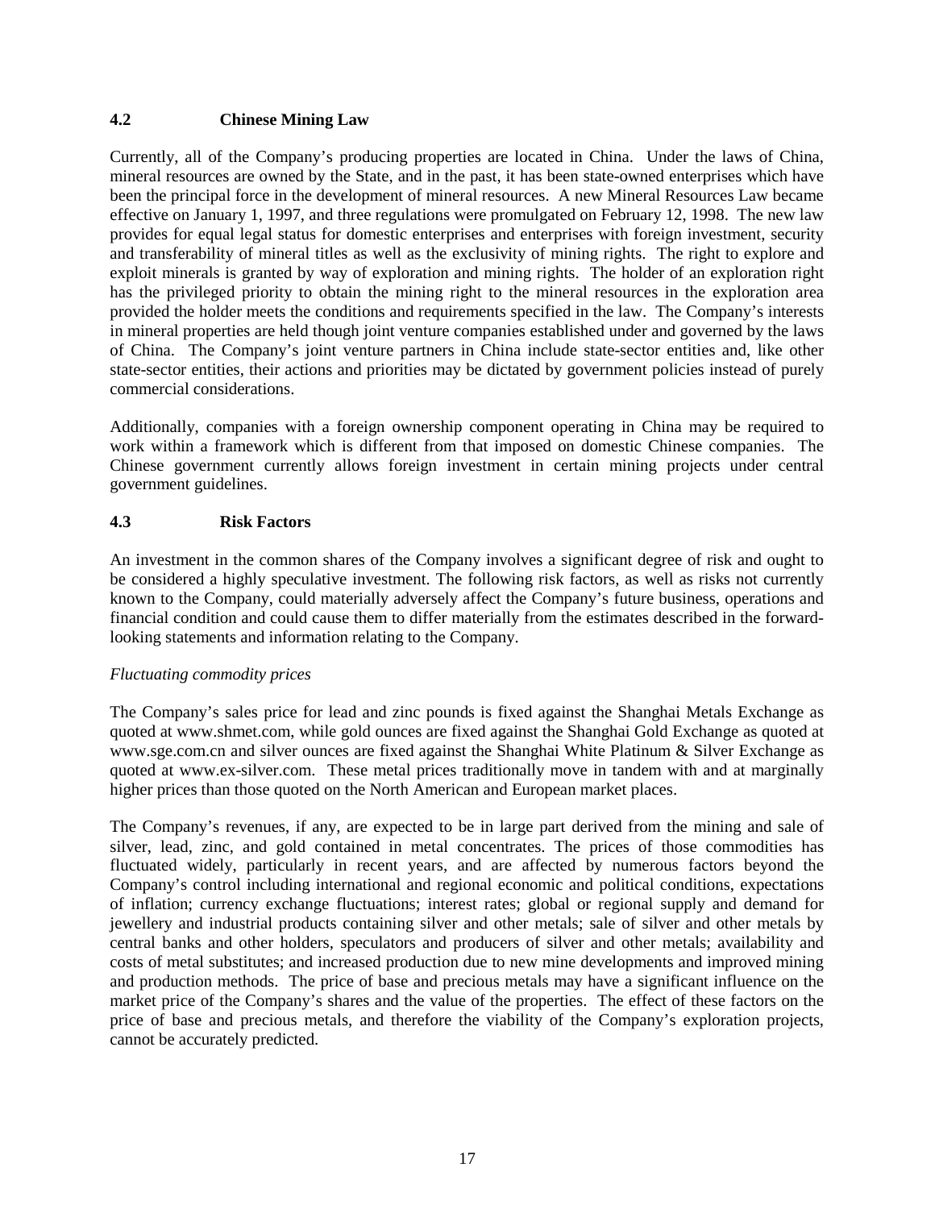### 4.2 Chinese Mining Law

Currently, all of the Company's producing properties are located in China. Under the laws of China, mineral resources are owned by the State, and in the past, it has been state-owned enterprises which have been the principal force in the development of mineral resources. A new Mineral Resources Law became effective on January 1, 1997, and three regulations were promulgated on February 12, 1998. The new law provides for equal legal status for domestic enterprises and enterprises with foreign investment, security and transferability of mineral titles as well as the exclusivity of mining rights. The right to explore and exploit minerals is granted by way of exploration and mining rights. The holder of an exploration right has the privileged priority to obtain the mining right to the mineral resources in the exploration area provided the holder meets the conditions and requirements specified in the law. The Company's interests in mineral properties are held though joint venture companies established under and governed by the laws of China. The Company's joint venture partners in China include state-sector entities and, like other state-sector entities, their actions and priorities may be dictated by government policies instead of purely commercial considerations.

Additionally, companies with a foreign ownership component operating in China may be required to work within a framework which is different from that imposed on domestic Chinese companies. The Chinese government currently allows foreign investment in certain mining projects under central government guidelines.

### 4.3 Risk Factors

An investment in the common shares of the Company involves a significant degree of risk and ought to be considered a highly speculative investment. The following risk factors, as well as risks not currently known to the Company, could materially adversely affect the Company's future business, operations and financial condition and could cause them to differ materially from the estimates described in the forward-looking statements and information relating to the Company.

*Fluctuating commodity prices*

The Company's sales price for lead and zinc pounds is fixed against the Shanghai Metals Exchange as quoted at www.shmet.com, while gold ounces are fixed against the Shanghai Gold Exchange as quoted at www.sge.com.cn and silver ounces are fixed against the Shanghai White Platinum & Silver Exchange as quoted at www.ex-silver.com. These metal prices traditionally move in tandem with and at marginally higher prices than those quoted on the North American and European market places.

The Company's revenues, if any, are expected to be in large part derived from the mining and sale of silver, lead, zinc, and gold contained in metal concentrates. The prices of those commodities has fluctuated widely, particularly in recent years, and are affected by numerous factors beyond the Company's control including international and regional economic and political conditions, expectations of inflation; currency exchange fluctuations; interest rates; global or regional supply and demand for jewellery and industrial products containing silver and other metals; sale of silver and other metals by central banks and other holders, speculators and producers of silver and other metals; availability and costs of metal substitutes; and increased production due to new mine developments and improved mining and production methods. The price of base and precious metals may have a significant influence on the market price of the Company's shares and the value of the properties. The effect of these factors on the price of base and precious metals, and therefore the viability of the Company's exploration projects, cannot be accurately predicted.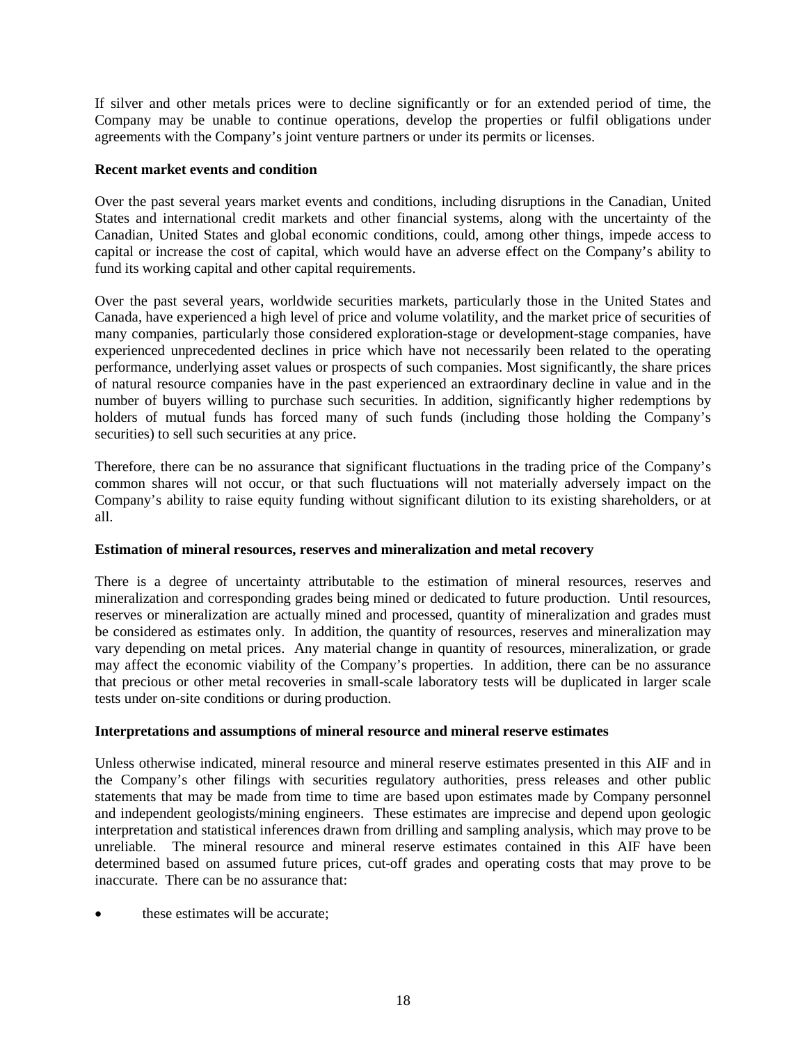If silver and other metals prices were to decline significantly or for an extended period of time, the Company may be unable to continue operations, develop the properties or fulfil obligations under agreements with the Company's joint venture partners or under its permits or licenses.

**Recent market events and condition**

Over the past several years market events and conditions, including disruptions in the Canadian, United States and international credit markets and other financial systems, along with the uncertainty of the Canadian, United States and global economic conditions, could, among other things, impede access to capital or increase the cost of capital, which would have an adverse effect on the Company's ability to fund its working capital and other capital requirements.

Over the past several years, worldwide securities markets, particularly those in the United States and Canada, have experienced a high level of price and volume volatility, and the market price of securities of many companies, particularly those considered exploration-stage or development-stage companies, have experienced unprecedented declines in price which have not necessarily been related to the operating performance, underlying asset values or prospects of such companies. Most significantly, the share prices of natural resource companies have in the past experienced an extraordinary decline in value and in the number of buyers willing to purchase such securities. In addition, significantly higher redemptions by holders of mutual funds has forced many of such funds (including those holding the Company's securities) to sell such securities at any price.

Therefore, there can be no assurance that significant fluctuations in the trading price of the Company's common shares will not occur, or that such fluctuations will not materially adversely impact on the Company's ability to raise equity funding without significant dilution to its existing shareholders, or at all.

**Estimation of mineral resources, reserves and mineralization and metal recovery**

There is a degree of uncertainty attributable to the estimation of mineral resources, reserves and mineralization and corresponding grades being mined or dedicated to future production. Until resources, reserves or mineralization are actually mined and processed, quantity of mineralization and grades must be considered as estimates only. In addition, the quantity of resources, reserves and mineralization may vary depending on metal prices. Any material change in quantity of resources, mineralization, or grade may affect the economic viability of the Company's properties. In addition, there can be no assurance that precious or other metal recoveries in small-scale laboratory tests will be duplicated in larger scale tests under on-site conditions or during production.

**Interpretations and assumptions of mineral resource and mineral reserve estimates**

Unless otherwise indicated, mineral resource and mineral reserve estimates presented in this AIF and in the Company's other filings with securities regulatory authorities, press releases and other public statements that may be made from time to time are based upon estimates made by Company personnel and independent geologists/mining engineers. These estimates are imprecise and depend upon geologic interpretation and statistical inferences drawn from drilling and sampling analysis, which may prove to be unreliable. The mineral resource and mineral reserve estimates contained in this AIF have been determined based on assumed future prices, cut-off grades and operating costs that may prove to be inaccurate. There can be no assurance that:

- these estimates will be accurate;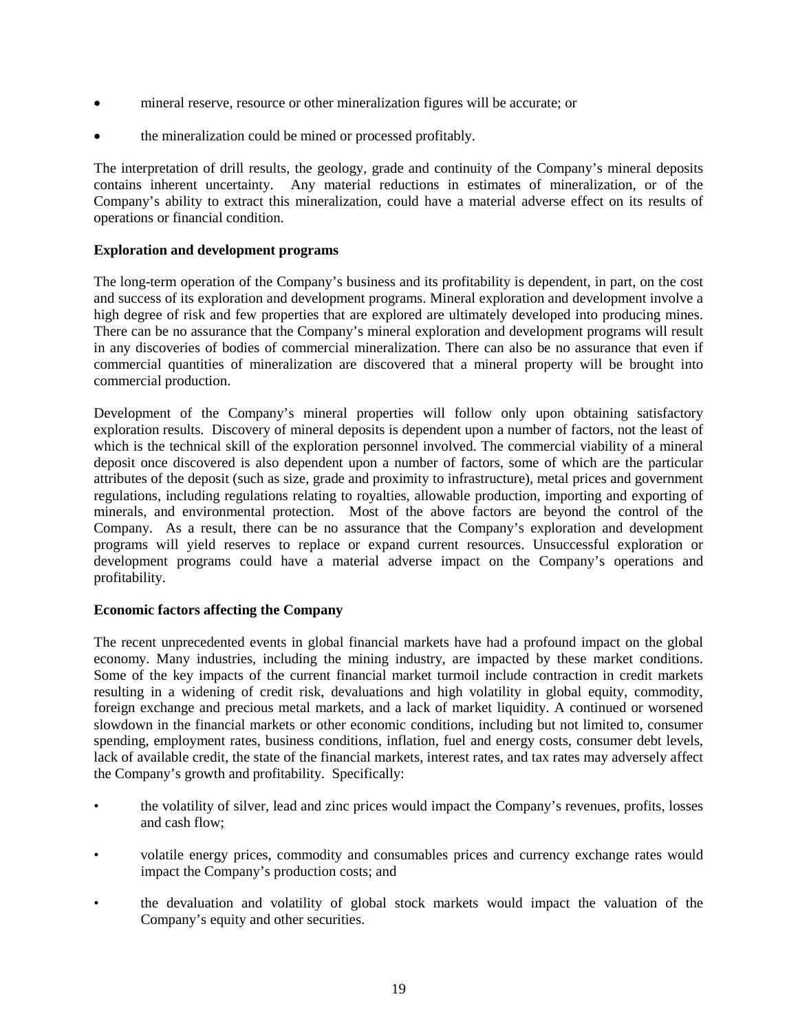- mineral reserve, resource or other mineralization figures will be accurate; or
- the mineralization could be mined or processed profitably.

The interpretation of drill results, the geology, grade and continuity of the Company's mineral deposits contains inherent uncertainty. Any material reductions in estimates of mineralization, or of the Company's ability to extract this mineralization, could have a material adverse effect on its results of operations or financial condition.

**Exploration and development programs**

The long-term operation of the Company's business and its profitability is dependent, in part, on the cost and success of its exploration and development programs. Mineral exploration and development involve a high degree of risk and few properties that are explored are ultimately developed into producing mines. There can be no assurance that the Company's mineral exploration and development programs will result in any discoveries of bodies of commercial mineralization. There can also be no assurance that even if commercial quantities of mineralization are discovered that a mineral property will be brought into commercial production.

Development of the Company's mineral properties will follow only upon obtaining satisfactory exploration results. Discovery of mineral deposits is dependent upon a number of factors, not the least of which is the technical skill of the exploration personnel involved. The commercial viability of a mineral deposit once discovered is also dependent upon a number of factors, some of which are the particular attributes of the deposit (such as size, grade and proximity to infrastructure), metal prices and government regulations, including regulations relating to royalties, allowable production, importing and exporting of minerals, and environmental protection. Most of the above factors are beyond the control of the Company. As a result, there can be no assurance that the Company's exploration and development programs will yield reserves to replace or expand current resources. Unsuccessful exploration or development programs could have a material adverse impact on the Company's operations and profitability.

**Economic factors affecting the Company**

The recent unprecedented events in global financial markets have had a profound impact on the global economy. Many industries, including the mining industry, are impacted by these market conditions. Some of the key impacts of the current financial market turmoil include contraction in credit markets resulting in a widening of credit risk, devaluations and high volatility in global equity, commodity, foreign exchange and precious metal markets, and a lack of market liquidity. A continued or worsened slowdown in the financial markets or other economic conditions, including but not limited to, consumer spending, employment rates, business conditions, inflation, fuel and energy costs, consumer debt levels, lack of available credit, the state of the financial markets, interest rates, and tax rates may adversely affect the Company's growth and profitability. Specifically:

- the volatility of silver, lead and zinc prices would impact the Company's revenues, profits, losses and cash flow;
- volatile energy prices, commodity and consumables prices and currency exchange rates would impact the Company's production costs; and
- the devaluation and volatility of global stock markets would impact the valuation of the Company's equity and other securities.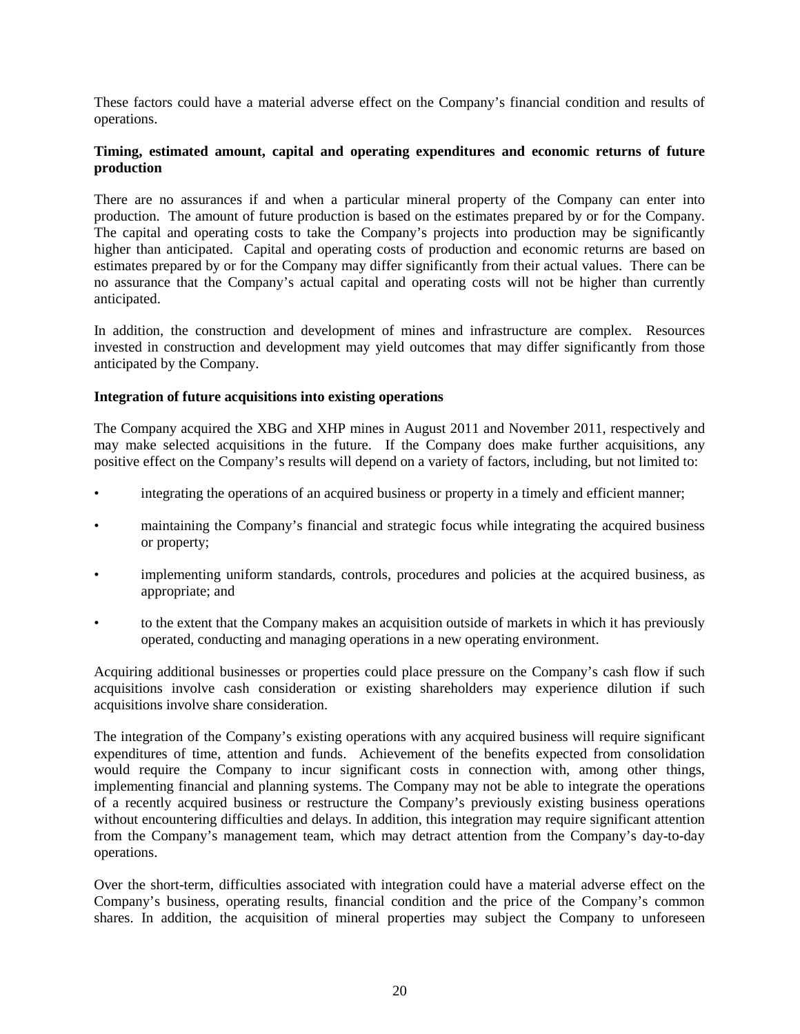These factors could have a material adverse effect on the Company's financial condition and results of operations.

**Timing, estimated amount, capital and operating expenditures and economic returns of future production**

There are no assurances if and when a particular mineral property of the Company can enter into production. The amount of future production is based on the estimates prepared by or for the Company. The capital and operating costs to take the Company's projects into production may be significantly higher than anticipated. Capital and operating costs of production and economic returns are based on estimates prepared by or for the Company may differ significantly from their actual values. There can be no assurance that the Company's actual capital and operating costs will not be higher than currently anticipated.

In addition, the construction and development of mines and infrastructure are complex. Resources invested in construction and development may yield outcomes that may differ significantly from those anticipated by the Company.

**Integration of future acquisitions into existing operations**

The Company acquired the XBG and XHP mines in August 2011 and November 2011, respectively and may make selected acquisitions in the future. If the Company does make further acquisitions, any positive effect on the Company's results will depend on a variety of factors, including, but not limited to:

- integrating the operations of an acquired business or property in a timely and efficient manner;
- maintaining the Company's financial and strategic focus while integrating the acquired business or property;
- implementing uniform standards, controls, procedures and policies at the acquired business, as appropriate; and
- to the extent that the Company makes an acquisition outside of markets in which it has previously operated, conducting and managing operations in a new operating environment.

Acquiring additional businesses or properties could place pressure on the Company's cash flow if such acquisitions involve cash consideration or existing shareholders may experience dilution if such acquisitions involve share consideration.

The integration of the Company's existing operations with any acquired business will require significant expenditures of time, attention and funds. Achievement of the benefits expected from consolidation would require the Company to incur significant costs in connection with, among other things, implementing financial and planning systems. The Company may not be able to integrate the operations of a recently acquired business or restructure the Company's previously existing business operations without encountering difficulties and delays. In addition, this integration may require significant attention from the Company's management team, which may detract attention from the Company's day-to-day operations.

Over the short-term, difficulties associated with integration could have a material adverse effect on the Company's business, operating results, financial condition and the price of the Company's common shares. In addition, the acquisition of mineral properties may subject the Company to unforeseen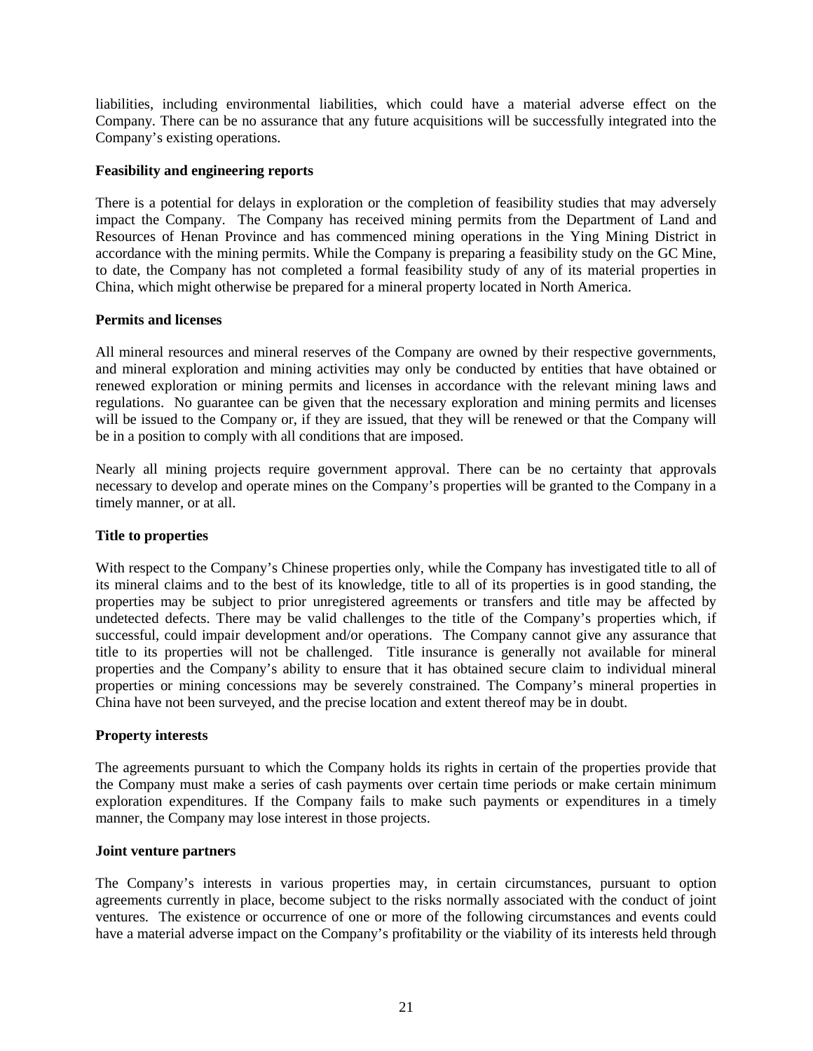liabilities, including environmental liabilities, which could have a material adverse effect on the Company. There can be no assurance that any future acquisitions will be successfully integrated into the Company's existing operations.

**Feasibility and engineering reports**

There is a potential for delays in exploration or the completion of feasibility studies that may adversely impact the Company. The Company has received mining permits from the Department of Land and Resources of Henan Province and has commenced mining operations in the Ying Mining District in accordance with the mining permits. While the Company is preparing a feasibility study on the GC Mine, to date, the Company has not completed a formal feasibility study of any of its material properties in China, which might otherwise be prepared for a mineral property located in North America.

**Permits and licenses**

All mineral resources and mineral reserves of the Company are owned by their respective governments, and mineral exploration and mining activities may only be conducted by entities that have obtained or renewed exploration or mining permits and licenses in accordance with the relevant mining laws and regulations. No guarantee can be given that the necessary exploration and mining permits and licenses will be issued to the Company or, if they are issued, that they will be renewed or that the Company will be in a position to comply with all conditions that are imposed.

Nearly all mining projects require government approval. There can be no certainty that approvals necessary to develop and operate mines on the Company's properties will be granted to the Company in a timely manner, or at all.

**Title to properties**

With respect to the Company's Chinese properties only, while the Company has investigated title to all of its mineral claims and to the best of its knowledge, title to all of its properties is in good standing, the properties may be subject to prior unregistered agreements or transfers and title may be affected by undetected defects. There may be valid challenges to the title of the Company's properties which, if successful, could impair development and/or operations. The Company cannot give any assurance that title to its properties will not be challenged. Title insurance is generally not available for mineral properties and the Company's ability to ensure that it has obtained secure claim to individual mineral properties or mining concessions may be severely constrained. The Company's mineral properties in China have not been surveyed, and the precise location and extent thereof may be in doubt.

**Property interests**

The agreements pursuant to which the Company holds its rights in certain of the properties provide that the Company must make a series of cash payments over certain time periods or make certain minimum exploration expenditures. If the Company fails to make such payments or expenditures in a timely manner, the Company may lose interest in those projects.

**Joint venture partners**

The Company's interests in various properties may, in certain circumstances, pursuant to option agreements currently in place, become subject to the risks normally associated with the conduct of joint ventures. The existence or occurrence of one or more of the following circumstances and events could have a material adverse impact on the Company's profitability or the viability of its interests held through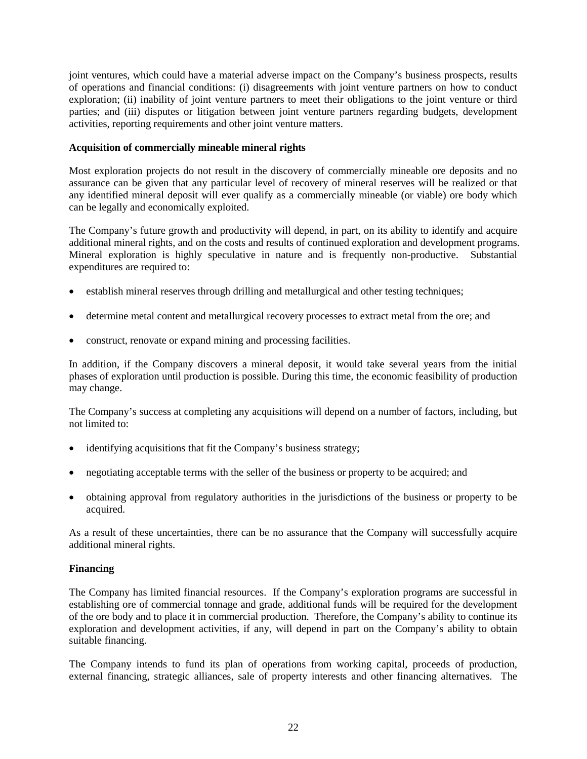joint ventures, which could have a material adverse impact on the Company's business prospects, results of operations and financial conditions: (i) disagreements with joint venture partners on how to conduct exploration; (ii) inability of joint venture partners to meet their obligations to the joint venture or third parties; and (iii) disputes or litigation between joint venture partners regarding budgets, development activities, reporting requirements and other joint venture matters.

**Acquisition of commercially mineable mineral rights**

Most exploration projects do not result in the discovery of commercially mineable ore deposits and no assurance can be given that any particular level of recovery of mineral reserves will be realized or that any identified mineral deposit will ever qualify as a commercially mineable (or viable) ore body which can be legally and economically exploited.

The Company's future growth and productivity will depend, in part, on its ability to identify and acquire additional mineral rights, and on the costs and results of continued exploration and development programs. Mineral exploration is highly speculative in nature and is frequently non-productive. Substantial expenditures are required to:

- establish mineral reserves through drilling and metallurgical and other testing techniques;
- determine metal content and metallurgical recovery processes to extract metal from the ore; and
- construct, renovate or expand mining and processing facilities.

In addition, if the Company discovers a mineral deposit, it would take several years from the initial phases of exploration until production is possible. During this time, the economic feasibility of production may change.

The Company's success at completing any acquisitions will depend on a number of factors, including, but not limited to:

- identifying acquisitions that fit the Company's business strategy;
- negotiating acceptable terms with the seller of the business or property to be acquired; and
- obtaining approval from regulatory authorities in the jurisdictions of the business or property to be acquired.

As a result of these uncertainties, there can be no assurance that the Company will successfully acquire additional mineral rights.

**Financing**

The Company has limited financial resources. If the Company's exploration programs are successful in establishing ore of commercial tonnage and grade, additional funds will be required for the development of the ore body and to place it in commercial production. Therefore, the Company's ability to continue its exploration and development activities, if any, will depend in part on the Company's ability to obtain suitable financing.

The Company intends to fund its plan of operations from working capital, proceeds of production, external financing, strategic alliances, sale of property interests and other financing alternatives. The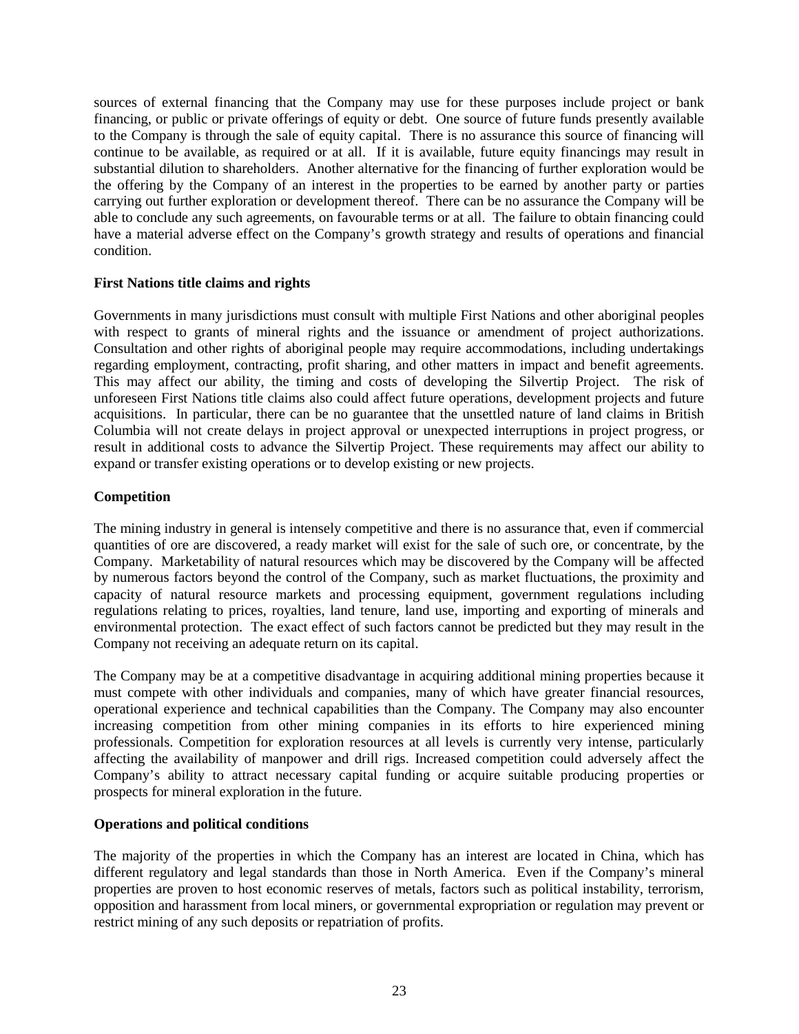sources of external financing that the Company may use for these purposes include project or bank financing, or public or private offerings of equity or debt. One source of future funds presently available to the Company is through the sale of equity capital. There is no assurance this source of financing will continue to be available, as required or at all. If it is available, future equity financings may result in substantial dilution to shareholders. Another alternative for the financing of further exploration would be the offering by the Company of an interest in the properties to be earned by another party or parties carrying out further exploration or development thereof. There can be no assurance the Company will be able to conclude any such agreements, on favourable terms or at all. The failure to obtain financing could have a material adverse effect on the Company's growth strategy and results of operations and financial condition.

**First Nations title claims and rights**

Governments in many jurisdictions must consult with multiple First Nations and other aboriginal peoples with respect to grants of mineral rights and the issuance or amendment of project authorizations. Consultation and other rights of aboriginal people may require accommodations, including undertakings regarding employment, contracting, profit sharing, and other matters in impact and benefit agreements. This may affect our ability, the timing and costs of developing the Silvertip Project. The risk of unforeseen First Nations title claims also could affect future operations, development projects and future acquisitions. In particular, there can be no guarantee that the unsettled nature of land claims in British Columbia will not create delays in project approval or unexpected interruptions in project progress, or result in additional costs to advance the Silvertip Project. These requirements may affect our ability to expand or transfer existing operations or to develop existing or new projects.

**Competition**

The mining industry in general is intensely competitive and there is no assurance that, even if commercial quantities of ore are discovered, a ready market will exist for the sale of such ore, or concentrate, by the Company. Marketability of natural resources which may be discovered by the Company will be affected by numerous factors beyond the control of the Company, such as market fluctuations, the proximity and capacity of natural resource markets and processing equipment, government regulations including regulations relating to prices, royalties, land tenure, land use, importing and exporting of minerals and environmental protection. The exact effect of such factors cannot be predicted but they may result in the Company not receiving an adequate return on its capital.

The Company may be at a competitive disadvantage in acquiring additional mining properties because it must compete with other individuals and companies, many of which have greater financial resources, operational experience and technical capabilities than the Company. The Company may also encounter increasing competition from other mining companies in its efforts to hire experienced mining professionals. Competition for exploration resources at all levels is currently very intense, particularly affecting the availability of manpower and drill rigs. Increased competition could adversely affect the Company's ability to attract necessary capital funding or acquire suitable producing properties or prospects for mineral exploration in the future.

**Operations and political conditions**

The majority of the properties in which the Company has an interest are located in China, which has different regulatory and legal standards than those in North America. Even if the Company's mineral properties are proven to host economic reserves of metals, factors such as political instability, terrorism, opposition and harassment from local miners, or governmental expropriation or regulation may prevent or restrict mining of any such deposits or repatriation of profits.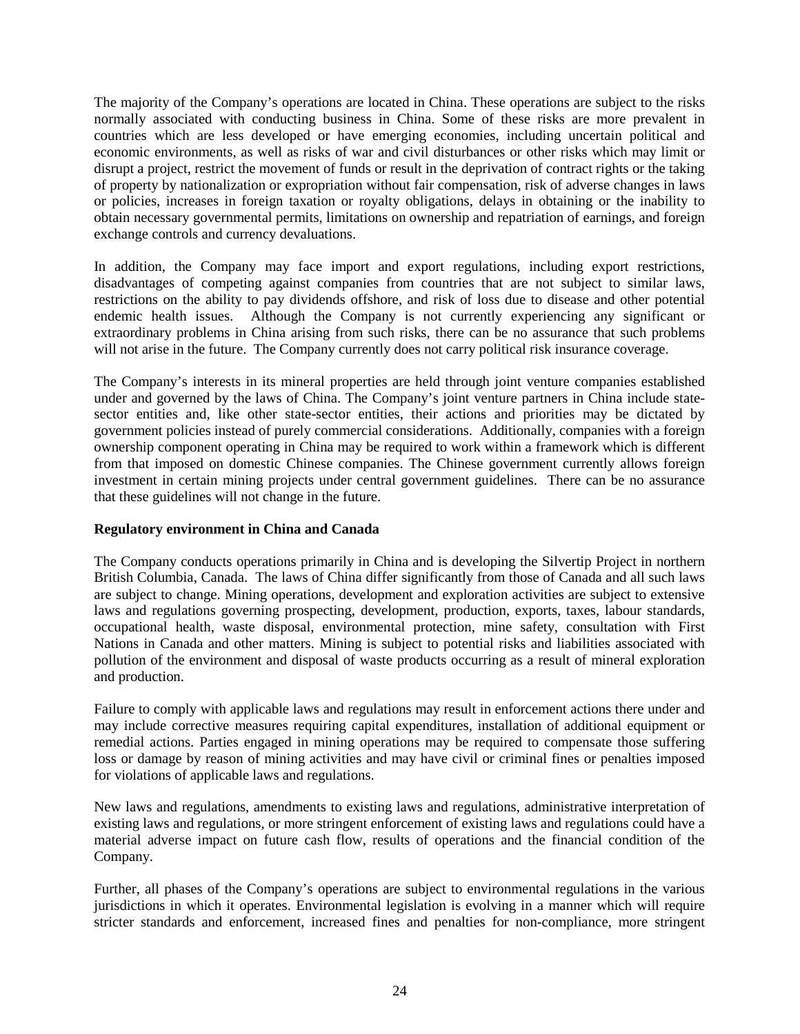The majority of the Company's operations are located in China. These operations are subject to the risks normally associated with conducting business in China. Some of these risks are more prevalent in countries which are less developed or have emerging economies, including uncertain political and economic environments, as well as risks of war and civil disturbances or other risks which may limit or disrupt a project, restrict the movement of funds or result in the deprivation of contract rights or the taking of property by nationalization or expropriation without fair compensation, risk of adverse changes in laws or policies, increases in foreign taxation or royalty obligations, delays in obtaining or the inability to obtain necessary governmental permits, limitations on ownership and repatriation of earnings, and foreign exchange controls and currency devaluations.

In addition, the Company may face import and export regulations, including export restrictions, disadvantages of competing against companies from countries that are not subject to similar laws, restrictions on the ability to pay dividends offshore, and risk of loss due to disease and other potential endemic health issues. Although the Company is not currently experiencing any significant or extraordinary problems in China arising from such risks, there can be no assurance that such problems will not arise in the future. The Company currently does not carry political risk insurance coverage.

The Company's interests in its mineral properties are held through joint venture companies established under and governed by the laws of China. The Company's joint venture partners in China include state-sector entities and, like other state-sector entities, their actions and priorities may be dictated by government policies instead of purely commercial considerations. Additionally, companies with a foreign ownership component operating in China may be required to work within a framework which is different from that imposed on domestic Chinese companies. The Chinese government currently allows foreign investment in certain mining projects under central government guidelines. There can be no assurance that these guidelines will not change in the future.

**Regulatory environment in China and Canada**

The Company conducts operations primarily in China and is developing the Silvertip Project in northern British Columbia, Canada. The laws of China differ significantly from those of Canada and all such laws are subject to change. Mining operations, development and exploration activities are subject to extensive laws and regulations governing prospecting, development, production, exports, taxes, labour standards, occupational health, waste disposal, environmental protection, mine safety, consultation with First Nations in Canada and other matters. Mining is subject to potential risks and liabilities associated with pollution of the environment and disposal of waste products occurring as a result of mineral exploration and production.

Failure to comply with applicable laws and regulations may result in enforcement actions there under and may include corrective measures requiring capital expenditures, installation of additional equipment or remedial actions. Parties engaged in mining operations may be required to compensate those suffering loss or damage by reason of mining activities and may have civil or criminal fines or penalties imposed for violations of applicable laws and regulations.

New laws and regulations, amendments to existing laws and regulations, administrative interpretation of existing laws and regulations, or more stringent enforcement of existing laws and regulations could have a material adverse impact on future cash flow, results of operations and the financial condition of the Company.

Further, all phases of the Company's operations are subject to environmental regulations in the various jurisdictions in which it operates. Environmental legislation is evolving in a manner which will require stricter standards and enforcement, increased fines and penalties for non-compliance, more stringent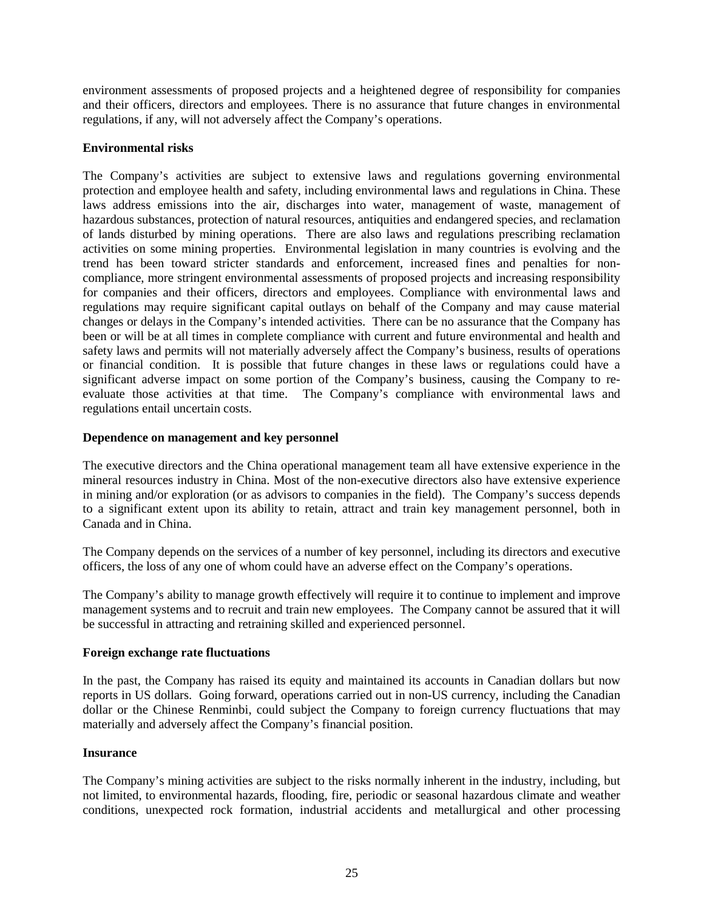environment assessments of proposed projects and a heightened degree of responsibility for companies and their officers, directors and employees. There is no assurance that future changes in environmental regulations, if any, will not adversely affect the Company's operations.

**Environmental risks**

The Company's activities are subject to extensive laws and regulations governing environmental protection and employee health and safety, including environmental laws and regulations in China. These laws address emissions into the air, discharges into water, management of waste, management of hazardous substances, protection of natural resources, antiquities and endangered species, and reclamation of lands disturbed by mining operations. There are also laws and regulations prescribing reclamation activities on some mining properties. Environmental legislation in many countries is evolving and the trend has been toward stricter standards and enforcement, increased fines and penalties for non-compliance, more stringent environmental assessments of proposed projects and increasing responsibility for companies and their officers, directors and employees. Compliance with environmental laws and regulations may require significant capital outlays on behalf of the Company and may cause material changes or delays in the Company's intended activities. There can be no assurance that the Company has been or will be at all times in complete compliance with current and future environmental and health and safety laws and permits will not materially adversely affect the Company's business, results of operations or financial condition. It is possible that future changes in these laws or regulations could have a significant adverse impact on some portion of the Company's business, causing the Company to re-evaluate those activities at that time. The Company's compliance with environmental laws and regulations entail uncertain costs.

**Dependence on management and key personnel**

The executive directors and the China operational management team all have extensive experience in the mineral resources industry in China. Most of the non-executive directors also have extensive experience in mining and/or exploration (or as advisors to companies in the field). The Company's success depends to a significant extent upon its ability to retain, attract and train key management personnel, both in Canada and in China.

The Company depends on the services of a number of key personnel, including its directors and executive officers, the loss of any one of whom could have an adverse effect on the Company's operations.

The Company's ability to manage growth effectively will require it to continue to implement and improve management systems and to recruit and train new employees. The Company cannot be assured that it will be successful in attracting and retraining skilled and experienced personnel.

**Foreign exchange rate fluctuations**

In the past, the Company has raised its equity and maintained its accounts in Canadian dollars but now reports in US dollars. Going forward, operations carried out in non-US currency, including the Canadian dollar or the Chinese Renminbi, could subject the Company to foreign currency fluctuations that may materially and adversely affect the Company's financial position.

**Insurance**

The Company's mining activities are subject to the risks normally inherent in the industry, including, but not limited to, environmental hazards, flooding, fire, periodic or seasonal hazardous climate and weather conditions, unexpected rock formation, industrial accidents and metallurgical and other processing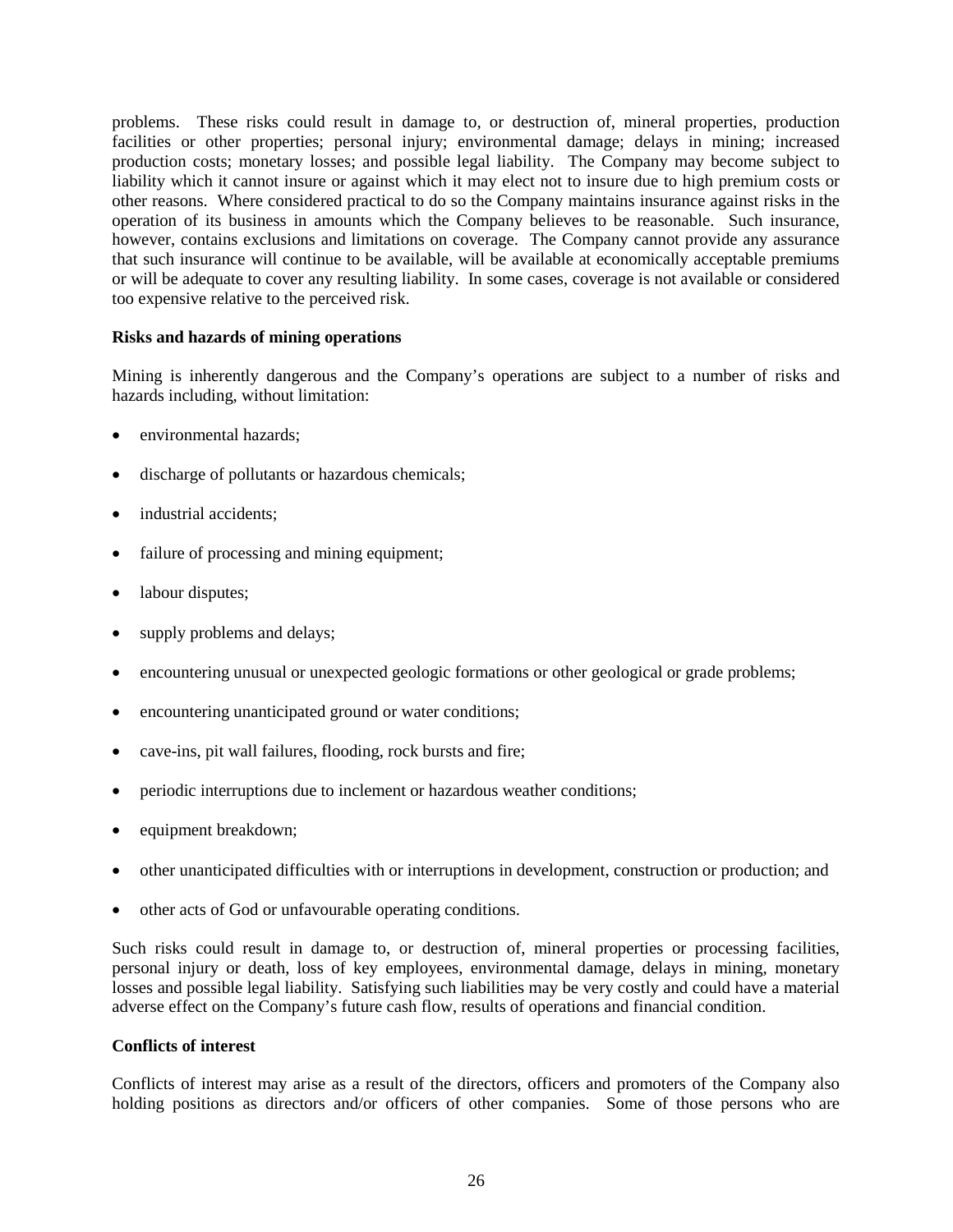problems. These risks could result in damage to, or destruction of, mineral properties, production facilities or other properties; personal injury; environmental damage; delays in mining; increased production costs; monetary losses; and possible legal liability. The Company may become subject to liability which it cannot insure or against which it may elect not to insure due to high premium costs or other reasons. Where considered practical to do so the Company maintains insurance against risks in the operation of its business in amounts which the Company believes to be reasonable. Such insurance, however, contains exclusions and limitations on coverage. The Company cannot provide any assurance that such insurance will continue to be available, will be available at economically acceptable premiums or will be adequate to cover any resulting liability. In some cases, coverage is not available or considered too expensive relative to the perceived risk.

**Risks and hazards of mining operations**

Mining is inherently dangerous and the Company's operations are subject to a number of risks and hazards including, without limitation:

- environmental hazards;
- discharge of pollutants or hazardous chemicals;
- industrial accidents;
- failure of processing and mining equipment;
- labour disputes;
- supply problems and delays;
- encountering unusual or unexpected geologic formations or other geological or grade problems;
- encountering unanticipated ground or water conditions;
- cave-ins, pit wall failures, flooding, rock bursts and fire;
- periodic interruptions due to inclement or hazardous weather conditions;
- equipment breakdown;
- other unanticipated difficulties with or interruptions in development, construction or production; and
- other acts of God or unfavourable operating conditions.

Such risks could result in damage to, or destruction of, mineral properties or processing facilities, personal injury or death, loss of key employees, environmental damage, delays in mining, monetary losses and possible legal liability. Satisfying such liabilities may be very costly and could have a material adverse effect on the Company's future cash flow, results of operations and financial condition.

**Conflicts of interest**

Conflicts of interest may arise as a result of the directors, officers and promoters of the Company also holding positions as directors and/or officers of other companies. Some of those persons who are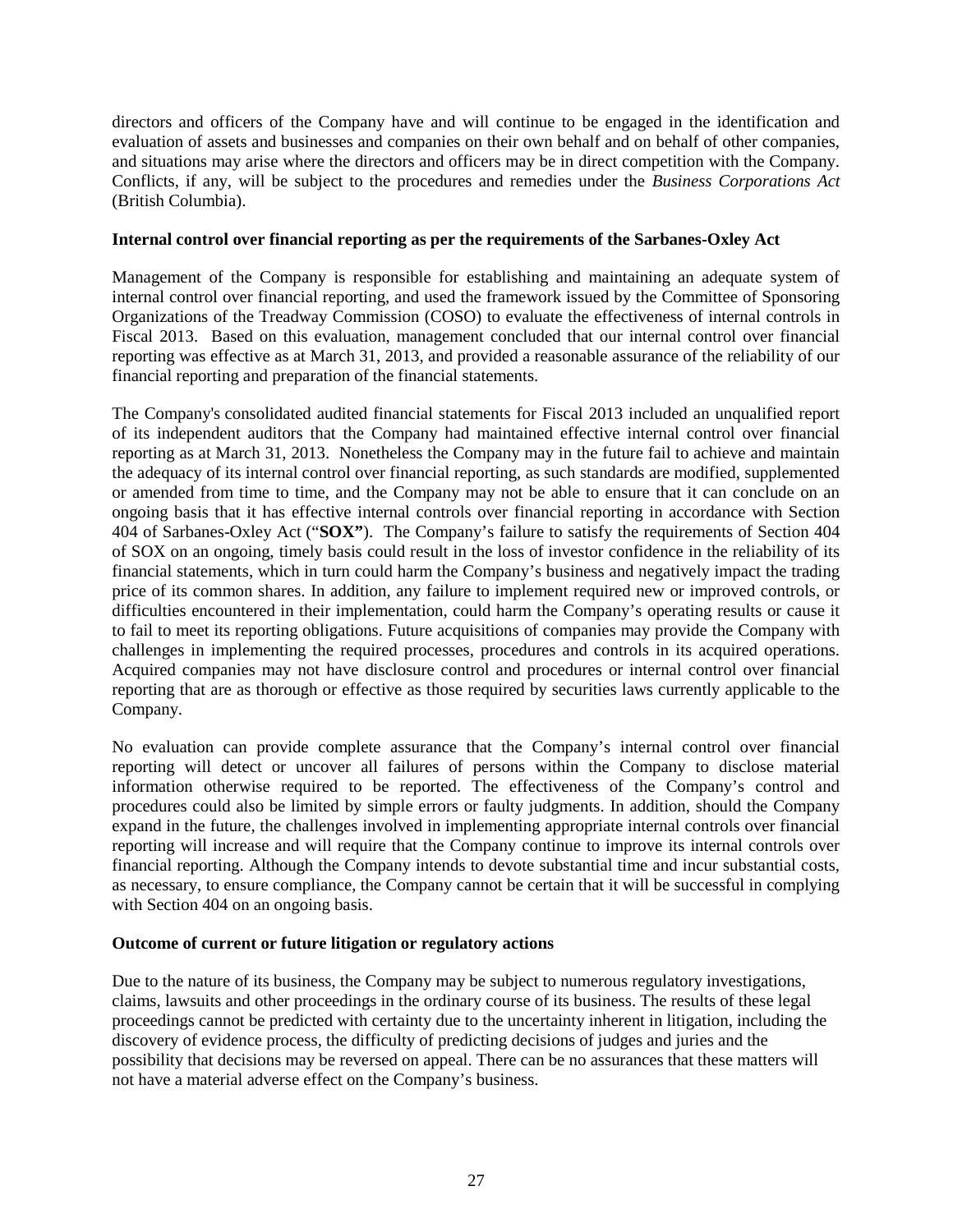directors and officers of the Company have and will continue to be engaged in the identification and evaluation of assets and businesses and companies on their own behalf and on behalf of other companies, and situations may arise where the directors and officers may be in direct competition with the Company. Conflicts, if any, will be subject to the procedures and remedies under the *Business Corporations Act* (British Columbia).

**Internal control over financial reporting as per the requirements of the Sarbanes-Oxley Act**

Management of the Company is responsible for establishing and maintaining an adequate system of internal control over financial reporting, and used the framework issued by the Committee of Sponsoring Organizations of the Treadway Commission (COSO) to evaluate the effectiveness of internal controls in Fiscal 2013. Based on this evaluation, management concluded that our internal control over financial reporting was effective as at March 31, 2013, and provided a reasonable assurance of the reliability of our financial reporting and preparation of the financial statements.

The Company's consolidated audited financial statements for Fiscal 2013 included an unqualified report of its independent auditors that the Company had maintained effective internal control over financial reporting as at March 31, 2013. Nonetheless the Company may in the future fail to achieve and maintain the adequacy of its internal control over financial reporting, as such standards are modified, supplemented or amended from time to time, and the Company may not be able to ensure that it can conclude on an ongoing basis that it has effective internal controls over financial reporting in accordance with Section 404 of Sarbanes-Oxley Act ("**SOX"**). The Company's failure to satisfy the requirements of Section 404 of SOX on an ongoing, timely basis could result in the loss of investor confidence in the reliability of its financial statements, which in turn could harm the Company's business and negatively impact the trading price of its common shares. In addition, any failure to implement required new or improved controls, or difficulties encountered in their implementation, could harm the Company's operating results or cause it to fail to meet its reporting obligations. Future acquisitions of companies may provide the Company with challenges in implementing the required processes, procedures and controls in its acquired operations. Acquired companies may not have disclosure control and procedures or internal control over financial reporting that are as thorough or effective as those required by securities laws currently applicable to the Company.

No evaluation can provide complete assurance that the Company's internal control over financial reporting will detect or uncover all failures of persons within the Company to disclose material information otherwise required to be reported. The effectiveness of the Company's control and procedures could also be limited by simple errors or faulty judgments. In addition, should the Company expand in the future, the challenges involved in implementing appropriate internal controls over financial reporting will increase and will require that the Company continue to improve its internal controls over financial reporting. Although the Company intends to devote substantial time and incur substantial costs, as necessary, to ensure compliance, the Company cannot be certain that it will be successful in complying with Section 404 on an ongoing basis.

**Outcome of current or future litigation or regulatory actions**

Due to the nature of its business, the Company may be subject to numerous regulatory investigations, claims, lawsuits and other proceedings in the ordinary course of its business. The results of these legal proceedings cannot be predicted with certainty due to the uncertainty inherent in litigation, including the discovery of evidence process, the difficulty of predicting decisions of judges and juries and the possibility that decisions may be reversed on appeal. There can be no assurances that these matters will not have a material adverse effect on the Company's business.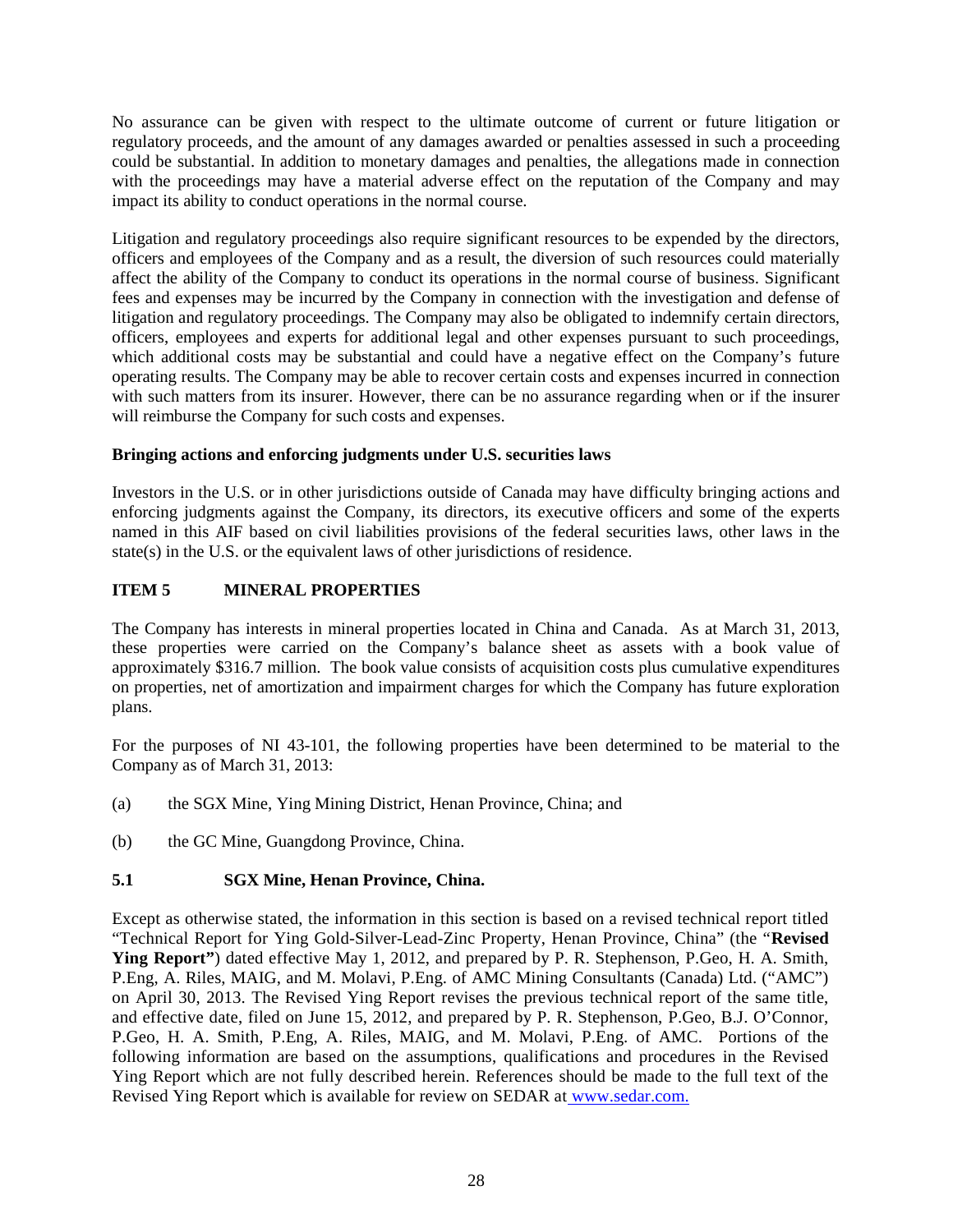No assurance can be given with respect to the ultimate outcome of current or future litigation or regulatory proceeds, and the amount of any damages awarded or penalties assessed in such a proceeding could be substantial. In addition to monetary damages and penalties, the allegations made in connection with the proceedings may have a material adverse effect on the reputation of the Company and may impact its ability to conduct operations in the normal course.

Litigation and regulatory proceedings also require significant resources to be expended by the directors, officers and employees of the Company and as a result, the diversion of such resources could materially affect the ability of the Company to conduct its operations in the normal course of business. Significant fees and expenses may be incurred by the Company in connection with the investigation and defense of litigation and regulatory proceedings. The Company may also be obligated to indemnify certain directors, officers, employees and experts for additional legal and other expenses pursuant to such proceedings, which additional costs may be substantial and could have a negative effect on the Company's future operating results. The Company may be able to recover certain costs and expenses incurred in connection with such matters from its insurer. However, there can be no assurance regarding when or if the insurer will reimburse the Company for such costs and expenses.

**Bringing actions and enforcing judgments under U.S. securities laws**

Investors in the U.S. or in other jurisdictions outside of Canada may have difficulty bringing actions and enforcing judgments against the Company, its directors, its executive officers and some of the experts named in this AIF based on civil liabilities provisions of the federal securities laws, other laws in the state(s) in the U.S. or the equivalent laws of other jurisdictions of residence.

## ITEM 5 MINERAL PROPERTIES

The Company has interests in mineral properties located in China and Canada. As at March 31, 2013, these properties were carried on the Company's balance sheet as assets with a book value of approximately $316.7 million. The book value consists of acquisition costs plus cumulative expenditures on properties, net of amortization and impairment charges for which the Company has future exploration plans.

For the purposes of NI 43-101, the following properties have been determined to be material to the Company as of March 31, 2013:

(a) the SGX Mine, Ying Mining District, Henan Province, China; and

(b) the GC Mine, Guangdong Province, China.

### 5.1 SGX Mine, Henan Province, China.

Except as otherwise stated, the information in this section is based on a revised technical report titled "Technical Report for Ying Gold-Silver-Lead-Zinc Property, Henan Province, China" (the "**Revised Ying Report"**) dated effective May 1, 2012, and prepared by P. R. Stephenson, P.Geo, H. A. Smith, P.Eng, A. Riles, MAIG, and M. Molavi, P.Eng. of AMC Mining Consultants (Canada) Ltd. ("AMC") on April 30, 2013. The Revised Ying Report revises the previous technical report of the same title, and effective date, filed on June 15, 2012, and prepared by P. R. Stephenson, P.Geo, B.J. O'Connor, P.Geo, H. A. Smith, P.Eng, A. Riles, MAIG, and M. Molavi, P.Eng. of AMC. Portions of the following information are based on the assumptions, qualifications and procedures in the Revised Ying Report which are not fully described herein. References should be made to the full text of the Revised Ying Report which is available for review on SEDAR at www.sedar.com.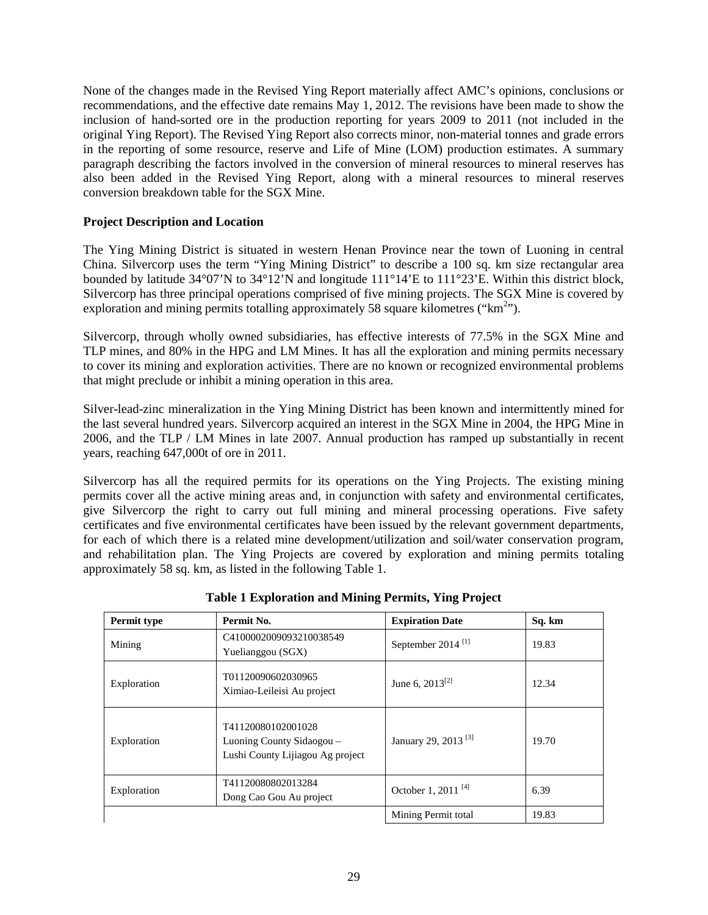None of the changes made in the Revised Ying Report materially affect AMC's opinions, conclusions or recommendations, and the effective date remains May 1, 2012. The revisions have been made to show the inclusion of hand-sorted ore in the production reporting for years 2009 to 2011 (not included in the original Ying Report). The Revised Ying Report also corrects minor, non-material tonnes and grade errors in the reporting of some resource, reserve and Life of Mine (LOM) production estimates. A summary paragraph describing the factors involved in the conversion of mineral resources to mineral reserves has also been added in the Revised Ying Report, along with a mineral resources to mineral reserves conversion breakdown table for the SGX Mine.

**Project Description and Location**

The Ying Mining District is situated in western Henan Province near the town of Luoning in central China. Silvercorp uses the term "Ying Mining District" to describe a 100 sq. km size rectangular area bounded by latitude 34°07'N to 34°12'N and longitude 111°14'E to 111°23'E. Within this district block, Silvercorp has three principal operations comprised of five mining projects. The SGX Mine is covered by exploration and mining permits totalling approximately 58 square kilometres ("$km^2$").

Silvercorp, through wholly owned subsidiaries, has effective interests of 77.5% in the SGX Mine and TLP mines, and 80% in the HPG and LM Mines. It has all the exploration and mining permits necessary to cover its mining and exploration activities. There are no known or recognized environmental problems that might preclude or inhibit a mining operation in this area.

Silver-lead-zinc mineralization in the Ying Mining District has been known and intermittently mined for the last several hundred years. Silvercorp acquired an interest in the SGX Mine in 2004, the HPG Mine in 2006, and the TLP / LM Mines in late 2007. Annual production has ramped up substantially in recent years, reaching 647,000t of ore in 2011.

Silvercorp has all the required permits for its operations on the Ying Projects. The existing mining permits cover all the active mining areas and, in conjunction with safety and environmental certificates, give Silvercorp the right to carry out full mining and mineral processing operations. Five safety certificates and five environmental certificates have been issued by the relevant government departments, for each of which there is a related mine development/utilization and soil/water conservation program, and rehabilitation plan. The Ying Projects are covered by exploration and mining permits totaling approximately 58 sq. km, as listed in the following Table 1.

**Table 1 Exploration and Mining Permits, Ying Project**

| Permit type | Permit No. | Expiration Date | Sq. km |
|---|---|---|---|
| Mining | C4100002009093210038549 Yuelianggou (SGX) | September 2014 [1] | 19.83 |
| Exploration | T01120090602030965 Ximiao-Leileisi Au project | June 6, 2013[2] | 12.34 |
| Exploration | T41120080102001028 Luoning County Sidaogou – Lushi County Lijiagou Ag project | January 29, 2013 [3] | 19.70 |
| Exploration | T41120080802013284 Dong Cao Gou Au project | October 1, 2011 [4] | 6.39 |
| | | Mining Permit total | 19.83 |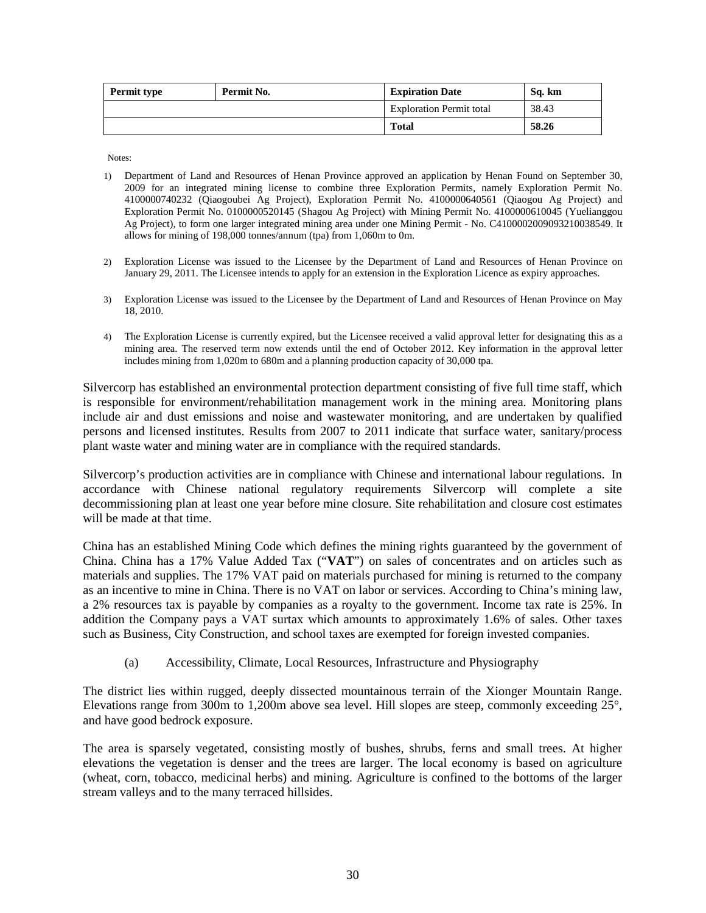| Permit type | Permit No. | Expiration Date | Sq. km |
|---|---|---|---|
| | | Exploration Permit total | 38.43 |
| | | **Total** | **58.26** |

Notes:

1) Department of Land and Resources of Henan Province approved an application by Henan Found on September 30, 2009 for an integrated mining license to combine three Exploration Permits, namely Exploration Permit No. 4100000740232 (Qiaogoubei Ag Project), Exploration Permit No. 4100000640561 (Qiaogou Ag Project) and Exploration Permit No. 0100000520145 (Shagou Ag Project) with Mining Permit No. 4100000610045 (Yuelianggou Ag Project), to form one larger integrated mining area under one Mining Permit - No. C4100002009093210038549. It allows for mining of 198,000 tonnes/annum (tpa) from 1,060m to 0m.

2) Exploration License was issued to the Licensee by the Department of Land and Resources of Henan Province on January 29, 2011. The Licensee intends to apply for an extension in the Exploration Licence as expiry approaches.

3) Exploration License was issued to the Licensee by the Department of Land and Resources of Henan Province on May 18, 2010.

4) The Exploration License is currently expired, but the Licensee received a valid approval letter for designating this as a mining area. The reserved term now extends until the end of October 2012. Key information in the approval letter includes mining from 1,020m to 680m and a planning production capacity of 30,000 tpa.

Silvercorp has established an environmental protection department consisting of five full time staff, which is responsible for environment/rehabilitation management work in the mining area. Monitoring plans include air and dust emissions and noise and wastewater monitoring, and are undertaken by qualified persons and licensed institutes. Results from 2007 to 2011 indicate that surface water, sanitary/process plant waste water and mining water are in compliance with the required standards.

Silvercorp's production activities are in compliance with Chinese and international labour regulations. In accordance with Chinese national regulatory requirements Silvercorp will complete a site decommissioning plan at least one year before mine closure. Site rehabilitation and closure cost estimates will be made at that time.

China has an established Mining Code which defines the mining rights guaranteed by the government of China. China has a 17% Value Added Tax ("**VAT**") on sales of concentrates and on articles such as materials and supplies. The 17% VAT paid on materials purchased for mining is returned to the company as an incentive to mine in China. There is no VAT on labor or services. According to China's mining law, a 2% resources tax is payable by companies as a royalty to the government. Income tax rate is 25%. In addition the Company pays a VAT surtax which amounts to approximately 1.6% of sales. Other taxes such as Business, City Construction, and school taxes are exempted for foreign invested companies.

(a) Accessibility, Climate, Local Resources, Infrastructure and Physiography

The district lies within rugged, deeply dissected mountainous terrain of the Xionger Mountain Range. Elevations range from 300m to 1,200m above sea level. Hill slopes are steep, commonly exceeding 25°, and have good bedrock exposure.

The area is sparsely vegetated, consisting mostly of bushes, shrubs, ferns and small trees. At higher elevations the vegetation is denser and the trees are larger. The local economy is based on agriculture (wheat, corn, tobacco, medicinal herbs) and mining. Agriculture is confined to the bottoms of the larger stream valleys and to the many terraced hillsides.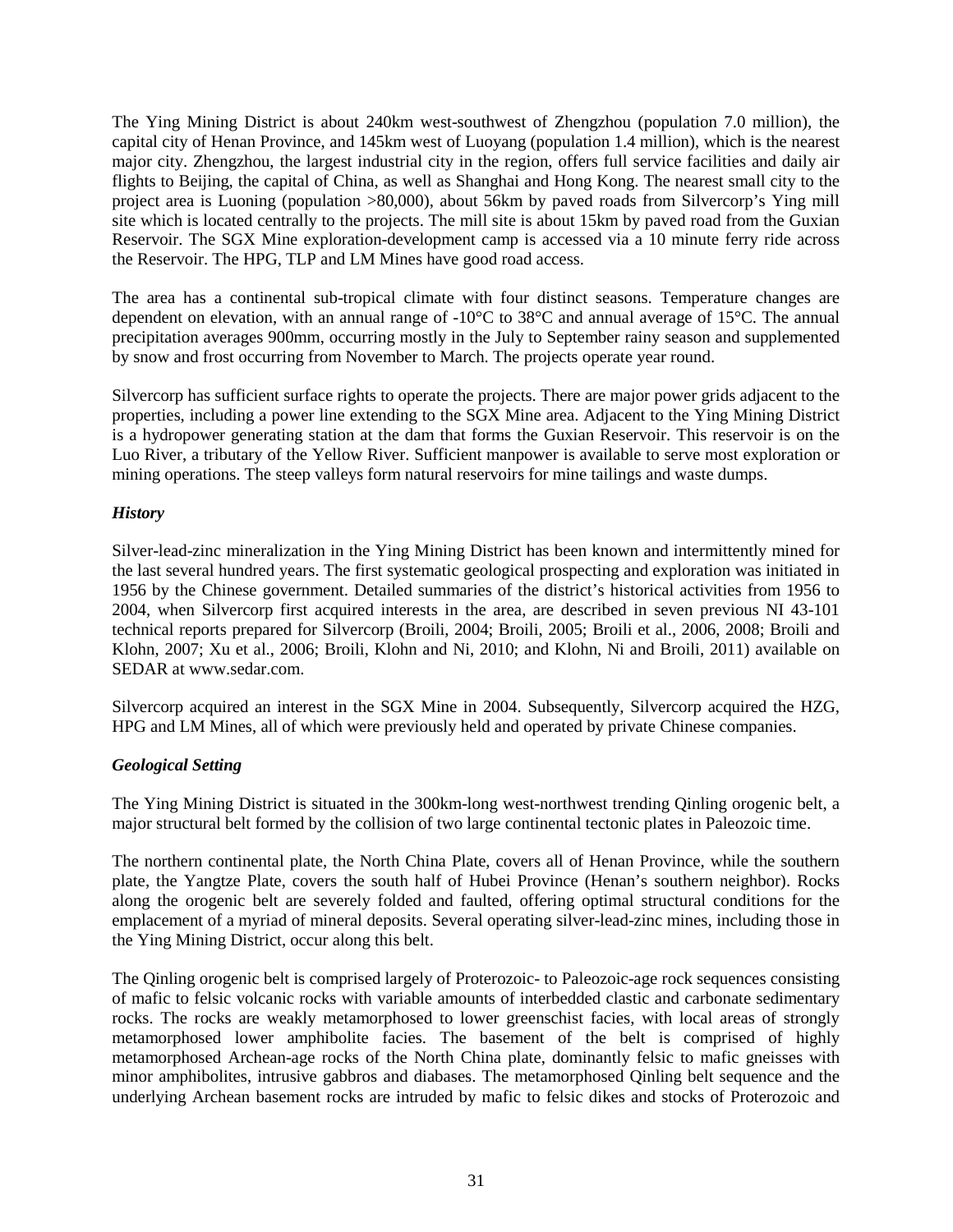The Ying Mining District is about 240km west-southwest of Zhengzhou (population 7.0 million), the capital city of Henan Province, and 145km west of Luoyang (population 1.4 million), which is the nearest major city. Zhengzhou, the largest industrial city in the region, offers full service facilities and daily air flights to Beijing, the capital of China, as well as Shanghai and Hong Kong. The nearest small city to the project area is Luoning (population >80,000), about 56km by paved roads from Silvercorp's Ying mill site which is located centrally to the projects. The mill site is about 15km by paved road from the Guxian Reservoir. The SGX Mine exploration-development camp is accessed via a 10 minute ferry ride across the Reservoir. The HPG, TLP and LM Mines have good road access.

The area has a continental sub-tropical climate with four distinct seasons. Temperature changes are dependent on elevation, with an annual range of -10°C to 38°C and annual average of 15°C. The annual precipitation averages 900mm, occurring mostly in the July to September rainy season and supplemented by snow and frost occurring from November to March. The projects operate year round.

Silvercorp has sufficient surface rights to operate the projects. There are major power grids adjacent to the properties, including a power line extending to the SGX Mine area. Adjacent to the Ying Mining District is a hydropower generating station at the dam that forms the Guxian Reservoir. This reservoir is on the Luo River, a tributary of the Yellow River. Sufficient manpower is available to serve most exploration or mining operations. The steep valleys form natural reservoirs for mine tailings and waste dumps.

### *History*

Silver-lead-zinc mineralization in the Ying Mining District has been known and intermittently mined for the last several hundred years. The first systematic geological prospecting and exploration was initiated in 1956 by the Chinese government. Detailed summaries of the district's historical activities from 1956 to 2004, when Silvercorp first acquired interests in the area, are described in seven previous NI 43-101 technical reports prepared for Silvercorp (Broili, 2004; Broili, 2005; Broili et al., 2006, 2008; Broili and Klohn, 2007; Xu et al., 2006; Broili, Klohn and Ni, 2010; and Klohn, Ni and Broili, 2011) available on SEDAR at www.sedar.com.

Silvercorp acquired an interest in the SGX Mine in 2004. Subsequently, Silvercorp acquired the HZG, HPG and LM Mines, all of which were previously held and operated by private Chinese companies.

### *Geological Setting*

The Ying Mining District is situated in the 300km-long west-northwest trending Qinling orogenic belt, a major structural belt formed by the collision of two large continental tectonic plates in Paleozoic time.

The northern continental plate, the North China Plate, covers all of Henan Province, while the southern plate, the Yangtze Plate, covers the south half of Hubei Province (Henan's southern neighbor). Rocks along the orogenic belt are severely folded and faulted, offering optimal structural conditions for the emplacement of a myriad of mineral deposits. Several operating silver-lead-zinc mines, including those in the Ying Mining District, occur along this belt.

The Qinling orogenic belt is comprised largely of Proterozoic- to Paleozoic-age rock sequences consisting of mafic to felsic volcanic rocks with variable amounts of interbedded clastic and carbonate sedimentary rocks. The rocks are weakly metamorphosed to lower greenschist facies, with local areas of strongly metamorphosed lower amphibolite facies. The basement of the belt is comprised of highly metamorphosed Archean-age rocks of the North China plate, dominantly felsic to mafic gneisses with minor amphibolites, intrusive gabbros and diabases. The metamorphosed Qinling belt sequence and the underlying Archean basement rocks are intruded by mafic to felsic dikes and stocks of Proterozoic and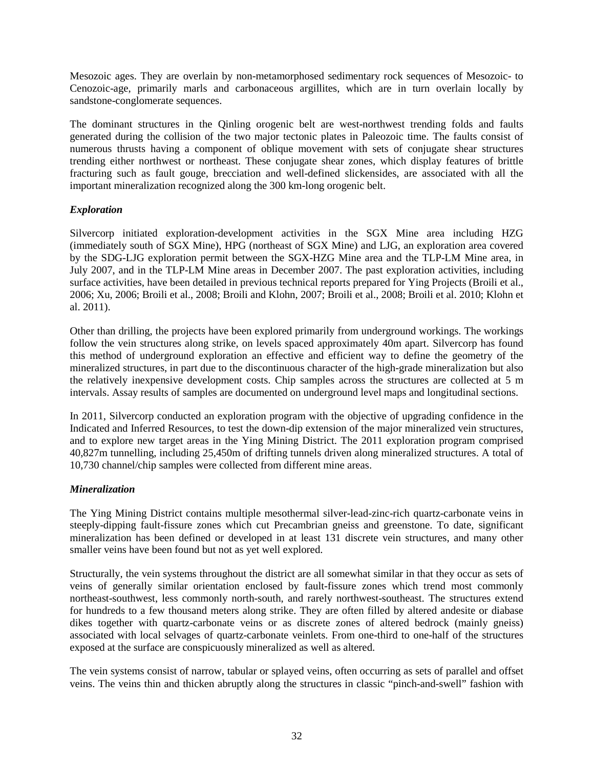Mesozoic ages. They are overlain by non-metamorphosed sedimentary rock sequences of Mesozoic- to Cenozoic-age, primarily marls and carbonaceous argillites, which are in turn overlain locally by sandstone-conglomerate sequences.

The dominant structures in the Qinling orogenic belt are west-northwest trending folds and faults generated during the collision of the two major tectonic plates in Paleozoic time. The faults consist of numerous thrusts having a component of oblique movement with sets of conjugate shear structures trending either northwest or northeast. These conjugate shear zones, which display features of brittle fracturing such as fault gouge, brecciation and well-defined slickensides, are associated with all the important mineralization recognized along the 300 km-long orogenic belt.

### *Exploration*

Silvercorp initiated exploration-development activities in the SGX Mine area including HZG (immediately south of SGX Mine), HPG (northeast of SGX Mine) and LJG, an exploration area covered by the SDG-LJG exploration permit between the SGX-HZG Mine area and the TLP-LM Mine area, in July 2007, and in the TLP-LM Mine areas in December 2007. The past exploration activities, including surface activities, have been detailed in previous technical reports prepared for Ying Projects (Broili et al., 2006; Xu, 2006; Broili et al., 2008; Broili and Klohn, 2007; Broili et al., 2008; Broili et al. 2010; Klohn et al. 2011).

Other than drilling, the projects have been explored primarily from underground workings. The workings follow the vein structures along strike, on levels spaced approximately 40m apart. Silvercorp has found this method of underground exploration an effective and efficient way to define the geometry of the mineralized structures, in part due to the discontinuous character of the high-grade mineralization but also the relatively inexpensive development costs. Chip samples across the structures are collected at 5 m intervals. Assay results of samples are documented on underground level maps and longitudinal sections.

In 2011, Silvercorp conducted an exploration program with the objective of upgrading confidence in the Indicated and Inferred Resources, to test the down-dip extension of the major mineralized vein structures, and to explore new target areas in the Ying Mining District. The 2011 exploration program comprised 40,827m tunnelling, including 25,450m of drifting tunnels driven along mineralized structures. A total of 10,730 channel/chip samples were collected from different mine areas.

### *Mineralization*

The Ying Mining District contains multiple mesothermal silver-lead-zinc-rich quartz-carbonate veins in steeply-dipping fault-fissure zones which cut Precambrian gneiss and greenstone. To date, significant mineralization has been defined or developed in at least 131 discrete vein structures, and many other smaller veins have been found but not as yet well explored.

Structurally, the vein systems throughout the district are all somewhat similar in that they occur as sets of veins of generally similar orientation enclosed by fault-fissure zones which trend most commonly northeast-southwest, less commonly north-south, and rarely northwest-southeast. The structures extend for hundreds to a few thousand meters along strike. They are often filled by altered andesite or diabase dikes together with quartz-carbonate veins or as discrete zones of altered bedrock (mainly gneiss) associated with local selvages of quartz-carbonate veinlets. From one-third to one-half of the structures exposed at the surface are conspicuously mineralized as well as altered.

The vein systems consist of narrow, tabular or splayed veins, often occurring as sets of parallel and offset veins. The veins thin and thicken abruptly along the structures in classic “pinch-and-swell” fashion with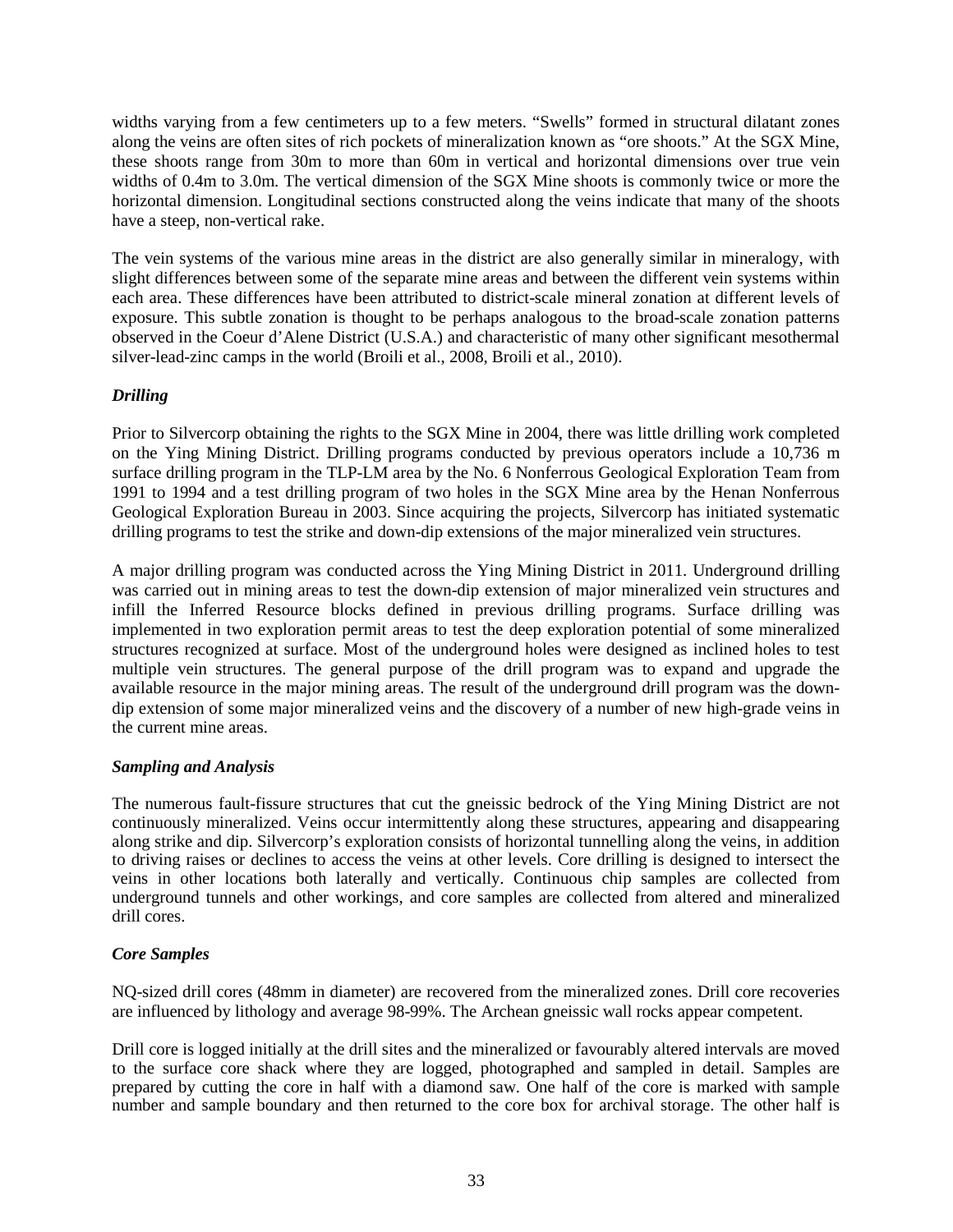widths varying from a few centimeters up to a few meters. "Swells" formed in structural dilatant zones along the veins are often sites of rich pockets of mineralization known as "ore shoots." At the SGX Mine, these shoots range from 30m to more than 60m in vertical and horizontal dimensions over true vein widths of 0.4m to 3.0m. The vertical dimension of the SGX Mine shoots is commonly twice or more the horizontal dimension. Longitudinal sections constructed along the veins indicate that many of the shoots have a steep, non-vertical rake.

The vein systems of the various mine areas in the district are also generally similar in mineralogy, with slight differences between some of the separate mine areas and between the different vein systems within each area. These differences have been attributed to district-scale mineral zonation at different levels of exposure. This subtle zonation is thought to be perhaps analogous to the broad-scale zonation patterns observed in the Coeur d'Alene District (U.S.A.) and characteristic of many other significant mesothermal silver-lead-zinc camps in the world (Broili et al., 2008, Broili et al., 2010).

### *Drilling*

Prior to Silvercorp obtaining the rights to the SGX Mine in 2004, there was little drilling work completed on the Ying Mining District. Drilling programs conducted by previous operators include a 10,736 m surface drilling program in the TLP-LM area by the No. 6 Nonferrous Geological Exploration Team from 1991 to 1994 and a test drilling program of two holes in the SGX Mine area by the Henan Nonferrous Geological Exploration Bureau in 2003. Since acquiring the projects, Silvercorp has initiated systematic drilling programs to test the strike and down-dip extensions of the major mineralized vein structures.

A major drilling program was conducted across the Ying Mining District in 2011. Underground drilling was carried out in mining areas to test the down-dip extension of major mineralized vein structures and infill the Inferred Resource blocks defined in previous drilling programs. Surface drilling was implemented in two exploration permit areas to test the deep exploration potential of some mineralized structures recognized at surface. Most of the underground holes were designed as inclined holes to test multiple vein structures. The general purpose of the drill program was to expand and upgrade the available resource in the major mining areas. The result of the underground drill program was the down-dip extension of some major mineralized veins and the discovery of a number of new high-grade veins in the current mine areas.

### *Sampling and Analysis*

The numerous fault-fissure structures that cut the gneissic bedrock of the Ying Mining District are not continuously mineralized. Veins occur intermittently along these structures, appearing and disappearing along strike and dip. Silvercorp's exploration consists of horizontal tunnelling along the veins, in addition to driving raises or declines to access the veins at other levels. Core drilling is designed to intersect the veins in other locations both laterally and vertically. Continuous chip samples are collected from underground tunnels and other workings, and core samples are collected from altered and mineralized drill cores.

### *Core Samples*

NQ-sized drill cores (48mm in diameter) are recovered from the mineralized zones. Drill core recoveries are influenced by lithology and average 98-99%. The Archean gneissic wall rocks appear competent.

Drill core is logged initially at the drill sites and the mineralized or favourably altered intervals are moved to the surface core shack where they are logged, photographed and sampled in detail. Samples are prepared by cutting the core in half with a diamond saw. One half of the core is marked with sample number and sample boundary and then returned to the core box for archival storage. The other half is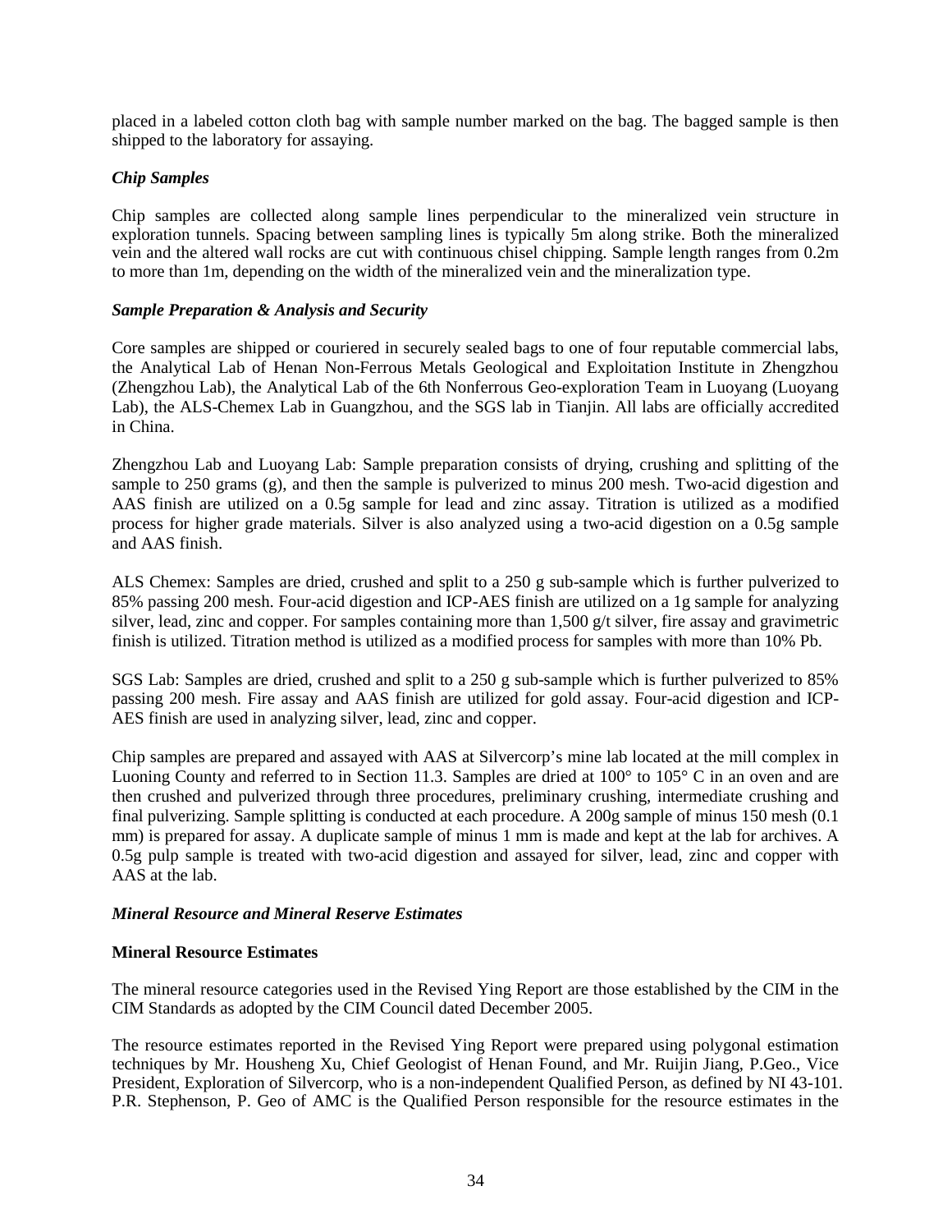placed in a labeled cotton cloth bag with sample number marked on the bag. The bagged sample is then shipped to the laboratory for assaying.

### *Chip Samples*

Chip samples are collected along sample lines perpendicular to the mineralized vein structure in exploration tunnels. Spacing between sampling lines is typically 5m along strike. Both the mineralized vein and the altered wall rocks are cut with continuous chisel chipping. Sample length ranges from 0.2m to more than 1m, depending on the width of the mineralized vein and the mineralization type.

### *Sample Preparation & Analysis and Security*

Core samples are shipped or couriered in securely sealed bags to one of four reputable commercial labs, the Analytical Lab of Henan Non-Ferrous Metals Geological and Exploitation Institute in Zhengzhou (Zhengzhou Lab), the Analytical Lab of the 6th Nonferrous Geo-exploration Team in Luoyang (Luoyang Lab), the ALS-Chemex Lab in Guangzhou, and the SGS lab in Tianjin. All labs are officially accredited in China.

Zhengzhou Lab and Luoyang Lab: Sample preparation consists of drying, crushing and splitting of the sample to 250 grams (g), and then the sample is pulverized to minus 200 mesh. Two-acid digestion and AAS finish are utilized on a 0.5g sample for lead and zinc assay. Titration is utilized as a modified process for higher grade materials. Silver is also analyzed using a two-acid digestion on a 0.5g sample and AAS finish.

ALS Chemex: Samples are dried, crushed and split to a 250 g sub-sample which is further pulverized to 85% passing 200 mesh. Four-acid digestion and ICP-AES finish are utilized on a 1g sample for analyzing silver, lead, zinc and copper. For samples containing more than 1,500 g/t silver, fire assay and gravimetric finish is utilized. Titration method is utilized as a modified process for samples with more than 10% Pb.

SGS Lab: Samples are dried, crushed and split to a 250 g sub-sample which is further pulverized to 85% passing 200 mesh. Fire assay and AAS finish are utilized for gold assay. Four-acid digestion and ICP-AES finish are used in analyzing silver, lead, zinc and copper.

Chip samples are prepared and assayed with AAS at Silvercorp's mine lab located at the mill complex in Luoning County and referred to in Section 11.3. Samples are dried at 100° to 105° C in an oven and are then crushed and pulverized through three procedures, preliminary crushing, intermediate crushing and final pulverizing. Sample splitting is conducted at each procedure. A 200g sample of minus 150 mesh (0.1 mm) is prepared for assay. A duplicate sample of minus 1 mm is made and kept at the lab for archives. A 0.5g pulp sample is treated with two-acid digestion and assayed for silver, lead, zinc and copper with AAS at the lab.

### *Mineral Resource and Mineral Reserve Estimates*

#### **Mineral Resource Estimates**

The mineral resource categories used in the Revised Ying Report are those established by the CIM in the CIM Standards as adopted by the CIM Council dated December 2005.

The resource estimates reported in the Revised Ying Report were prepared using polygonal estimation techniques by Mr. Housheng Xu, Chief Geologist of Henan Found, and Mr. Ruijin Jiang, P.Geo., Vice President, Exploration of Silvercorp, who is a non-independent Qualified Person, as defined by NI 43-101. P.R. Stephenson, P. Geo of AMC is the Qualified Person responsible for the resource estimates in the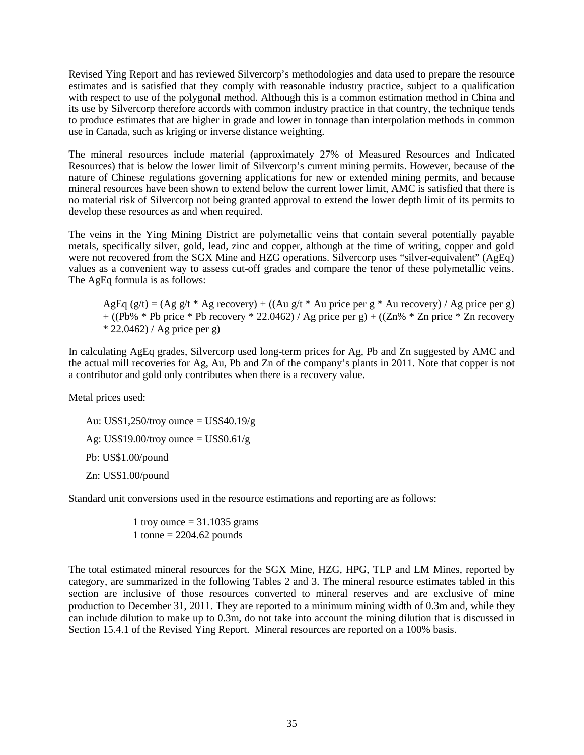Revised Ying Report and has reviewed Silvercorp's methodologies and data used to prepare the resource estimates and is satisfied that they comply with reasonable industry practice, subject to a qualification with respect to use of the polygonal method. Although this is a common estimation method in China and its use by Silvercorp therefore accords with common industry practice in that country, the technique tends to produce estimates that are higher in grade and lower in tonnage than interpolation methods in common use in Canada, such as kriging or inverse distance weighting.

The mineral resources include material (approximately 27% of Measured Resources and Indicated Resources) that is below the lower limit of Silvercorp's current mining permits. However, because of the nature of Chinese regulations governing applications for new or extended mining permits, and because mineral resources have been shown to extend below the current lower limit, AMC is satisfied that there is no material risk of Silvercorp not being granted approval to extend the lower depth limit of its permits to develop these resources as and when required.

The veins in the Ying Mining District are polymetallic veins that contain several potentially payable metals, specifically silver, gold, lead, zinc and copper, although at the time of writing, copper and gold were not recovered from the SGX Mine and HZG operations. Silvercorp uses "silver-equivalent" (AgEq) values as a convenient way to assess cut-off grades and compare the tenor of these polymetallic veins. The AgEq formula is as follows:

> AgEq (g/t) = (Ag g/t * Ag recovery) + ((Au g/t * Au price per g * Au recovery) / Ag price per g) + ((Pb% * Pb price * Pb recovery * 22.0462) / Ag price per g) + ((Zn% * Zn price * Zn recovery * 22.0462) / Ag price per g)

In calculating AgEq grades, Silvercorp used long-term prices for Ag, Pb and Zn suggested by AMC and the actual mill recoveries for Ag, Au, Pb and Zn of the company's plants in 2011. Note that copper is not a contributor and gold only contributes when there is a recovery value.

Metal prices used:

- Au: US$1,250/troy ounce = US$40.19/g
- Ag: US$19.00/troy ounce = US$0.61/g
- Pb: US$1.00/pound
- Zn: US$1.00/pound

Standard unit conversions used in the resource estimations and reporting are as follows:

> 1 troy ounce = 31.1035 grams
> 1 tonne = 2204.62 pounds

The total estimated mineral resources for the SGX Mine, HZG, HPG, TLP and LM Mines, reported by category, are summarized in the following Tables 2 and 3. The mineral resource estimates tabled in this section are inclusive of those resources converted to mineral reserves and are exclusive of mine production to December 31, 2011. They are reported to a minimum mining width of 0.3m and, while they can include dilution to make up to 0.3m, do not take into account the mining dilution that is discussed in Section 15.4.1 of the Revised Ying Report. Mineral resources are reported on a 100% basis.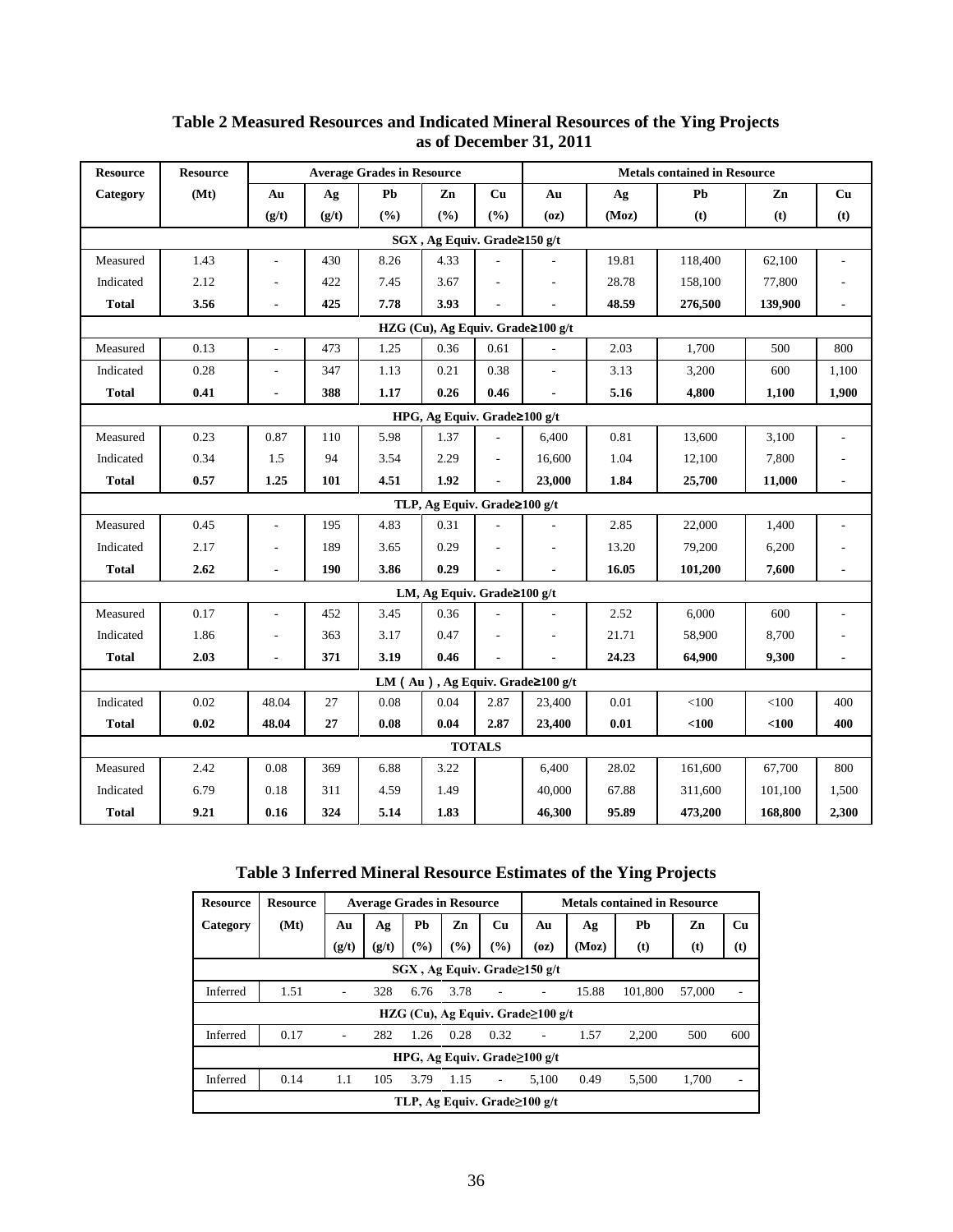**Table 2 Measured Resources and Indicated Mineral Resources of the Ying Projects as of December 31, 2011**

| Resource Category | Resource (Mt) | Average Grades in Resource | | | | | Metals contained in Resource | | | | |
|---|---|---|---|---|---|---|---|---|---|---|---|
| | | Au (g/t) | Ag (g/t) | Pb (%) | Zn (%) | Cu (%) | Au (oz) | Ag (Moz) | Pb (t) | Zn (t) | Cu (t) |
| **SGX , Ag Equiv. Grade≥150 g/t** | | | | | | | | | | | |
| Measured | 1.43 | - | 430 | 8.26 | 4.33 | - | - | 19.81 | 118,400 | 62,100 | - |
| Indicated | 2.12 | - | 422 | 7.45 | 3.67 | - | - | 28.78 | 158,100 | 77,800 | - |
| **Total** | **3.56** | **-** | **425** | **7.78** | **3.93** | **-** | **-** | **48.59** | **276,500** | **139,900** | **-** |
| **HZG (Cu), Ag Equiv. Grade≥100 g/t** | | | | | | | | | | | |
| Measured | 0.13 | - | 473 | 1.25 | 0.36 | 0.61 | - | 2.03 | 1,700 | 500 | 800 |
| Indicated | 0.28 | - | 347 | 1.13 | 0.21 | 0.38 | - | 3.13 | 3,200 | 600 | 1,100 |
| **Total** | **0.41** | **-** | **388** | **1.17** | **0.26** | **0.46** | **-** | **5.16** | **4,800** | **1,100** | **1,900** |
| **HPG, Ag Equiv. Grade≥100 g/t** | | | | | | | | | | | |
| Measured | 0.23 | 0.87 | 110 | 5.98 | 1.37 | - | 6,400 | 0.81 | 13,600 | 3,100 | - |
| Indicated | 0.34 | 1.5 | 94 | 3.54 | 2.29 | - | 16,600 | 1.04 | 12,100 | 7,800 | - |
| **Total** | **0.57** | **1.25** | **101** | **4.51** | **1.92** | **-** | **23,000** | **1.84** | **25,700** | **11,000** | **-** |
| **TLP, Ag Equiv. Grade≥100 g/t** | | | | | | | | | | | |
| Measured | 0.45 | - | 195 | 4.83 | 0.31 | - | - | 2.85 | 22,000 | 1,400 | - |
| Indicated | 2.17 | - | 189 | 3.65 | 0.29 | - | - | 13.20 | 79,200 | 6,200 | - |
| **Total** | **2.62** | **-** | **190** | **3.86** | **0.29** | **-** | **-** | **16.05** | **101,200** | **7,600** | **-** |
| **LM, Ag Equiv. Grade≥100 g/t** | | | | | | | | | | | |
| Measured | 0.17 | - | 452 | 3.45 | 0.36 | - | - | 2.52 | 6,000 | 600 | - |
| Indicated | 1.86 | - | 363 | 3.17 | 0.47 | - | - | 21.71 | 58,900 | 8,700 | - |
| **Total** | **2.03** | **-** | **371** | **3.19** | **0.46** | **-** | **-** | **24.23** | **64,900** | **9,300** | **-** |
| **LM（Au）, Ag Equiv. Grade≥100 g/t** | | | | | | | | | | | |
| Indicated | 0.02 | 48.04 | 27 | 0.08 | 0.04 | 2.87 | 23,400 | 0.01 | <100 | <100 | 400 |
| **Total** | **0.02** | **48.04** | **27** | **0.08** | **0.04** | **2.87** | **23,400** | **0.01** | **<100** | **<100** | **400** |
| **TOTALS** | | | | | | | | | | | |
| Measured | 2.42 | 0.08 | 369 | 6.88 | 3.22 | | 6,400 | 28.02 | 161,600 | 67,700 | 800 |
| Indicated | 6.79 | 0.18 | 311 | 4.59 | 1.49 | | 40,000 | 67.88 | 311,600 | 101,100 | 1,500 |
| **Total** | **9.21** | **0.16** | **324** | **5.14** | **1.83** | | **46,300** | **95.89** | **473,200** | **168,800** | **2,300** |

**Table 3 Inferred Mineral Resource Estimates of the Ying Projects**

| Resource Category | Resource (Mt) | Average Grades in Resource | | | | | Metals contained in Resource | | | | |
|---|---|---|---|---|---|---|---|---|---|---|---|
| | | Au (g/t) | Ag (g/t) | Pb (%) | Zn (%) | Cu (%) | Au (oz) | Ag (Moz) | Pb (t) | Zn (t) | Cu (t) |
| **SGX , Ag Equiv. Grade≥150 g/t** | | | | | | | | | | | |
| Inferred | 1.51 | - | 328 | 6.76 | 3.78 | - | - | 15.88 | 101,800 | 57,000 | - |
| **HZG (Cu), Ag Equiv. Grade≥100 g/t** | | | | | | | | | | | |
| Inferred | 0.17 | - | 282 | 1.26 | 0.28 | 0.32 | - | 1.57 | 2,200 | 500 | 600 |
| **HPG, Ag Equiv. Grade≥100 g/t** | | | | | | | | | | | |
| Inferred | 0.14 | 1.1 | 105 | 3.79 | 1.15 | - | 5,100 | 0.49 | 5,500 | 1,700 | - |
| **TLP, Ag Equiv. Grade≥100 g/t** | | | | | | | | | | | |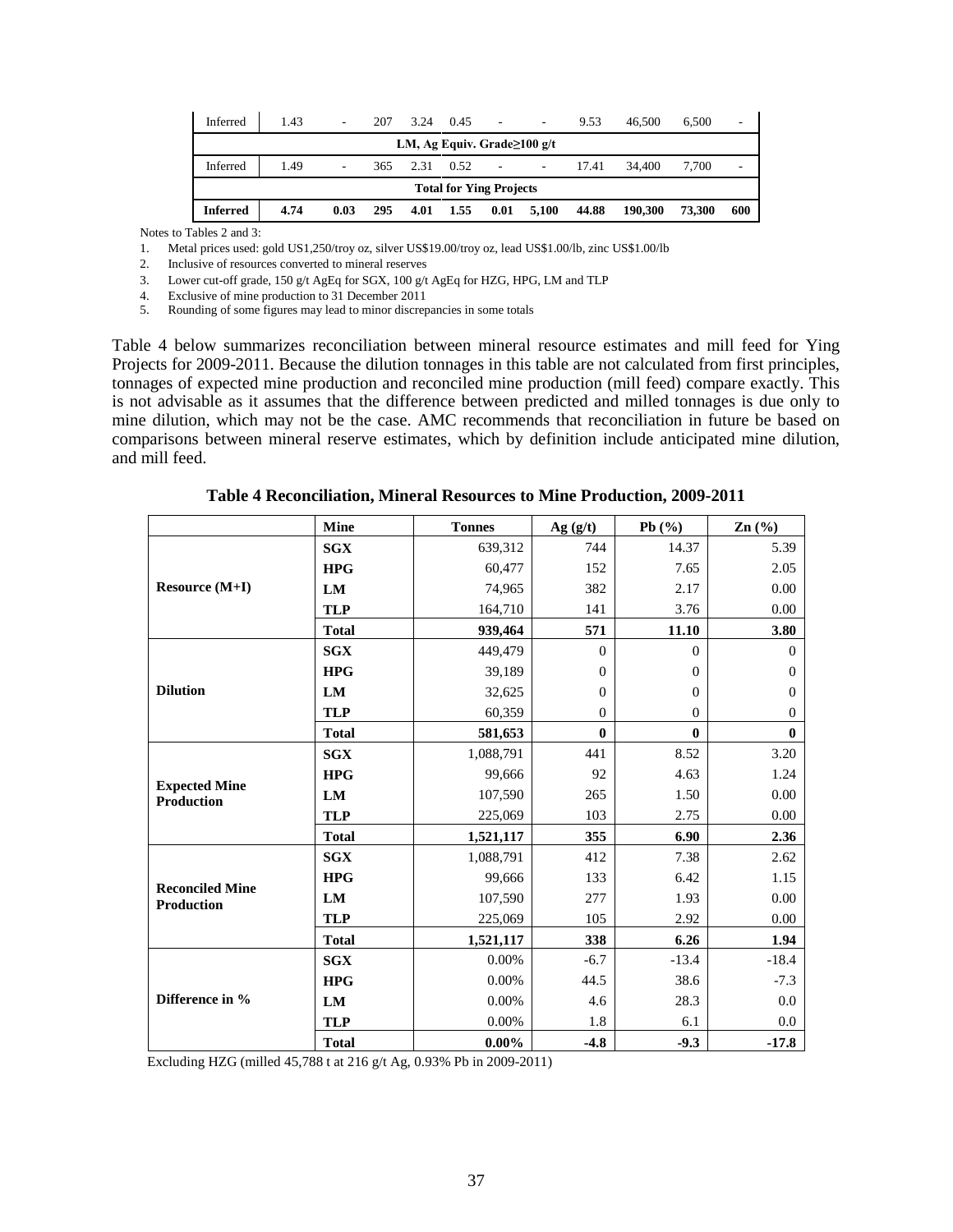| Inferred | 1.43 | - | 207 | 3.24 | 0.45 | - | - | 9.53 | 46,500 | 6,500 | - |
|---|---|---|---|---|---|---|---|---|---|---|---|
| **LM, Ag Equiv. Grade≥100 g/t** | | | | | | | | | | | |
| Inferred | 1.49 | - | 365 | 2.31 | 0.52 | - | - | 17.41 | 34,400 | 7,700 | - |
| **Total for Ying Projects** | | | | | | | | | | | |
| **Inferred** | **4.74** | **0.03** | **295** | **4.01** | **1.55** | **0.01** | **5,100** | **44.88** | **190,300** | **73,300** | **600** |

Notes to Tables 2 and 3:

1. Metal prices used: gold US1,250/troy oz, silver US$19.00/troy oz, lead US$1.00/lb, zinc US$1.00/lb
2. Inclusive of resources converted to mineral reserves
3. Lower cut-off grade, 150 g/t AgEq for SGX, 100 g/t AgEq for HZG, HPG, LM and TLP
4. Exclusive of mine production to 31 December 2011
5. Rounding of some figures may lead to minor discrepancies in some totals

Table 4 below summarizes reconciliation between mineral resource estimates and mill feed for Ying Projects for 2009-2011. Because the dilution tonnages in this table are not calculated from first principles, tonnages of expected mine production and reconciled mine production (mill feed) compare exactly. This is not advisable as it assumes that the difference between predicted and milled tonnages is due only to mine dilution, which may not be the case. AMC recommends that reconciliation in future be based on comparisons between mineral reserve estimates, which by definition include anticipated mine dilution, and mill feed.

**Table 4 Reconciliation, Mineral Resources to Mine Production, 2009-2011**

| | Mine | Tonnes | Ag (g/t) | Pb (%) | Zn (%) |
|---|---|---|---|---|---|
| **Resource (M+I)** | **SGX** | 639,312 | 744 | 14.37 | 5.39 |
| | **HPG** | 60,477 | 152 | 7.65 | 2.05 |
| | **LM** | 74,965 | 382 | 2.17 | 0.00 |
| | **TLP** | 164,710 | 141 | 3.76 | 0.00 |
| | **Total** | **939,464** | **571** | **11.10** | **3.80** |
| **Dilution** | **SGX** | 449,479 | 0 | 0 | 0 |
| | **HPG** | 39,189 | 0 | 0 | 0 |
| | **LM** | 32,625 | 0 | 0 | 0 |
| | **TLP** | 60,359 | 0 | 0 | 0 |
| | **Total** | **581,653** | **0** | **0** | **0** |
| **Expected Mine Production** | **SGX** | 1,088,791 | 441 | 8.52 | 3.20 |
| | **HPG** | 99,666 | 92 | 4.63 | 1.24 |
| | **LM** | 107,590 | 265 | 1.50 | 0.00 |
| | **TLP** | 225,069 | 103 | 2.75 | 0.00 |
| | **Total** | **1,521,117** | **355** | **6.90** | **2.36** |
| **Reconciled Mine Production** | **SGX** | 1,088,791 | 412 | 7.38 | 2.62 |
| | **HPG** | 99,666 | 133 | 6.42 | 1.15 |
| | **LM** | 107,590 | 277 | 1.93 | 0.00 |
| | **TLP** | 225,069 | 105 | 2.92 | 0.00 |
| | **Total** | **1,521,117** | **338** | **6.26** | **1.94** |
| **Difference in %** | **SGX** | 0.00% | -6.7 | -13.4 | -18.4 |
| | **HPG** | 0.00% | 44.5 | 38.6 | -7.3 |
| | **LM** | 0.00% | 4.6 | 28.3 | 0.0 |
| | **TLP** | 0.00% | 1.8 | 6.1 | 0.0 |
| | **Total** | **0.00%** | **-4.8** | **-9.3** | **-17.8** |

Excluding HZG (milled 45,788 t at 216 g/t Ag, 0.93% Pb in 2009-2011)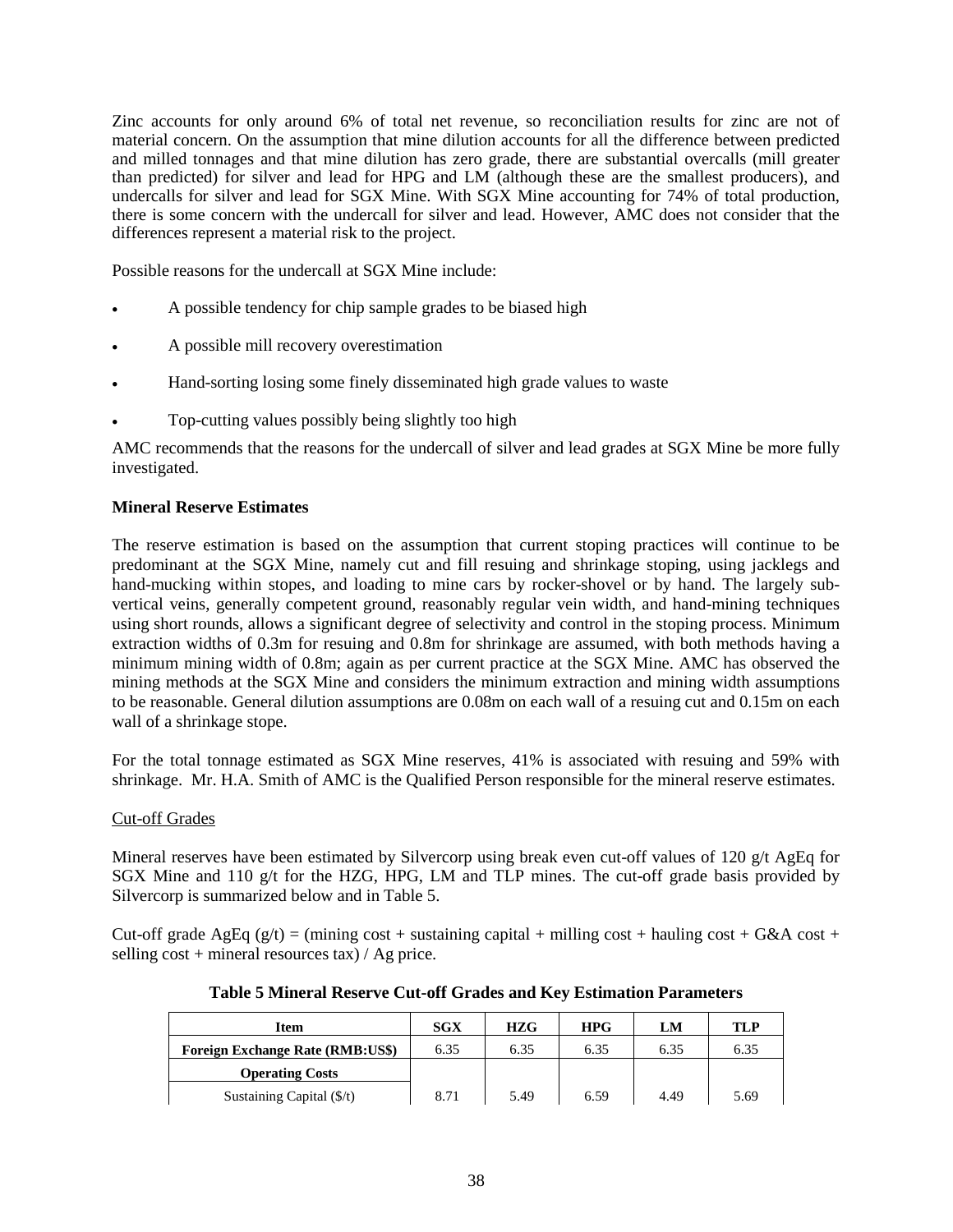Zinc accounts for only around 6% of total net revenue, so reconciliation results for zinc are not of material concern. On the assumption that mine dilution accounts for all the difference between predicted and milled tonnages and that mine dilution has zero grade, there are substantial overcalls (mill greater than predicted) for silver and lead for HPG and LM (although these are the smallest producers), and undercalls for silver and lead for SGX Mine. With SGX Mine accounting for 74% of total production, there is some concern with the undercall for silver and lead. However, AMC does not consider that the differences represent a material risk to the project.

Possible reasons for the undercall at SGX Mine include:

- A possible tendency for chip sample grades to be biased high
- A possible mill recovery overestimation
- Hand-sorting losing some finely disseminated high grade values to waste
- Top-cutting values possibly being slightly too high

AMC recommends that the reasons for the undercall of silver and lead grades at SGX Mine be more fully investigated.

**Mineral Reserve Estimates**

The reserve estimation is based on the assumption that current stoping practices will continue to be predominant at the SGX Mine, namely cut and fill resuing and shrinkage stoping, using jacklegs and hand-mucking within stopes, and loading to mine cars by rocker-shovel or by hand. The largely sub-vertical veins, generally competent ground, reasonably regular vein width, and hand-mining techniques using short rounds, allows a significant degree of selectivity and control in the stoping process. Minimum extraction widths of 0.3m for resuing and 0.8m for shrinkage are assumed, with both methods having a minimum mining width of 0.8m; again as per current practice at the SGX Mine. AMC has observed the mining methods at the SGX Mine and considers the minimum extraction and mining width assumptions to be reasonable. General dilution assumptions are 0.08m on each wall of a resuing cut and 0.15m on each wall of a shrinkage stope.

For the total tonnage estimated as SGX Mine reserves, 41% is associated with resuing and 59% with shrinkage. Mr. H.A. Smith of AMC is the Qualified Person responsible for the mineral reserve estimates.

Cut-off Grades

Mineral reserves have been estimated by Silvercorp using break even cut-off values of 120 g/t AgEq for SGX Mine and 110 g/t for the HZG, HPG, LM and TLP mines. The cut-off grade basis provided by Silvercorp is summarized below and in Table 5.

Cut-off grade AgEq (g/t) = (mining cost + sustaining capital + milling cost + hauling cost + G&A cost + selling cost + mineral resources tax) / Ag price.

**Table 5 Mineral Reserve Cut-off Grades and Key Estimation Parameters**

| Item | SGX | HZG | HPG | LM | TLP |
|---|---|---|---|---|---|
| **Foreign Exchange Rate (RMB:US$)** | 6.35 | 6.35 | 6.35 | 6.35 | 6.35 |
| **Operating Costs** | | | | | |
| Sustaining Capital ($/t) | 8.71 | 5.49 | 6.59 | 4.49 | 5.69 |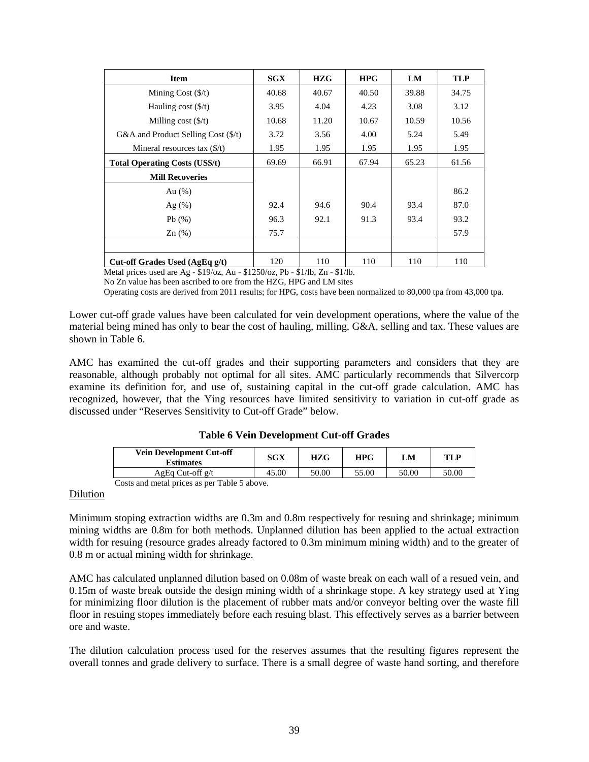| Item | SGX | HZG | HPG | LM | TLP |
|---|---|---|---|---|---|
| Mining Cost ($/t) | 40.68 | 40.67 | 40.50 | 39.88 | 34.75 |
| Hauling cost ($/t) | 3.95 | 4.04 | 4.23 | 3.08 | 3.12 |
| Milling cost ($/t) | 10.68 | 11.20 | 10.67 | 10.59 | 10.56 |
| G&A and Product Selling Cost ($/t) | 3.72 | 3.56 | 4.00 | 5.24 | 5.49 |
| Mineral resources tax ($/t) | 1.95 | 1.95 | 1.95 | 1.95 | 1.95 |
| **Total Operating Costs (US$/t)** | 69.69 | 66.91 | 67.94 | 65.23 | 61.56 |
| **Mill Recoveries** | | | | | |
| Au (%) | | | | | 86.2 |
| Ag (%) | 92.4 | 94.6 | 90.4 | 93.4 | 87.0 |
| Pb (%) | 96.3 | 92.1 | 91.3 | 93.4 | 93.2 |
| Zn (%) | 75.7 | | | | 57.9 |
| | | | | | |
| **Cut-off Grades Used (AgEq g/t)** | 120 | 110 | 110 | 110 | 110 |

Metal prices used are Ag - $19/oz, Au - $1250/oz, Pb - $1/lb, Zn - $1/lb.

No Zn value has been ascribed to ore from the HZG, HPG and LM sites

Operating costs are derived from 2011 results; for HPG, costs have been normalized to 80,000 tpa from 43,000 tpa.

Lower cut-off grade values have been calculated for vein development operations, where the value of the material being mined has only to bear the cost of hauling, milling, G&A, selling and tax. These values are shown in Table 6.

AMC has examined the cut-off grades and their supporting parameters and considers that they are reasonable, although probably not optimal for all sites. AMC particularly recommends that Silvercorp examine its definition for, and use of, sustaining capital in the cut-off grade calculation. AMC has recognized, however, that the Ying resources have limited sensitivity to variation in cut-off grade as discussed under "Reserves Sensitivity to Cut-off Grade" below.

**Table 6 Vein Development Cut-off Grades**

| Vein Development Cut-off Estimates | SGX | HZG | HPG | LM | TLP |
|---|---|---|---|---|---|
| AgEq Cut-off g/t | 45.00 | 50.00 | 55.00 | 50.00 | 50.00 |

Costs and metal prices as per Table 5 above.

Dilution

Minimum stoping extraction widths are 0.3m and 0.8m respectively for resuing and shrinkage; minimum mining widths are 0.8m for both methods. Unplanned dilution has been applied to the actual extraction width for resuing (resource grades already factored to 0.3m minimum mining width) and to the greater of 0.8 m or actual mining width for shrinkage.

AMC has calculated unplanned dilution based on 0.08m of waste break on each wall of a resued vein, and 0.15m of waste break outside the design mining width of a shrinkage stope. A key strategy used at Ying for minimizing floor dilution is the placement of rubber mats and/or conveyor belting over the waste fill floor in resuing stopes immediately before each resuing blast. This effectively serves as a barrier between ore and waste.

The dilution calculation process used for the reserves assumes that the resulting figures represent the overall tonnes and grade delivery to surface. There is a small degree of waste hand sorting, and therefore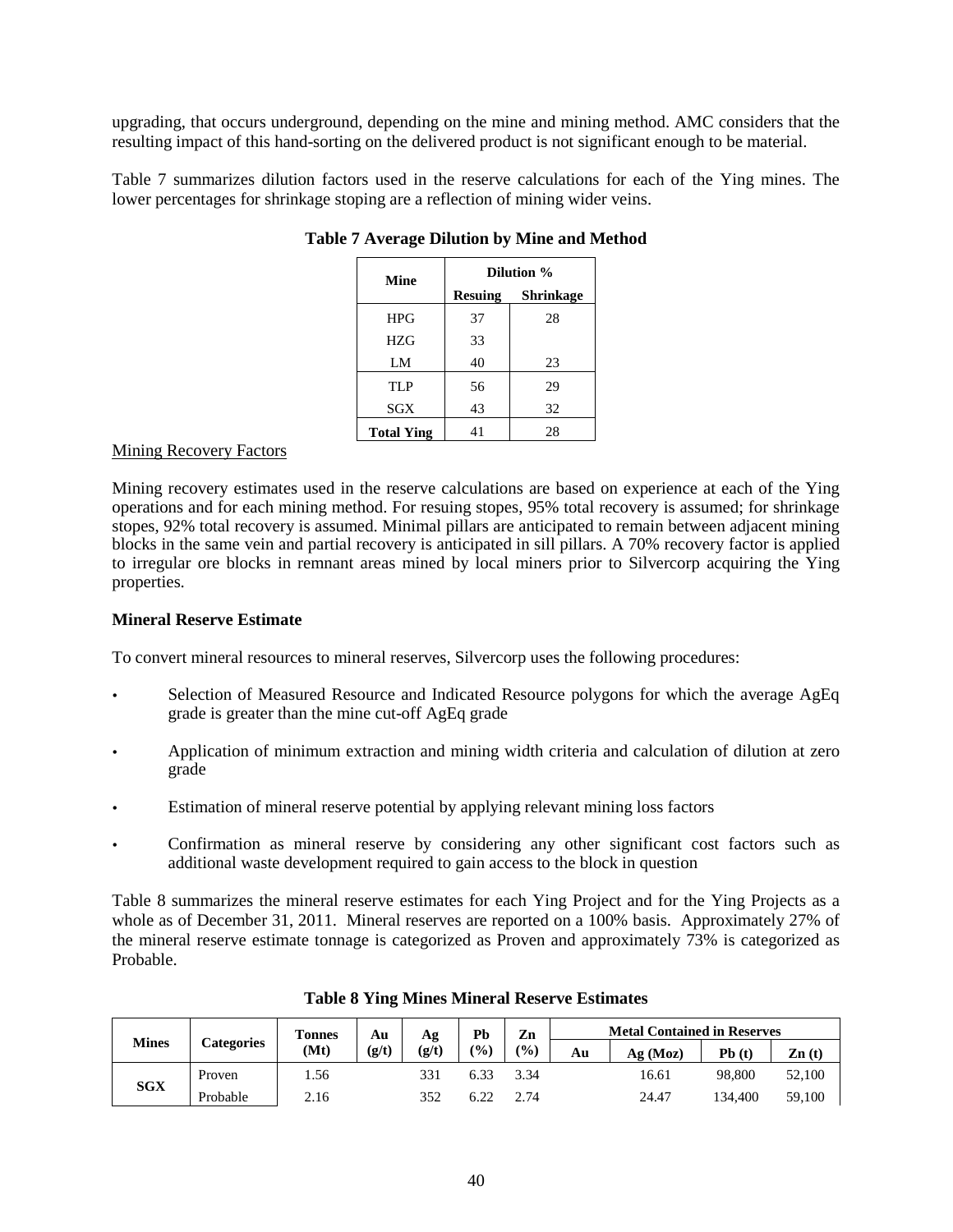upgrading, that occurs underground, depending on the mine and mining method. AMC considers that the resulting impact of this hand-sorting on the delivered product is not significant enough to be material.

Table 7 summarizes dilution factors used in the reserve calculations for each of the Ying mines. The lower percentages for shrinkage stoping are a reflection of mining wider veins.

**Table 7 Average Dilution by Mine and Method**

| Mine | Dilution % | |
|---|---|---|
| | Resuing | Shrinkage |
| HPG | 37 | 28 |
| HZG | 33 | |
| LM | 40 | 23 |
| TLP | 56 | 29 |
| SGX | 43 | 32 |
| **Total Ying** | 41 | 28 |

Mining Recovery Factors

Mining recovery estimates used in the reserve calculations are based on experience at each of the Ying operations and for each mining method. For resuing stopes, 95% total recovery is assumed; for shrinkage stopes, 92% total recovery is assumed. Minimal pillars are anticipated to remain between adjacent mining blocks in the same vein and partial recovery is anticipated in sill pillars. A 70% recovery factor is applied to irregular ore blocks in remnant areas mined by local miners prior to Silvercorp acquiring the Ying properties.

**Mineral Reserve Estimate**

To convert mineral resources to mineral reserves, Silvercorp uses the following procedures:

- Selection of Measured Resource and Indicated Resource polygons for which the average AgEq grade is greater than the mine cut-off AgEq grade
- Application of minimum extraction and mining width criteria and calculation of dilution at zero grade
- Estimation of mineral reserve potential by applying relevant mining loss factors
- Confirmation as mineral reserve by considering any other significant cost factors such as additional waste development required to gain access to the block in question

Table 8 summarizes the mineral reserve estimates for each Ying Project and for the Ying Projects as a whole as of December 31, 2011. Mineral reserves are reported on a 100% basis. Approximately 27% of the mineral reserve estimate tonnage is categorized as Proven and approximately 73% is categorized as Probable.

**Table 8 Ying Mines Mineral Reserve Estimates**

| Mines | Categories | Tonnes (Mt) | Au (g/t) | Ag (g/t) | Pb (%) | Zn (%) | Metal Contained in Reserves | | | |
|---|---|---|---|---|---|---|---|---|---|---|
| | | | | | | | Au | Ag (Moz) | Pb (t) | Zn (t) |
| **SGX** | Proven | 1.56 | | 331 | 6.33 | 3.34 | | 16.61 | 98,800 | 52,100 |
| | Probable | 2.16 | | 352 | 6.22 | 2.74 | | 24.47 | 134,400 | 59,100 |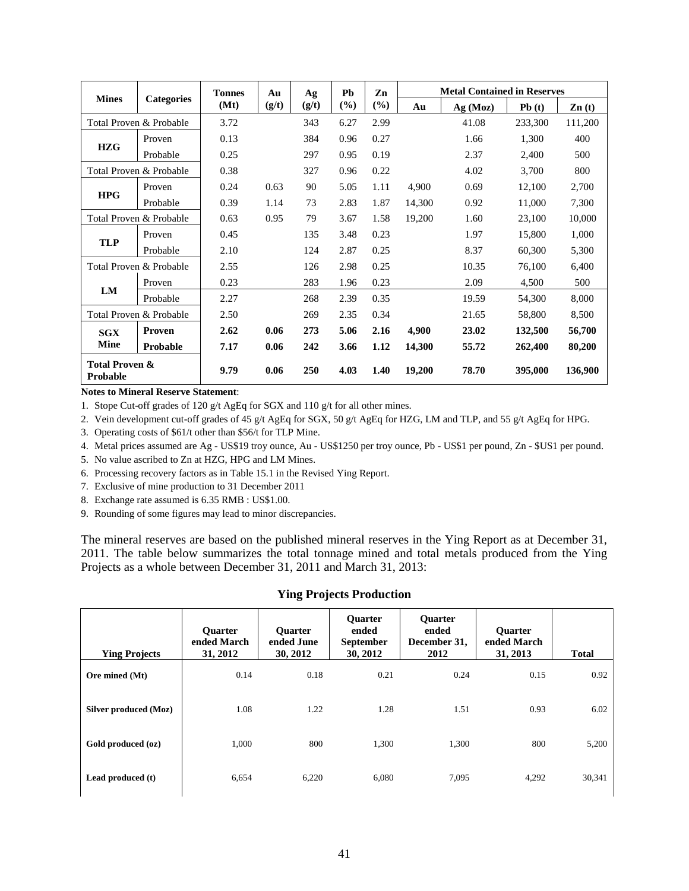| Mines | Categories | Tonnes (Mt) | Au (g/t) | Ag (g/t) | Pb (%) | Zn (%) | Metal Contained in Reserves | | | |
|---|---|---|---|---|---|---|---|---|---|---|
| | | | | | | | Au | Ag (Moz) | Pb (t) | Zn (t) |
| Total Proven & Probable | | 3.72 | | 343 | 6.27 | 2.99 | | 41.08 | 233,300 | 111,200 |
| HZG | Proven | 0.13 | | 384 | 0.96 | 0.27 | | 1.66 | 1,300 | 400 |
| | Probable | 0.25 | | 297 | 0.95 | 0.19 | | 2.37 | 2,400 | 500 |
| Total Proven & Probable | | 0.38 | | 327 | 0.96 | 0.22 | | 4.02 | 3,700 | 800 |
| HPG | Proven | 0.24 | 0.63 | 90 | 5.05 | 1.11 | 4,900 | 0.69 | 12,100 | 2,700 |
| | Probable | 0.39 | 1.14 | 73 | 2.83 | 1.87 | 14,300 | 0.92 | 11,000 | 7,300 |
| Total Proven & Probable | | 0.63 | 0.95 | 79 | 3.67 | 1.58 | 19,200 | 1.60 | 23,100 | 10,000 |
| TLP | Proven | 0.45 | | 135 | 3.48 | 0.23 | | 1.97 | 15,800 | 1,000 |
| | Probable | 2.10 | | 124 | 2.87 | 0.25 | | 8.37 | 60,300 | 5,300 |
| Total Proven & Probable | | 2.55 | | 126 | 2.98 | 0.25 | | 10.35 | 76,100 | 6,400 |
| LM | Proven | 0.23 | | 283 | 1.96 | 0.23 | | 2.09 | 4,500 | 500 |
| | Probable | 2.27 | | 268 | 2.39 | 0.35 | | 19.59 | 54,300 | 8,000 |
| Total Proven & Probable | | 2.50 | | 269 | 2.35 | 0.34 | | 21.65 | 58,800 | 8,500 |
| **SGX Mine** | **Proven** | **2.62** | **0.06** | **273** | **5.06** | **2.16** | **4,900** | **23.02** | **132,500** | **56,700** |
| | **Probable** | **7.17** | **0.06** | **242** | **3.66** | **1.12** | **14,300** | **55.72** | **262,400** | **80,200** |
| **Total Proven & Probable** | | **9.79** | **0.06** | **250** | **4.03** | **1.40** | **19,200** | **78.70** | **395,000** | **136,900** |

**Notes to Mineral Reserve Statement**:

1. Stope Cut-off grades of 120 g/t AgEq for SGX and 110 g/t for all other mines.
2. Vein development cut-off grades of 45 g/t AgEq for SGX, 50 g/t AgEq for HZG, LM and TLP, and 55 g/t AgEq for HPG.
3. Operating costs of $61/t other than $56/t for TLP Mine.
4. Metal prices assumed are Ag - US$19 troy ounce, Au - US$1250 per troy ounce, Pb - US$1 per pound, Zn - $US1 per pound.
5. No value ascribed to Zn at HZG, HPG and LM Mines.
6. Processing recovery factors as in Table 15.1 in the Revised Ying Report.
7. Exclusive of mine production to 31 December 2011
8. Exchange rate assumed is 6.35 RMB : US$1.00.
9. Rounding of some figures may lead to minor discrepancies.

The mineral reserves are based on the published mineral reserves in the Ying Report as at December 31, 2011. The table below summarizes the total tonnage mined and total metals produced from the Ying Projects as a whole between December 31, 2011 and March 31, 2013:

**Ying Projects Production**

| Ying Projects | Quarter ended March 31, 2012 | Quarter ended June 30, 2012 | Quarter ended September 30, 2012 | Quarter ended December 31, 2012 | Quarter ended March 31, 2013 | Total |
|---|---|---|---|---|---|---|
| **Ore mined (Mt)** | 0.14 | 0.18 | 0.21 | 0.24 | 0.15 | 0.92 |
| **Silver produced (Moz)** | 1.08 | 1.22 | 1.28 | 1.51 | 0.93 | 6.02 |
| **Gold produced (oz)** | 1,000 | 800 | 1,300 | 1,300 | 800 | 5,200 |
| **Lead produced (t)** | 6,654 | 6,220 | 6,080 | 7,095 | 4,292 | 30,341 |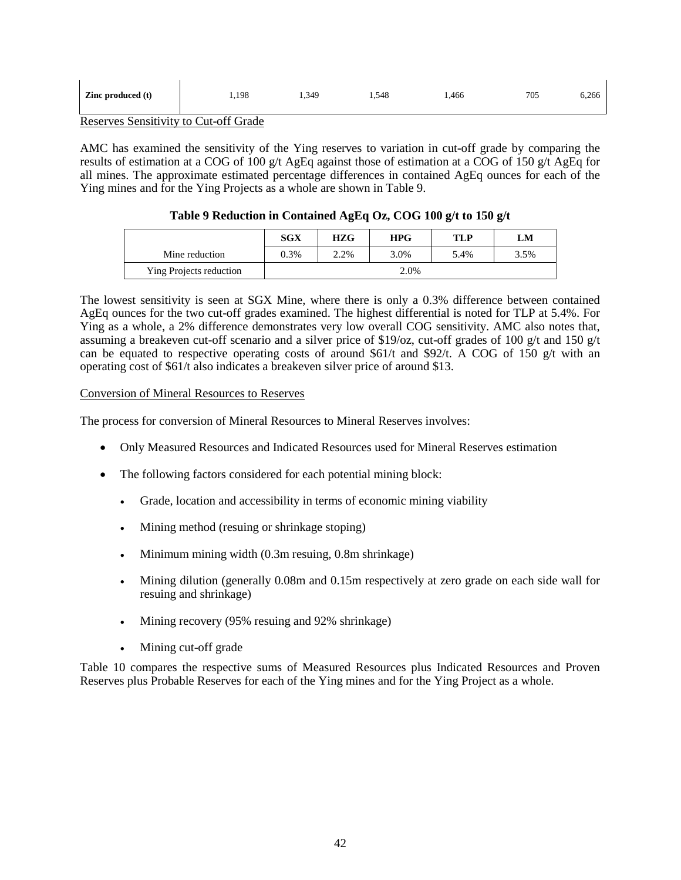| Zinc produced (t) | 1,198 | 1,349 | 1,548 | 1,466 | 705 | 6,266 |
|---|---|---|---|---|---|---|

Reserves Sensitivity to Cut-off Grade

AMC has examined the sensitivity of the Ying reserves to variation in cut-off grade by comparing the results of estimation at a COG of 100 g/t AgEq against those of estimation at a COG of 150 g/t AgEq for all mines. The approximate estimated percentage differences in contained AgEq ounces for each of the Ying mines and for the Ying Projects as a whole are shown in Table 9.

**Table 9 Reduction in Contained AgEq Oz, COG 100 g/t to 150 g/t**

| | SGX | HZG | HPG | TLP | LM |
|---|---|---|---|---|---|
| Mine reduction | 0.3% | 2.2% | 3.0% | 5.4% | 3.5% |
| Ying Projects reduction | 2.0% | | | | |

The lowest sensitivity is seen at SGX Mine, where there is only a 0.3% difference between contained AgEq ounces for the two cut-off grades examined. The highest differential is noted for TLP at 5.4%. For Ying as a whole, a 2% difference demonstrates very low overall COG sensitivity. AMC also notes that, assuming a breakeven cut-off scenario and a silver price of $19/oz, cut-off grades of 100 g/t and 150 g/t can be equated to respective operating costs of around $61/t and $92/t. A COG of 150 g/t with an operating cost of $61/t also indicates a breakeven silver price of around $13.

Conversion of Mineral Resources to Reserves

The process for conversion of Mineral Resources to Mineral Reserves involves:

- Only Measured Resources and Indicated Resources used for Mineral Reserves estimation
- The following factors considered for each potential mining block:
  - Grade, location and accessibility in terms of economic mining viability
  - Mining method (resuing or shrinkage stoping)
  - Minimum mining width (0.3m resuing, 0.8m shrinkage)
  - Mining dilution (generally 0.08m and 0.15m respectively at zero grade on each side wall for resuing and shrinkage)
  - Mining recovery (95% resuing and 92% shrinkage)
  - Mining cut-off grade

Table 10 compares the respective sums of Measured Resources plus Indicated Resources and Proven Reserves plus Probable Reserves for each of the Ying mines and for the Ying Project as a whole.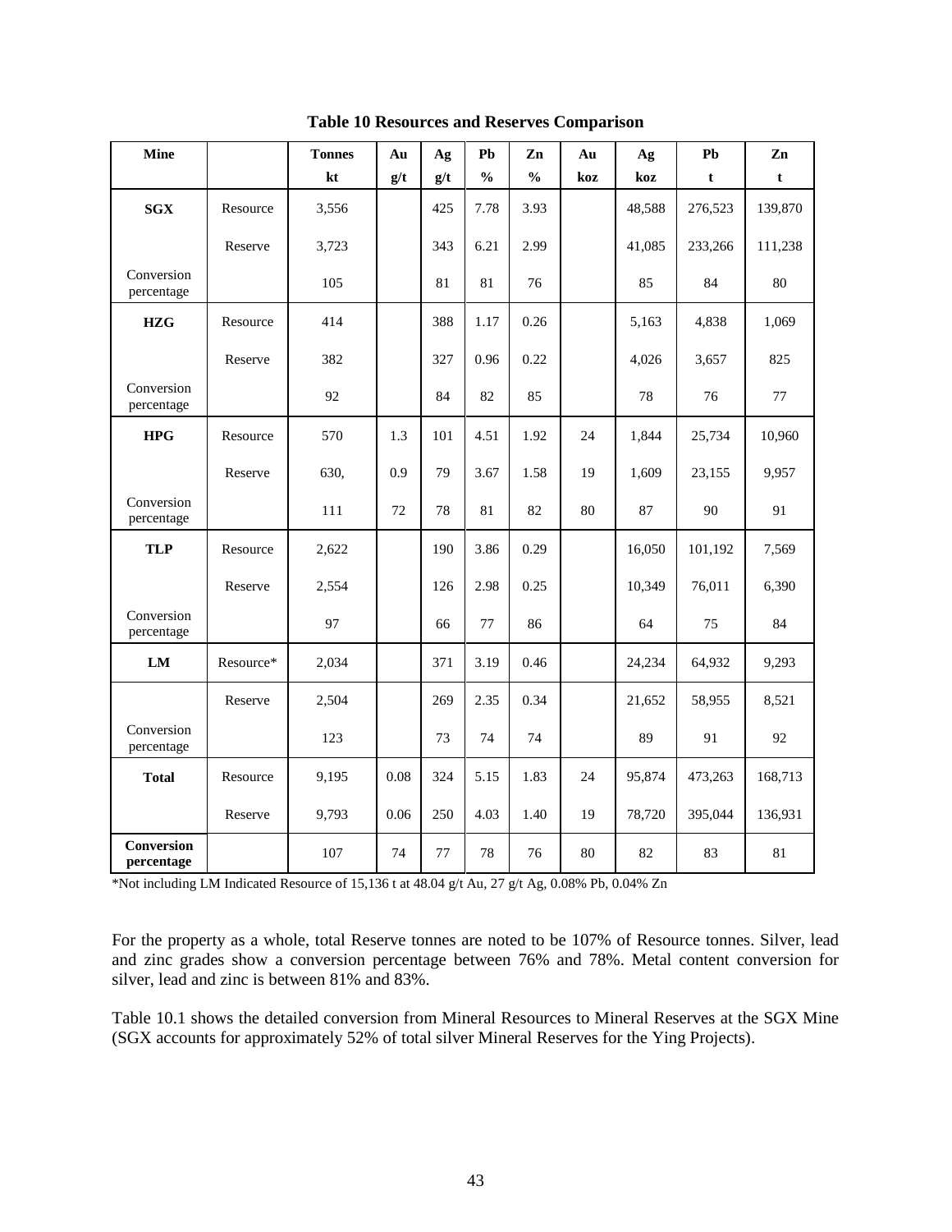**Table 10 Resources and Reserves Comparison**

| Mine | | Tonnes kt | Au g/t | Ag g/t | Pb % | Zn % | Au koz | Ag koz | Pb t | Zn t |
|---|---|---|---|---|---|---|---|---|---|---|
| **SGX** | Resource | 3,556 | | 425 | 7.78 | 3.93 | | 48,588 | 276,523 | 139,870 |
| | Reserve | 3,723 | | 343 | 6.21 | 2.99 | | 41,085 | 233,266 | 111,238 |
| Conversion percentage | | 105 | | 81 | 81 | 76 | | 85 | 84 | 80 |
| **HZG** | Resource | 414 | | 388 | 1.17 | 0.26 | | 5,163 | 4,838 | 1,069 |
| | Reserve | 382 | | 327 | 0.96 | 0.22 | | 4,026 | 3,657 | 825 |
| Conversion percentage | | 92 | | 84 | 82 | 85 | | 78 | 76 | 77 |
| **HPG** | Resource | 570 | 1.3 | 101 | 4.51 | 1.92 | 24 | 1,844 | 25,734 | 10,960 |
| | Reserve | 630, | 0.9 | 79 | 3.67 | 1.58 | 19 | 1,609 | 23,155 | 9,957 |
| Conversion percentage | | 111 | 72 | 78 | 81 | 82 | 80 | 87 | 90 | 91 |
| **TLP** | Resource | 2,622 | | 190 | 3.86 | 0.29 | | 16,050 | 101,192 | 7,569 |
| | Reserve | 2,554 | | 126 | 2.98 | 0.25 | | 10,349 | 76,011 | 6,390 |
| Conversion percentage | | 97 | | 66 | 77 | 86 | | 64 | 75 | 84 |
| **LM** | Resource* | 2,034 | | 371 | 3.19 | 0.46 | | 24,234 | 64,932 | 9,293 |
| | Reserve | 2,504 | | 269 | 2.35 | 0.34 | | 21,652 | 58,955 | 8,521 |
| Conversion percentage | | 123 | | 73 | 74 | 74 | | 89 | 91 | 92 |
| **Total** | Resource | 9,195 | 0.08 | 324 | 5.15 | 1.83 | 24 | 95,874 | 473,263 | 168,713 |
| | Reserve | 9,793 | 0.06 | 250 | 4.03 | 1.40 | 19 | 78,720 | 395,044 | 136,931 |
| **Conversion percentage** | | 107 | 74 | 77 | 78 | 76 | 80 | 82 | 83 | 81 |

*Not including LM Indicated Resource of 15,136 t at 48.04 g/t Au, 27 g/t Ag, 0.08% Pb, 0.04% Zn

For the property as a whole, total Reserve tonnes are noted to be 107% of Resource tonnes. Silver, lead and zinc grades show a conversion percentage between 76% and 78%. Metal content conversion for silver, lead and zinc is between 81% and 83%.

Table 10.1 shows the detailed conversion from Mineral Resources to Mineral Reserves at the SGX Mine (SGX accounts for approximately 52% of total silver Mineral Reserves for the Ying Projects).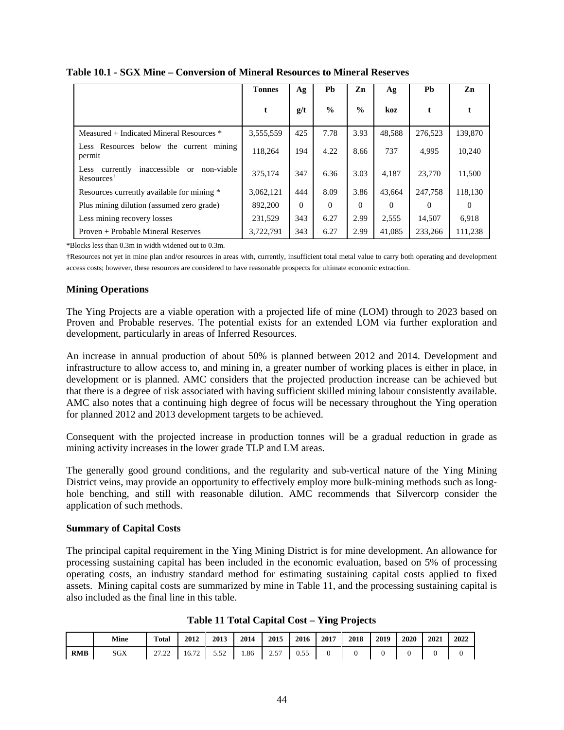**Table 10.1 - SGX Mine – Conversion of Mineral Resources to Mineral Reserves**

| | Tonnes | Ag | Pb | Zn | Ag | Pb | Zn |
|---|---|---|---|---|---|---|---|
| | t | g/t | % | % | koz | t | t |
| Measured + Indicated Mineral Resources * | 3,555,559 | 425 | 7.78 | 3.93 | 48,588 | 276,523 | 139,870 |
| Less Resources below the current mining permit | 118,264 | 194 | 4.22 | 8.66 | 737 | 4,995 | 10,240 |
| Less currently inaccessible or non-viable Resources† | 375,174 | 347 | 6.36 | 3.03 | 4,187 | 23,770 | 11,500 |
| Resources currently available for mining * | 3,062,121 | 444 | 8.09 | 3.86 | 43,664 | 247,758 | 118,130 |
| Plus mining dilution (assumed zero grade) | 892,200 | 0 | 0 | 0 | 0 | 0 | 0 |
| Less mining recovery losses | 231,529 | 343 | 6.27 | 2.99 | 2,555 | 14,507 | 6,918 |
| Proven + Probable Mineral Reserves | 3,722,791 | 343 | 6.27 | 2.99 | 41,085 | 233,266 | 111,238 |

*Blocks less than 0.3m in width widened out to 0.3m.

†Resources not yet in mine plan and/or resources in areas with, currently, insufficient total metal value to carry both operating and development access costs; however, these resources are considered to have reasonable prospects for ultimate economic extraction.

### Mining Operations

The Ying Projects are a viable operation with a projected life of mine (LOM) through to 2023 based on Proven and Probable reserves. The potential exists for an extended LOM via further exploration and development, particularly in areas of Inferred Resources.

An increase in annual production of about 50% is planned between 2012 and 2014. Development and infrastructure to allow access to, and mining in, a greater number of working places is either in place, in development or is planned. AMC considers that the projected production increase can be achieved but that there is a degree of risk associated with having sufficient skilled mining labour consistently available. AMC also notes that a continuing high degree of focus will be necessary throughout the Ying operation for planned 2012 and 2013 development targets to be achieved.

Consequent with the projected increase in production tonnes will be a gradual reduction in grade as mining activity increases in the lower grade TLP and LM areas.

The generally good ground conditions, and the regularity and sub-vertical nature of the Ying Mining District veins, may provide an opportunity to effectively employ more bulk-mining methods such as long-hole benching, and still with reasonable dilution. AMC recommends that Silvercorp consider the application of such methods.

### Summary of Capital Costs

The principal capital requirement in the Ying Mining District is for mine development. An allowance for processing sustaining capital has been included in the economic evaluation, based on 5% of processing operating costs, an industry standard method for estimating sustaining capital costs applied to fixed assets. Mining capital costs are summarized by mine in Table 11, and the processing sustaining capital is also included as the final line in this table.

**Table 11 Total Capital Cost – Ying Projects**

| | Mine | Total | 2012 | 2013 | 2014 | 2015 | 2016 | 2017 | 2018 | 2019 | 2020 | 2021 | 2022 |
|---|---|---|---|---|---|---|---|---|---|---|---|---|---|
| RMB | SGX | 27.22 | 16.72 | 5.52 | 1.86 | 2.57 | 0.55 | 0 | 0 | 0 | 0 | 0 | 0 |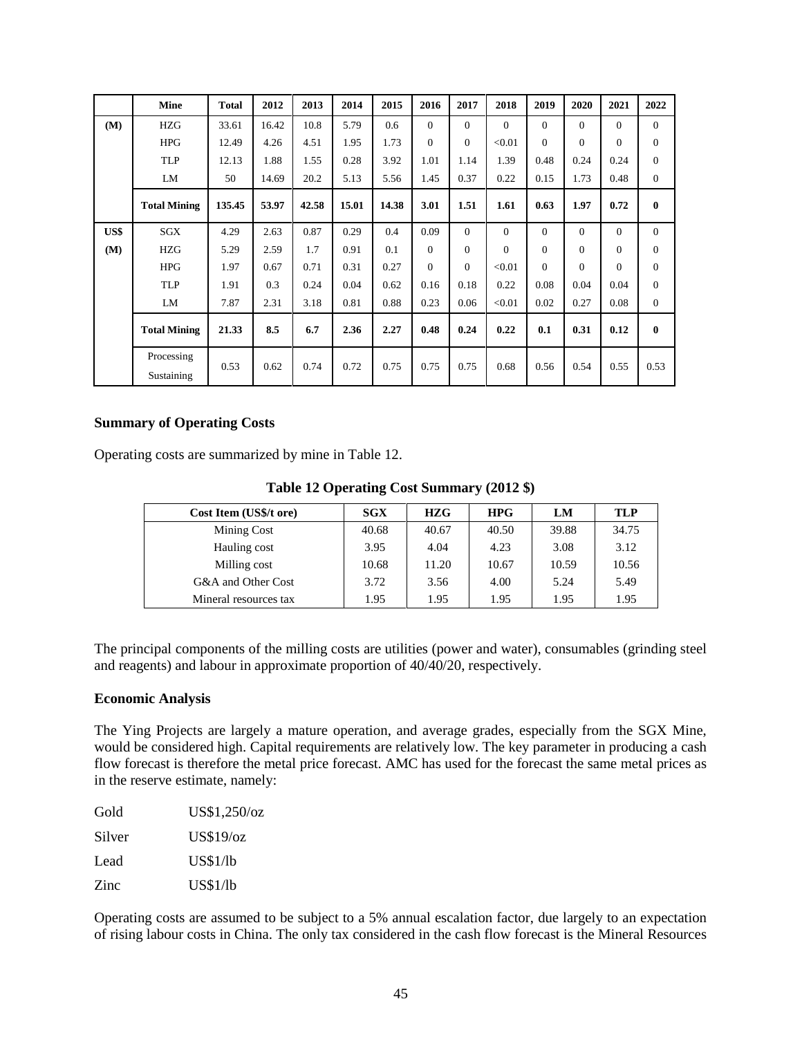| | Mine | Total | 2012 | 2013 | 2014 | 2015 | 2016 | 2017 | 2018 | 2019 | 2020 | 2021 | 2022 |
|---|---|---|---|---|---|---|---|---|---|---|---|---|---|
| (M) | HZG | 33.61 | 16.42 | 10.8 | 5.79 | 0.6 | 0 | 0 | 0 | 0 | 0 | 0 | 0 |
| | HPG | 12.49 | 4.26 | 4.51 | 1.95 | 1.73 | 0 | 0 | <0.01 | 0 | 0 | 0 | 0 |
| | TLP | 12.13 | 1.88 | 1.55 | 0.28 | 3.92 | 1.01 | 1.14 | 1.39 | 0.48 | 0.24 | 0.24 | 0 |
| | LM | 50 | 14.69 | 20.2 | 5.13 | 5.56 | 1.45 | 0.37 | 0.22 | 0.15 | 1.73 | 0.48 | 0 |
| | **Total Mining** | **135.45** | **53.97** | **42.58** | **15.01** | **14.38** | **3.01** | **1.51** | **1.61** | **0.63** | **1.97** | **0.72** | **0** |
| US$ | SGX | 4.29 | 2.63 | 0.87 | 0.29 | 0.4 | 0.09 | 0 | 0 | 0 | 0 | 0 | 0 |
| (M) | HZG | 5.29 | 2.59 | 1.7 | 0.91 | 0.1 | 0 | 0 | 0 | 0 | 0 | 0 | 0 |
| | HPG | 1.97 | 0.67 | 0.71 | 0.31 | 0.27 | 0 | 0 | <0.01 | 0 | 0 | 0 | 0 |
| | TLP | 1.91 | 0.3 | 0.24 | 0.04 | 0.62 | 0.16 | 0.18 | 0.22 | 0.08 | 0.04 | 0.04 | 0 |
| | LM | 7.87 | 2.31 | 3.18 | 0.81 | 0.88 | 0.23 | 0.06 | <0.01 | 0.02 | 0.27 | 0.08 | 0 |
| | **Total Mining** | **21.33** | **8.5** | **6.7** | **2.36** | **2.27** | **0.48** | **0.24** | **0.22** | **0.1** | **0.31** | **0.12** | **0** |
| | Processing Sustaining | 0.53 | 0.62 | 0.74 | 0.72 | 0.75 | 0.75 | 0.75 | 0.68 | 0.56 | 0.54 | 0.55 | 0.53 |

**Summary of Operating Costs**

Operating costs are summarized by mine in Table 12.

**Table 12 Operating Cost Summary (2012 $)**

| Cost Item (US$/t ore) | SGX | HZG | HPG | LM | TLP |
|---|---|---|---|---|---|
| Mining Cost | 40.68 | 40.67 | 40.50 | 39.88 | 34.75 |
| Hauling cost | 3.95 | 4.04 | 4.23 | 3.08 | 3.12 |
| Milling cost | 10.68 | 11.20 | 10.67 | 10.59 | 10.56 |
| G&A and Other Cost | 3.72 | 3.56 | 4.00 | 5.24 | 5.49 |
| Mineral resources tax | 1.95 | 1.95 | 1.95 | 1.95 | 1.95 |

The principal components of the milling costs are utilities (power and water), consumables (grinding steel and reagents) and labour in approximate proportion of 40/40/20, respectively.

**Economic Analysis**

The Ying Projects are largely a mature operation, and average grades, especially from the SGX Mine, would be considered high. Capital requirements are relatively low. The key parameter in producing a cash flow forecast is therefore the metal price forecast. AMC has used for the forecast the same metal prices as in the reserve estimate, namely:

| | |
|---|---|
| Gold | US$1,250/oz |
| Silver | US$19/oz |
| Lead | US$1/lb |
| Zinc | US$1/lb |

Operating costs are assumed to be subject to a 5% annual escalation factor, due largely to an expectation of rising labour costs in China. The only tax considered in the cash flow forecast is the Mineral Resources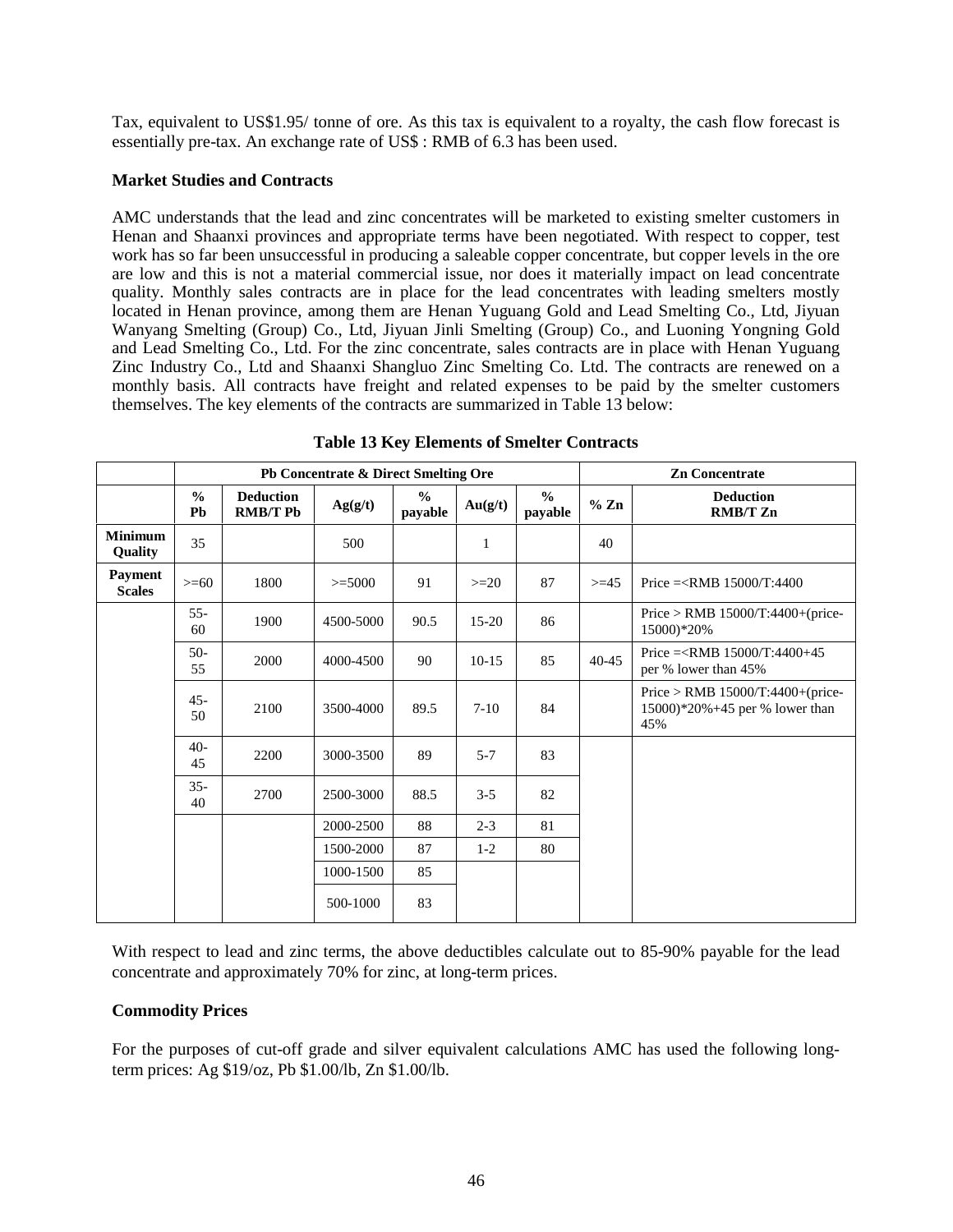Tax, equivalent to US$1.95/ tonne of ore. As this tax is equivalent to a royalty, the cash flow forecast is essentially pre-tax. An exchange rate of US$ : RMB of 6.3 has been used.

**Market Studies and Contracts**

AMC understands that the lead and zinc concentrates will be marketed to existing smelter customers in Henan and Shaanxi provinces and appropriate terms have been negotiated. With respect to copper, test work has so far been unsuccessful in producing a saleable copper concentrate, but copper levels in the ore are low and this is not a material commercial issue, nor does it materially impact on lead concentrate quality. Monthly sales contracts are in place for the lead concentrates with leading smelters mostly located in Henan province, among them are Henan Yuguang Gold and Lead Smelting Co., Ltd, Jiyuan Wanyang Smelting (Group) Co., Ltd, Jiyuan Jinli Smelting (Group) Co., and Luoning Yongning Gold and Lead Smelting Co., Ltd. For the zinc concentrate, sales contracts are in place with Henan Yuguang Zinc Industry Co., Ltd and Shaanxi Shangluo Zinc Smelting Co. Ltd. The contracts are renewed on a monthly basis. All contracts have freight and related expenses to be paid by the smelter customers themselves. The key elements of the contracts are summarized in Table 13 below:

**Table 13 Key Elements of Smelter Contracts**

| | Pb Concentrate & Direct Smelting Ore | | | | | | Zn Concentrate | |
|---|---|---|---|---|---|---|---|---|
| | % Pb | Deduction RMB/T Pb | Ag(g/t) | % payable | Au(g/t) | % payable | % Zn | Deduction RMB/T Zn |
| **Minimum Quality** | 35 | | 500 | | 1 | | 40 | |
| **Payment Scales** | >=60 | 1800 | >=5000 | 91 | >=20 | 87 | >=45 | Price =<RMB 15000/T:4400 |
| | 55-60 | 1900 | 4500-5000 | 90.5 | 15-20 | 86 | | Price > RMB 15000/T:4400+(price-15000)*20% |
| | 50-55 | 2000 | 4000-4500 | 90 | 10-15 | 85 | 40-45 | Price =<RMB 15000/T:4400+45 per % lower than 45% |
| | 45-50 | 2100 | 3500-4000 | 89.5 | 7-10 | 84 | | Price > RMB 15000/T:4400+(price-15000)*20%+45 per % lower than 45% |
| | 40-45 | 2200 | 3000-3500 | 89 | 5-7 | 83 | | |
| | 35-40 | 2700 | 2500-3000 | 88.5 | 3-5 | 82 | | |
| | | | 2000-2500 | 88 | 2-3 | 81 | | |
| | | | 1500-2000 | 87 | 1-2 | 80 | | |
| | | | 1000-1500 | 85 | | | | |
| | | | 500-1000 | 83 | | | | |

With respect to lead and zinc terms, the above deductibles calculate out to 85-90% payable for the lead concentrate and approximately 70% for zinc, at long-term prices.

**Commodity Prices**

For the purposes of cut-off grade and silver equivalent calculations AMC has used the following long-term prices: Ag $19/oz, Pb $1.00/lb, Zn $1.00/lb.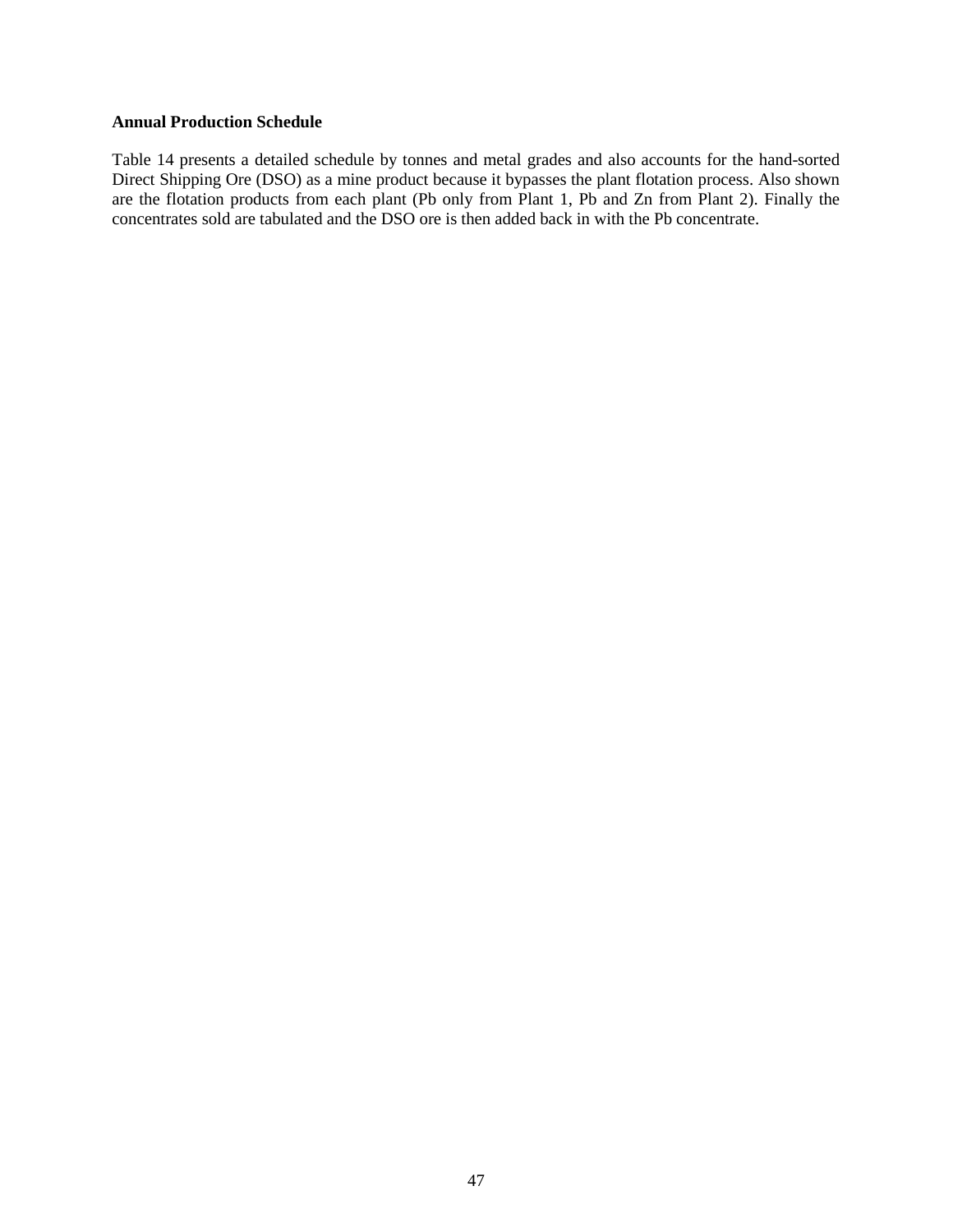**Annual Production Schedule**

Table 14 presents a detailed schedule by tonnes and metal grades and also accounts for the hand-sorted Direct Shipping Ore (DSO) as a mine product because it bypasses the plant flotation process. Also shown are the flotation products from each plant (Pb only from Plant 1, Pb and Zn from Plant 2). Finally the concentrates sold are tabulated and the DSO ore is then added back in with the Pb concentrate.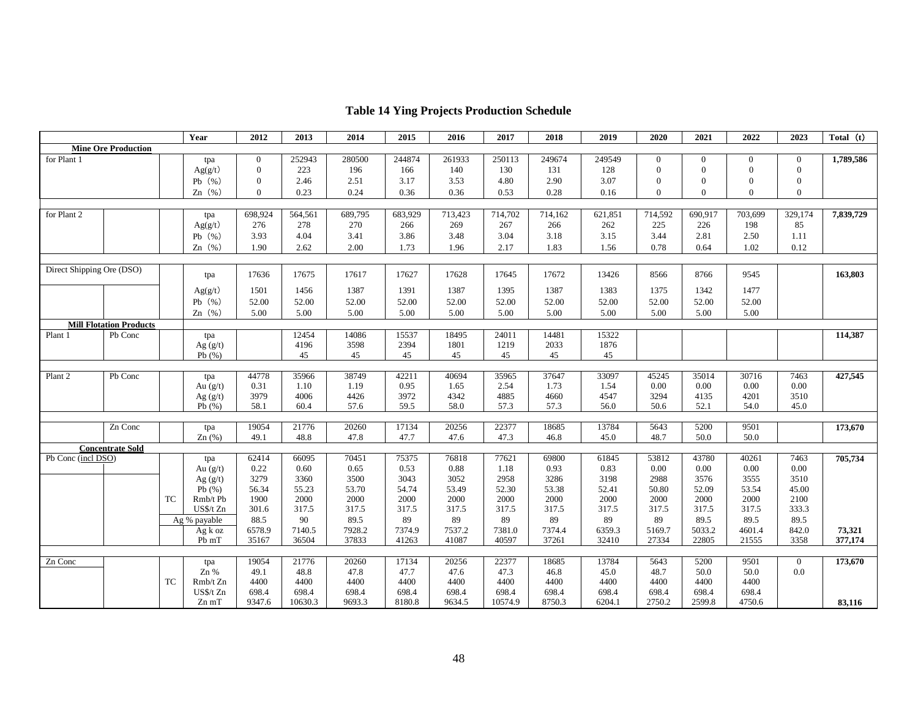# Table 14 Ying Projects Production Schedule

| | | | Year | 2012 | 2013 | 2014 | 2015 | 2016 | 2017 | 2018 | 2019 | 2020 | 2021 | 2022 | 2023 | Total (t) |
|---|---|---|---|---|---|---|---|---|---|---|---|---|---|---|---|---|
| **Mine Ore Production** | | | | | | | | | | | | | | | | |
| for Plant 1 | | | tpa | 0 | 252943 | 280500 | 244874 | 261933 | 250113 | 249674 | 249549 | 0 | 0 | 0 | 0 | **1,789,586** |
| | | | Ag(g/t) | 0 | 223 | 196 | 166 | 140 | 130 | 131 | 128 | 0 | 0 | 0 | 0 | |
| | | | Pb (%) | 0 | 2.46 | 2.51 | 3.17 | 3.53 | 4.80 | 2.90 | 3.07 | 0 | 0 | 0 | 0 | |
| | | | Zn (%) | 0 | 0.23 | 0.24 | 0.36 | 0.36 | 0.53 | 0.28 | 0.16 | 0 | 0 | 0 | 0 | |
| for Plant 2 | | | tpa | 698,924 | 564,561 | 689,795 | 683,929 | 713,423 | 714,702 | 714,162 | 621,851 | 714,592 | 690,917 | 703,699 | 329,174 | **7,839,729** |
| | | | Ag(g/t) | 276 | 278 | 270 | 266 | 269 | 267 | 266 | 262 | 225 | 226 | 198 | 85 | |
| | | | Pb (%) | 3.93 | 4.04 | 3.41 | 3.86 | 3.48 | 3.04 | 3.18 | 3.15 | 3.44 | 2.81 | 2.50 | 1.11 | |
| | | | Zn (%) | 1.90 | 2.62 | 2.00 | 1.73 | 1.96 | 2.17 | 1.83 | 1.56 | 0.78 | 0.64 | 1.02 | 0.12 | |
| Direct Shipping Ore (DSO) | | | tpa | 17636 | 17675 | 17617 | 17627 | 17628 | 17645 | 17672 | 13426 | 8566 | 8766 | 9545 | | **163,803** |
| | | | Ag(g/t) | 1501 | 1456 | 1387 | 1391 | 1387 | 1395 | 1387 | 1383 | 1375 | 1342 | 1477 | | |
| | | | Pb (%) | 52.00 | 52.00 | 52.00 | 52.00 | 52.00 | 52.00 | 52.00 | 52.00 | 52.00 | 52.00 | 52.00 | | |
| | | | Zn (%) | 5.00 | 5.00 | 5.00 | 5.00 | 5.00 | 5.00 | 5.00 | 5.00 | 5.00 | 5.00 | 5.00 | | |
| **Mill Flotation Products** | | | | | | | | | | | | | | | | |
| Plant 1 | Pb Conc | | tpa | | 12454 | 14086 | 15537 | 18495 | 24011 | 14481 | 15322 | | | | | **114,387** |
| | | | Ag (g/t) | | 4196 | 3598 | 2394 | 1801 | 1219 | 2033 | 1876 | | | | | |
| | | | Pb (%) | | 45 | 45 | 45 | 45 | 45 | 45 | 45 | | | | | |
| Plant 2 | Pb Conc | | tpa | 44778 | 35966 | 38749 | 42211 | 40694 | 35965 | 37647 | 33097 | 45245 | 35014 | 30716 | 7463 | **427,545** |
| | | | Au (g/t) | 0.31 | 1.10 | 1.19 | 0.95 | 1.65 | 2.54 | 1.73 | 1.54 | 0.00 | 0.00 | 0.00 | 0.00 | |
| | | | Ag (g/t) | 3979 | 4006 | 4426 | 3972 | 4342 | 4885 | 4660 | 4547 | 3294 | 4135 | 4201 | 3510 | |
| | | | Pb (%) | 58.1 | 60.4 | 57.6 | 59.5 | 58.0 | 57.3 | 57.3 | 56.0 | 50.6 | 52.1 | 54.0 | 45.0 | |
| | Zn Conc | | tpa | 19054 | 21776 | 20260 | 17134 | 20256 | 22377 | 18685 | 13784 | 5643 | 5200 | 9501 | | **173,670** |
| | | | Zn (%) | 49.1 | 48.8 | 47.8 | 47.7 | 47.6 | 47.3 | 46.8 | 45.0 | 48.7 | 50.0 | 50.0 | | |
| **Concentrate Sold** | | | | | | | | | | | | | | | | |
| Pb Conc (incl DSO) | | | tpa | 62414 | 66095 | 70451 | 75375 | 76818 | 77621 | 69800 | 61845 | 53812 | 43780 | 40261 | 7463 | **705,734** |
| | | | Au (g/t) | 0.22 | 0.60 | 0.65 | 0.53 | 0.88 | 1.18 | 0.93 | 0.83 | 0.00 | 0.00 | 0.00 | 0.00 | |
| | | | Ag (g/t) | 3279 | 3360 | 3500 | 3043 | 3052 | 2958 | 3286 | 3198 | 2988 | 3576 | 3555 | 3510 | |
| | | | Pb (%) | 56.34 | 55.23 | 53.70 | 54.74 | 53.49 | 52.30 | 53.38 | 52.41 | 50.80 | 52.09 | 53.54 | 45.00 | |
| | | TC | Rmb/t Pb | 1900 | 2000 | 2000 | 2000 | 2000 | 2000 | 2000 | 2000 | 2000 | 2000 | 2000 | 2100 | |
| | | | US$/t Zn | 301.6 | 317.5 | 317.5 | 317.5 | 317.5 | 317.5 | 317.5 | 317.5 | 317.5 | 317.5 | 317.5 | 333.3 | |
| | | Ag % payable | | 88.5 | 90 | 89.5 | 89 | 89 | 89 | 89 | 89 | 89 | 89.5 | 89.5 | 89.5 | |
| | | | Ag k oz | 6578.9 | 7140.5 | 7928.2 | 7374.9 | 7537.2 | 7381.0 | 7374.4 | 6359.3 | 5169.7 | 5033.2 | 4601.4 | 842.0 | **73,321** |
| | | | Pb mT | 35167 | 36504 | 37833 | 41263 | 41087 | 40597 | 37261 | 32410 | 27334 | 22805 | 21555 | 3358 | **377,174** |
| Zn Conc | | | tpa | 19054 | 21776 | 20260 | 17134 | 20256 | 22377 | 18685 | 13784 | 5643 | 5200 | 9501 | 0 | **173,670** |
| | | | Zn % | 49.1 | 48.8 | 47.8 | 47.7 | 47.6 | 47.3 | 46.8 | 45.0 | 48.7 | 50.0 | 50.0 | 0.0 | |
| | | TC | Rmb/t Zn | 4400 | 4400 | 4400 | 4400 | 4400 | 4400 | 4400 | 4400 | 4400 | 4400 | 4400 | | |
| | | | US$/t Zn | 698.4 | 698.4 | 698.4 | 698.4 | 698.4 | 698.4 | 698.4 | 698.4 | 698.4 | 698.4 | 698.4 | | |
| | | | Zn mT | 9347.6 | 10630.3 | 9693.3 | 8180.8 | 9634.5 | 10574.9 | 8750.3 | 6204.1 | 2750.2 | 2599.8 | 4750.6 | | **83,116** |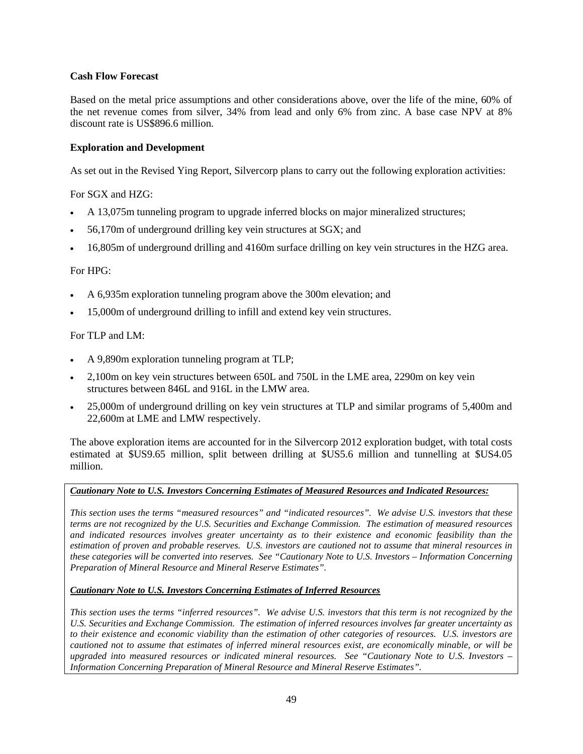**Cash Flow Forecast**

Based on the metal price assumptions and other considerations above, over the life of the mine, 60% of the net revenue comes from silver, 34% from lead and only 6% from zinc. A base case NPV at 8% discount rate is US$896.6 million.

**Exploration and Development**

As set out in the Revised Ying Report, Silvercorp plans to carry out the following exploration activities:

For SGX and HZG:

- A 13,075m tunneling program to upgrade inferred blocks on major mineralized structures;
- 56,170m of underground drilling key vein structures at SGX; and
- 16,805m of underground drilling and 4160m surface drilling on key vein structures in the HZG area.

For HPG:

- A 6,935m exploration tunneling program above the 300m elevation; and
- 15,000m of underground drilling to infill and extend key vein structures.

For TLP and LM:

- A 9,890m exploration tunneling program at TLP;
- 2,100m on key vein structures between 650L and 750L in the LME area, 2290m on key vein structures between 846L and 916L in the LMW area.
- 25,000m of underground drilling on key vein structures at TLP and similar programs of 5,400m and 22,600m at LME and LMW respectively.

The above exploration items are accounted for in the Silvercorp 2012 exploration budget, with total costs estimated at $US9.65 million, split between drilling at $US5.6 million and tunnelling at $US4.05 million.

***Cautionary Note to U.S. Investors Concerning Estimates of Measured Resources and Indicated Resources:***

*This section uses the terms "measured resources" and "indicated resources". We advise U.S. investors that these terms are not recognized by the U.S. Securities and Exchange Commission. The estimation of measured resources and indicated resources involves greater uncertainty as to their existence and economic feasibility than the estimation of proven and probable reserves. U.S. investors are cautioned not to assume that mineral resources in these categories will be converted into reserves. See "Cautionary Note to U.S. Investors – Information Concerning Preparation of Mineral Resource and Mineral Reserve Estimates".*

***Cautionary Note to U.S. Investors Concerning Estimates of Inferred Resources***

*This section uses the terms "inferred resources". We advise U.S. investors that this term is not recognized by the U.S. Securities and Exchange Commission. The estimation of inferred resources involves far greater uncertainty as to their existence and economic viability than the estimation of other categories of resources. U.S. investors are cautioned not to assume that estimates of inferred mineral resources exist, are economically minable, or will be upgraded into measured resources or indicated mineral resources. See "Cautionary Note to U.S. Investors – Information Concerning Preparation of Mineral Resource and Mineral Reserve Estimates".*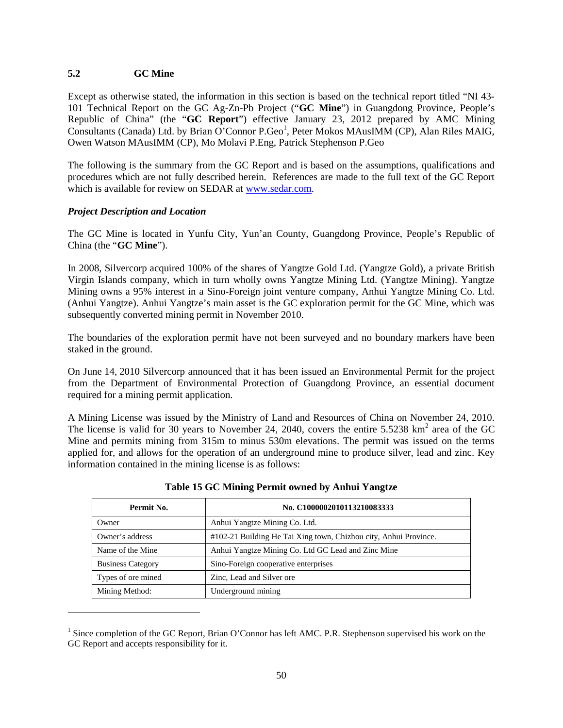### 5.2 GC Mine

Except as otherwise stated, the information in this section is based on the technical report titled "NI 43-101 Technical Report on the GC Ag-Zn-Pb Project ("**GC Mine**") in Guangdong Province, People's Republic of China" (the "**GC Report**") effective January 23, 2012 prepared by AMC Mining Consultants (Canada) Ltd. by Brian O'Connor P.Geo[1], Peter Mokos MAusIMM (CP), Alan Riles MAIG, Owen Watson MAusIMM (CP), Mo Molavi P.Eng, Patrick Stephenson P.Geo

The following is the summary from the GC Report and is based on the assumptions, qualifications and procedures which are not fully described herein. References are made to the full text of the GC Report which is available for review on SEDAR at www.sedar.com.

***Project Description and Location***

The GC Mine is located in Yunfu City, Yun'an County, Guangdong Province, People's Republic of China (the "**GC Mine**").

In 2008, Silvercorp acquired 100% of the shares of Yangtze Gold Ltd. (Yangtze Gold), a private British Virgin Islands company, which in turn wholly owns Yangtze Mining Ltd. (Yangtze Mining). Yangtze Mining owns a 95% interest in a Sino-Foreign joint venture company, Anhui Yangtze Mining Co. Ltd. (Anhui Yangtze). Anhui Yangtze's main asset is the GC exploration permit for the GC Mine, which was subsequently converted mining permit in November 2010.

The boundaries of the exploration permit have not been surveyed and no boundary markers have been staked in the ground.

On June 14, 2010 Silvercorp announced that it has been issued an Environmental Permit for the project from the Department of Environmental Protection of Guangdong Province, an essential document required for a mining permit application.

A Mining License was issued by the Ministry of Land and Resources of China on November 24, 2010. The license is valid for 30 years to November 24, 2040, covers the entire 5.5238 km$^2$ area of the GC Mine and permits mining from 315m to minus 530m elevations. The permit was issued on the terms applied for, and allows for the operation of an underground mine to produce silver, lead and zinc. Key information contained in the mining license is as follows:

**Table 15 GC Mining Permit owned by Anhui Yangtze**

| Permit No. | No. C1000002010113210083333 |
|---|---|
| Owner | Anhui Yangtze Mining Co. Ltd. |
| Owner's address | #102-21 Building He Tai Xing town, Chizhou city, Anhui Province. |
| Name of the Mine | Anhui Yangtze Mining Co. Ltd GC Lead and Zinc Mine |
| Business Category | Sino-Foreign cooperative enterprises |
| Types of ore mined | Zinc, Lead and Silver ore |
| Mining Method: | Underground mining |

[1] Since completion of the GC Report, Brian O'Connor has left AMC. P.R. Stephenson supervised his work on the GC Report and accepts responsibility for it.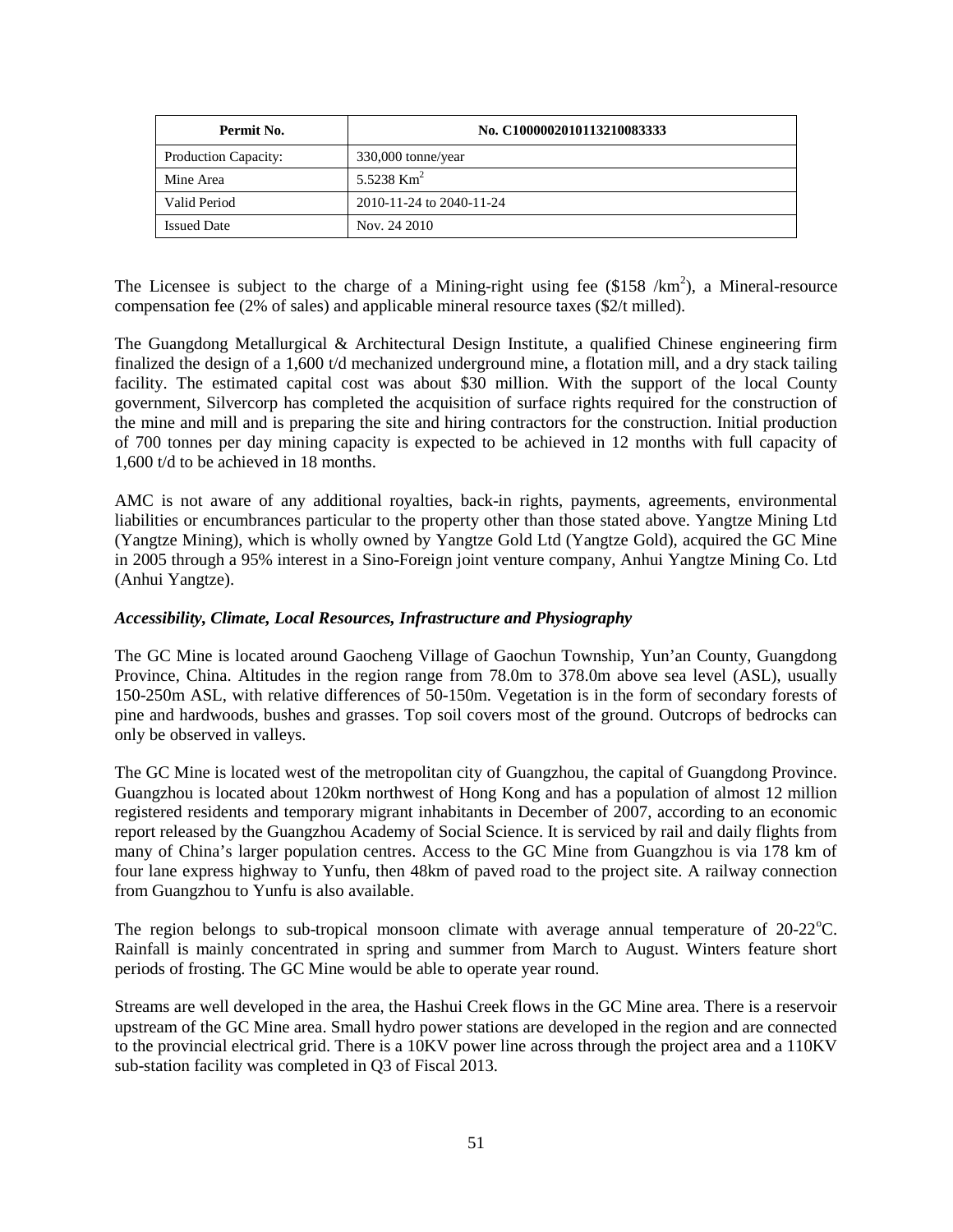| Permit No. | No. C1000002010113210083333 |
| --- | --- |
| Production Capacity: | 330,000 tonne/year |
| Mine Area | 5.5238 $Km^2$ |
| Valid Period | 2010-11-24 to 2040-11-24 |
| Issued Date | Nov. 24 2010 |

The Licensee is subject to the charge of a Mining-right using fee (\$158 /$km^2$), a Mineral-resource compensation fee (2% of sales) and applicable mineral resource taxes (\$2/t milled).

The Guangdong Metallurgical & Architectural Design Institute, a qualified Chinese engineering firm finalized the design of a 1,600 t/d mechanized underground mine, a flotation mill, and a dry stack tailing facility. The estimated capital cost was about \$30 million. With the support of the local County government, Silvercorp has completed the acquisition of surface rights required for the construction of the mine and mill and is preparing the site and hiring contractors for the construction. Initial production of 700 tonnes per day mining capacity is expected to be achieved in 12 months with full capacity of 1,600 t/d to be achieved in 18 months.

AMC is not aware of any additional royalties, back-in rights, payments, agreements, environmental liabilities or encumbrances particular to the property other than those stated above. Yangtze Mining Ltd (Yangtze Mining), which is wholly owned by Yangtze Gold Ltd (Yangtze Gold), acquired the GC Mine in 2005 through a 95% interest in a Sino-Foreign joint venture company, Anhui Yangtze Mining Co. Ltd (Anhui Yangtze).

### *Accessibility, Climate, Local Resources, Infrastructure and Physiography*

The GC Mine is located around Gaocheng Village of Gaochun Township, Yun'an County, Guangdong Province, China. Altitudes in the region range from 78.0m to 378.0m above sea level (ASL), usually 150-250m ASL, with relative differences of 50-150m. Vegetation is in the form of secondary forests of pine and hardwoods, bushes and grasses. Top soil covers most of the ground. Outcrops of bedrocks can only be observed in valleys.

The GC Mine is located west of the metropolitan city of Guangzhou, the capital of Guangdong Province. Guangzhou is located about 120km northwest of Hong Kong and has a population of almost 12 million registered residents and temporary migrant inhabitants in December of 2007, according to an economic report released by the Guangzhou Academy of Social Science. It is serviced by rail and daily flights from many of China's larger population centres. Access to the GC Mine from Guangzhou is via 178 km of four lane express highway to Yunfu, then 48km of paved road to the project site. A railway connection from Guangzhou to Yunfu is also available.

The region belongs to sub-tropical monsoon climate with average annual temperature of 20-22°C. Rainfall is mainly concentrated in spring and summer from March to August. Winters feature short periods of frosting. The GC Mine would be able to operate year round.

Streams are well developed in the area, the Hashui Creek flows in the GC Mine area. There is a reservoir upstream of the GC Mine area. Small hydro power stations are developed in the region and are connected to the provincial electrical grid. There is a 10KV power line across through the project area and a 110KV sub-station facility was completed in Q3 of Fiscal 2013.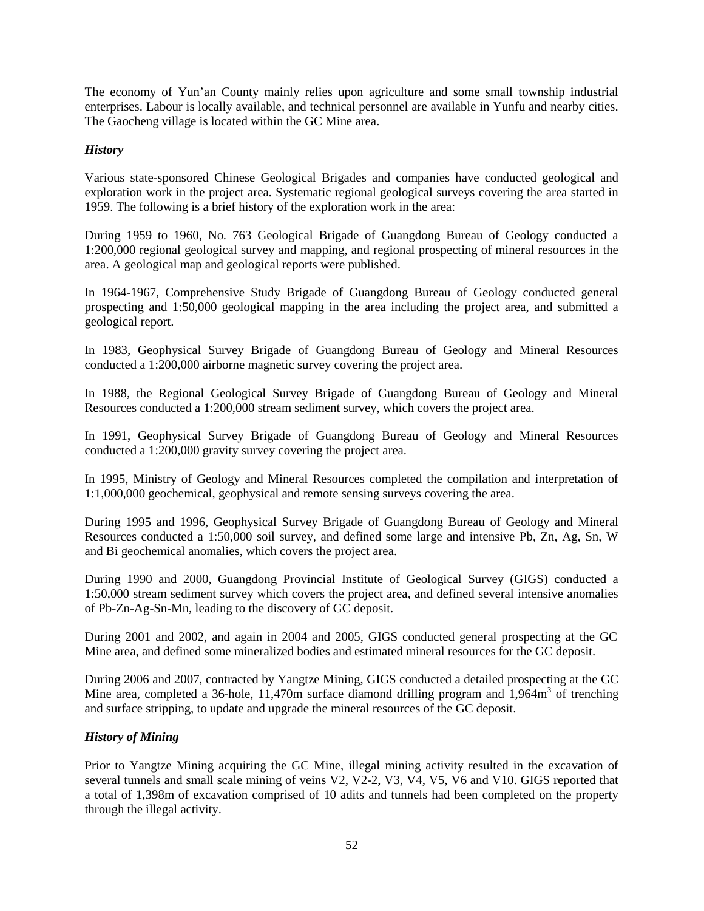The economy of Yun'an County mainly relies upon agriculture and some small township industrial enterprises. Labour is locally available, and technical personnel are available in Yunfu and nearby cities. The Gaocheng village is located within the GC Mine area.

### *History*

Various state-sponsored Chinese Geological Brigades and companies have conducted geological and exploration work in the project area. Systematic regional geological surveys covering the area started in 1959. The following is a brief history of the exploration work in the area:

During 1959 to 1960, No. 763 Geological Brigade of Guangdong Bureau of Geology conducted a 1:200,000 regional geological survey and mapping, and regional prospecting of mineral resources in the area. A geological map and geological reports were published.

In 1964-1967, Comprehensive Study Brigade of Guangdong Bureau of Geology conducted general prospecting and 1:50,000 geological mapping in the area including the project area, and submitted a geological report.

In 1983, Geophysical Survey Brigade of Guangdong Bureau of Geology and Mineral Resources conducted a 1:200,000 airborne magnetic survey covering the project area.

In 1988, the Regional Geological Survey Brigade of Guangdong Bureau of Geology and Mineral Resources conducted a 1:200,000 stream sediment survey, which covers the project area.

In 1991, Geophysical Survey Brigade of Guangdong Bureau of Geology and Mineral Resources conducted a 1:200,000 gravity survey covering the project area.

In 1995, Ministry of Geology and Mineral Resources completed the compilation and interpretation of 1:1,000,000 geochemical, geophysical and remote sensing surveys covering the area.

During 1995 and 1996, Geophysical Survey Brigade of Guangdong Bureau of Geology and Mineral Resources conducted a 1:50,000 soil survey, and defined some large and intensive Pb, Zn, Ag, Sn, W and Bi geochemical anomalies, which covers the project area.

During 1990 and 2000, Guangdong Provincial Institute of Geological Survey (GIGS) conducted a 1:50,000 stream sediment survey which covers the project area, and defined several intensive anomalies of Pb-Zn-Ag-Sn-Mn, leading to the discovery of GC deposit.

During 2001 and 2002, and again in 2004 and 2005, GIGS conducted general prospecting at the GC Mine area, and defined some mineralized bodies and estimated mineral resources for the GC deposit.

During 2006 and 2007, contracted by Yangtze Mining, GIGS conducted a detailed prospecting at the GC Mine area, completed a 36-hole, 11,470m surface diamond drilling program and 1,964m$^3$ of trenching and surface stripping, to update and upgrade the mineral resources of the GC deposit.

### *History of Mining*

Prior to Yangtze Mining acquiring the GC Mine, illegal mining activity resulted in the excavation of several tunnels and small scale mining of veins V2, V2-2, V3, V4, V5, V6 and V10. GIGS reported that a total of 1,398m of excavation comprised of 10 adits and tunnels had been completed on the property through the illegal activity.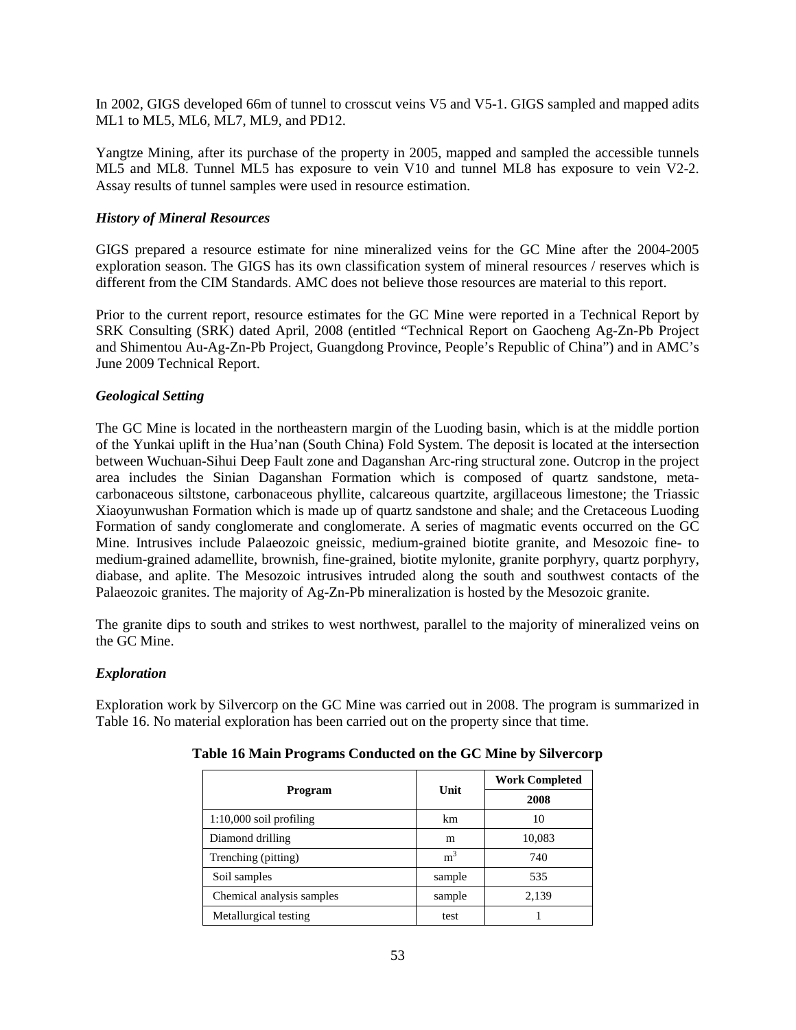In 2002, GIGS developed 66m of tunnel to crosscut veins V5 and V5-1. GIGS sampled and mapped adits ML1 to ML5, ML6, ML7, ML9, and PD12.

Yangtze Mining, after its purchase of the property in 2005, mapped and sampled the accessible tunnels ML5 and ML8. Tunnel ML5 has exposure to vein V10 and tunnel ML8 has exposure to vein V2-2. Assay results of tunnel samples were used in resource estimation.

### *History of Mineral Resources*

GIGS prepared a resource estimate for nine mineralized veins for the GC Mine after the 2004-2005 exploration season. The GIGS has its own classification system of mineral resources / reserves which is different from the CIM Standards. AMC does not believe those resources are material to this report.

Prior to the current report, resource estimates for the GC Mine were reported in a Technical Report by SRK Consulting (SRK) dated April, 2008 (entitled "Technical Report on Gaocheng Ag-Zn-Pb Project and Shimentou Au-Ag-Zn-Pb Project, Guangdong Province, People's Republic of China") and in AMC's June 2009 Technical Report.

### *Geological Setting*

The GC Mine is located in the northeastern margin of the Luoding basin, which is at the middle portion of the Yunkai uplift in the Hua'nan (South China) Fold System. The deposit is located at the intersection between Wuchuan-Sihui Deep Fault zone and Daganshan Arc-ring structural zone. Outcrop in the project area includes the Sinian Daganshan Formation which is composed of quartz sandstone, meta-carbonaceous siltstone, carbonaceous phyllite, calcareous quartzite, argillaceous limestone; the Triassic Xiaoyunwushan Formation which is made up of quartz sandstone and shale; and the Cretaceous Luoding Formation of sandy conglomerate and conglomerate. A series of magmatic events occurred on the GC Mine. Intrusives include Palaeozoic gneissic, medium-grained biotite granite, and Mesozoic fine- to medium-grained adamellite, brownish, fine-grained, biotite mylonite, granite porphyry, quartz porphyry, diabase, and aplite. The Mesozoic intrusives intruded along the south and southwest contacts of the Palaeozoic granites. The majority of Ag-Zn-Pb mineralization is hosted by the Mesozoic granite.

The granite dips to south and strikes to west northwest, parallel to the majority of mineralized veins on the GC Mine.

### *Exploration*

Exploration work by Silvercorp on the GC Mine was carried out in 2008. The program is summarized in Table 16. No material exploration has been carried out on the property since that time.

**Table 16 Main Programs Conducted on the GC Mine by Silvercorp**

| Program | Unit | Work Completed |
|---|---|---|
| | | 2008 |
| 1:10,000 soil profiling | km | 10 |
| Diamond drilling | m | 10,083 |
| Trenching (pitting) | $m^3$ | 740 |
| Soil samples | sample | 535 |
| Chemical analysis samples | sample | 2,139 |
| Metallurgical testing | test | 1 |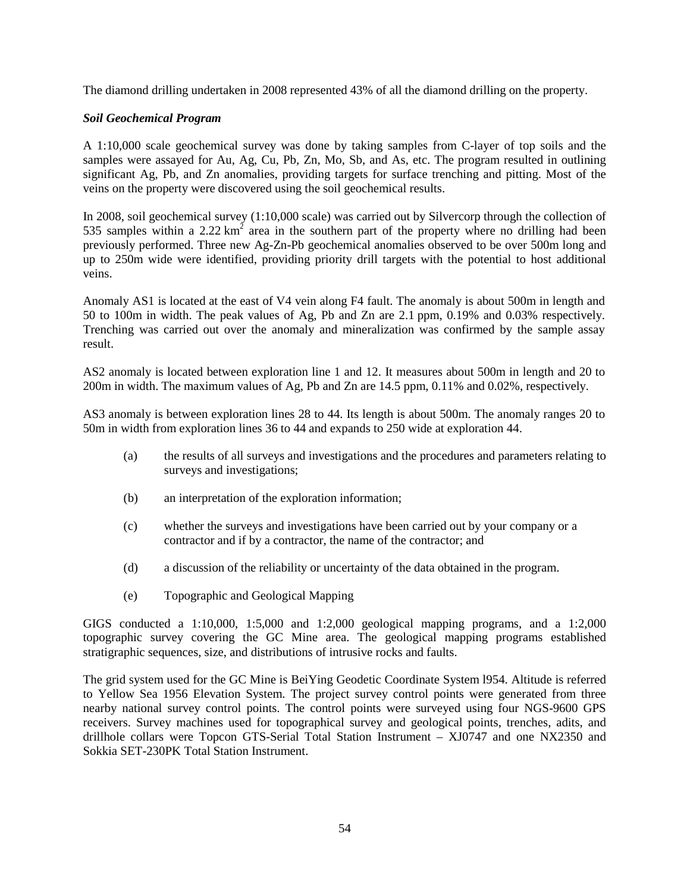The diamond drilling undertaken in 2008 represented 43% of all the diamond drilling on the property.

***Soil Geochemical Program***

A 1:10,000 scale geochemical survey was done by taking samples from C-layer of top soils and the samples were assayed for Au, Ag, Cu, Pb, Zn, Mo, Sb, and As, etc. The program resulted in outlining significant Ag, Pb, and Zn anomalies, providing targets for surface trenching and pitting. Most of the veins on the property were discovered using the soil geochemical results.

In 2008, soil geochemical survey (1:10,000 scale) was carried out by Silvercorp through the collection of 535 samples within a 2.22 $km^2$ area in the southern part of the property where no drilling had been previously performed. Three new Ag-Zn-Pb geochemical anomalies observed to be over 500m long and up to 250m wide were identified, providing priority drill targets with the potential to host additional veins.

Anomaly AS1 is located at the east of V4 vein along F4 fault. The anomaly is about 500m in length and 50 to 100m in width. The peak values of Ag, Pb and Zn are 2.1 ppm, 0.19% and 0.03% respectively. Trenching was carried out over the anomaly and mineralization was confirmed by the sample assay result.

AS2 anomaly is located between exploration line 1 and 12. It measures about 500m in length and 20 to 200m in width. The maximum values of Ag, Pb and Zn are 14.5 ppm, 0.11% and 0.02%, respectively.

AS3 anomaly is between exploration lines 28 to 44. Its length is about 500m. The anomaly ranges 20 to 50m in width from exploration lines 36 to 44 and expands to 250 wide at exploration 44.

(a) the results of all surveys and investigations and the procedures and parameters relating to surveys and investigations;

(b) an interpretation of the exploration information;

(c) whether the surveys and investigations have been carried out by your company or a contractor and if by a contractor, the name of the contractor; and

(d) a discussion of the reliability or uncertainty of the data obtained in the program.

(e) Topographic and Geological Mapping

GIGS conducted a 1:10,000, 1:5,000 and 1:2,000 geological mapping programs, and a 1:2,000 topographic survey covering the GC Mine area. The geological mapping programs established stratigraphic sequences, size, and distributions of intrusive rocks and faults.

The grid system used for the GC Mine is BeiYing Geodetic Coordinate System l954. Altitude is referred to Yellow Sea 1956 Elevation System. The project survey control points were generated from three nearby national survey control points. The control points were surveyed using four NGS-9600 GPS receivers. Survey machines used for topographical survey and geological points, trenches, adits, and drillhole collars were Topcon GTS-Serial Total Station Instrument – XJ0747 and one NX2350 and Sokkia SET-230PK Total Station Instrument.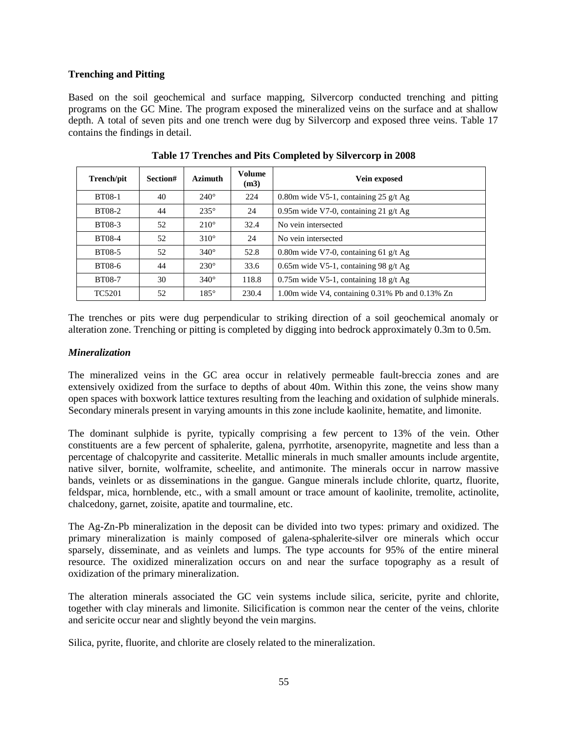### Trenching and Pitting

Based on the soil geochemical and surface mapping, Silvercorp conducted trenching and pitting programs on the GC Mine. The program exposed the mineralized veins on the surface and at shallow depth. A total of seven pits and one trench were dug by Silvercorp and exposed three veins. Table 17 contains the findings in detail.

**Table 17 Trenches and Pits Completed by Silvercorp in 2008**

| Trench/pit | Section# | Azimuth | Volume (m3) | Vein exposed |
|---|---|---|---|---|
| BT08-1 | 40 | 240° | 224 | 0.80m wide V5-1, containing 25 g/t Ag |
| BT08-2 | 44 | 235° | 24 | 0.95m wide V7-0, containing 21 g/t Ag |
| BT08-3 | 52 | 210° | 32.4 | No vein intersected |
| BT08-4 | 52 | 310° | 24 | No vein intersected |
| BT08-5 | 52 | 340° | 52.8 | 0.80m wide V7-0, containing 61 g/t Ag |
| BT08-6 | 44 | 230° | 33.6 | 0.65m wide V5-1, containing 98 g/t Ag |
| BT08-7 | 30 | 340° | 118.8 | 0.75m wide V5-1, containing 18 g/t Ag |
| TC5201 | 52 | 185° | 230.4 | 1.00m wide V4, containing 0.31% Pb and 0.13% Zn |

The trenches or pits were dug perpendicular to striking direction of a soil geochemical anomaly or alteration zone. Trenching or pitting is completed by digging into bedrock approximately 0.3m to 0.5m.

### *Mineralization*

The mineralized veins in the GC area occur in relatively permeable fault-breccia zones and are extensively oxidized from the surface to depths of about 40m. Within this zone, the veins show many open spaces with boxwork lattice textures resulting from the leaching and oxidation of sulphide minerals. Secondary minerals present in varying amounts in this zone include kaolinite, hematite, and limonite.

The dominant sulphide is pyrite, typically comprising a few percent to 13% of the vein. Other constituents are a few percent of sphalerite, galena, pyrrhotite, arsenopyrite, magnetite and less than a percentage of chalcopyrite and cassiterite. Metallic minerals in much smaller amounts include argentite, native silver, bornite, wolframite, scheelite, and antimonite. The minerals occur in narrow massive bands, veinlets or as disseminations in the gangue. Gangue minerals include chlorite, quartz, fluorite, feldspar, mica, hornblende, etc., with a small amount or trace amount of kaolinite, tremolite, actinolite, chalcedony, garnet, zoisite, apatite and tourmaline, etc.

The Ag-Zn-Pb mineralization in the deposit can be divided into two types: primary and oxidized. The primary mineralization is mainly composed of galena-sphalerite-silver ore minerals which occur sparsely, disseminate, and as veinlets and lumps. The type accounts for 95% of the entire mineral resource. The oxidized mineralization occurs on and near the surface topography as a result of oxidization of the primary mineralization.

The alteration minerals associated the GC vein systems include silica, sericite, pyrite and chlorite, together with clay minerals and limonite. Silicification is common near the center of the veins, chlorite and sericite occur near and slightly beyond the vein margins.

Silica, pyrite, fluorite, and chlorite are closely related to the mineralization.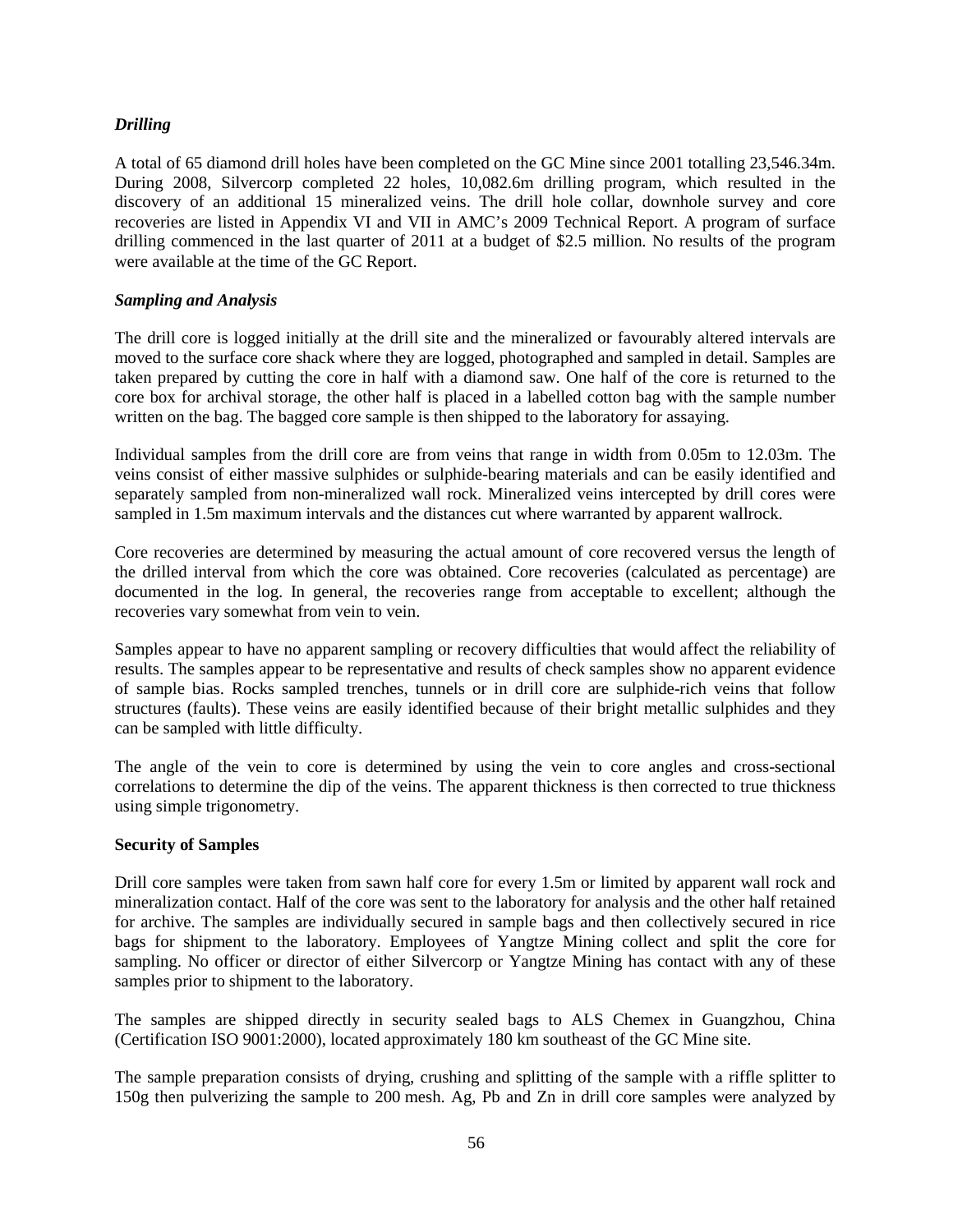### *Drilling*

A total of 65 diamond drill holes have been completed on the GC Mine since 2001 totalling 23,546.34m. During 2008, Silvercorp completed 22 holes, 10,082.6m drilling program, which resulted in the discovery of an additional 15 mineralized veins. The drill hole collar, downhole survey and core recoveries are listed in Appendix VI and VII in AMC's 2009 Technical Report. A program of surface drilling commenced in the last quarter of 2011 at a budget of $2.5 million. No results of the program were available at the time of the GC Report.

### *Sampling and Analysis*

The drill core is logged initially at the drill site and the mineralized or favourably altered intervals are moved to the surface core shack where they are logged, photographed and sampled in detail. Samples are taken prepared by cutting the core in half with a diamond saw. One half of the core is returned to the core box for archival storage, the other half is placed in a labelled cotton bag with the sample number written on the bag. The bagged core sample is then shipped to the laboratory for assaying.

Individual samples from the drill core are from veins that range in width from 0.05m to 12.03m. The veins consist of either massive sulphides or sulphide-bearing materials and can be easily identified and separately sampled from non-mineralized wall rock. Mineralized veins intercepted by drill cores were sampled in 1.5m maximum intervals and the distances cut where warranted by apparent wallrock.

Core recoveries are determined by measuring the actual amount of core recovered versus the length of the drilled interval from which the core was obtained. Core recoveries (calculated as percentage) are documented in the log. In general, the recoveries range from acceptable to excellent; although the recoveries vary somewhat from vein to vein.

Samples appear to have no apparent sampling or recovery difficulties that would affect the reliability of results. The samples appear to be representative and results of check samples show no apparent evidence of sample bias. Rocks sampled trenches, tunnels or in drill core are sulphide-rich veins that follow structures (faults). These veins are easily identified because of their bright metallic sulphides and they can be sampled with little difficulty.

The angle of the vein to core is determined by using the vein to core angles and cross-sectional correlations to determine the dip of the veins. The apparent thickness is then corrected to true thickness using simple trigonometry.

### **Security of Samples**

Drill core samples were taken from sawn half core for every 1.5m or limited by apparent wall rock and mineralization contact. Half of the core was sent to the laboratory for analysis and the other half retained for archive. The samples are individually secured in sample bags and then collectively secured in rice bags for shipment to the laboratory. Employees of Yangtze Mining collect and split the core for sampling. No officer or director of either Silvercorp or Yangtze Mining has contact with any of these samples prior to shipment to the laboratory.

The samples are shipped directly in security sealed bags to ALS Chemex in Guangzhou, China (Certification ISO 9001:2000), located approximately 180 km southeast of the GC Mine site.

The sample preparation consists of drying, crushing and splitting of the sample with a riffle splitter to 150g then pulverizing the sample to 200 mesh. Ag, Pb and Zn in drill core samples were analyzed by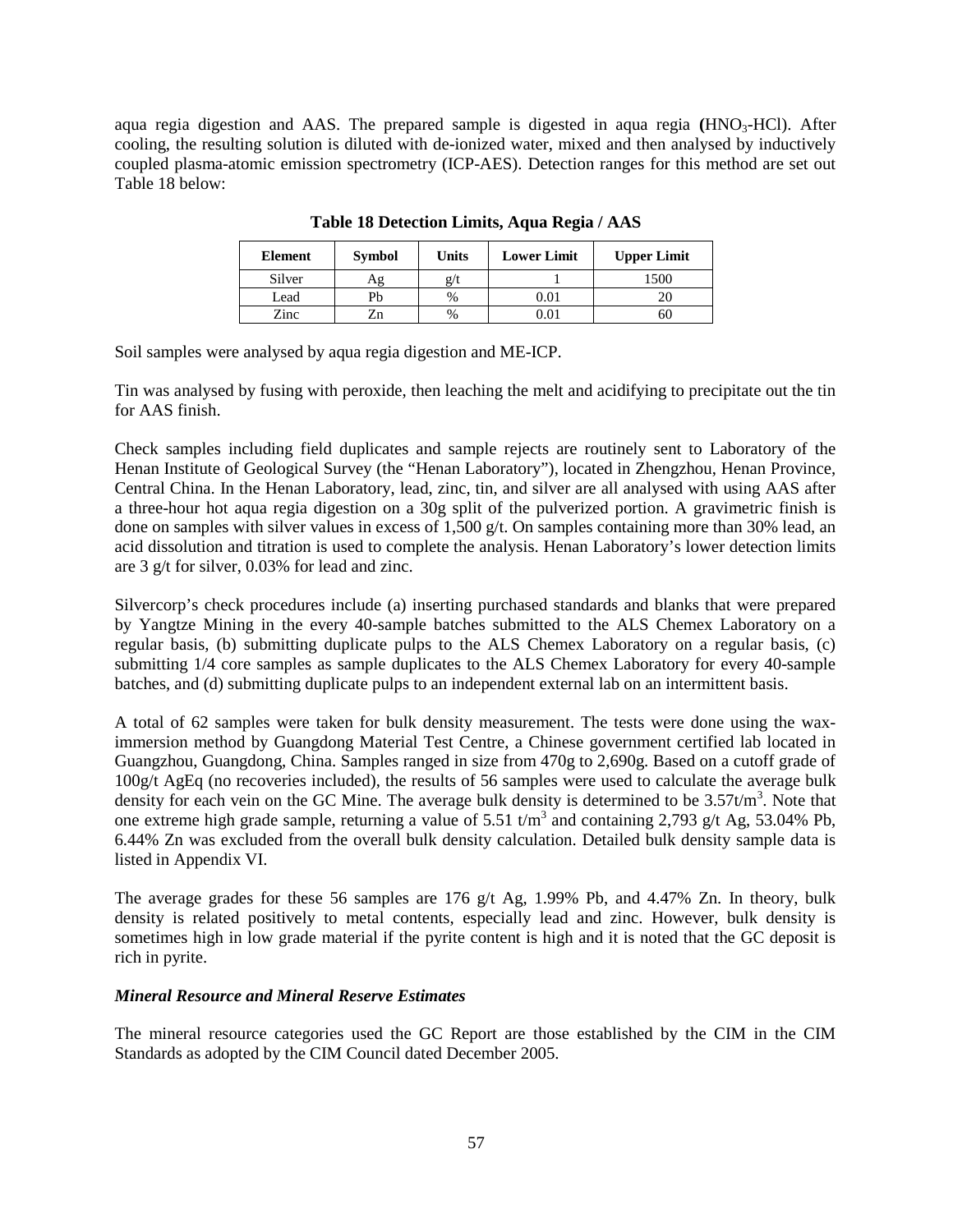aqua regia digestion and AAS. The prepared sample is digested in aqua regia ($HNO_3$-HCl). After cooling, the resulting solution is diluted with de-ionized water, mixed and then analysed by inductively coupled plasma-atomic emission spectrometry (ICP-AES). Detection ranges for this method are set out Table 18 below:

**Table 18 Detection Limits, Aqua Regia / AAS**

| Element | Symbol | Units | Lower Limit | Upper Limit |
|---|---|---|---|---|
| Silver | Ag | g/t | 1 | 1500 |
| Lead | Pb | % | 0.01 | 20 |
| Zinc | Zn | % | 0.01 | 60 |

Soil samples were analysed by aqua regia digestion and ME-ICP.

Tin was analysed by fusing with peroxide, then leaching the melt and acidifying to precipitate out the tin for AAS finish.

Check samples including field duplicates and sample rejects are routinely sent to Laboratory of the Henan Institute of Geological Survey (the "Henan Laboratory"), located in Zhengzhou, Henan Province, Central China. In the Henan Laboratory, lead, zinc, tin, and silver are all analysed with using AAS after a three-hour hot aqua regia digestion on a 30g split of the pulverized portion. A gravimetric finish is done on samples with silver values in excess of 1,500 g/t. On samples containing more than 30% lead, an acid dissolution and titration is used to complete the analysis. Henan Laboratory's lower detection limits are 3 g/t for silver, 0.03% for lead and zinc.

Silvercorp's check procedures include (a) inserting purchased standards and blanks that were prepared by Yangtze Mining in the every 40-sample batches submitted to the ALS Chemex Laboratory on a regular basis, (b) submitting duplicate pulps to the ALS Chemex Laboratory on a regular basis, (c) submitting 1/4 core samples as sample duplicates to the ALS Chemex Laboratory for every 40-sample batches, and (d) submitting duplicate pulps to an independent external lab on an intermittent basis.

A total of 62 samples were taken for bulk density measurement. The tests were done using the wax-immersion method by Guangdong Material Test Centre, a Chinese government certified lab located in Guangzhou, Guangdong, China. Samples ranged in size from 470g to 2,690g. Based on a cutoff grade of 100g/t AgEq (no recoveries included), the results of 56 samples were used to calculate the average bulk density for each vein on the GC Mine. The average bulk density is determined to be $3.57t/m^3$. Note that one extreme high grade sample, returning a value of $5.51\ t/m^3$ and containing 2,793 g/t Ag, 53.04% Pb, 6.44% Zn was excluded from the overall bulk density calculation. Detailed bulk density sample data is listed in Appendix VI.

The average grades for these 56 samples are 176 g/t Ag, 1.99% Pb, and 4.47% Zn. In theory, bulk density is related positively to metal contents, especially lead and zinc. However, bulk density is sometimes high in low grade material if the pyrite content is high and it is noted that the GC deposit is rich in pyrite.

***Mineral Resource and Mineral Reserve Estimates***

The mineral resource categories used the GC Report are those established by the CIM in the CIM Standards as adopted by the CIM Council dated December 2005.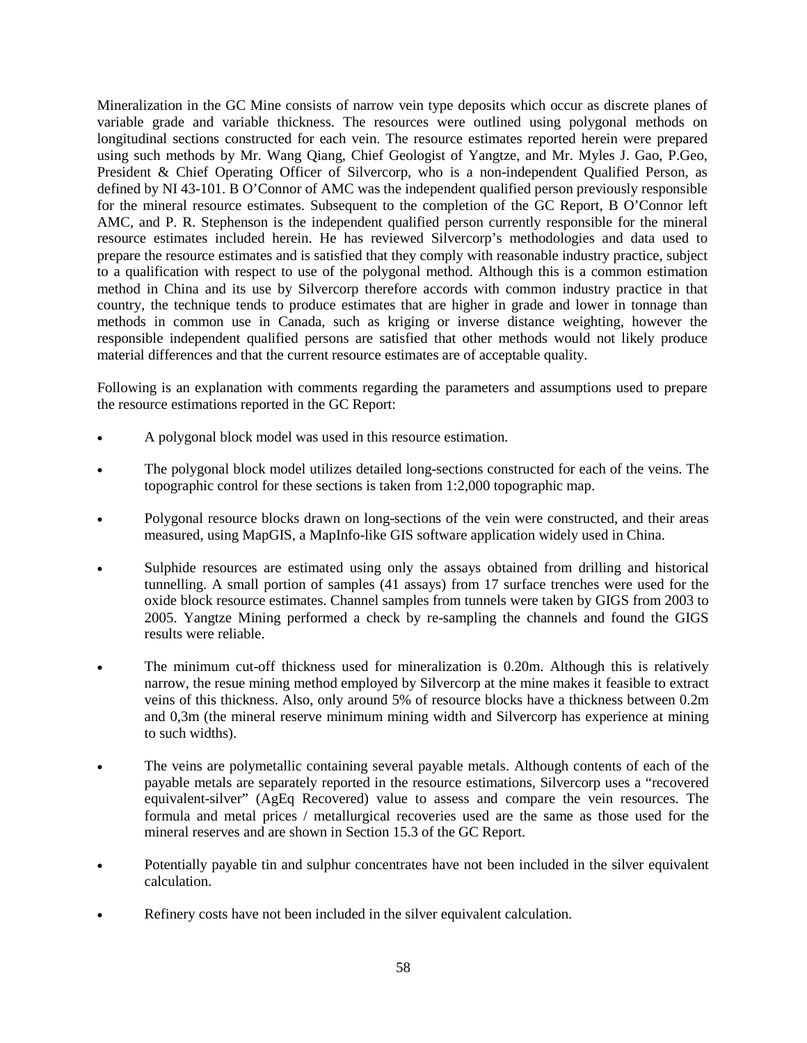Mineralization in the GC Mine consists of narrow vein type deposits which occur as discrete planes of variable grade and variable thickness. The resources were outlined using polygonal methods on longitudinal sections constructed for each vein. The resource estimates reported herein were prepared using such methods by Mr. Wang Qiang, Chief Geologist of Yangtze, and Mr. Myles J. Gao, P.Geo, President & Chief Operating Officer of Silvercorp, who is a non-independent Qualified Person, as defined by NI 43-101. B O'Connor of AMC was the independent qualified person previously responsible for the mineral resource estimates. Subsequent to the completion of the GC Report, B O'Connor left AMC, and P. R. Stephenson is the independent qualified person currently responsible for the mineral resource estimates included herein. He has reviewed Silvercorp's methodologies and data used to prepare the resource estimates and is satisfied that they comply with reasonable industry practice, subject to a qualification with respect to use of the polygonal method. Although this is a common estimation method in China and its use by Silvercorp therefore accords with common industry practice in that country, the technique tends to produce estimates that are higher in grade and lower in tonnage than methods in common use in Canada, such as kriging or inverse distance weighting, however the responsible independent qualified persons are satisfied that other methods would not likely produce material differences and that the current resource estimates are of acceptable quality.

Following is an explanation with comments regarding the parameters and assumptions used to prepare the resource estimations reported in the GC Report:

- A polygonal block model was used in this resource estimation.
- The polygonal block model utilizes detailed long-sections constructed for each of the veins. The topographic control for these sections is taken from 1:2,000 topographic map.
- Polygonal resource blocks drawn on long-sections of the vein were constructed, and their areas measured, using MapGIS, a MapInfo-like GIS software application widely used in China.
- Sulphide resources are estimated using only the assays obtained from drilling and historical tunnelling. A small portion of samples (41 assays) from 17 surface trenches were used for the oxide block resource estimates. Channel samples from tunnels were taken by GIGS from 2003 to 2005. Yangtze Mining performed a check by re-sampling the channels and found the GIGS results were reliable.
- The minimum cut-off thickness used for mineralization is 0.20m. Although this is relatively narrow, the resue mining method employed by Silvercorp at the mine makes it feasible to extract veins of this thickness. Also, only around 5% of resource blocks have a thickness between 0.2m and 0,3m (the mineral reserve minimum mining width and Silvercorp has experience at mining to such widths).
- The veins are polymetallic containing several payable metals. Although contents of each of the payable metals are separately reported in the resource estimations, Silvercorp uses a "recovered equivalent-silver" (AgEq Recovered) value to assess and compare the vein resources. The formula and metal prices / metallurgical recoveries used are the same as those used for the mineral reserves and are shown in Section 15.3 of the GC Report.
- Potentially payable tin and sulphur concentrates have not been included in the silver equivalent calculation.
- Refinery costs have not been included in the silver equivalent calculation.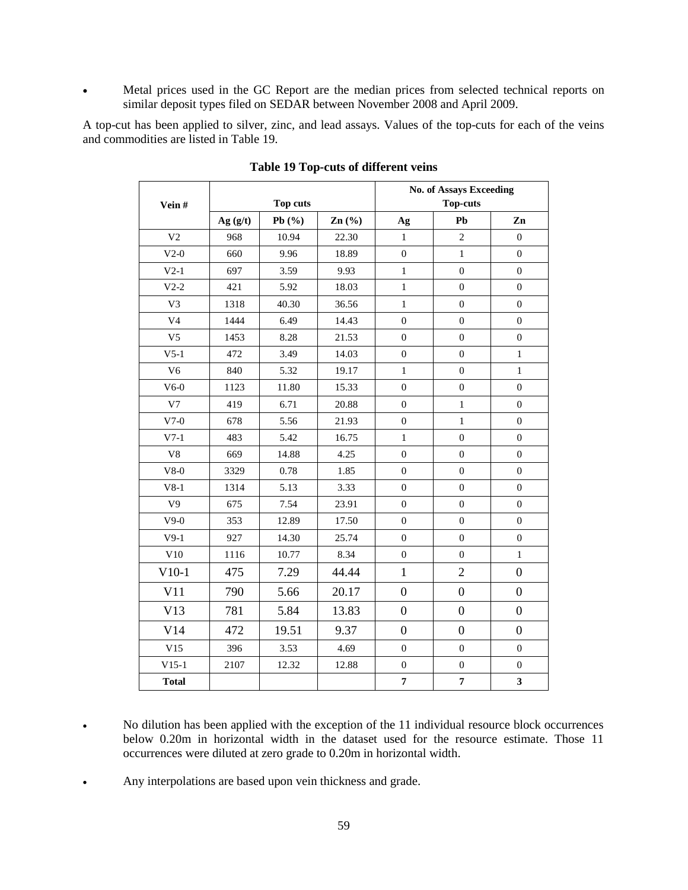- Metal prices used in the GC Report are the median prices from selected technical reports on similar deposit types filed on SEDAR between November 2008 and April 2009.

A top-cut has been applied to silver, zinc, and lead assays. Values of the top-cuts for each of the veins and commodities are listed in Table 19.

**Table 19 Top-cuts of different veins**

| Vein # | Top cuts | | | No. of Assays Exceeding Top-cuts | | |
|---|---|---|---|---|---|---|
| | Ag (g/t) | Pb (%) | Zn (%) | Ag | Pb | Zn |
| V2 | 968 | 10.94 | 22.30 | 1 | 2 | 0 |
| V2-0 | 660 | 9.96 | 18.89 | 0 | 1 | 0 |
| V2-1 | 697 | 3.59 | 9.93 | 1 | 0 | 0 |
| V2-2 | 421 | 5.92 | 18.03 | 1 | 0 | 0 |
| V3 | 1318 | 40.30 | 36.56 | 1 | 0 | 0 |
| V4 | 1444 | 6.49 | 14.43 | 0 | 0 | 0 |
| V5 | 1453 | 8.28 | 21.53 | 0 | 0 | 0 |
| V5-1 | 472 | 3.49 | 14.03 | 0 | 0 | 1 |
| V6 | 840 | 5.32 | 19.17 | 1 | 0 | 1 |
| V6-0 | 1123 | 11.80 | 15.33 | 0 | 0 | 0 |
| V7 | 419 | 6.71 | 20.88 | 0 | 1 | 0 |
| V7-0 | 678 | 5.56 | 21.93 | 0 | 1 | 0 |
| V7-1 | 483 | 5.42 | 16.75 | 1 | 0 | 0 |
| V8 | 669 | 14.88 | 4.25 | 0 | 0 | 0 |
| V8-0 | 3329 | 0.78 | 1.85 | 0 | 0 | 0 |
| V8-1 | 1314 | 5.13 | 3.33 | 0 | 0 | 0 |
| V9 | 675 | 7.54 | 23.91 | 0 | 0 | 0 |
| V9-0 | 353 | 12.89 | 17.50 | 0 | 0 | 0 |
| V9-1 | 927 | 14.30 | 25.74 | 0 | 0 | 0 |
| V10 | 1116 | 10.77 | 8.34 | 0 | 0 | 1 |
| V10-1 | 475 | 7.29 | 44.44 | 1 | 2 | 0 |
| V11 | 790 | 5.66 | 20.17 | 0 | 0 | 0 |
| V13 | 781 | 5.84 | 13.83 | 0 | 0 | 0 |
| V14 | 472 | 19.51 | 9.37 | 0 | 0 | 0 |
| V15 | 396 | 3.53 | 4.69 | 0 | 0 | 0 |
| V15-1 | 2107 | 12.32 | 12.88 | 0 | 0 | 0 |
| **Total** | | | | **7** | **7** | **3** |

- No dilution has been applied with the exception of the 11 individual resource block occurrences below 0.20m in horizontal width in the dataset used for the resource estimate. Those 11 occurrences were diluted at zero grade to 0.20m in horizontal width.

- Any interpolations are based upon vein thickness and grade.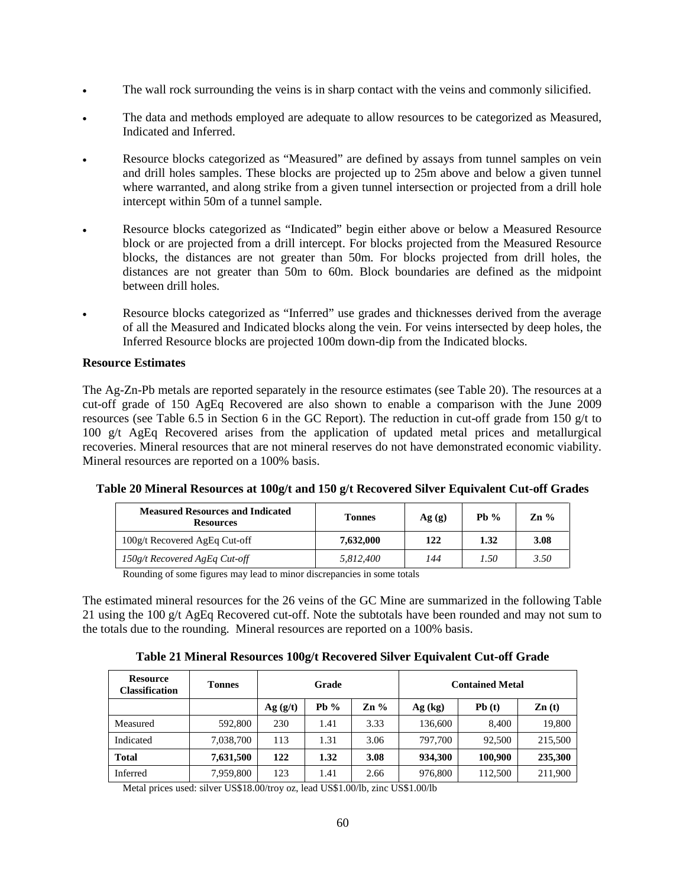- The wall rock surrounding the veins is in sharp contact with the veins and commonly silicified.
- The data and methods employed are adequate to allow resources to be categorized as Measured, Indicated and Inferred.
- Resource blocks categorized as "Measured" are defined by assays from tunnel samples on vein and drill holes samples. These blocks are projected up to 25m above and below a given tunnel where warranted, and along strike from a given tunnel intersection or projected from a drill hole intercept within 50m of a tunnel sample.
- Resource blocks categorized as "Indicated" begin either above or below a Measured Resource block or are projected from a drill intercept. For blocks projected from the Measured Resource blocks, the distances are not greater than 50m. For blocks projected from drill holes, the distances are not greater than 50m to 60m. Block boundaries are defined as the midpoint between drill holes.
- Resource blocks categorized as "Inferred" use grades and thicknesses derived from the average of all the Measured and Indicated blocks along the vein. For veins intersected by deep holes, the Inferred Resource blocks are projected 100m down-dip from the Indicated blocks.

**Resource Estimates**

The Ag-Zn-Pb metals are reported separately in the resource estimates (see Table 20). The resources at a cut-off grade of 150 AgEq Recovered are also shown to enable a comparison with the June 2009 resources (see Table 6.5 in Section 6 in the GC Report). The reduction in cut-off grade from 150 g/t to 100 g/t AgEq Recovered arises from the application of updated metal prices and metallurgical recoveries. Mineral resources that are not mineral reserves do not have demonstrated economic viability. Mineral resources are reported on a 100% basis.

**Table 20 Mineral Resources at 100g/t and 150 g/t Recovered Silver Equivalent Cut-off Grades**

| Measured Resources and Indicated Resources | Tonnes | Ag (g) | Pb % | Zn % |
|---|---|---|---|---|
| 100g/t Recovered AgEq Cut-off | **7,632,000** | **122** | **1.32** | **3.08** |
| *150g/t Recovered AgEq Cut-off* | *5,812,400* | *144* | *1.50* | *3.50* |

Rounding of some figures may lead to minor discrepancies in some totals

The estimated mineral resources for the 26 veins of the GC Mine are summarized in the following Table 21 using the 100 g/t AgEq Recovered cut-off. Note the subtotals have been rounded and may not sum to the totals due to the rounding. Mineral resources are reported on a 100% basis.

**Table 21 Mineral Resources 100g/t Recovered Silver Equivalent Cut-off Grade**

| Resource Classification | Tonnes | Grade | | | Contained Metal | | |
|---|---|---|---|---|---|---|---|
| | | Ag (g/t) | Pb % | Zn % | Ag (kg) | Pb (t) | Zn (t) |
| Measured | 592,800 | 230 | 1.41 | 3.33 | 136,600 | 8,400 | 19,800 |
| Indicated | 7,038,700 | 113 | 1.31 | 3.06 | 797,700 | 92,500 | 215,500 |
| **Total** | **7,631,500** | **122** | **1.32** | **3.08** | **934,300** | **100,900** | **235,300** |
| Inferred | 7,959,800 | 123 | 1.41 | 2.66 | 976,800 | 112,500 | 211,900 |

Metal prices used: silver US$18.00/troy oz, lead US$1.00/lb, zinc US$1.00/lb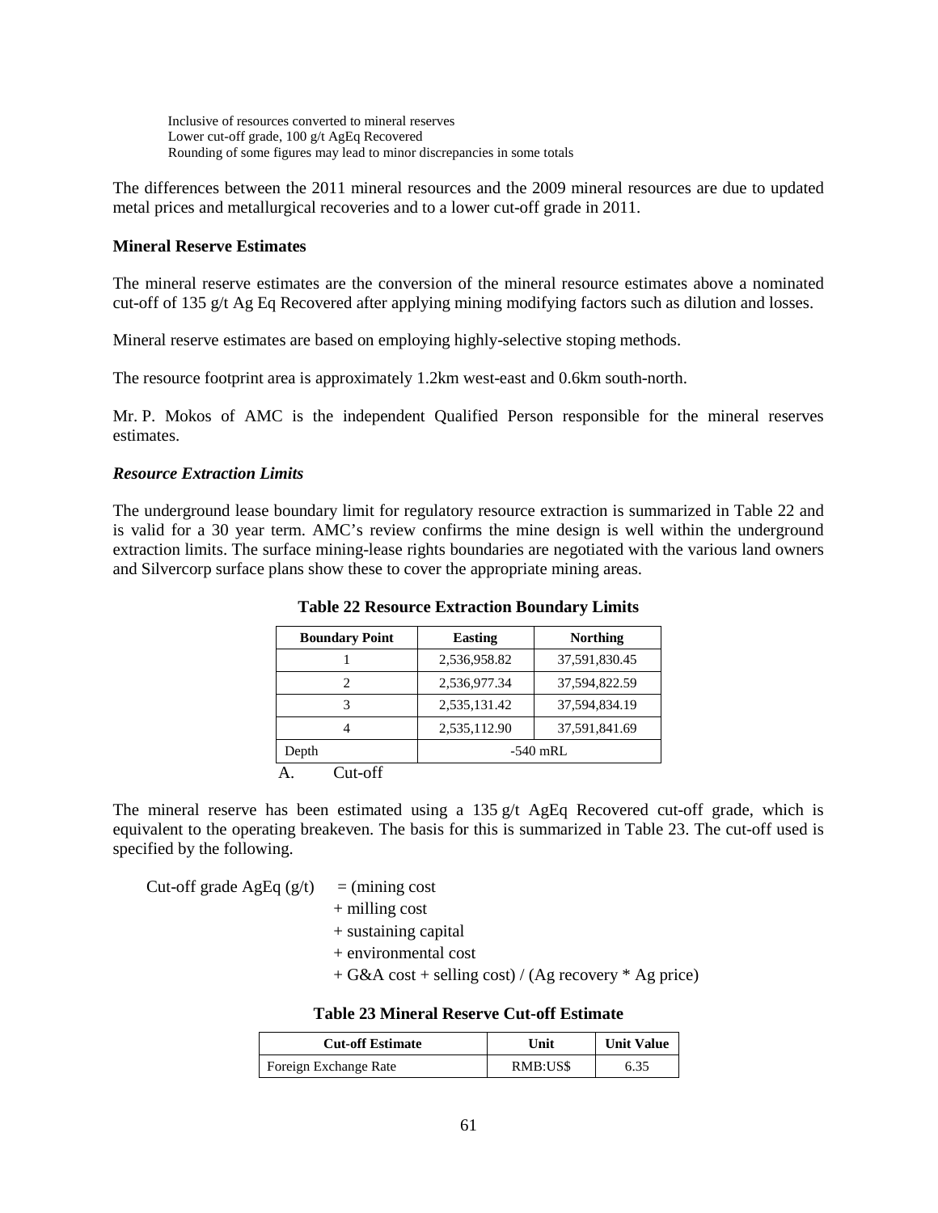Inclusive of resources converted to mineral reserves
Lower cut-off grade, 100 g/t AgEq Recovered
Rounding of some figures may lead to minor discrepancies in some totals

The differences between the 2011 mineral resources and the 2009 mineral resources are due to updated metal prices and metallurgical recoveries and to a lower cut-off grade in 2011.

**Mineral Reserve Estimates**

The mineral reserve estimates are the conversion of the mineral resource estimates above a nominated cut-off of 135 g/t Ag Eq Recovered after applying mining modifying factors such as dilution and losses.

Mineral reserve estimates are based on employing highly-selective stoping methods.

The resource footprint area is approximately 1.2km west-east and 0.6km south-north.

Mr. P. Mokos of AMC is the independent Qualified Person responsible for the mineral reserves estimates.

***Resource Extraction Limits***

The underground lease boundary limit for regulatory resource extraction is summarized in Table 22 and is valid for a 30 year term. AMC's review confirms the mine design is well within the underground extraction limits. The surface mining-lease rights boundaries are negotiated with the various land owners and Silvercorp surface plans show these to cover the appropriate mining areas.

**Table 22 Resource Extraction Boundary Limits**

| Boundary Point | Easting | Northing |
|---|---|---|
| 1 | 2,536,958.82 | 37,591,830.45 |
| 2 | 2,536,977.34 | 37,594,822.59 |
| 3 | 2,535,131.42 | 37,594,834.19 |
| 4 | 2,535,112.90 | 37,591,841.69 |
| Depth | -540 mRL | |

A. Cut-off

The mineral reserve has been estimated using a 135 g/t AgEq Recovered cut-off grade, which is equivalent to the operating breakeven. The basis for this is summarized in Table 23. The cut-off used is specified by the following.

Cut-off grade AgEq (g/t) = (mining cost
+ milling cost
+ sustaining capital
+ environmental cost
+ G&A cost + selling cost) / (Ag recovery * Ag price)

**Table 23 Mineral Reserve Cut-off Estimate**

| Cut-off Estimate | Unit | Unit Value |
|---|---|---|
| Foreign Exchange Rate | RMB:US$ | 6.35 |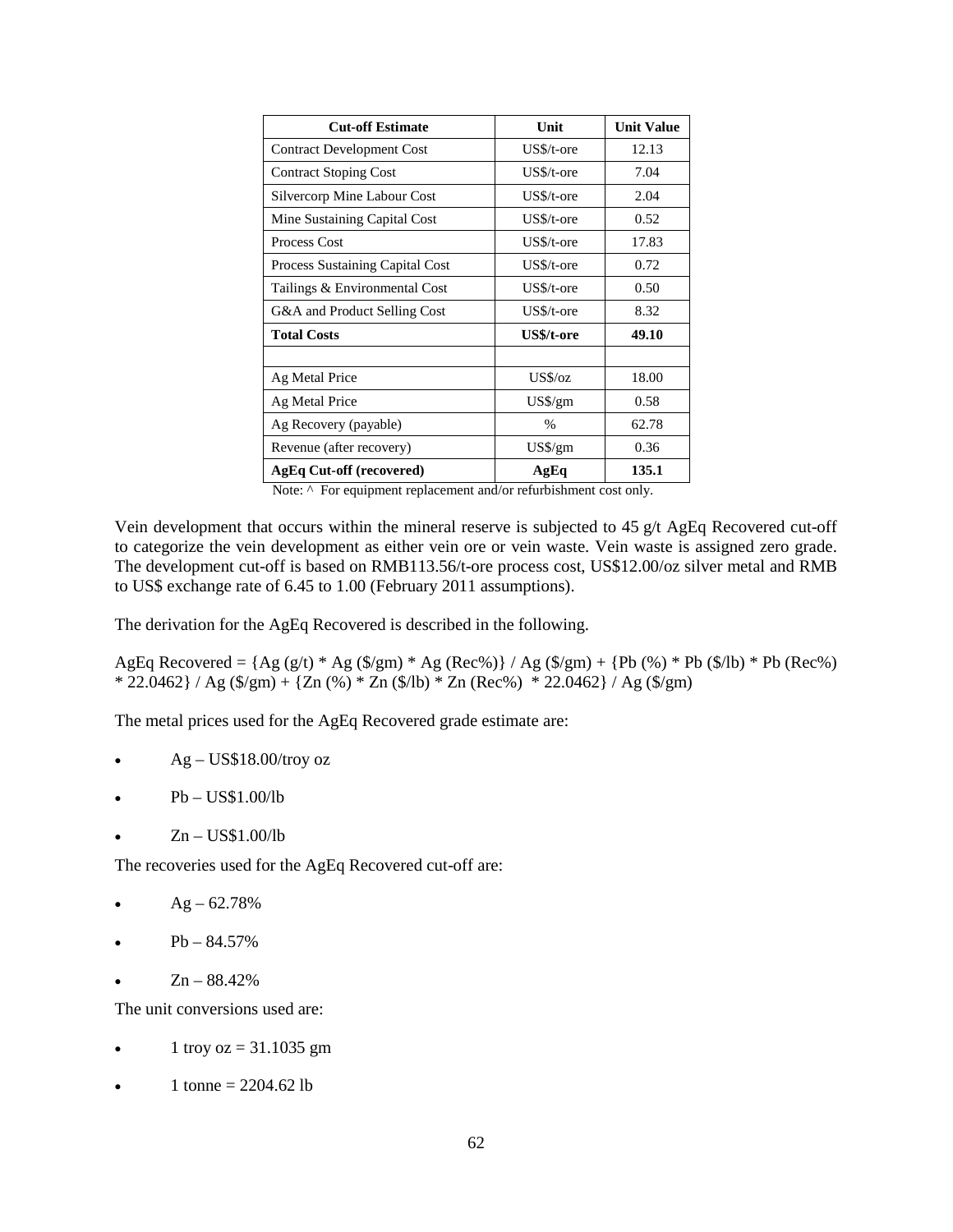| Cut-off Estimate | Unit | Unit Value |
| --- | --- | --- |
| Contract Development Cost | US$/t-ore | 12.13 |
| Contract Stoping Cost | US$/t-ore | 7.04 |
| Silvercorp Mine Labour Cost | US$/t-ore | 2.04 |
| Mine Sustaining Capital Cost | US$/t-ore | 0.52 |
| Process Cost | US$/t-ore | 17.83 |
| Process Sustaining Capital Cost | US$/t-ore | 0.72 |
| Tailings & Environmental Cost | US$/t-ore | 0.50 |
| G&A and Product Selling Cost | US$/t-ore | 8.32 |
| **Total Costs** | **US$/t-ore** | **49.10** |
| | | |
| Ag Metal Price | US$/oz | 18.00 |
| Ag Metal Price | US$/gm | 0.58 |
| Ag Recovery (payable) | % | 62.78 |
| Revenue (after recovery) | US$/gm | 0.36 |
| **AgEq Cut-off (recovered)** | **AgEq** | **135.1** |

Note: ^ For equipment replacement and/or refurbishment cost only.

Vein development that occurs within the mineral reserve is subjected to 45 g/t AgEq Recovered cut-off to categorize the vein development as either vein ore or vein waste. Vein waste is assigned zero grade. The development cut-off is based on RMB113.56/t-ore process cost, US$12.00/oz silver metal and RMB to US$ exchange rate of 6.45 to 1.00 (February 2011 assumptions).

The derivation for the AgEq Recovered is described in the following.

AgEq Recovered = {Ag (g/t) * Ag ($/gm) * Ag (Rec%)} / Ag ($/gm) + {Pb (%) * Pb ($/lb) * Pb (Rec%) * 22.0462} / Ag ($/gm) + {Zn (%) * Zn ($/lb) * Zn (Rec%) * 22.0462} / Ag ($/gm)

The metal prices used for the AgEq Recovered grade estimate are:

- Ag – US$18.00/troy oz
- Pb – US$1.00/lb
- Zn – US$1.00/lb

The recoveries used for the AgEq Recovered cut-off are:

- Ag – 62.78%
- Pb – 84.57%
- Zn – 88.42%

The unit conversions used are:

- 1 troy oz = 31.1035 gm
- 1 tonne = 2204.62 lb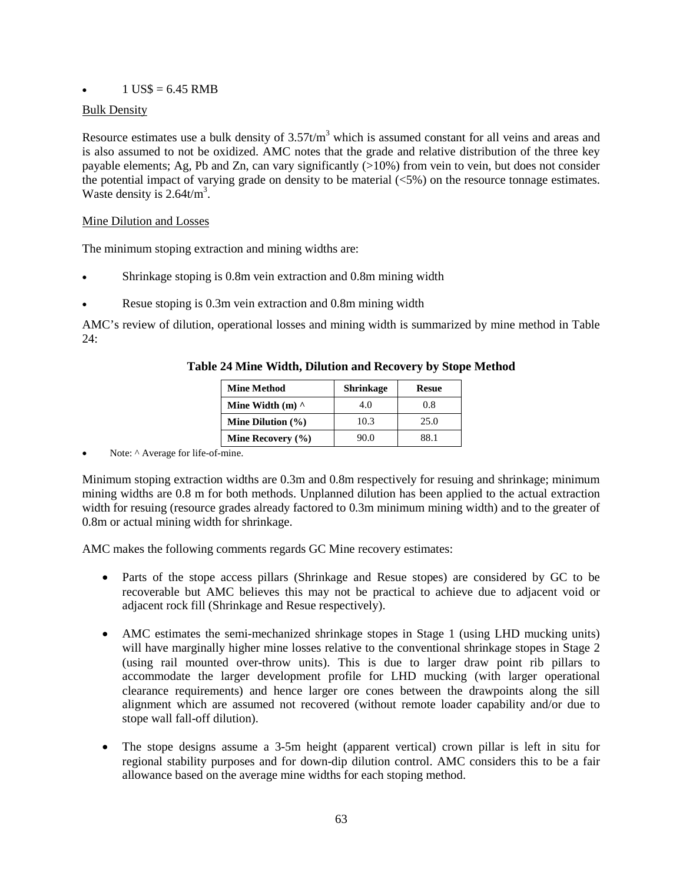- 1 US$ = 6.45 RMB

Bulk Density

Resource estimates use a bulk density of 3.57t/m$^3$ which is assumed constant for all veins and areas and is also assumed to not be oxidized. AMC notes that the grade and relative distribution of the three key payable elements; Ag, Pb and Zn, can vary significantly (>10%) from vein to vein, but does not consider the potential impact of varying grade on density to be material (<5%) on the resource tonnage estimates. Waste density is 2.64t/m$^3$.

Mine Dilution and Losses

The minimum stoping extraction and mining widths are:

- Shrinkage stoping is 0.8m vein extraction and 0.8m mining width
- Resue stoping is 0.3m vein extraction and 0.8m mining width

AMC's review of dilution, operational losses and mining width is summarized by mine method in Table 24:

**Table 24 Mine Width, Dilution and Recovery by Stope Method**

| Mine Method | Shrinkage | Resue |
|---|---|---|
| **Mine Width (m) ^** | 4.0 | 0.8 |
| **Mine Dilution (%)** | 10.3 | 25.0 |
| **Mine Recovery (%)** | 90.0 | 88.1 |

- Note: ^ Average for life-of-mine.

Minimum stoping extraction widths are 0.3m and 0.8m respectively for resuing and shrinkage; minimum mining widths are 0.8 m for both methods. Unplanned dilution has been applied to the actual extraction width for resuing (resource grades already factored to 0.3m minimum mining width) and to the greater of 0.8m or actual mining width for shrinkage.

AMC makes the following comments regards GC Mine recovery estimates:

- Parts of the stope access pillars (Shrinkage and Resue stopes) are considered by GC to be recoverable but AMC believes this may not be practical to achieve due to adjacent void or adjacent rock fill (Shrinkage and Resue respectively).
- AMC estimates the semi-mechanized shrinkage stopes in Stage 1 (using LHD mucking units) will have marginally higher mine losses relative to the conventional shrinkage stopes in Stage 2 (using rail mounted over-throw units). This is due to larger draw point rib pillars to accommodate the larger development profile for LHD mucking (with larger operational clearance requirements) and hence larger ore cones between the drawpoints along the sill alignment which are assumed not recovered (without remote loader capability and/or due to stope wall fall-off dilution).
- The stope designs assume a 3-5m height (apparent vertical) crown pillar is left in situ for regional stability purposes and for down-dip dilution control. AMC considers this to be a fair allowance based on the average mine widths for each stoping method.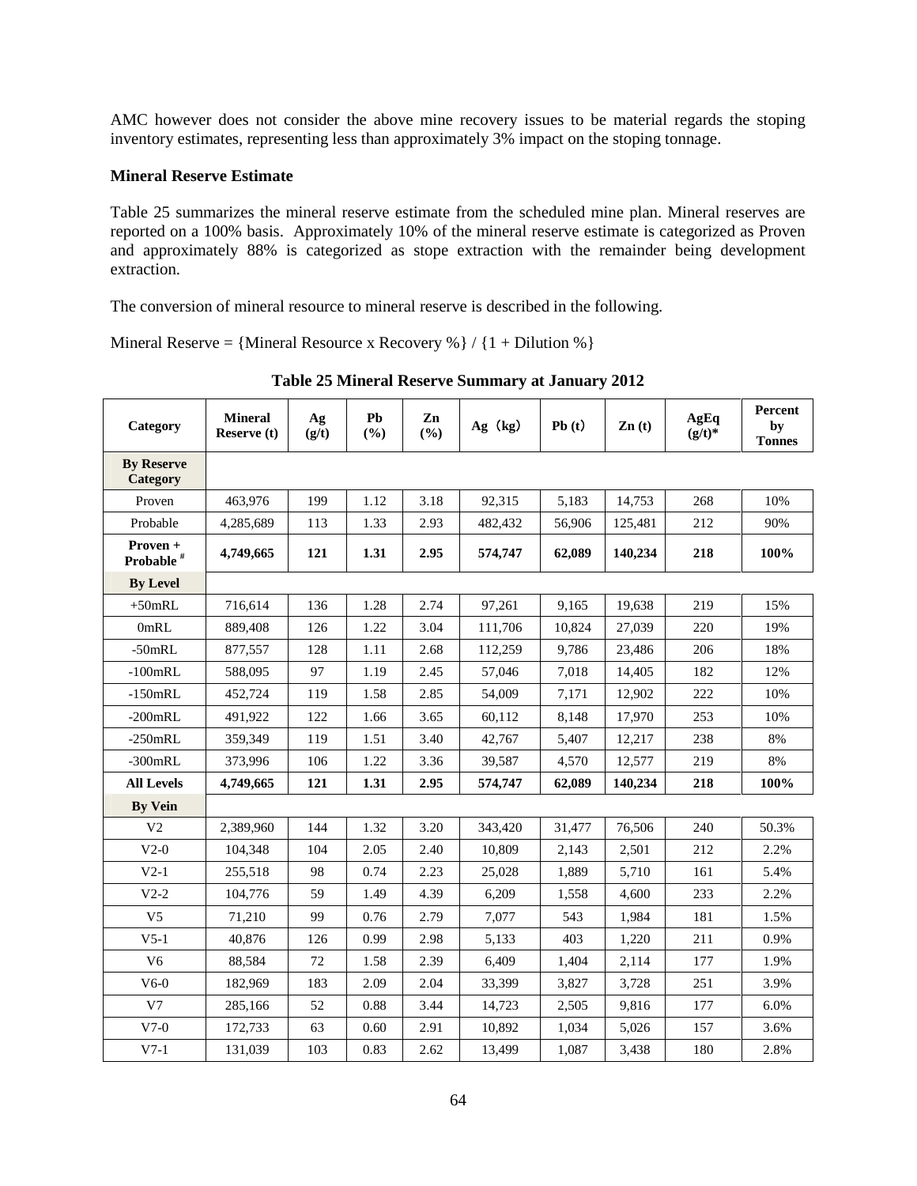AMC however does not consider the above mine recovery issues to be material regards the stoping inventory estimates, representing less than approximately 3% impact on the stoping tonnage.

**Mineral Reserve Estimate**

Table 25 summarizes the mineral reserve estimate from the scheduled mine plan. Mineral reserves are reported on a 100% basis. Approximately 10% of the mineral reserve estimate is categorized as Proven and approximately 88% is categorized as stope extraction with the remainder being development extraction.

The conversion of mineral resource to mineral reserve is described in the following.

Mineral Reserve = {Mineral Resource x Recovery %} / {1 + Dilution %}

**Table 25 Mineral Reserve Summary at January 2012**

| Category | Mineral Reserve (t) | Ag (g/t) | Pb (%) | Zn (%) | Ag（kg） | Pb (t) | Zn (t) | AgEq (g/t)* | Percent by Tonnes |
|---|---|---|---|---|---|---|---|---|---|
| **By Reserve Category** | | | | | | | | | |
| Proven | 463,976 | 199 | 1.12 | 3.18 | 92,315 | 5,183 | 14,753 | 268 | 10% |
| Probable | 4,285,689 | 113 | 1.33 | 2.93 | 482,432 | 56,906 | 125,481 | 212 | 90% |
| **Proven + Probable #** | **4,749,665** | **121** | **1.31** | **2.95** | **574,747** | **62,089** | **140,234** | **218** | **100%** |
| **By Level** | | | | | | | | | |
| +50mRL | 716,614 | 136 | 1.28 | 2.74 | 97,261 | 9,165 | 19,638 | 219 | 15% |
| 0mRL | 889,408 | 126 | 1.22 | 3.04 | 111,706 | 10,824 | 27,039 | 220 | 19% |
| -50mRL | 877,557 | 128 | 1.11 | 2.68 | 112,259 | 9,786 | 23,486 | 206 | 18% |
| -100mRL | 588,095 | 97 | 1.19 | 2.45 | 57,046 | 7,018 | 14,405 | 182 | 12% |
| -150mRL | 452,724 | 119 | 1.58 | 2.85 | 54,009 | 7,171 | 12,902 | 222 | 10% |
| -200mRL | 491,922 | 122 | 1.66 | 3.65 | 60,112 | 8,148 | 17,970 | 253 | 10% |
| -250mRL | 359,349 | 119 | 1.51 | 3.40 | 42,767 | 5,407 | 12,217 | 238 | 8% |
| -300mRL | 373,996 | 106 | 1.22 | 3.36 | 39,587 | 4,570 | 12,577 | 219 | 8% |
| **All Levels** | **4,749,665** | **121** | **1.31** | **2.95** | **574,747** | **62,089** | **140,234** | **218** | **100%** |
| **By Vein** | | | | | | | | | |
| V2 | 2,389,960 | 144 | 1.32 | 3.20 | 343,420 | 31,477 | 76,506 | 240 | 50.3% |
| V2-0 | 104,348 | 104 | 2.05 | 2.40 | 10,809 | 2,143 | 2,501 | 212 | 2.2% |
| V2-1 | 255,518 | 98 | 0.74 | 2.23 | 25,028 | 1,889 | 5,710 | 161 | 5.4% |
| V2-2 | 104,776 | 59 | 1.49 | 4.39 | 6,209 | 1,558 | 4,600 | 233 | 2.2% |
| V5 | 71,210 | 99 | 0.76 | 2.79 | 7,077 | 543 | 1,984 | 181 | 1.5% |
| V5-1 | 40,876 | 126 | 0.99 | 2.98 | 5,133 | 403 | 1,220 | 211 | 0.9% |
| V6 | 88,584 | 72 | 1.58 | 2.39 | 6,409 | 1,404 | 2,114 | 177 | 1.9% |
| V6-0 | 182,969 | 183 | 2.09 | 2.04 | 33,399 | 3,827 | 3,728 | 251 | 3.9% |
| V7 | 285,166 | 52 | 0.88 | 3.44 | 14,723 | 2,505 | 9,816 | 177 | 6.0% |
| V7-0 | 172,733 | 63 | 0.60 | 2.91 | 10,892 | 1,034 | 5,026 | 157 | 3.6% |
| V7-1 | 131,039 | 103 | 0.83 | 2.62 | 13,499 | 1,087 | 3,438 | 180 | 2.8% |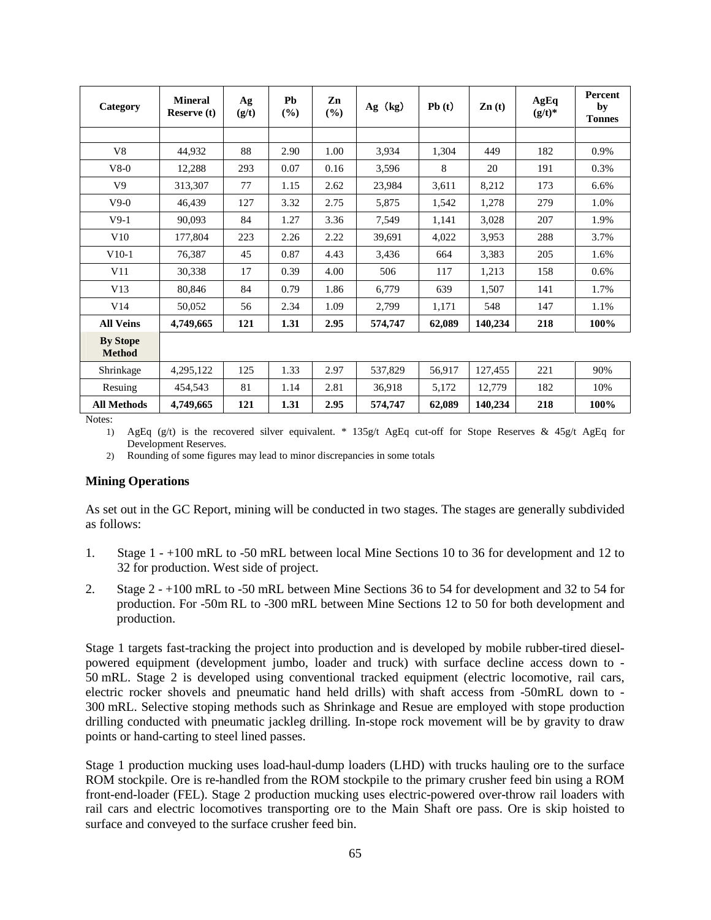| Category | Mineral Reserve (t) | Ag (g/t) | Pb (%) | Zn (%) | Ag（kg） | Pb (t) | Zn (t) | AgEq (g/t)* | Percent by Tonnes |
|---|---|---|---|---|---|---|---|---|---|
| | | | | | | | | | |
| V8 | 44,932 | 88 | 2.90 | 1.00 | 3,934 | 1,304 | 449 | 182 | 0.9% |
| V8-0 | 12,288 | 293 | 0.07 | 0.16 | 3,596 | 8 | 20 | 191 | 0.3% |
| V9 | 313,307 | 77 | 1.15 | 2.62 | 23,984 | 3,611 | 8,212 | 173 | 6.6% |
| V9-0 | 46,439 | 127 | 3.32 | 2.75 | 5,875 | 1,542 | 1,278 | 279 | 1.0% |
| V9-1 | 90,093 | 84 | 1.27 | 3.36 | 7,549 | 1,141 | 3,028 | 207 | 1.9% |
| V10 | 177,804 | 223 | 2.26 | 2.22 | 39,691 | 4,022 | 3,953 | 288 | 3.7% |
| V10-1 | 76,387 | 45 | 0.87 | 4.43 | 3,436 | 664 | 3,383 | 205 | 1.6% |
| V11 | 30,338 | 17 | 0.39 | 4.00 | 506 | 117 | 1,213 | 158 | 0.6% |
| V13 | 80,846 | 84 | 0.79 | 1.86 | 6,779 | 639 | 1,507 | 141 | 1.7% |
| V14 | 50,052 | 56 | 2.34 | 1.09 | 2,799 | 1,171 | 548 | 147 | 1.1% |
| **All Veins** | **4,749,665** | **121** | **1.31** | **2.95** | **574,747** | **62,089** | **140,234** | **218** | **100%** |
| **By Stope Method** | | | | | | | | | |
| Shrinkage | 4,295,122 | 125 | 1.33 | 2.97 | 537,829 | 56,917 | 127,455 | 221 | 90% |
| Resuing | 454,543 | 81 | 1.14 | 2.81 | 36,918 | 5,172 | 12,779 | 182 | 10% |
| **All Methods** | **4,749,665** | **121** | **1.31** | **2.95** | **574,747** | **62,089** | **140,234** | **218** | **100%** |

Notes:

1) AgEq (g/t) is the recovered silver equivalent. * 135g/t AgEq cut-off for Stope Reserves & 45g/t AgEq for Development Reserves.
2) Rounding of some figures may lead to minor discrepancies in some totals

**Mining Operations**

As set out in the GC Report, mining will be conducted in two stages. The stages are generally subdivided as follows:

1. Stage 1 - +100 mRL to -50 mRL between local Mine Sections 10 to 36 for development and 12 to 32 for production. West side of project.
2. Stage 2 - +100 mRL to -50 mRL between Mine Sections 36 to 54 for development and 32 to 54 for production. For -50m RL to -300 mRL between Mine Sections 12 to 50 for both development and production.

Stage 1 targets fast-tracking the project into production and is developed by mobile rubber-tired diesel-powered equipment (development jumbo, loader and truck) with surface decline access down to -50 mRL. Stage 2 is developed using conventional tracked equipment (electric locomotive, rail cars, electric rocker shovels and pneumatic hand held drills) with shaft access from -50mRL down to -300 mRL. Selective stoping methods such as Shrinkage and Resue are employed with stope production drilling conducted with pneumatic jackleg drilling. In-stope rock movement will be by gravity to draw points or hand-carting to steel lined passes.

Stage 1 production mucking uses load-haul-dump loaders (LHD) with trucks hauling ore to the surface ROM stockpile. Ore is re-handled from the ROM stockpile to the primary crusher feed bin using a ROM front-end-loader (FEL). Stage 2 production mucking uses electric-powered over-throw rail loaders with rail cars and electric locomotives transporting ore to the Main Shaft ore pass. Ore is skip hoisted to surface and conveyed to the surface crusher feed bin.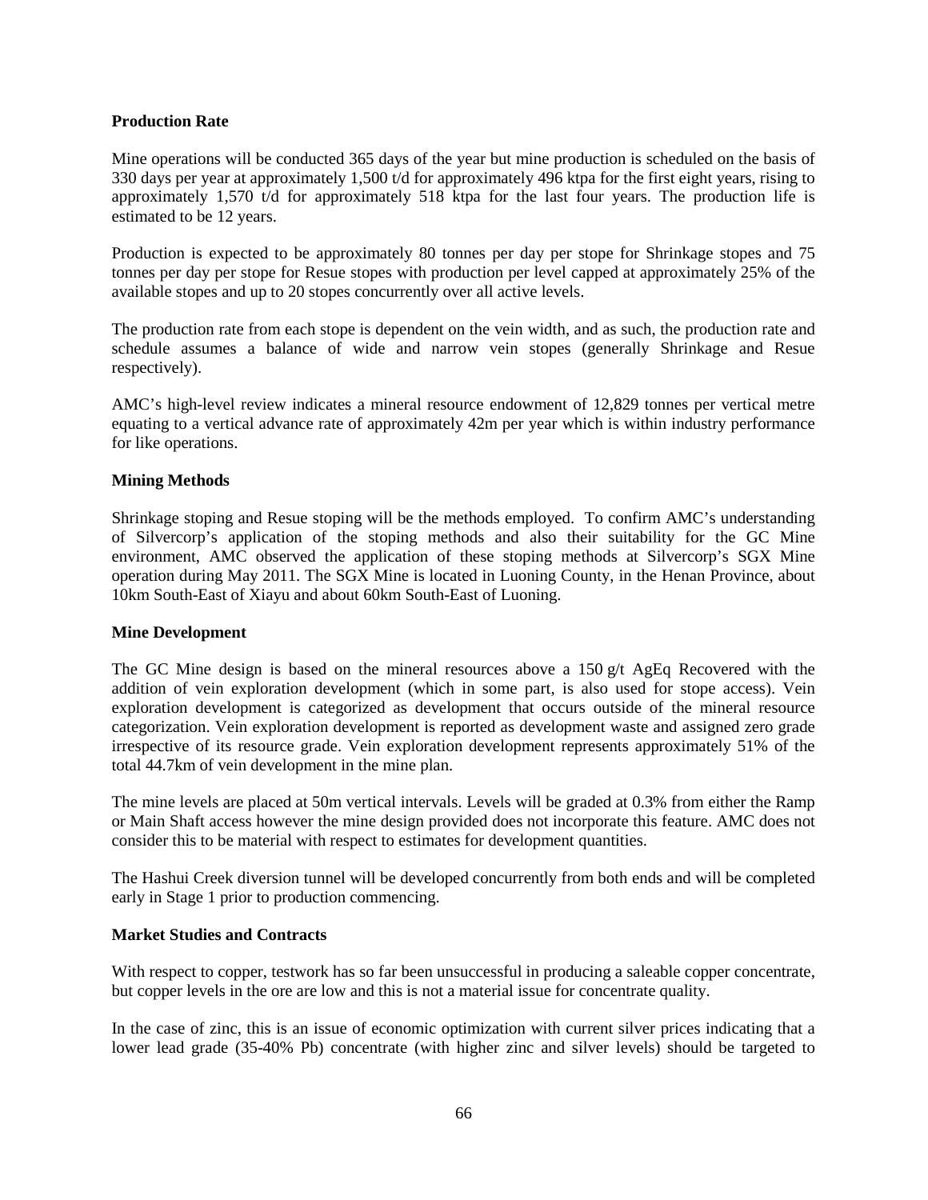**Production Rate**

Mine operations will be conducted 365 days of the year but mine production is scheduled on the basis of 330 days per year at approximately 1,500 t/d for approximately 496 ktpa for the first eight years, rising to approximately 1,570 t/d for approximately 518 ktpa for the last four years. The production life is estimated to be 12 years.

Production is expected to be approximately 80 tonnes per day per stope for Shrinkage stopes and 75 tonnes per day per stope for Resue stopes with production per level capped at approximately 25% of the available stopes and up to 20 stopes concurrently over all active levels.

The production rate from each stope is dependent on the vein width, and as such, the production rate and schedule assumes a balance of wide and narrow vein stopes (generally Shrinkage and Resue respectively).

AMC's high-level review indicates a mineral resource endowment of 12,829 tonnes per vertical metre equating to a vertical advance rate of approximately 42m per year which is within industry performance for like operations.

**Mining Methods**

Shrinkage stoping and Resue stoping will be the methods employed. To confirm AMC's understanding of Silvercorp's application of the stoping methods and also their suitability for the GC Mine environment, AMC observed the application of these stoping methods at Silvercorp's SGX Mine operation during May 2011. The SGX Mine is located in Luoning County, in the Henan Province, about 10km South-East of Xiayu and about 60km South-East of Luoning.

**Mine Development**

The GC Mine design is based on the mineral resources above a 150 g/t AgEq Recovered with the addition of vein exploration development (which in some part, is also used for stope access). Vein exploration development is categorized as development that occurs outside of the mineral resource categorization. Vein exploration development is reported as development waste and assigned zero grade irrespective of its resource grade. Vein exploration development represents approximately 51% of the total 44.7km of vein development in the mine plan.

The mine levels are placed at 50m vertical intervals. Levels will be graded at 0.3% from either the Ramp or Main Shaft access however the mine design provided does not incorporate this feature. AMC does not consider this to be material with respect to estimates for development quantities.

The Hashui Creek diversion tunnel will be developed concurrently from both ends and will be completed early in Stage 1 prior to production commencing.

**Market Studies and Contracts**

With respect to copper, testwork has so far been unsuccessful in producing a saleable copper concentrate, but copper levels in the ore are low and this is not a material issue for concentrate quality.

In the case of zinc, this is an issue of economic optimization with current silver prices indicating that a lower lead grade (35-40% Pb) concentrate (with higher zinc and silver levels) should be targeted to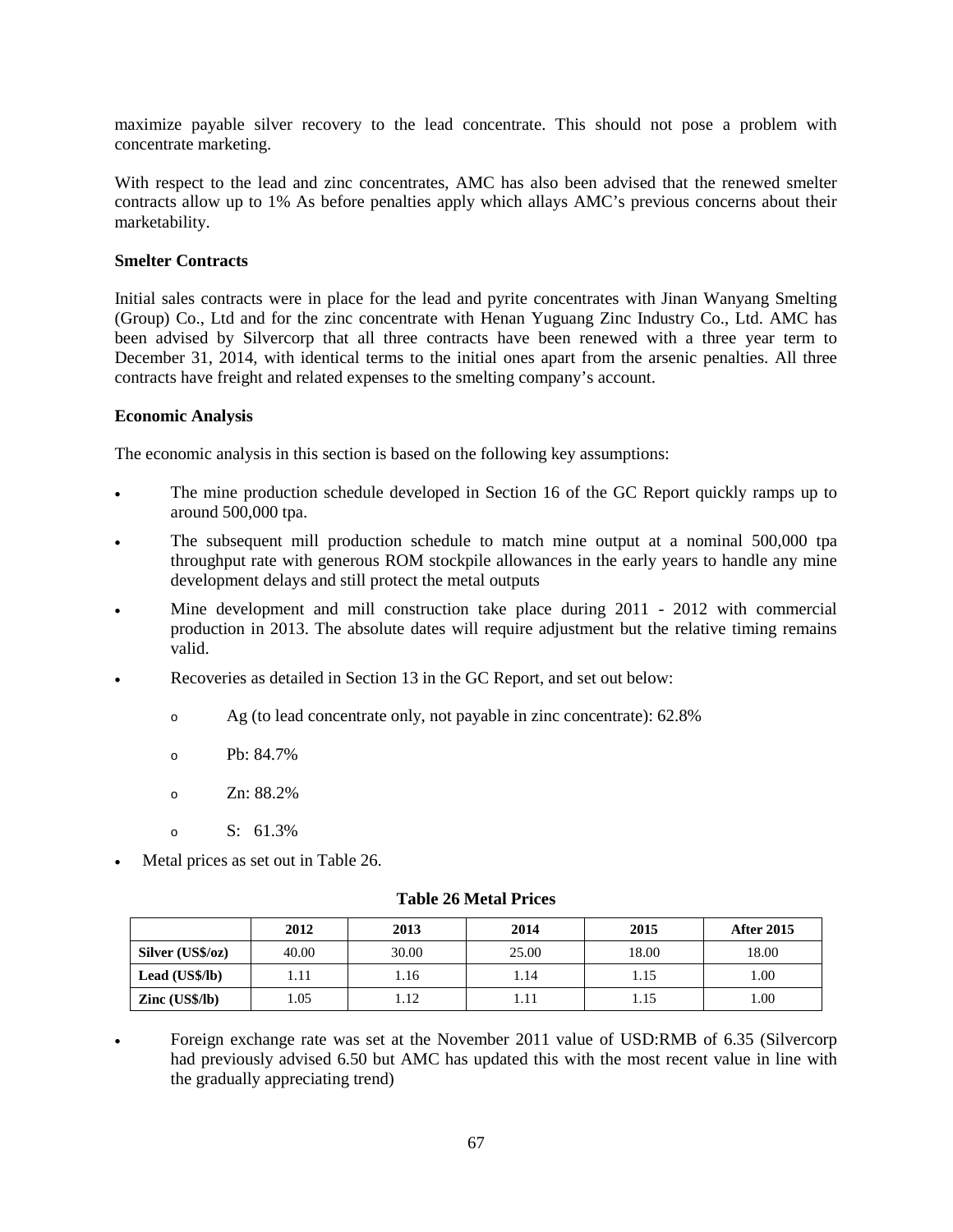maximize payable silver recovery to the lead concentrate. This should not pose a problem with concentrate marketing.

With respect to the lead and zinc concentrates, AMC has also been advised that the renewed smelter contracts allow up to 1% As before penalties apply which allays AMC's previous concerns about their marketability.

**Smelter Contracts**

Initial sales contracts were in place for the lead and pyrite concentrates with Jinan Wanyang Smelting (Group) Co., Ltd and for the zinc concentrate with Henan Yuguang Zinc Industry Co., Ltd. AMC has been advised by Silvercorp that all three contracts have been renewed with a three year term to December 31, 2014, with identical terms to the initial ones apart from the arsenic penalties. All three contracts have freight and related expenses to the smelting company's account.

**Economic Analysis**

The economic analysis in this section is based on the following key assumptions:

- The mine production schedule developed in Section 16 of the GC Report quickly ramps up to around 500,000 tpa.
- The subsequent mill production schedule to match mine output at a nominal 500,000 tpa throughput rate with generous ROM stockpile allowances in the early years to handle any mine development delays and still protect the metal outputs
- Mine development and mill construction take place during 2011 - 2012 with commercial production in 2013. The absolute dates will require adjustment but the relative timing remains valid.
- Recoveries as detailed in Section 13 in the GC Report, and set out below:
  - Ag (to lead concentrate only, not payable in zinc concentrate): 62.8%
  - Pb: 84.7%
  - Zn: 88.2%
  - S: 61.3%
- Metal prices as set out in Table 26.

**Table 26 Metal Prices**

| | 2012 | 2013 | 2014 | 2015 | After 2015 |
|---|---|---|---|---|---|
| **Silver (US$/oz)** | 40.00 | 30.00 | 25.00 | 18.00 | 18.00 |
| **Lead (US$/lb)** | 1.11 | 1.16 | 1.14 | 1.15 | 1.00 |
| **Zinc (US$/lb)** | 1.05 | 1.12 | 1.11 | 1.15 | 1.00 |

- Foreign exchange rate was set at the November 2011 value of USD:RMB of 6.35 (Silvercorp had previously advised 6.50 but AMC has updated this with the most recent value in line with the gradually appreciating trend)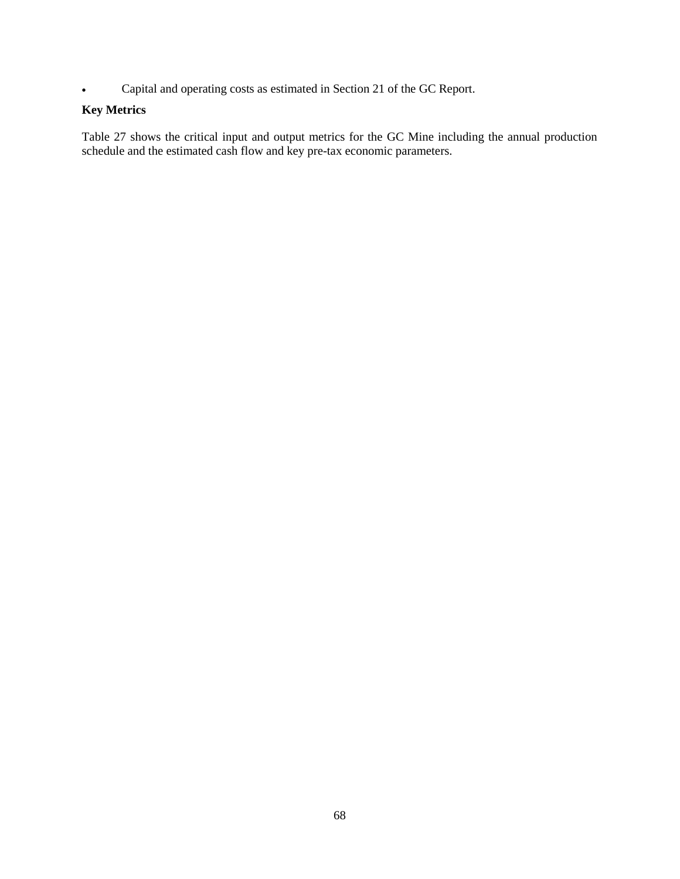- Capital and operating costs as estimated in Section 21 of the GC Report.

**Key Metrics**

Table 27 shows the critical input and output metrics for the GC Mine including the annual production schedule and the estimated cash flow and key pre-tax economic parameters.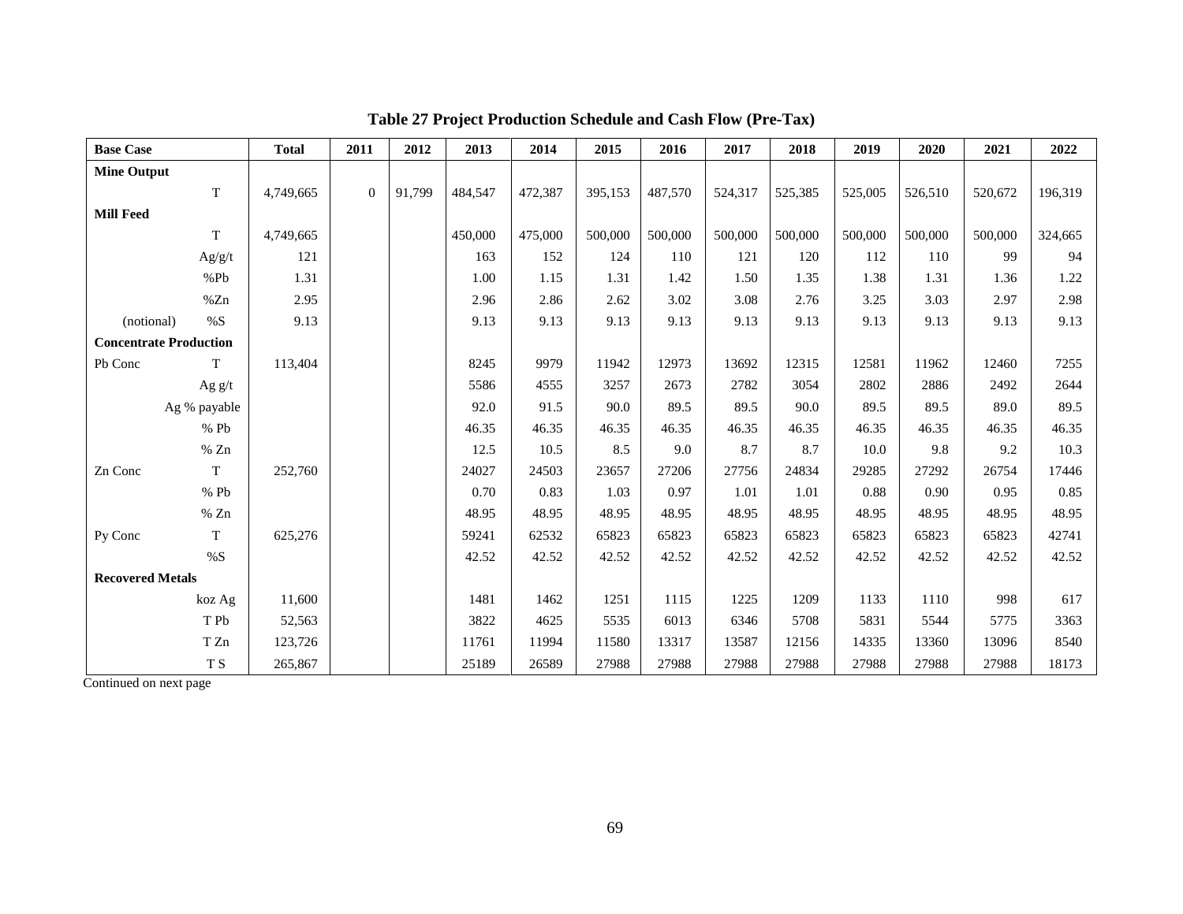**Table 27 Project Production Schedule and Cash Flow (Pre-Tax)**

| Base Case | | Total | 2011 | 2012 | 2013 | 2014 | 2015 | 2016 | 2017 | 2018 | 2019 | 2020 | 2021 | 2022 |
|---|---|---|---|---|---|---|---|---|---|---|---|---|---|---|
| **Mine Output** | | | | | | | | | | | | | | |
| | T | 4,749,665 | 0 | 91,799 | 484,547 | 472,387 | 395,153 | 487,570 | 524,317 | 525,385 | 525,005 | 526,510 | 520,672 | 196,319 |
| **Mill Feed** | | | | | | | | | | | | | | |
| | T | 4,749,665 | | | 450,000 | 475,000 | 500,000 | 500,000 | 500,000 | 500,000 | 500,000 | 500,000 | 500,000 | 324,665 |
| | Ag/g/t | 121 | | | 163 | 152 | 124 | 110 | 121 | 120 | 112 | 110 | 99 | 94 |
| | %Pb | 1.31 | | | 1.00 | 1.15 | 1.31 | 1.42 | 1.50 | 1.35 | 1.38 | 1.31 | 1.36 | 1.22 |
| | %Zn | 2.95 | | | 2.96 | 2.86 | 2.62 | 3.02 | 3.08 | 2.76 | 3.25 | 3.03 | 2.97 | 2.98 |
| (notional) | %S | 9.13 | | | 9.13 | 9.13 | 9.13 | 9.13 | 9.13 | 9.13 | 9.13 | 9.13 | 9.13 | 9.13 |
| **Concentrate Production** | | | | | | | | | | | | | | |
| Pb Conc | T | 113,404 | | | 8245 | 9979 | 11942 | 12973 | 13692 | 12315 | 12581 | 11962 | 12460 | 7255 |
| | Ag g/t | | | | 5586 | 4555 | 3257 | 2673 | 2782 | 3054 | 2802 | 2886 | 2492 | 2644 |
| | Ag % payable | | | | 92.0 | 91.5 | 90.0 | 89.5 | 89.5 | 90.0 | 89.5 | 89.5 | 89.0 | 89.5 |
| | % Pb | | | | 46.35 | 46.35 | 46.35 | 46.35 | 46.35 | 46.35 | 46.35 | 46.35 | 46.35 | 46.35 |
| | % Zn | | | | 12.5 | 10.5 | 8.5 | 9.0 | 8.7 | 8.7 | 10.0 | 9.8 | 9.2 | 10.3 |
| Zn Conc | T | 252,760 | | | 24027 | 24503 | 23657 | 27206 | 27756 | 24834 | 29285 | 27292 | 26754 | 17446 |
| | % Pb | | | | 0.70 | 0.83 | 1.03 | 0.97 | 1.01 | 1.01 | 0.88 | 0.90 | 0.95 | 0.85 |
| | % Zn | | | | 48.95 | 48.95 | 48.95 | 48.95 | 48.95 | 48.95 | 48.95 | 48.95 | 48.95 | 48.95 |
| Py Conc | T | 625,276 | | | 59241 | 62532 | 65823 | 65823 | 65823 | 65823 | 65823 | 65823 | 65823 | 42741 |
| | %S | | | | 42.52 | 42.52 | 42.52 | 42.52 | 42.52 | 42.52 | 42.52 | 42.52 | 42.52 | 42.52 |
| **Recovered Metals** | | | | | | | | | | | | | | |
| | koz Ag | 11,600 | | | 1481 | 1462 | 1251 | 1115 | 1225 | 1209 | 1133 | 1110 | 998 | 617 |
| | T Pb | 52,563 | | | 3822 | 4625 | 5535 | 6013 | 6346 | 5708 | 5831 | 5544 | 5775 | 3363 |
| | T Zn | 123,726 | | | 11761 | 11994 | 11580 | 13317 | 13587 | 12156 | 14335 | 13360 | 13096 | 8540 |
| | T S | 265,867 | | | 25189 | 26589 | 27988 | 27988 | 27988 | 27988 | 27988 | 27988 | 27988 | 18173 |

Continued on next page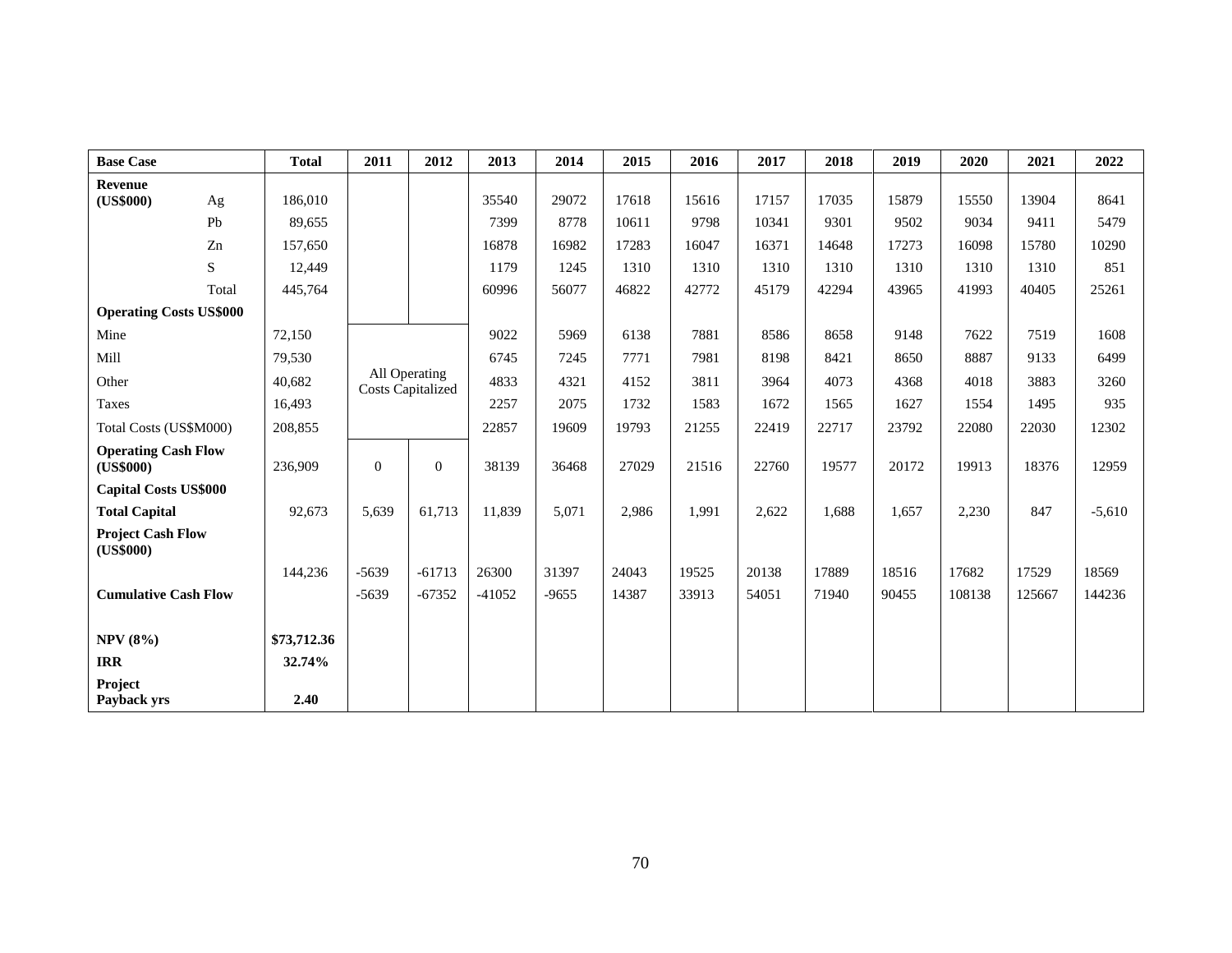| Base Case | | Total | 2011 | 2012 | 2013 | 2014 | 2015 | 2016 | 2017 | 2018 | 2019 | 2020 | 2021 | 2022 |
|---|---|---|---|---|---|---|---|---|---|---|---|---|---|---|
| **Revenue (US$000)** | Ag | 186,010 | | | 35540 | 29072 | 17618 | 15616 | 17157 | 17035 | 15879 | 15550 | 13904 | 8641 |
| | Pb | 89,655 | | | 7399 | 8778 | 10611 | 9798 | 10341 | 9301 | 9502 | 9034 | 9411 | 5479 |
| | Zn | 157,650 | | | 16878 | 16982 | 17283 | 16047 | 16371 | 14648 | 17273 | 16098 | 15780 | 10290 |
| | S | 12,449 | | | 1179 | 1245 | 1310 | 1310 | 1310 | 1310 | 1310 | 1310 | 1310 | 851 |
| | Total | 445,764 | | | 60996 | 56077 | 46822 | 42772 | 45179 | 42294 | 43965 | 41993 | 40405 | 25261 |
| **Operating Costs US$000** | | | | | | | | | | | | | | |
| Mine | | 72,150 | All Operating Costs Capitalized | | 9022 | 5969 | 6138 | 7881 | 8586 | 8658 | 9148 | 7622 | 7519 | 1608 |
| Mill | | 79,530 | | | 6745 | 7245 | 7771 | 7981 | 8198 | 8421 | 8650 | 8887 | 9133 | 6499 |
| Other | | 40,682 | | | 4833 | 4321 | 4152 | 3811 | 3964 | 4073 | 4368 | 4018 | 3883 | 3260 |
| Taxes | | 16,493 | | | 2257 | 2075 | 1732 | 1583 | 1672 | 1565 | 1627 | 1554 | 1495 | 935 |
| Total Costs (US$M000) | | 208,855 | | | 22857 | 19609 | 19793 | 21255 | 22419 | 22717 | 23792 | 22080 | 22030 | 12302 |
| **Operating Cash Flow (US$000)** | | 236,909 | 0 | 0 | 38139 | 36468 | 27029 | 21516 | 22760 | 19577 | 20172 | 19913 | 18376 | 12959 |
| **Capital Costs US$000** | | | | | | | | | | | | | | |
| **Total Capital** | | 92,673 | 5,639 | 61,713 | 11,839 | 5,071 | 2,986 | 1,991 | 2,622 | 1,688 | 1,657 | 2,230 | 847 | -5,610 |
| **Project Cash Flow (US$000)** | | | | | | | | | | | | | | |
| | | 144,236 | -5639 | -61713 | 26300 | 31397 | 24043 | 19525 | 20138 | 17889 | 18516 | 17682 | 17529 | 18569 |
| **Cumulative Cash Flow** | | | -5639 | -67352 | -41052 | -9655 | 14387 | 33913 | 54051 | 71940 | 90455 | 108138 | 125667 | 144236 |
| | | | | | | | | | | | | | | |
| **NPV (8%)** | | **$73,712.36** | | | | | | | | | | | | |
| **IRR** | | **32.74%** | | | | | | | | | | | | |
| **Project Payback yrs** | | **2.40** | | | | | | | | | | | | |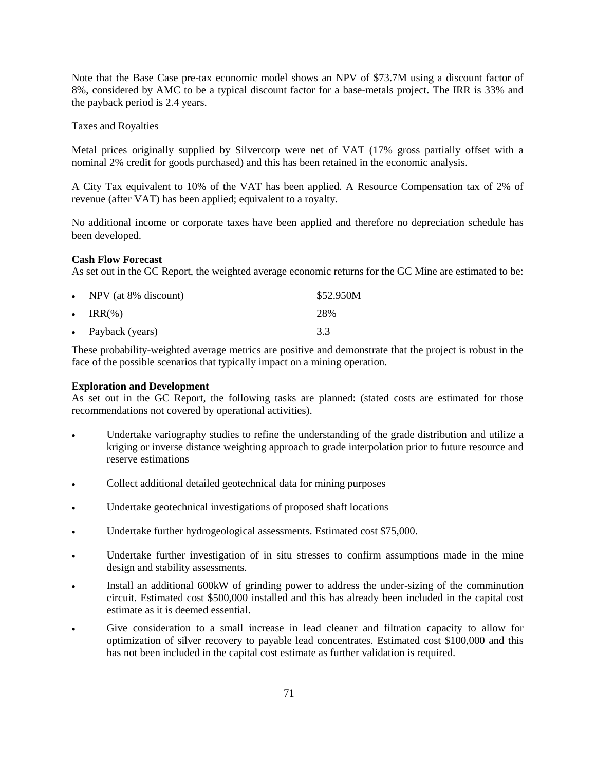Note that the Base Case pre-tax economic model shows an NPV of $73.7M using a discount factor of 8%, considered by AMC to be a typical discount factor for a base-metals project. The IRR is 33% and the payback period is 2.4 years.

Taxes and Royalties

Metal prices originally supplied by Silvercorp were net of VAT (17% gross partially offset with a nominal 2% credit for goods purchased) and this has been retained in the economic analysis.

A City Tax equivalent to 10% of the VAT has been applied. A Resource Compensation tax of 2% of revenue (after VAT) has been applied; equivalent to a royalty.

No additional income or corporate taxes have been applied and therefore no depreciation schedule has been developed.

**Cash Flow Forecast**

As set out in the GC Report, the weighted average economic returns for the GC Mine are estimated to be:

- NPV (at 8% discount) $52.950M
- IRR(%) 28%
- Payback (years) 3.3

These probability-weighted average metrics are positive and demonstrate that the project is robust in the face of the possible scenarios that typically impact on a mining operation.

**Exploration and Development**

As set out in the GC Report, the following tasks are planned: (stated costs are estimated for those recommendations not covered by operational activities).

- Undertake variography studies to refine the understanding of the grade distribution and utilize a kriging or inverse distance weighting approach to grade interpolation prior to future resource and reserve estimations
- Collect additional detailed geotechnical data for mining purposes
- Undertake geotechnical investigations of proposed shaft locations
- Undertake further hydrogeological assessments. Estimated cost $75,000.
- Undertake further investigation of in situ stresses to confirm assumptions made in the mine design and stability assessments.
- Install an additional 600kW of grinding power to address the under-sizing of the comminution circuit. Estimated cost $500,000 installed and this has already been included in the capital cost estimate as it is deemed essential.
- Give consideration to a small increase in lead cleaner and filtration capacity to allow for optimization of silver recovery to payable lead concentrates. Estimated cost $100,000 and this has not been included in the capital cost estimate as further validation is required.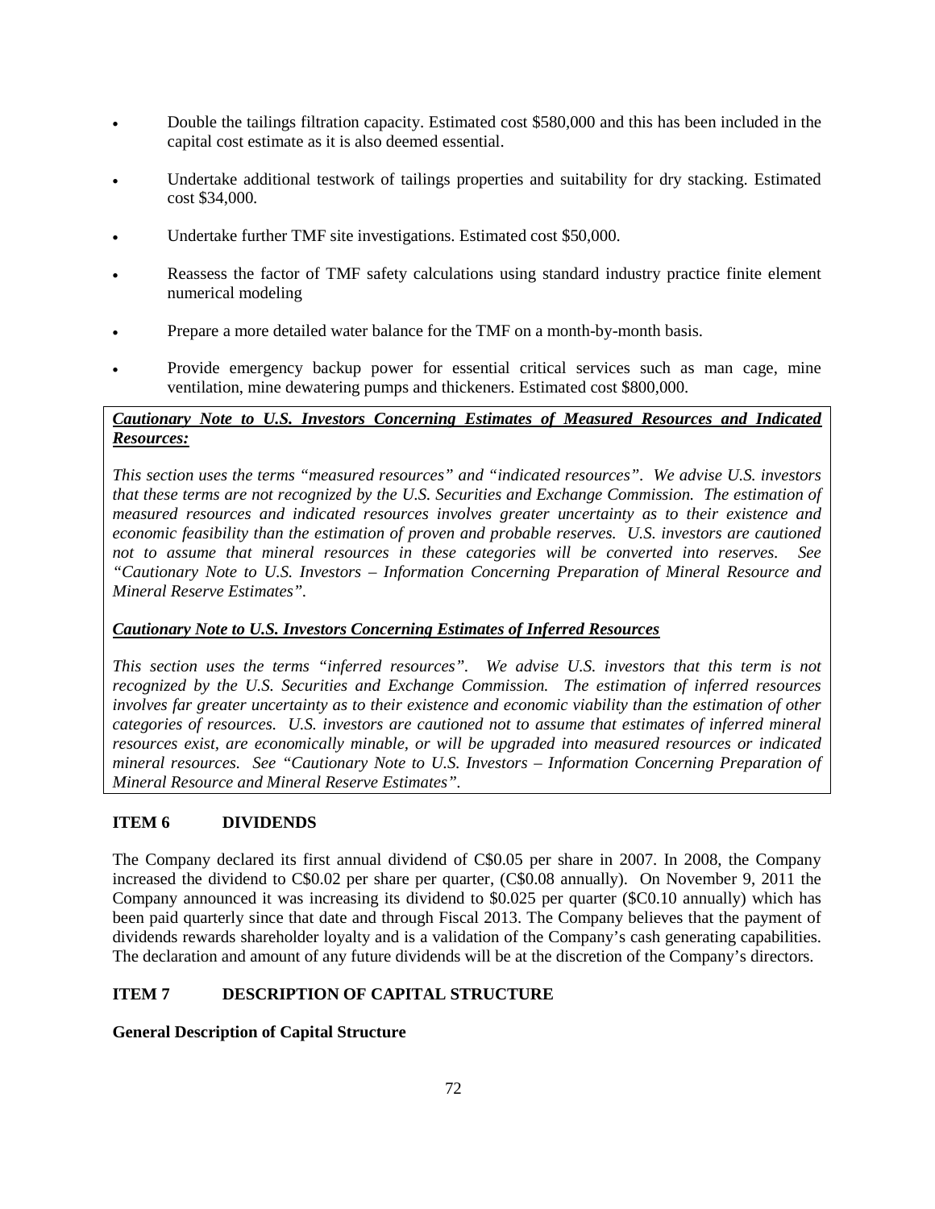- Double the tailings filtration capacity. Estimated cost $580,000 and this has been included in the capital cost estimate as it is also deemed essential.
- Undertake additional testwork of tailings properties and suitability for dry stacking. Estimated cost $34,000.
- Undertake further TMF site investigations. Estimated cost $50,000.
- Reassess the factor of TMF safety calculations using standard industry practice finite element numerical modeling
- Prepare a more detailed water balance for the TMF on a month-by-month basis.
- Provide emergency backup power for essential critical services such as man cage, mine ventilation, mine dewatering pumps and thickeners. Estimated cost $800,000.

***Cautionary Note to U.S. Investors Concerning Estimates of Measured Resources and Indicated Resources:***

*This section uses the terms "measured resources" and "indicated resources". We advise U.S. investors that these terms are not recognized by the U.S. Securities and Exchange Commission. The estimation of measured resources and indicated resources involves greater uncertainty as to their existence and economic feasibility than the estimation of proven and probable reserves. U.S. investors are cautioned not to assume that mineral resources in these categories will be converted into reserves. See "Cautionary Note to U.S. Investors – Information Concerning Preparation of Mineral Resource and Mineral Reserve Estimates".*

***Cautionary Note to U.S. Investors Concerning Estimates of Inferred Resources***

*This section uses the terms "inferred resources". We advise U.S. investors that this term is not recognized by the U.S. Securities and Exchange Commission. The estimation of inferred resources involves far greater uncertainty as to their existence and economic viability than the estimation of other categories of resources. U.S. investors are cautioned not to assume that estimates of inferred mineral resources exist, are economically minable, or will be upgraded into measured resources or indicated mineral resources. See "Cautionary Note to U.S. Investors – Information Concerning Preparation of Mineral Resource and Mineral Reserve Estimates".*

## ITEM 6 DIVIDENDS

The Company declared its first annual dividend of C$0.05 per share in 2007. In 2008, the Company increased the dividend to C$0.02 per share per quarter, (C$0.08 annually). On November 9, 2011 the Company announced it was increasing its dividend to $0.025 per quarter ($C0.10 annually) which has been paid quarterly since that date and through Fiscal 2013. The Company believes that the payment of dividends rewards shareholder loyalty and is a validation of the Company's cash generating capabilities. The declaration and amount of any future dividends will be at the discretion of the Company's directors.

## ITEM 7 DESCRIPTION OF CAPITAL STRUCTURE

### General Description of Capital Structure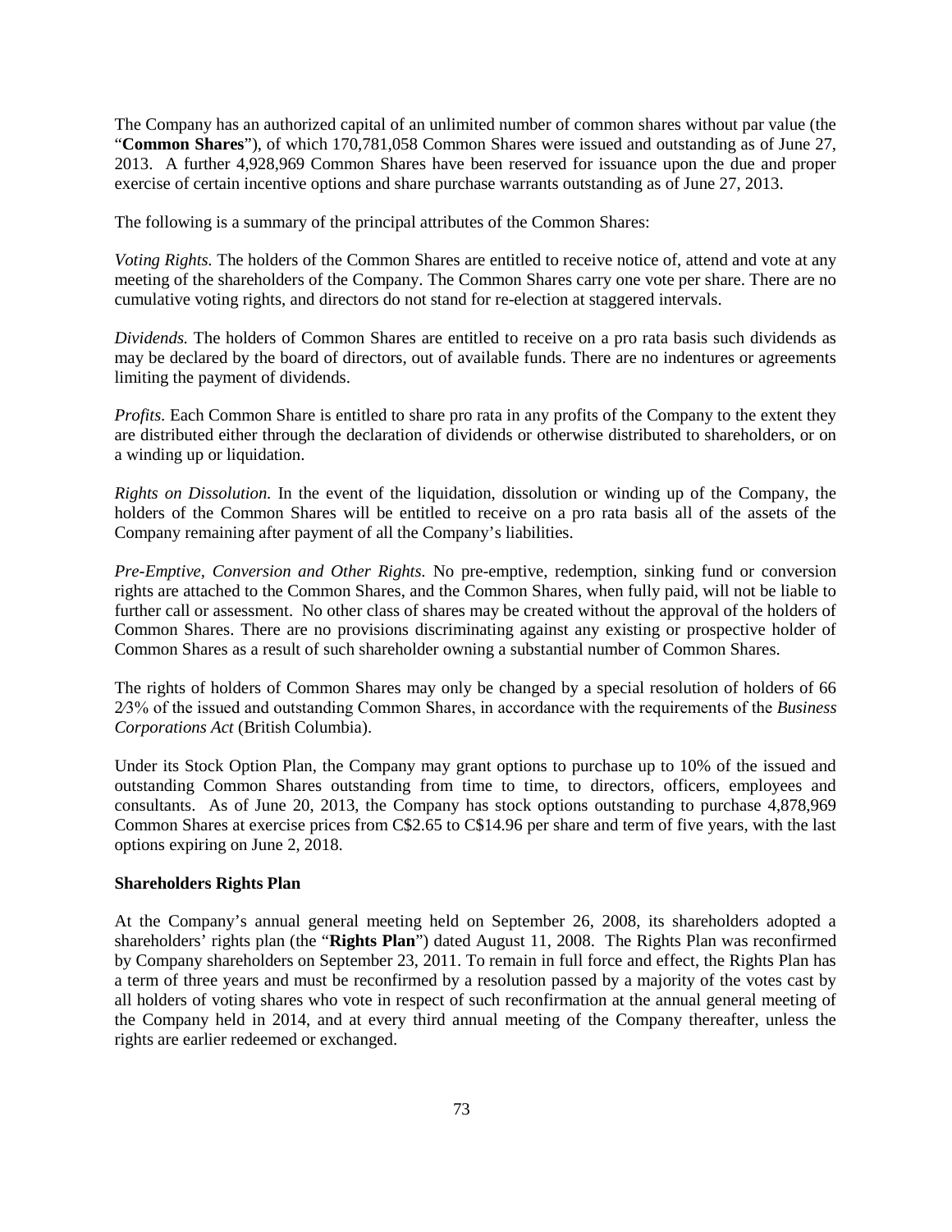The Company has an authorized capital of an unlimited number of common shares without par value (the "**Common Shares**"), of which 170,781,058 Common Shares were issued and outstanding as of June 27, 2013. A further 4,928,969 Common Shares have been reserved for issuance upon the due and proper exercise of certain incentive options and share purchase warrants outstanding as of June 27, 2013.

The following is a summary of the principal attributes of the Common Shares:

*Voting Rights.* The holders of the Common Shares are entitled to receive notice of, attend and vote at any meeting of the shareholders of the Company. The Common Shares carry one vote per share. There are no cumulative voting rights, and directors do not stand for re-election at staggered intervals.

*Dividends.* The holders of Common Shares are entitled to receive on a pro rata basis such dividends as may be declared by the board of directors, out of available funds. There are no indentures or agreements limiting the payment of dividends.

*Profits.* Each Common Share is entitled to share pro rata in any profits of the Company to the extent they are distributed either through the declaration of dividends or otherwise distributed to shareholders, or on a winding up or liquidation.

*Rights on Dissolution.* In the event of the liquidation, dissolution or winding up of the Company, the holders of the Common Shares will be entitled to receive on a pro rata basis all of the assets of the Company remaining after payment of all the Company's liabilities.

*Pre-Emptive, Conversion and Other Rights.* No pre-emptive, redemption, sinking fund or conversion rights are attached to the Common Shares, and the Common Shares, when fully paid, will not be liable to further call or assessment. No other class of shares may be created without the approval of the holders of Common Shares. There are no provisions discriminating against any existing or prospective holder of Common Shares as a result of such shareholder owning a substantial number of Common Shares.

The rights of holders of Common Shares may only be changed by a special resolution of holders of 66 2⁄3% of the issued and outstanding Common Shares, in accordance with the requirements of the *Business Corporations Act* (British Columbia).

Under its Stock Option Plan, the Company may grant options to purchase up to 10% of the issued and outstanding Common Shares outstanding from time to time, to directors, officers, employees and consultants. As of June 20, 2013, the Company has stock options outstanding to purchase 4,878,969 Common Shares at exercise prices from C$2.65 to C$14.96 per share and term of five years, with the last options expiring on June 2, 2018.

**Shareholders Rights Plan**

At the Company's annual general meeting held on September 26, 2008, its shareholders adopted a shareholders' rights plan (the "**Rights Plan**") dated August 11, 2008. The Rights Plan was reconfirmed by Company shareholders on September 23, 2011. To remain in full force and effect, the Rights Plan has a term of three years and must be reconfirmed by a resolution passed by a majority of the votes cast by all holders of voting shares who vote in respect of such reconfirmation at the annual general meeting of the Company held in 2014, and at every third annual meeting of the Company thereafter, unless the rights are earlier redeemed or exchanged.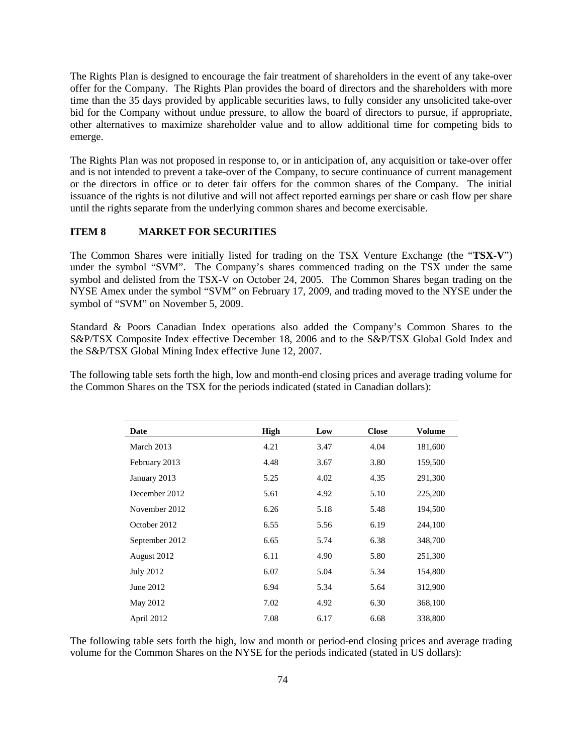The Rights Plan is designed to encourage the fair treatment of shareholders in the event of any take-over offer for the Company. The Rights Plan provides the board of directors and the shareholders with more time than the 35 days provided by applicable securities laws, to fully consider any unsolicited take-over bid for the Company without undue pressure, to allow the board of directors to pursue, if appropriate, other alternatives to maximize shareholder value and to allow additional time for competing bids to emerge.

The Rights Plan was not proposed in response to, or in anticipation of, any acquisition or take-over offer and is not intended to prevent a take-over of the Company, to secure continuance of current management or the directors in office or to deter fair offers for the common shares of the Company. The initial issuance of the rights is not dilutive and will not affect reported earnings per share or cash flow per share until the rights separate from the underlying common shares and become exercisable.

## ITEM 8 MARKET FOR SECURITIES

The Common Shares were initially listed for trading on the TSX Venture Exchange (the "**TSX-V**") under the symbol "SVM". The Company's shares commenced trading on the TSX under the same symbol and delisted from the TSX-V on October 24, 2005. The Common Shares began trading on the NYSE Amex under the symbol "SVM" on February 17, 2009, and trading moved to the NYSE under the symbol of "SVM" on November 5, 2009.

Standard & Poors Canadian Index operations also added the Company's Common Shares to the S&P/TSX Composite Index effective December 18, 2006 and to the S&P/TSX Global Gold Index and the S&P/TSX Global Mining Index effective June 12, 2007.

The following table sets forth the high, low and month-end closing prices and average trading volume for the Common Shares on the TSX for the periods indicated (stated in Canadian dollars):

| Date | High | Low | Close | Volume |
|---|---|---|---|---|
| March 2013 | 4.21 | 3.47 | 4.04 | 181,600 |
| February 2013 | 4.48 | 3.67 | 3.80 | 159,500 |
| January 2013 | 5.25 | 4.02 | 4.35 | 291,300 |
| December 2012 | 5.61 | 4.92 | 5.10 | 225,200 |
| November 2012 | 6.26 | 5.18 | 5.48 | 194,500 |
| October 2012 | 6.55 | 5.56 | 6.19 | 244,100 |
| September 2012 | 6.65 | 5.74 | 6.38 | 348,700 |
| August 2012 | 6.11 | 4.90 | 5.80 | 251,300 |
| July 2012 | 6.07 | 5.04 | 5.34 | 154,800 |
| June 2012 | 6.94 | 5.34 | 5.64 | 312,900 |
| May 2012 | 7.02 | 4.92 | 6.30 | 368,100 |
| April 2012 | 7.08 | 6.17 | 6.68 | 338,800 |

The following table sets forth the high, low and month or period-end closing prices and average trading volume for the Common Shares on the NYSE for the periods indicated (stated in US dollars):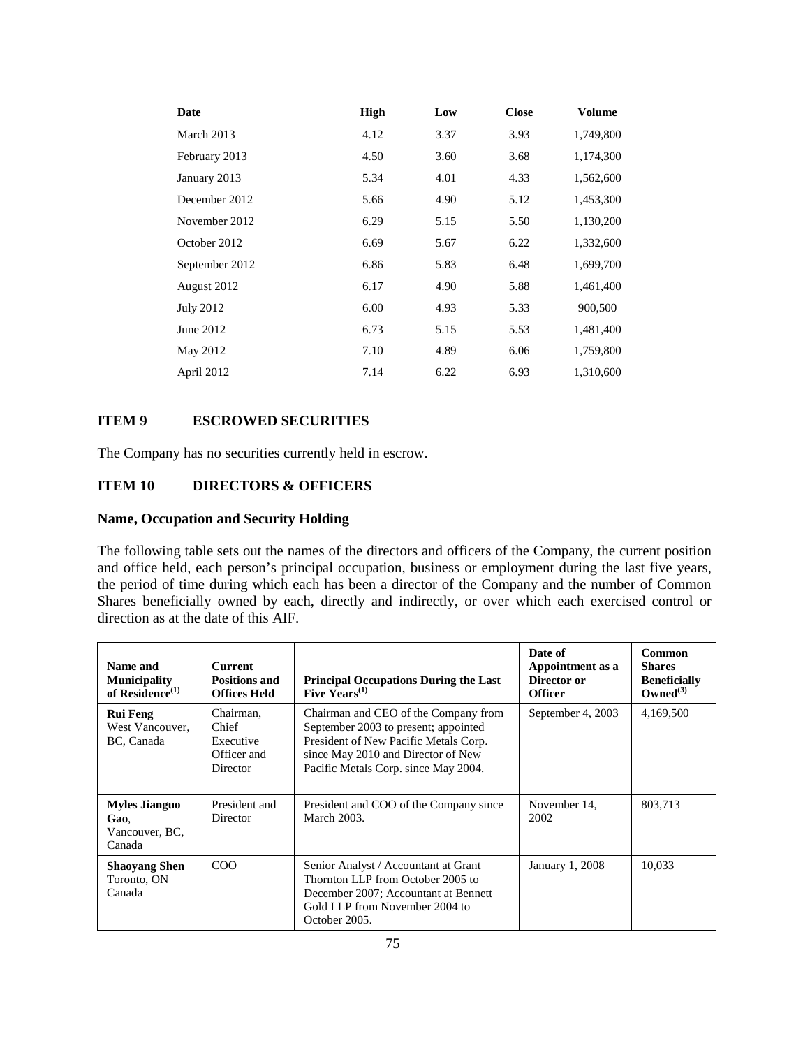| Date | High | Low | Close | Volume |
|---|---|---|---|---|
| March 2013 | 4.12 | 3.37 | 3.93 | 1,749,800 |
| February 2013 | 4.50 | 3.60 | 3.68 | 1,174,300 |
| January 2013 | 5.34 | 4.01 | 4.33 | 1,562,600 |
| December 2012 | 5.66 | 4.90 | 5.12 | 1,453,300 |
| November 2012 | 6.29 | 5.15 | 5.50 | 1,130,200 |
| October 2012 | 6.69 | 5.67 | 6.22 | 1,332,600 |
| September 2012 | 6.86 | 5.83 | 6.48 | 1,699,700 |
| August 2012 | 6.17 | 4.90 | 5.88 | 1,461,400 |
| July 2012 | 6.00 | 4.93 | 5.33 | 900,500 |
| June 2012 | 6.73 | 5.15 | 5.53 | 1,481,400 |
| May 2012 | 7.10 | 4.89 | 6.06 | 1,759,800 |
| April 2012 | 7.14 | 6.22 | 6.93 | 1,310,600 |

## ITEM 9 ESCROWED SECURITIES

The Company has no securities currently held in escrow.

## ITEM 10 DIRECTORS & OFFICERS

### Name, Occupation and Security Holding

The following table sets out the names of the directors and officers of the Company, the current position and office held, each person's principal occupation, business or employment during the last five years, the period of time during which each has been a director of the Company and the number of Common Shares beneficially owned by each, directly and indirectly, or over which each exercised control or direction as at the date of this AIF.

| Name and Municipality of Residence[(1)] | Current Positions and Offices Held | Principal Occupations During the Last Five Years[(1)] | Date of Appointment as a Director or Officer | Common Shares Beneficially Owned[(3)] |
|---|---|---|---|---|
| **Rui Feng** West Vancouver, BC, Canada | Chairman, Chief Executive Officer and Director | Chairman and CEO of the Company from September 2003 to present; appointed President of New Pacific Metals Corp. since May 2010 and Director of New Pacific Metals Corp. since May 2004. | September 4, 2003 | 4,169,500 |
| **Myles Jianguo Gao**, Vancouver, BC, Canada | President and Director | President and COO of the Company since March 2003. | November 14, 2002 | 803,713 |
| **Shaoyang Shen** Toronto, ON Canada | COO | Senior Analyst / Accountant at Grant Thornton LLP from October 2005 to December 2007; Accountant at Bennett Gold LLP from November 2004 to October 2005. | January 1, 2008 | 10,033 |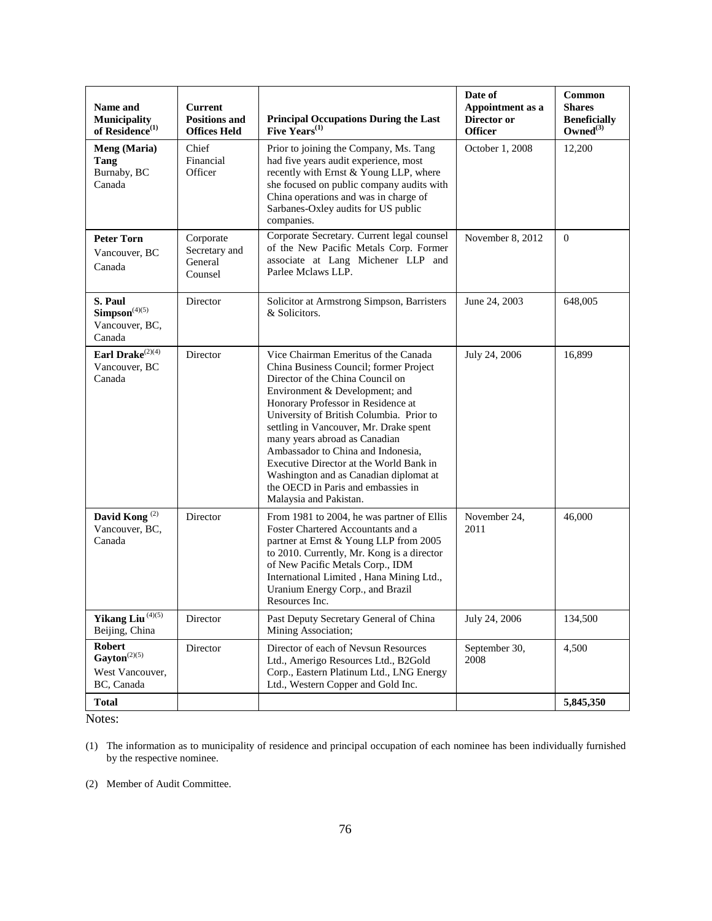| Name and Municipality of Residence[(1)] | Current Positions and Offices Held | Principal Occupations During the Last Five Years[(1)] | Date of Appointment as a Director or Officer | Common Shares Beneficially Owned[(3)] |
|---|---|---|---|---|
| **Meng (Maria) Tang** Burnaby, BC Canada | Chief Financial Officer | Prior to joining the Company, Ms. Tang had five years audit experience, most recently with Ernst & Young LLP, where she focused on public company audits with China operations and was in charge of Sarbanes-Oxley audits for US public companies. | October 1, 2008 | 12,200 |
| **Peter Torn** Vancouver, BC Canada | Corporate Secretary and General Counsel | Corporate Secretary. Current legal counsel of the New Pacific Metals Corp. Former associate at Lang Michener LLP and Parlee Mclaws LLP. | November 8, 2012 | 0 |
| **S. Paul Simpson**[(4)(5)] Vancouver, BC, Canada | Director | Solicitor at Armstrong Simpson, Barristers & Solicitors. | June 24, 2003 | 648,005 |
| **Earl Drake**[(2)(4)] Vancouver, BC Canada | Director | Vice Chairman Emeritus of the Canada China Business Council; former Project Director of the China Council on Environment & Development; and Honorary Professor in Residence at University of British Columbia. Prior to settling in Vancouver, Mr. Drake spent many years abroad as Canadian Ambassador to China and Indonesia, Executive Director at the World Bank in Washington and as Canadian diplomat at the OECD in Paris and embassies in Malaysia and Pakistan. | July 24, 2006 | 16,899 |
| **David Kong** [(2)] Vancouver, BC, Canada | Director | From 1981 to 2004, he was partner of Ellis Foster Chartered Accountants and a partner at Ernst & Young LLP from 2005 to 2010. Currently, Mr. Kong is a director of New Pacific Metals Corp., IDM International Limited , Hana Mining Ltd., Uranium Energy Corp., and Brazil Resources Inc. | November 24, 2011 | 46,000 |
| **Yikang Liu** [(4)(5)] Beijing, China | Director | Past Deputy Secretary General of China Mining Association; | July 24, 2006 | 134,500 |
| **Robert Gayton**[(2)(5)] West Vancouver, BC, Canada | Director | Director of each of Nevsun Resources Ltd., Amerigo Resources Ltd., B2Gold Corp., Eastern Platinum Ltd., LNG Energy Ltd., Western Copper and Gold Inc. | September 30, 2008 | 4,500 |
| **Total** | | | | **5,845,350** |

Notes:

(1) The information as to municipality of residence and principal occupation of each nominee has been individually furnished by the respective nominee.

(2) Member of Audit Committee.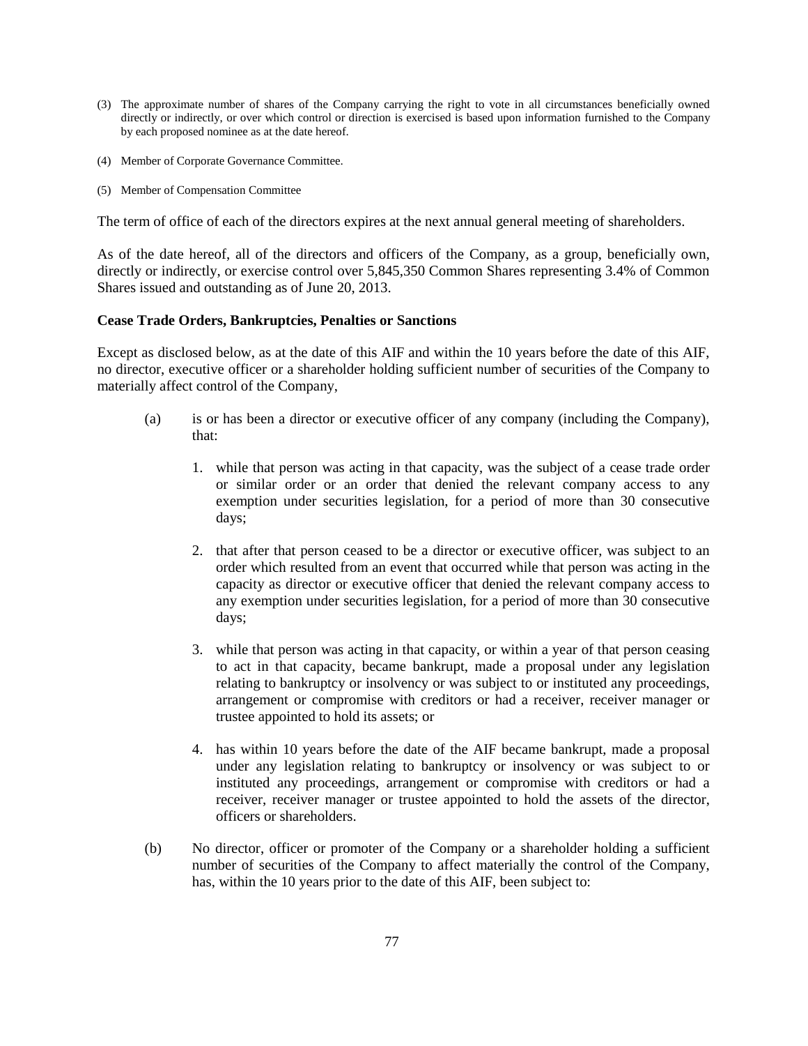(3) The approximate number of shares of the Company carrying the right to vote in all circumstances beneficially owned directly or indirectly, or over which control or direction is exercised is based upon information furnished to the Company by each proposed nominee as at the date hereof.

(4) Member of Corporate Governance Committee.

(5) Member of Compensation Committee

The term of office of each of the directors expires at the next annual general meeting of shareholders.

As of the date hereof, all of the directors and officers of the Company, as a group, beneficially own, directly or indirectly, or exercise control over 5,845,350 Common Shares representing 3.4% of Common Shares issued and outstanding as of June 20, 2013.

**Cease Trade Orders, Bankruptcies, Penalties or Sanctions**

Except as disclosed below, as at the date of this AIF and within the 10 years before the date of this AIF, no director, executive officer or a shareholder holding sufficient number of securities of the Company to materially affect control of the Company,

(a) is or has been a director or executive officer of any company (including the Company), that:

1. while that person was acting in that capacity, was the subject of a cease trade order or similar order or an order that denied the relevant company access to any exemption under securities legislation, for a period of more than 30 consecutive days;

2. that after that person ceased to be a director or executive officer, was subject to an order which resulted from an event that occurred while that person was acting in the capacity as director or executive officer that denied the relevant company access to any exemption under securities legislation, for a period of more than 30 consecutive days;

3. while that person was acting in that capacity, or within a year of that person ceasing to act in that capacity, became bankrupt, made a proposal under any legislation relating to bankruptcy or insolvency or was subject to or instituted any proceedings, arrangement or compromise with creditors or had a receiver, receiver manager or trustee appointed to hold its assets; or

4. has within 10 years before the date of the AIF became bankrupt, made a proposal under any legislation relating to bankruptcy or insolvency or was subject to or instituted any proceedings, arrangement or compromise with creditors or had a receiver, receiver manager or trustee appointed to hold the assets of the director, officers or shareholders.

(b) No director, officer or promoter of the Company or a shareholder holding a sufficient number of securities of the Company to affect materially the control of the Company, has, within the 10 years prior to the date of this AIF, been subject to: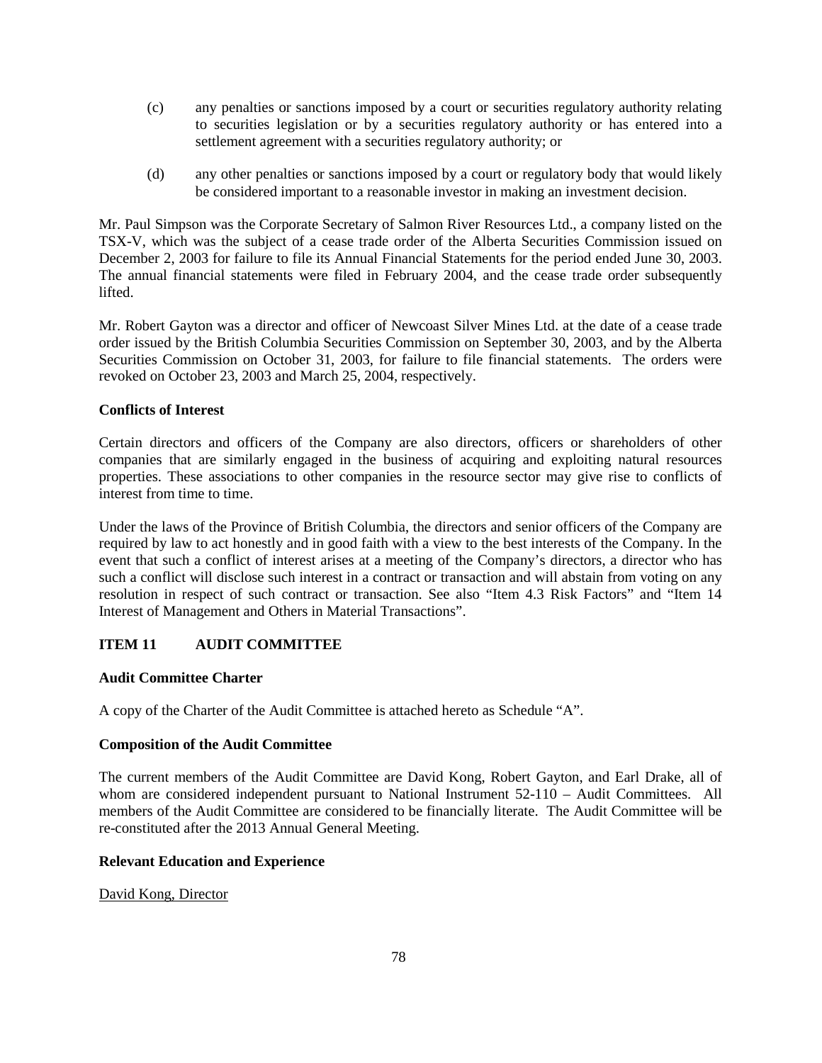(c) any penalties or sanctions imposed by a court or securities regulatory authority relating to securities legislation or by a securities regulatory authority or has entered into a settlement agreement with a securities regulatory authority; or

(d) any other penalties or sanctions imposed by a court or regulatory body that would likely be considered important to a reasonable investor in making an investment decision.

Mr. Paul Simpson was the Corporate Secretary of Salmon River Resources Ltd., a company listed on the TSX-V, which was the subject of a cease trade order of the Alberta Securities Commission issued on December 2, 2003 for failure to file its Annual Financial Statements for the period ended June 30, 2003. The annual financial statements were filed in February 2004, and the cease trade order subsequently lifted.

Mr. Robert Gayton was a director and officer of Newcoast Silver Mines Ltd. at the date of a cease trade order issued by the British Columbia Securities Commission on September 30, 2003, and by the Alberta Securities Commission on October 31, 2003, for failure to file financial statements. The orders were revoked on October 23, 2003 and March 25, 2004, respectively.

**Conflicts of Interest**

Certain directors and officers of the Company are also directors, officers or shareholders of other companies that are similarly engaged in the business of acquiring and exploiting natural resources properties. These associations to other companies in the resource sector may give rise to conflicts of interest from time to time.

Under the laws of the Province of British Columbia, the directors and senior officers of the Company are required by law to act honestly and in good faith with a view to the best interests of the Company. In the event that such a conflict of interest arises at a meeting of the Company's directors, a director who has such a conflict will disclose such interest in a contract or transaction and will abstain from voting on any resolution in respect of such contract or transaction. See also "Item 4.3 Risk Factors" and "Item 14 Interest of Management and Others in Material Transactions".

## ITEM 11 AUDIT COMMITTEE

**Audit Committee Charter**

A copy of the Charter of the Audit Committee is attached hereto as Schedule "A".

**Composition of the Audit Committee**

The current members of the Audit Committee are David Kong, Robert Gayton, and Earl Drake, all of whom are considered independent pursuant to National Instrument 52-110 – Audit Committees. All members of the Audit Committee are considered to be financially literate. The Audit Committee will be re-constituted after the 2013 Annual General Meeting.

**Relevant Education and Experience**

David Kong, Director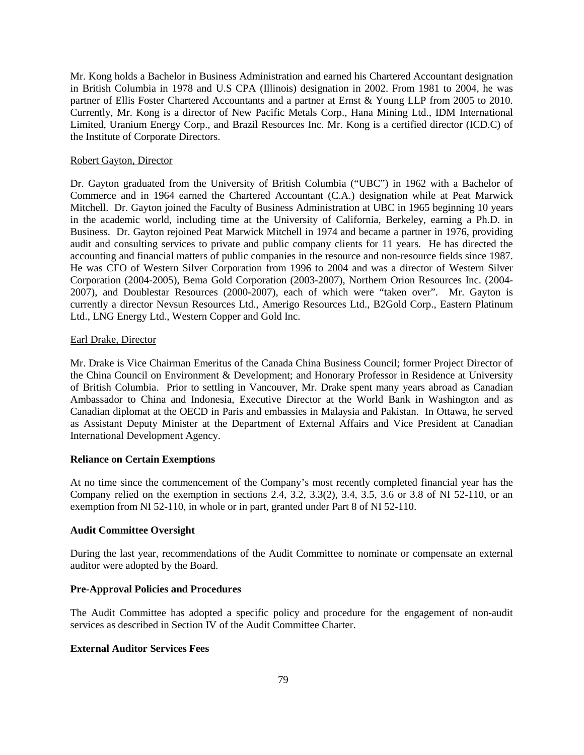Mr. Kong holds a Bachelor in Business Administration and earned his Chartered Accountant designation in British Columbia in 1978 and U.S CPA (Illinois) designation in 2002. From 1981 to 2004, he was partner of Ellis Foster Chartered Accountants and a partner at Ernst & Young LLP from 2005 to 2010. Currently, Mr. Kong is a director of New Pacific Metals Corp., Hana Mining Ltd., IDM International Limited, Uranium Energy Corp., and Brazil Resources Inc. Mr. Kong is a certified director (ICD.C) of the Institute of Corporate Directors.

Robert Gayton, Director

Dr. Gayton graduated from the University of British Columbia ("UBC") in 1962 with a Bachelor of Commerce and in 1964 earned the Chartered Accountant (C.A.) designation while at Peat Marwick Mitchell. Dr. Gayton joined the Faculty of Business Administration at UBC in 1965 beginning 10 years in the academic world, including time at the University of California, Berkeley, earning a Ph.D. in Business. Dr. Gayton rejoined Peat Marwick Mitchell in 1974 and became a partner in 1976, providing audit and consulting services to private and public company clients for 11 years. He has directed the accounting and financial matters of public companies in the resource and non-resource fields since 1987. He was CFO of Western Silver Corporation from 1996 to 2004 and was a director of Western Silver Corporation (2004-2005), Bema Gold Corporation (2003-2007), Northern Orion Resources Inc. (2004-2007), and Doublestar Resources (2000-2007), each of which were "taken over". Mr. Gayton is currently a director Nevsun Resources Ltd., Amerigo Resources Ltd., B2Gold Corp., Eastern Platinum Ltd., LNG Energy Ltd., Western Copper and Gold Inc.

Earl Drake, Director

Mr. Drake is Vice Chairman Emeritus of the Canada China Business Council; former Project Director of the China Council on Environment & Development; and Honorary Professor in Residence at University of British Columbia. Prior to settling in Vancouver, Mr. Drake spent many years abroad as Canadian Ambassador to China and Indonesia, Executive Director at the World Bank in Washington and as Canadian diplomat at the OECD in Paris and embassies in Malaysia and Pakistan. In Ottawa, he served as Assistant Deputy Minister at the Department of External Affairs and Vice President at Canadian International Development Agency.

**Reliance on Certain Exemptions**

At no time since the commencement of the Company's most recently completed financial year has the Company relied on the exemption in sections 2.4, 3.2, 3.3(2), 3.4, 3.5, 3.6 or 3.8 of NI 52-110, or an exemption from NI 52-110, in whole or in part, granted under Part 8 of NI 52-110.

**Audit Committee Oversight**

During the last year, recommendations of the Audit Committee to nominate or compensate an external auditor were adopted by the Board.

**Pre-Approval Policies and Procedures**

The Audit Committee has adopted a specific policy and procedure for the engagement of non-audit services as described in Section IV of the Audit Committee Charter.

**External Auditor Services Fees**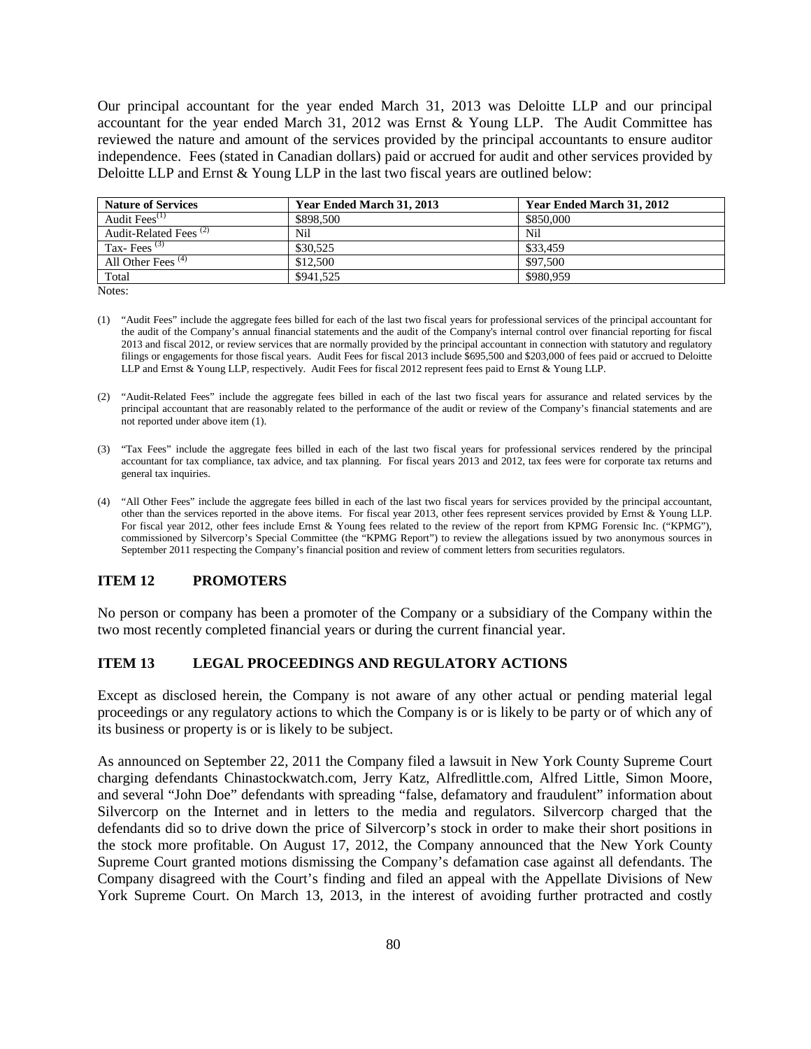Our principal accountant for the year ended March 31, 2013 was Deloitte LLP and our principal accountant for the year ended March 31, 2012 was Ernst & Young LLP. The Audit Committee has reviewed the nature and amount of the services provided by the principal accountants to ensure auditor independence. Fees (stated in Canadian dollars) paid or accrued for audit and other services provided by Deloitte LLP and Ernst & Young LLP in the last two fiscal years are outlined below:

| Nature of Services | Year Ended March 31, 2013 | Year Ended March 31, 2012 |
|---|---|---|
| Audit Fees[(1)] | \$898,500 | \$850,000 |
| Audit-Related Fees [(2)] | Nil | Nil |
| Tax- Fees [(3)] | \$30,525 | \$33,459 |
| All Other Fees [(4)] | \$12,500 | \$97,500 |
| Total | \$941,525 | \$980,959 |

Notes:

(1) "Audit Fees" include the aggregate fees billed for each of the last two fiscal years for professional services of the principal accountant for the audit of the Company's annual financial statements and the audit of the Company's internal control over financial reporting for fiscal 2013 and fiscal 2012, or review services that are normally provided by the principal accountant in connection with statutory and regulatory filings or engagements for those fiscal years. Audit Fees for fiscal 2013 include \$695,500 and \$203,000 of fees paid or accrued to Deloitte LLP and Ernst & Young LLP, respectively. Audit Fees for fiscal 2012 represent fees paid to Ernst & Young LLP.

(2) "Audit-Related Fees" include the aggregate fees billed in each of the last two fiscal years for assurance and related services by the principal accountant that are reasonably related to the performance of the audit or review of the Company's financial statements and are not reported under above item (1).

(3) "Tax Fees" include the aggregate fees billed in each of the last two fiscal years for professional services rendered by the principal accountant for tax compliance, tax advice, and tax planning. For fiscal years 2013 and 2012, tax fees were for corporate tax returns and general tax inquiries.

(4) "All Other Fees" include the aggregate fees billed in each of the last two fiscal years for services provided by the principal accountant, other than the services reported in the above items. For fiscal year 2013, other fees represent services provided by Ernst & Young LLP. For fiscal year 2012, other fees include Ernst & Young fees related to the review of the report from KPMG Forensic Inc. ("KPMG"), commissioned by Silvercorp's Special Committee (the "KPMG Report") to review the allegations issued by two anonymous sources in September 2011 respecting the Company's financial position and review of comment letters from securities regulators.

## ITEM 12 PROMOTERS

No person or company has been a promoter of the Company or a subsidiary of the Company within the two most recently completed financial years or during the current financial year.

## ITEM 13 LEGAL PROCEEDINGS AND REGULATORY ACTIONS

Except as disclosed herein, the Company is not aware of any other actual or pending material legal proceedings or any regulatory actions to which the Company is or is likely to be party or of which any of its business or property is or is likely to be subject.

As announced on September 22, 2011 the Company filed a lawsuit in New York County Supreme Court charging defendants Chinastockwatch.com, Jerry Katz, Alfredlittle.com, Alfred Little, Simon Moore, and several "John Doe" defendants with spreading "false, defamatory and fraudulent" information about Silvercorp on the Internet and in letters to the media and regulators. Silvercorp charged that the defendants did so to drive down the price of Silvercorp's stock in order to make their short positions in the stock more profitable. On August 17, 2012, the Company announced that the New York County Supreme Court granted motions dismissing the Company's defamation case against all defendants. The Company disagreed with the Court's finding and filed an appeal with the Appellate Divisions of New York Supreme Court. On March 13, 2013, in the interest of avoiding further protracted and costly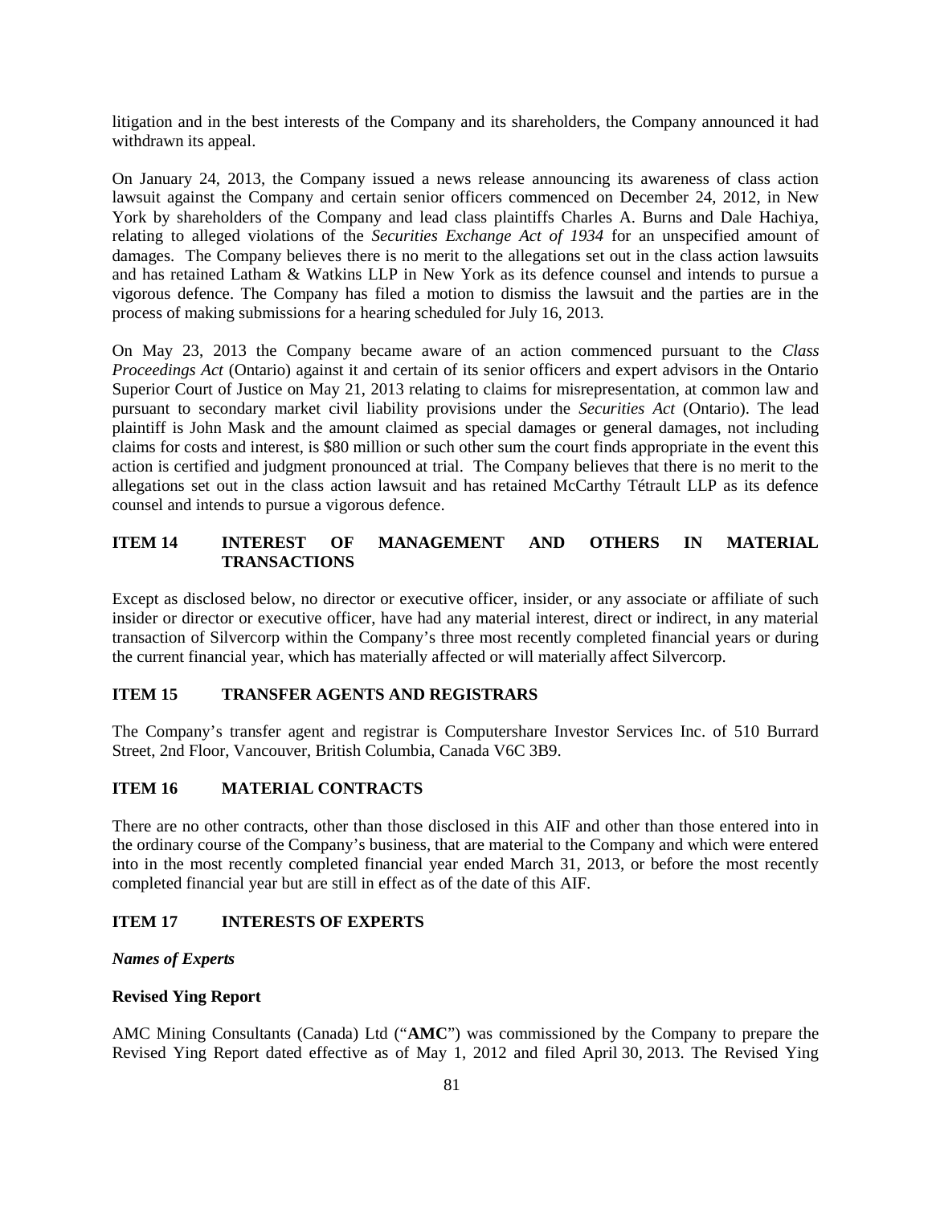litigation and in the best interests of the Company and its shareholders, the Company announced it had withdrawn its appeal.

On January 24, 2013, the Company issued a news release announcing its awareness of class action lawsuit against the Company and certain senior officers commenced on December 24, 2012, in New York by shareholders of the Company and lead class plaintiffs Charles A. Burns and Dale Hachiya, relating to alleged violations of the *Securities Exchange Act of 1934* for an unspecified amount of damages. The Company believes there is no merit to the allegations set out in the class action lawsuits and has retained Latham & Watkins LLP in New York as its defence counsel and intends to pursue a vigorous defence. The Company has filed a motion to dismiss the lawsuit and the parties are in the process of making submissions for a hearing scheduled for July 16, 2013.

On May 23, 2013 the Company became aware of an action commenced pursuant to the *Class Proceedings Act* (Ontario) against it and certain of its senior officers and expert advisors in the Ontario Superior Court of Justice on May 21, 2013 relating to claims for misrepresentation, at common law and pursuant to secondary market civil liability provisions under the *Securities Act* (Ontario). The lead plaintiff is John Mask and the amount claimed as special damages or general damages, not including claims for costs and interest, is $80 million or such other sum the court finds appropriate in the event this action is certified and judgment pronounced at trial. The Company believes that there is no merit to the allegations set out in the class action lawsuit and has retained McCarthy Tétrault LLP as its defence counsel and intends to pursue a vigorous defence.

## ITEM 14 INTEREST OF MANAGEMENT AND OTHERS IN MATERIAL TRANSACTIONS

Except as disclosed below, no director or executive officer, insider, or any associate or affiliate of such insider or director or executive officer, have had any material interest, direct or indirect, in any material transaction of Silvercorp within the Company's three most recently completed financial years or during the current financial year, which has materially affected or will materially affect Silvercorp.

## ITEM 15 TRANSFER AGENTS AND REGISTRARS

The Company's transfer agent and registrar is Computershare Investor Services Inc. of 510 Burrard Street, 2nd Floor, Vancouver, British Columbia, Canada V6C 3B9.

## ITEM 16 MATERIAL CONTRACTS

There are no other contracts, other than those disclosed in this AIF and other than those entered into in the ordinary course of the Company's business, that are material to the Company and which were entered into in the most recently completed financial year ended March 31, 2013, or before the most recently completed financial year but are still in effect as of the date of this AIF.

## ITEM 17 INTERESTS OF EXPERTS

### *Names of Experts*

**Revised Ying Report**

AMC Mining Consultants (Canada) Ltd ("**AMC**") was commissioned by the Company to prepare the Revised Ying Report dated effective as of May 1, 2012 and filed April 30, 2013. The Revised Ying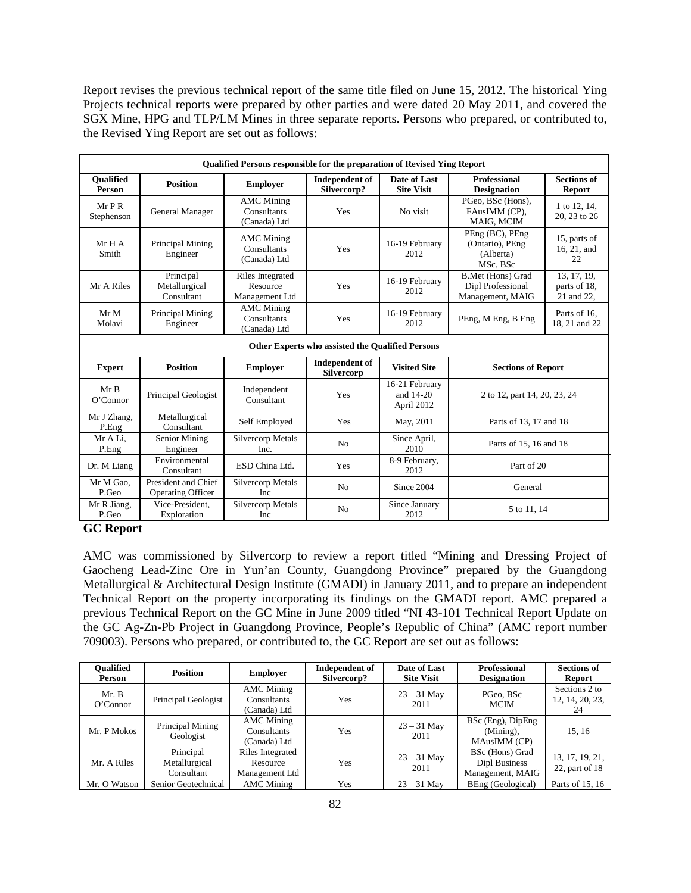Report revises the previous technical report of the same title filed on June 15, 2012. The historical Ying Projects technical reports were prepared by other parties and were dated 20 May 2011, and covered the SGX Mine, HPG and TLP/LM Mines in three separate reports. Persons who prepared, or contributed to, the Revised Ying Report are set out as follows:

| Qualified Persons responsible for the preparation of Revised Ying Report | | | | | | |
|---|---|---|---|---|---|---|
| **Qualified Person** | **Position** | **Employer** | **Independent of Silvercorp?** | **Date of Last Site Visit** | **Professional Designation** | **Sections of Report** |
| Mr P R Stephenson | General Manager | AMC Mining Consultants (Canada) Ltd | Yes | No visit | PGeo, BSc (Hons), FAusIMM (CP), MAIG, MCIM | 1 to 12, 14, 20, 23 to 26 |
| Mr H A Smith | Principal Mining Engineer | AMC Mining Consultants (Canada) Ltd | Yes | 16-19 February 2012 | PEng (BC), PEng (Ontario), PEng (Alberta) MSc, BSc | 15, parts of 16, 21, and 22 |
| Mr A Riles | Principal Metallurgical Consultant | Riles Integrated Resource Management Ltd | Yes | 16-19 February 2012 | B.Met (Hons) Grad Dipl Professional Management, MAIG | 13, 17, 19, parts of 18, 21 and 22, |
| Mr M Molavi | Principal Mining Engineer | AMC Mining Consultants (Canada) Ltd | Yes | 16-19 February 2012 | PEng, M Eng, B Eng | Parts of 16, 18, 21 and 22 |
| **Other Experts who assisted the Qualified Persons** | | | | | | |
| **Expert** | **Position** | **Employer** | **Independent of Silvercorp** | **Visited Site** | **Sections of Report** | |
| Mr B O'Connor | Principal Geologist | Independent Consultant | Yes | 16-21 February and 14-20 April 2012 | 2 to 12, part 14, 20, 23, 24 | |
| Mr J Zhang, P.Eng | Metallurgical Consultant | Self Employed | Yes | May, 2011 | Parts of 13, 17 and 18 | |
| Mr A Li, P.Eng | Senior Mining Engineer | Silvercorp Metals Inc. | No | Since April, 2010 | Parts of 15, 16 and 18 | |
| Dr. M Liang | Environmental Consultant | ESD China Ltd. | Yes | 8-9 February, 2012 | Part of 20 | |
| Mr M Gao, P.Geo | President and Chief Operating Officer | Silvercorp Metals Inc | No | Since 2004 | General | |
| Mr R Jiang, P.Geo | Vice-President, Exploration | Silvercorp Metals Inc | No | Since January 2012 | 5 to 11, 14 | |

**GC Report**

AMC was commissioned by Silvercorp to review a report titled "Mining and Dressing Project of Gaocheng Lead-Zinc Ore in Yun'an County, Guangdong Province" prepared by the Guangdong Metallurgical & Architectural Design Institute (GMADI) in January 2011, and to prepare an independent Technical Report on the property incorporating its findings on the GMADI report. AMC prepared a previous Technical Report on the GC Mine in June 2009 titled "NI 43-101 Technical Report Update on the GC Ag-Zn-Pb Project in Guangdong Province, People's Republic of China" (AMC report number 709003). Persons who prepared, or contributed to, the GC Report are set out as follows:

| Qualified Person | Position | Employer | Independent of Silvercorp? | Date of Last Site Visit | Professional Designation | Sections of Report |
|---|---|---|---|---|---|---|
| Mr. B O'Connor | Principal Geologist | AMC Mining Consultants (Canada) Ltd | Yes | 23 – 31 May 2011 | PGeo, BSc MCIM | Sections 2 to 12, 14, 20, 23, 24 |
| Mr. P Mokos | Principal Mining Geologist | AMC Mining Consultants (Canada) Ltd | Yes | 23 – 31 May 2011 | BSc (Eng), DipEng (Mining), MAusIMM (CP) | 15, 16 |
| Mr. A Riles | Principal Metallurgical Consultant | Riles Integrated Resource Management Ltd | Yes | 23 – 31 May 2011 | BSc (Hons) Grad Dipl Business Management, MAIG | 13, 17, 19, 21, 22, part of 18 |
| Mr. O Watson | Senior Geotechnical | AMC Mining | Yes | 23 – 31 May | BEng (Geological) | Parts of 15, 16 |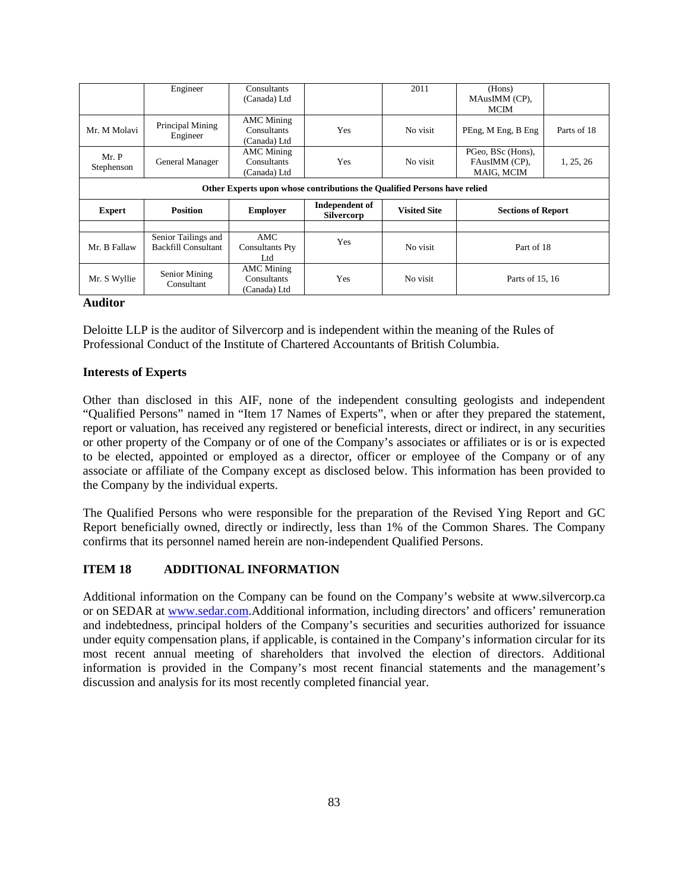| | Engineer | Consultants (Canada) Ltd | | 2011 | (Hons) MAusIMM (CP), MCIM | |
|---|---|---|---|---|---|---|
| Mr. M Molavi | Principal Mining Engineer | AMC Mining Consultants (Canada) Ltd | Yes | No visit | PEng, M Eng, B Eng | Parts of 18 |
| Mr. P Stephenson | General Manager | AMC Mining Consultants (Canada) Ltd | Yes | No visit | PGeo, BSc (Hons), FAusIMM (CP), MAIG, MCIM | 1, 25, 26 |
| **Other Experts upon whose contributions the Qualified Persons have relied** | | | | | | |
| **Expert** | **Position** | **Employer** | **Independent of Silvercorp** | **Visited Site** | **Sections of Report** | |
| | | | | | | |
| Mr. B Fallaw | Senior Tailings and Backfill Consultant | AMC Consultants Pty Ltd | Yes | No visit | Part of 18 | |
| Mr. S Wyllie | Senior Mining Consultant | AMC Mining Consultants (Canada) Ltd | Yes | No visit | Parts of 15, 16 | |

**Auditor**

Deloitte LLP is the auditor of Silvercorp and is independent within the meaning of the Rules of Professional Conduct of the Institute of Chartered Accountants of British Columbia.

**Interests of Experts**

Other than disclosed in this AIF, none of the independent consulting geologists and independent "Qualified Persons" named in "Item 17 Names of Experts", when or after they prepared the statement, report or valuation, has received any registered or beneficial interests, direct or indirect, in any securities or other property of the Company or of one of the Company's associates or affiliates or is or is expected to be elected, appointed or employed as a director, officer or employee of the Company or of any associate or affiliate of the Company except as disclosed below. This information has been provided to the Company by the individual experts.

The Qualified Persons who were responsible for the preparation of the Revised Ying Report and GC Report beneficially owned, directly or indirectly, less than 1% of the Common Shares. The Company confirms that its personnel named herein are non-independent Qualified Persons.

## ITEM 18 ADDITIONAL INFORMATION

Additional information on the Company can be found on the Company's website at www.silvercorp.ca or on SEDAR at www.sedar.com.Additional information, including directors' and officers' remuneration and indebtedness, principal holders of the Company's securities and securities authorized for issuance under equity compensation plans, if applicable, is contained in the Company's information circular for its most recent annual meeting of shareholders that involved the election of directors. Additional information is provided in the Company's most recent financial statements and the management's discussion and analysis for its most recently completed financial year.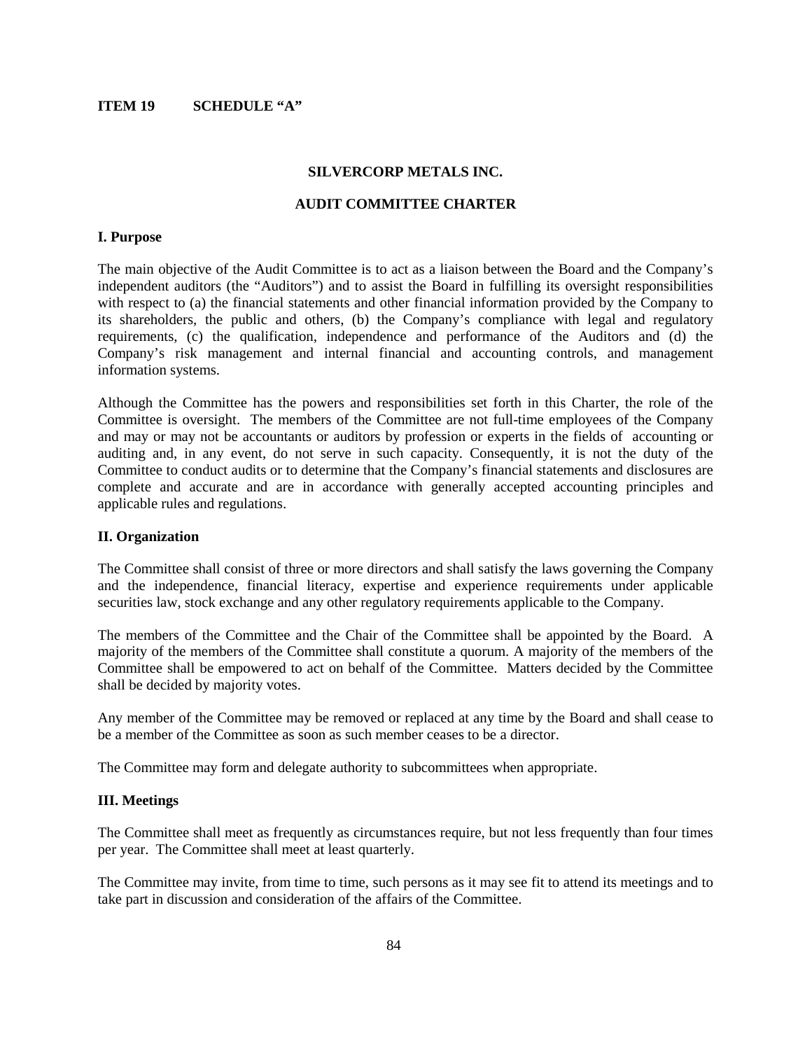**ITEM 19 SCHEDULE "A"**

## SILVERCORP METALS INC.

## AUDIT COMMITTEE CHARTER

### I. Purpose

The main objective of the Audit Committee is to act as a liaison between the Board and the Company's independent auditors (the "Auditors") and to assist the Board in fulfilling its oversight responsibilities with respect to (a) the financial statements and other financial information provided by the Company to its shareholders, the public and others, (b) the Company's compliance with legal and regulatory requirements, (c) the qualification, independence and performance of the Auditors and (d) the Company's risk management and internal financial and accounting controls, and management information systems.

Although the Committee has the powers and responsibilities set forth in this Charter, the role of the Committee is oversight. The members of the Committee are not full-time employees of the Company and may or may not be accountants or auditors by profession or experts in the fields of accounting or auditing and, in any event, do not serve in such capacity. Consequently, it is not the duty of the Committee to conduct audits or to determine that the Company's financial statements and disclosures are complete and accurate and are in accordance with generally accepted accounting principles and applicable rules and regulations.

### II. Organization

The Committee shall consist of three or more directors and shall satisfy the laws governing the Company and the independence, financial literacy, expertise and experience requirements under applicable securities law, stock exchange and any other regulatory requirements applicable to the Company.

The members of the Committee and the Chair of the Committee shall be appointed by the Board. A majority of the members of the Committee shall constitute a quorum. A majority of the members of the Committee shall be empowered to act on behalf of the Committee. Matters decided by the Committee shall be decided by majority votes.

Any member of the Committee may be removed or replaced at any time by the Board and shall cease to be a member of the Committee as soon as such member ceases to be a director.

The Committee may form and delegate authority to subcommittees when appropriate.

### III. Meetings

The Committee shall meet as frequently as circumstances require, but not less frequently than four times per year. The Committee shall meet at least quarterly.

The Committee may invite, from time to time, such persons as it may see fit to attend its meetings and to take part in discussion and consideration of the affairs of the Committee.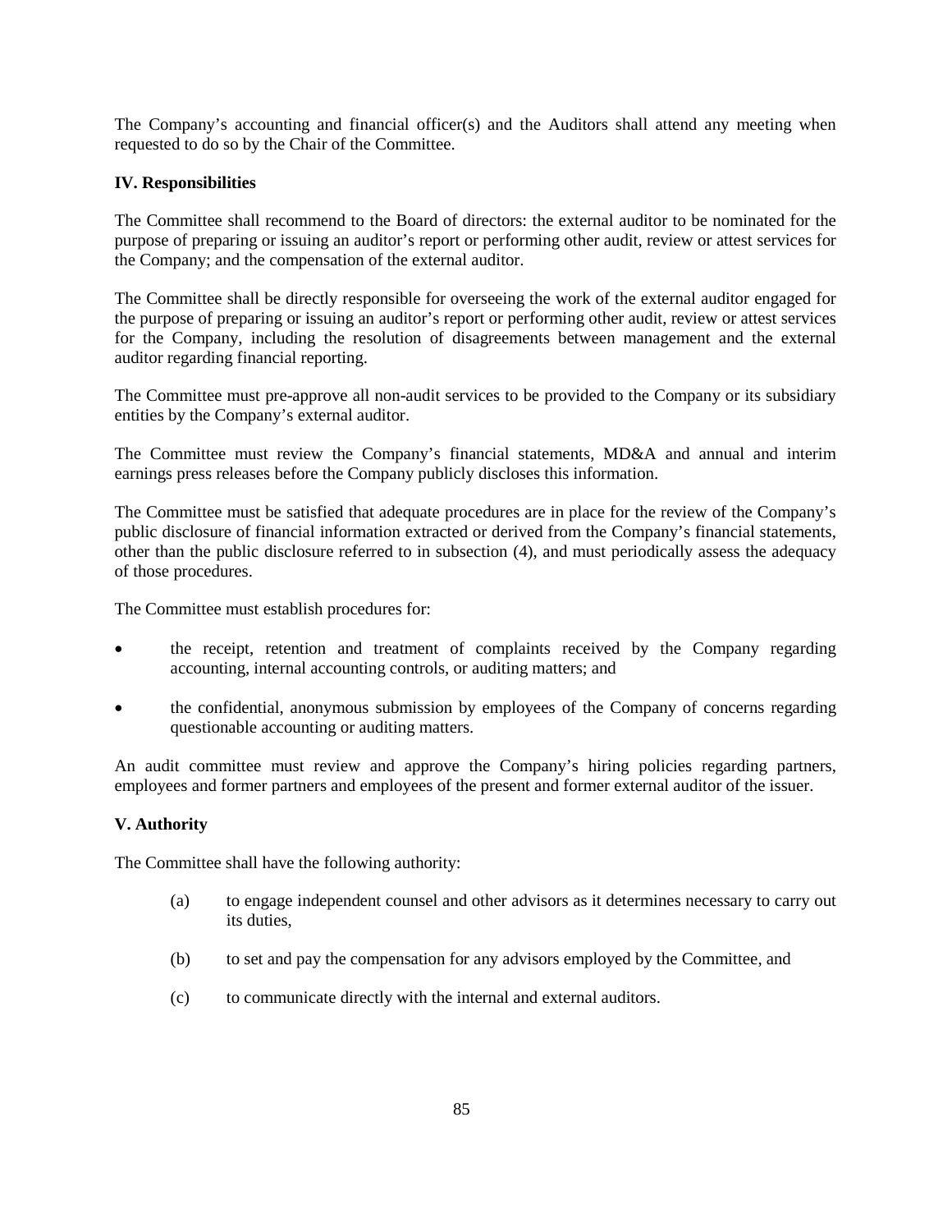The Company's accounting and financial officer(s) and the Auditors shall attend any meeting when requested to do so by the Chair of the Committee.

**IV. Responsibilities**

The Committee shall recommend to the Board of directors: the external auditor to be nominated for the purpose of preparing or issuing an auditor's report or performing other audit, review or attest services for the Company; and the compensation of the external auditor.

The Committee shall be directly responsible for overseeing the work of the external auditor engaged for the purpose of preparing or issuing an auditor's report or performing other audit, review or attest services for the Company, including the resolution of disagreements between management and the external auditor regarding financial reporting.

The Committee must pre-approve all non-audit services to be provided to the Company or its subsidiary entities by the Company's external auditor.

The Committee must review the Company's financial statements, MD&A and annual and interim earnings press releases before the Company publicly discloses this information.

The Committee must be satisfied that adequate procedures are in place for the review of the Company's public disclosure of financial information extracted or derived from the Company's financial statements, other than the public disclosure referred to in subsection (4), and must periodically assess the adequacy of those procedures.

The Committee must establish procedures for:

- the receipt, retention and treatment of complaints received by the Company regarding accounting, internal accounting controls, or auditing matters; and
- the confidential, anonymous submission by employees of the Company of concerns regarding questionable accounting or auditing matters.

An audit committee must review and approve the Company's hiring policies regarding partners, employees and former partners and employees of the present and former external auditor of the issuer.

**V. Authority**

The Committee shall have the following authority:

(a) to engage independent counsel and other advisors as it determines necessary to carry out its duties,

(b) to set and pay the compensation for any advisors employed by the Committee, and

(c) to communicate directly with the internal and external auditors.